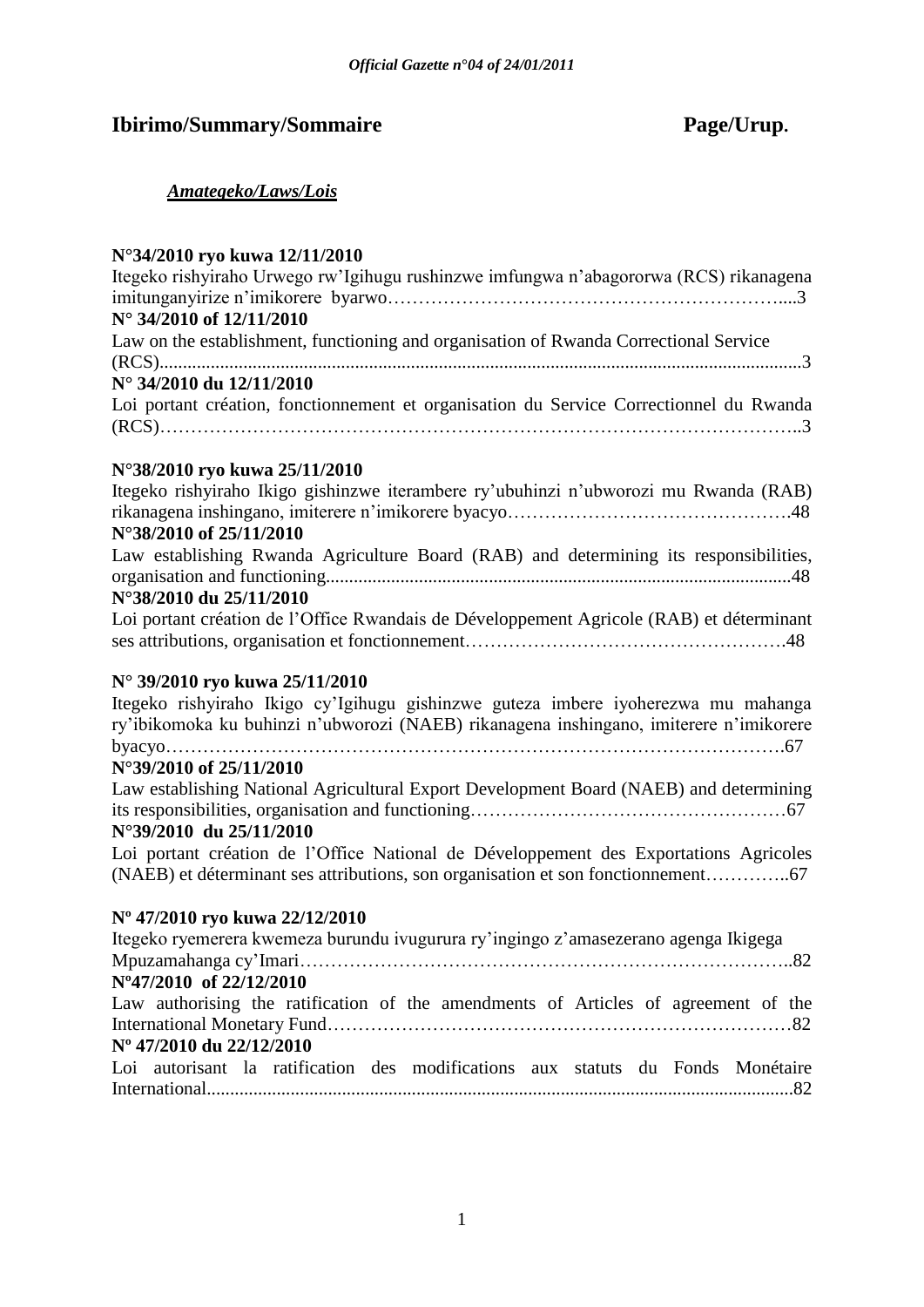# Ibirimo/Summary/Sommaire Page/Urup.

## *Amategeko/Laws/Lois*

**N°34/2010 ryo kuwa 12/11/2010**
Itegeko rishyiraho Urwego rw'Igihugu rushinzwe imfungwa n'abagororwa (RCS) rikanagena imitunganyirize n'imikorere byarwo……………………………………………………....3
**N° 34/2010 of 12/11/2010**
Law on the establishment, functioning and organisation of Rwanda Correctional Service (RCS)..........................................................................................................................................3
**N° 34/2010 du 12/11/2010**
Loi portant création, fonctionnement et organisation du Service Correctionnel du Rwanda (RCS)………………………………………………………………………………………..3

**N°38/2010 ryo kuwa 25/11/2010**
Itegeko rishyiraho Ikigo gishinzwe iterambere ry'ubuhinzi n'ubworozi mu Rwanda (RAB) rikanagena inshingano, imiterere n'imikorere byacyo……………………………………….48
**N°38/2010 of 25/11/2010**
Law establishing Rwanda Agriculture Board (RAB) and determining its responsibilities, organisation and functioning...................................................................................................48
**N°38/2010 du 25/11/2010**
Loi portant création de l'Office Rwandais de Développement Agricole (RAB) et déterminant ses attributions, organisation et fonctionnement…………………………………………….48

**N° 39/2010 ryo kuwa 25/11/2010**
Itegeko rishyiraho Ikigo cy'Igihugu gishinzwe guteza imbere iyoherezwa mu mahanga ry'ibikomoka ku buhinzi n'ubworozi (NAEB) rikanagena inshingano, imiterere n'imikorere byacyo……………………………………………………………………………………….67
**N°39/2010 of 25/11/2010**
Law establishing National Agricultural Export Development Board (NAEB) and determining its responsibilities, organisation and functioning……………………………………………67
**N°39/2010 du 25/11/2010**
Loi portant création de l'Office National de Développement des Exportations Agricoles (NAEB) et déterminant ses attributions, son organisation et son fonctionnement…………..67

**Nº 47/2010 ryo kuwa 22/12/2010**
Itegeko ryemerera kwemeza burundu ivugurura ry'ingingo z'amasezerano agenga Ikigega Mpuzamahanga cy'Imari……………………………………………………………………..82
**Nº47/2010 of 22/12/2010**
Law authorising the ratification of the amendments of Articles of agreement of the International Monetary Fund…………………………………………………………………82
**Nº 47/2010 du 22/12/2010**
Loi autorisant la ratification des modifications aux statuts du Fonds Monétaire International...............................................................................................................................82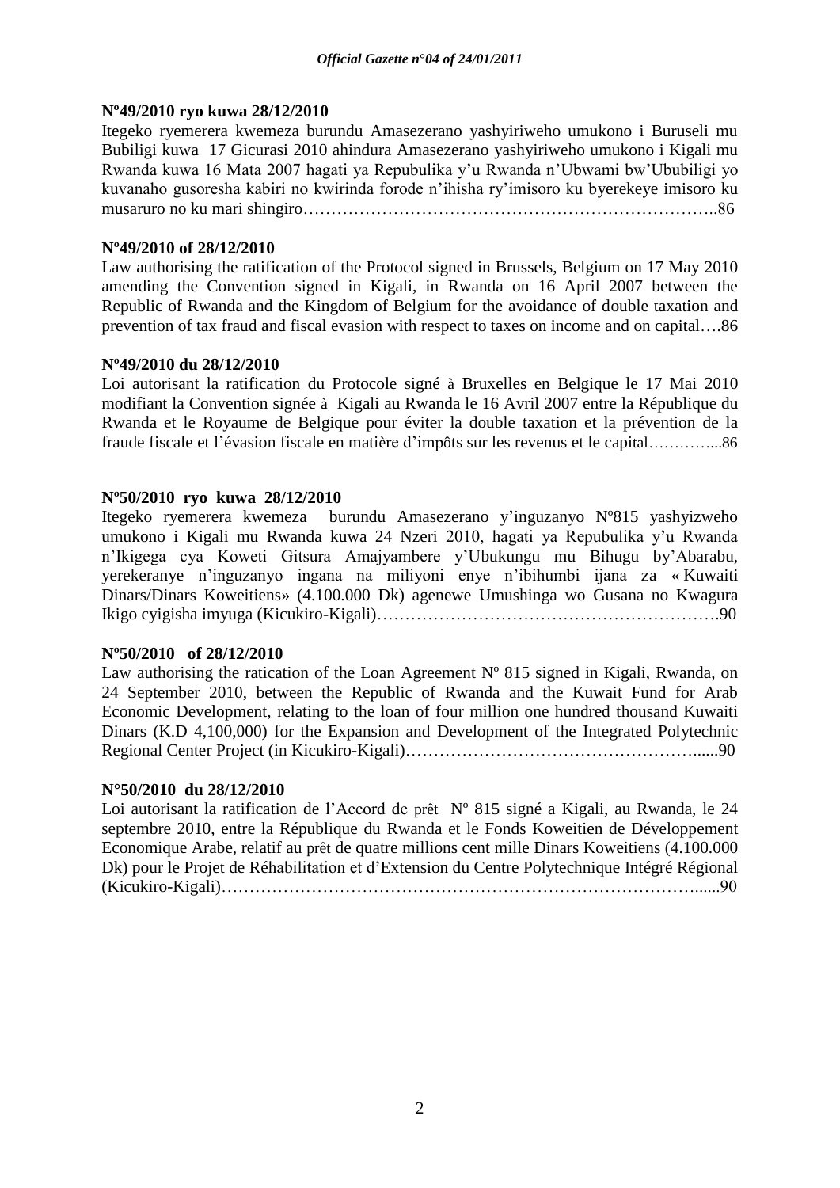**Nº49/2010 ryo kuwa 28/12/2010**

Itegeko ryemerera kwemeza burundu Amasezerano yashyiriweho umukono i Buruseli mu Bubiligi kuwa 17 Gicurasi 2010 ahindura Amasezerano yashyiriweho umukono i Kigali mu Rwanda kuwa 16 Mata 2007 hagati ya Repubulika y'u Rwanda n'Ubwami bw'Ububiligi yo kuvanaho gusoresha kabiri no kwirinda forode n'ihisha ry'imisoro ku byerekeye imisoro ku musaruro no ku mari shingiro………………………………………………………………..86

**Nº49/2010 of 28/12/2010**

Law authorising the ratification of the Protocol signed in Brussels, Belgium on 17 May 2010 amending the Convention signed in Kigali, in Rwanda on 16 April 2007 between the Republic of Rwanda and the Kingdom of Belgium for the avoidance of double taxation and prevention of tax fraud and fiscal evasion with respect to taxes on income and on capital….86

**Nº49/2010 du 28/12/2010**

Loi autorisant la ratification du Protocole signé à Bruxelles en Belgique le 17 Mai 2010 modifiant la Convention signée à Kigali au Rwanda le 16 Avril 2007 entre la République du Rwanda et le Royaume de Belgique pour éviter la double taxation et la prévention de la fraude fiscale et l'évasion fiscale en matière d'impôts sur les revenus et le capital…………...86

**Nº50/2010 ryo kuwa 28/12/2010**

Itegeko ryemerera kwemeza burundu Amasezerano y'inguzanyo Nº815 yashyizweho umukono i Kigali mu Rwanda kuwa 24 Nzeri 2010, hagati ya Repubulika y'u Rwanda n'Ikigega cya Koweti Gitsura Amajyambere y'Ubukungu mu Bihugu by'Abarabu, yerekeranye n'inguzanyo ingana na miliyoni enye n'ibihumbi ijana za « Kuwaiti Dinars/Dinars Koweitiens» (4.100.000 Dk) agenewe Umushinga wo Gusana no Kwagura Ikigo cyigisha imyuga (Kicukiro-Kigali)…………………………………………………….90

**Nº50/2010 of 28/12/2010**

Law authorising the ratication of the Loan Agreement Nº 815 signed in Kigali, Rwanda, on 24 September 2010, between the Republic of Rwanda and the Kuwait Fund for Arab Economic Development, relating to the loan of four million one hundred thousand Kuwaiti Dinars (K.D 4,100,000) for the Expansion and Development of the Integrated Polytechnic Regional Center Project (in Kicukiro-Kigali)……………………………………………......90

**N°50/2010 du 28/12/2010**

Loi autorisant la ratification de l'Accord de prêt Nº 815 signé a Kigali, au Rwanda, le 24 septembre 2010, entre la République du Rwanda et le Fonds Koweitien de Développement Economique Arabe, relatif au prêt de quatre millions cent mille Dinars Koweitiens (4.100.000 Dk) pour le Projet de Réhabilitation et d'Extension du Centre Polytechnique Intégré Régional (Kicukiro-Kigali)…………………………………………………………………………......90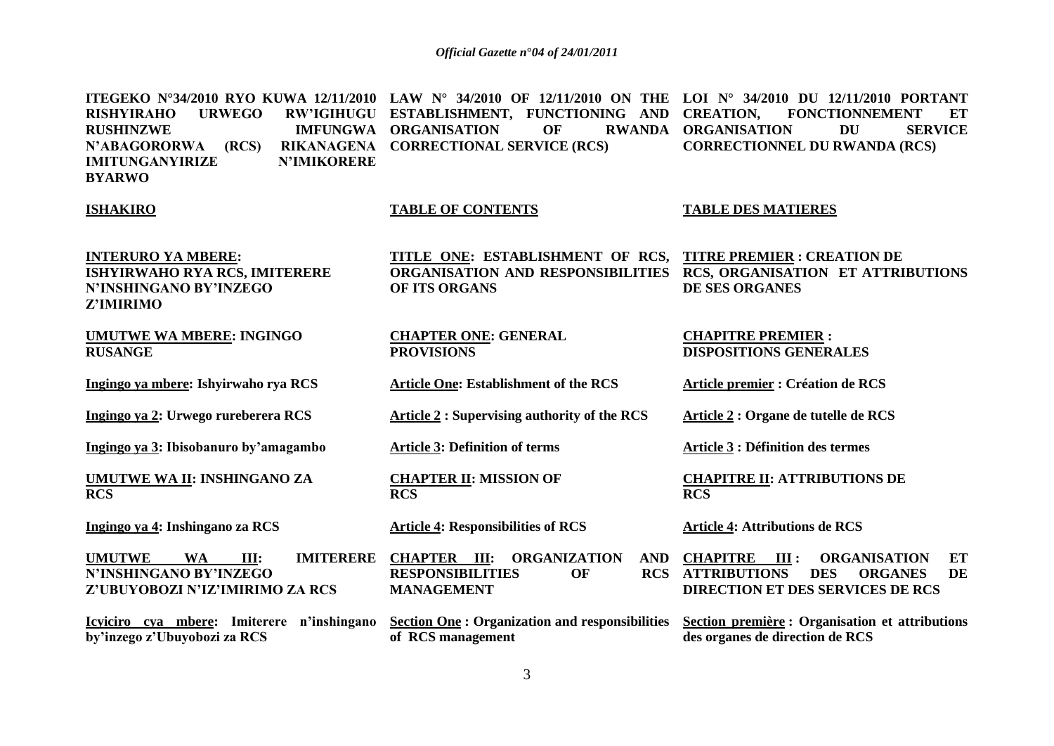**ITEGEKO N°34/2010 RYO KUWA 12/11/2010 RISHYIRAHO URWEGO RW'IGIHUGU RUSHINZWE IMFUNGWA N'ABAGORORWA (RCS) RIKANAGENA IMITUNGANYIRIZE N'IMIKORERE BYARWO**

**ISHAKIRO**

**INTERURO YA MBERE: ISHYIRWAHO RYA RCS, IMITERERE N'INSHINGANO BY'INZEGO Z'IMIRIMO**

**UMUTWE WA MBERE: INGINGO RUSANGE**

**Ingingo ya mbere: Ishyirwaho rya RCS**

**Ingingo ya 2: Urwego rureberera RCS**

**Ingingo ya 3: Ibisobanuro by'amagambo**

**UMUTWE WA II: INSHINGANO ZA RCS**

**Ingingo ya 4: Inshingano za RCS**

**UMUTWE WA III: IMITERERE N'INSHINGANO BY'INZEGO Z'UBUYOBOZI N'IZ'IMIRIMO ZA RCS**

**Icyiciro cya mbere: Imiterere n'inshingano by'inzego z'Ubuyobozi za RCS**

**LAW N° 34/2010 OF 12/11/2010 ON THE ESTABLISHMENT, FUNCTIONING AND ORGANISATION OF RWANDA CORRECTIONAL SERVICE (RCS)**

**TABLE OF CONTENTS**

**TITLE ONE: ESTABLISHMENT OF RCS, ORGANISATION AND RESPONSIBILITIES OF ITS ORGANS**

**CHAPTER ONE: GENERAL PROVISIONS**

**Article One: Establishment of the RCS**

**Article 2 : Supervising authority of the RCS**

**Article 3: Definition of terms**

**CHAPTER II: MISSION OF RCS**

**Article 4: Responsibilities of RCS**

**CHAPTER III: ORGANIZATION AND RESPONSIBILITIES OF RCS MANAGEMENT**

**Section One : Organization and responsibilities of RCS management**

**LOI N° 34/2010 DU 12/11/2010 PORTANT CREATION, FONCTIONNEMENT ET ORGANISATION DU SERVICE CORRECTIONNEL DU RWANDA (RCS)**

**TABLE DES MATIERES**

**TITRE PREMIER : CREATION DE RCS, ORGANISATION ET ATTRIBUTIONS DE SES ORGANES**

**CHAPITRE PREMIER : DISPOSITIONS GENERALES**

**Article premier : Création de RCS**

**Article 2 : Organe de tutelle de RCS**

**Article 3 : Définition des termes**

**CHAPITRE II: ATTRIBUTIONS DE RCS**

**Article 4: Attributions de RCS**

**CHAPITRE III : ORGANISATION ET ATTRIBUTIONS DES ORGANES DE DIRECTION ET DES SERVICES DE RCS**

**Section première : Organisation et attributions des organes de direction de RCS**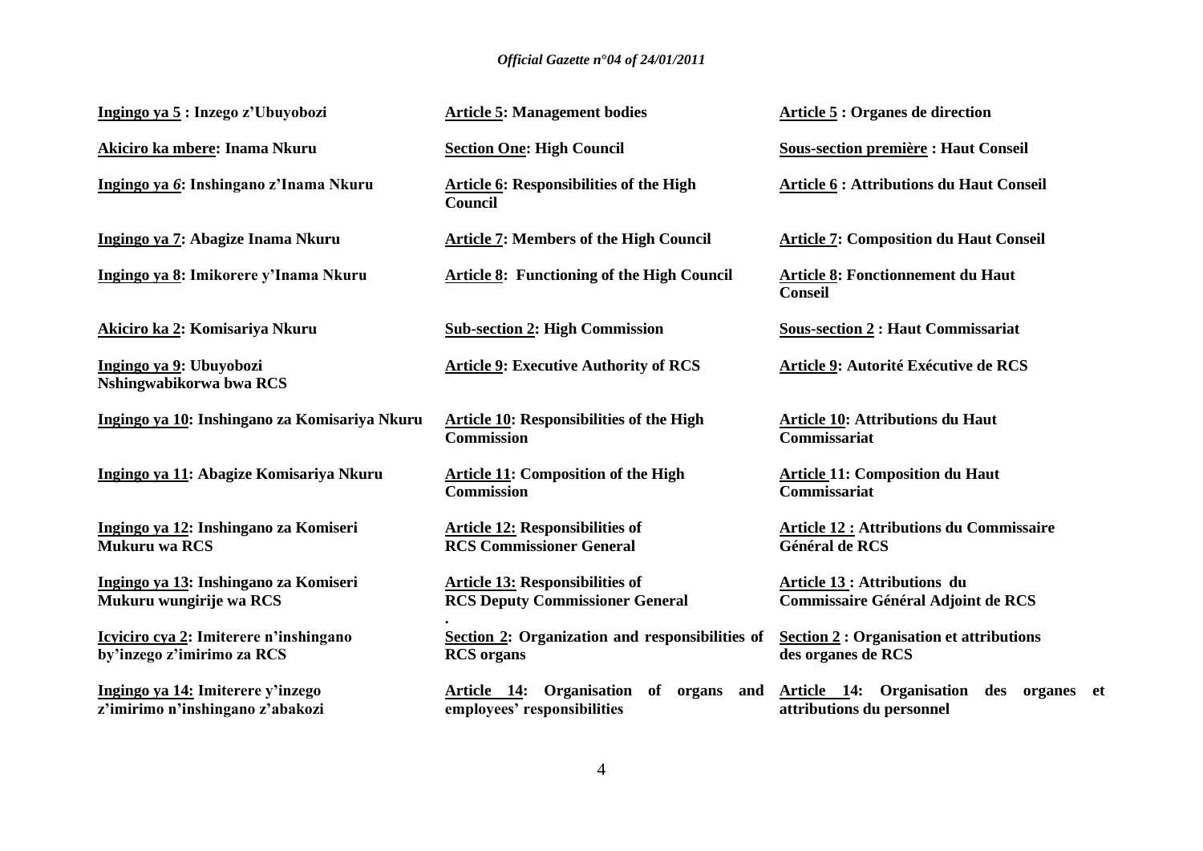| Kinyarwanda | English | Français |
|---|---|---|
| **Ingingo ya 5 : Inzego z'Ubuyobozi** | **Article 5: Management bodies** | **Article 5 : Organes de direction** |
| **Akiciro ka mbere: Inama Nkuru** | **Section One: High Council** | **Sous-section première : Haut Conseil** |
| **Ingingo ya *6*: Inshingano z'Inama Nkuru** | **Article 6: Responsibilities of the High Council** | **Article 6 : Attributions du Haut Conseil** |
| **Ingingo ya 7: Abagize Inama Nkuru** | **Article 7: Members of the High Council** | **Article 7: Composition du Haut Conseil** |
| **Ingingo ya 8: Imikorere y'Inama Nkuru** | **Article 8: Functioning of the High Council** | **Article 8: Fonctionnement du Haut Conseil** |
| **Akiciro ka 2: Komisariya Nkuru** | **Sub-section 2: High Commission** | **Sous-section 2 : Haut Commissariat** |
| **Ingingo ya 9: Ubuyobozi Nshingwabikorwa bwa RCS** | **Article 9: Executive Authority of RCS** | **Article 9: Autorité Exécutive de RCS** |
| **Ingingo ya 10: Inshingano za Komisariya Nkuru** | **Article 10: Responsibilities of the High Commission** | **Article 10: Attributions du Haut Commissariat** |
| **Ingingo ya 11: Abagize Komisariya Nkuru** | **Article 11: Composition of the High Commission** | **Article 11: Composition du Haut Commissariat** |
| **Ingingo ya 12: Inshingano za Komiseri Mukuru wa RCS** | **Article 12: Responsibilities of RCS Commissioner General** | **Article 12 : Attributions du Commissaire Général de RCS** |
| **Ingingo ya 13: Inshingano za Komiseri Mukuru wungirije wa RCS** | **Article 13: Responsibilities of RCS Deputy Commissioner General** | **Article 13 : Attributions du Commissaire Général Adjoint de RCS** |
| **Icyiciro cya 2: Imiterere n'inshingano by'inzego z'imirimo za RCS** | **Section 2: Organization and responsibilities of RCS organs** | **Section 2 : Organisation et attributions des organes de RCS** |
| **Ingingo ya 14: Imiterere y'inzego z'imirimo n'inshingano z'abakozi** | **Article 14: Organisation of organs and employees' responsibilities** | **Article 14: Organisation des organes et attributions du personnel** |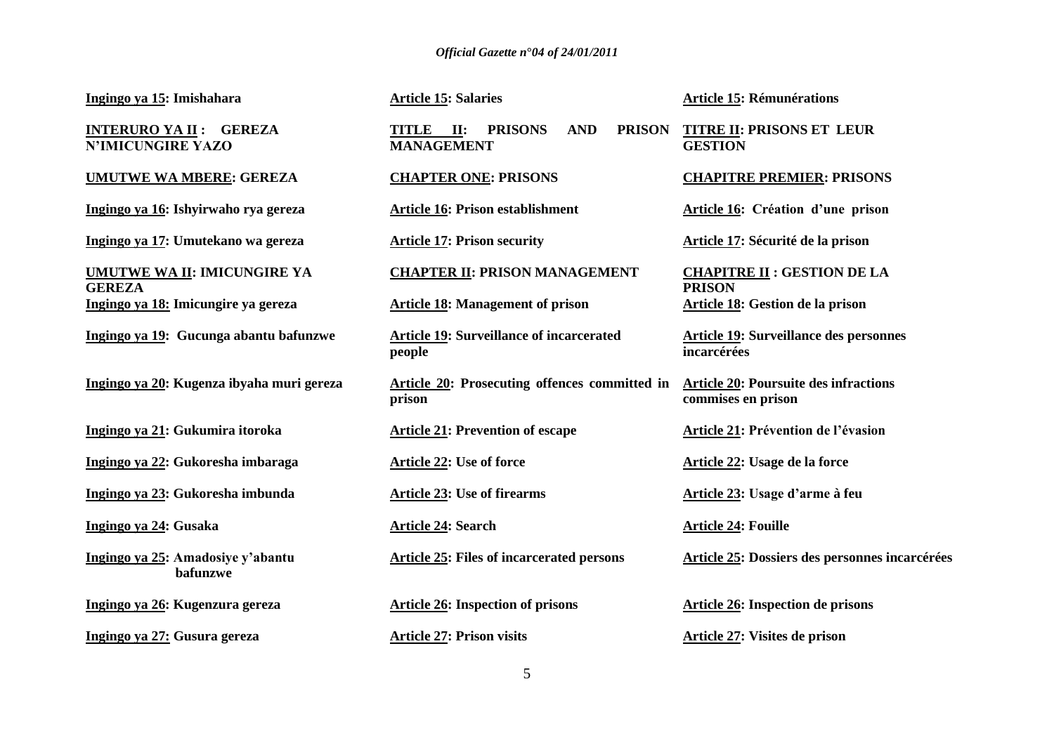**Ingingo ya 15: Imishahara**

**INTERURO YA II : GEREZA N'IMICUNGIRE YAZO**

**UMUTWE WA MBERE: GEREZA**

**Ingingo ya 16: Ishyirwaho rya gereza**

**Ingingo ya 17: Umutekano wa gereza**

**UMUTWE WA II: IMICUNGIRE YA GEREZA**

**Ingingo ya 18: Imicungire ya gereza**

**Ingingo ya 19: Gucunga abantu bafunzwe**

**Ingingo ya 20: Kugenza ibyaha muri gereza**

**Ingingo ya 21: Gukumira itoroka**

**Ingingo ya 22: Gukoresha imbaraga**

**Ingingo ya 23: Gukoresha imbunda**

**Ingingo ya 24: Gusaka**

**Ingingo ya 25: Amadosiye y'abantu bafunzwe**

**Ingingo ya 26: Kugenzura gereza**

**Ingingo ya 27: Gusura gereza**

**Article 15: Salaries**

**TITLE II: PRISONS AND PRISON MANAGEMENT**

**CHAPTER ONE: PRISONS**

**Article 16: Prison establishment**

**Article 17: Prison security**

**CHAPTER II: PRISON MANAGEMENT**

**Article 18: Management of prison**

**Article 19: Surveillance of incarcerated people**

**Article 20: Prosecuting offences committed in prison**

**Article 21: Prevention of escape**

**Article 22: Use of force**

**Article 23: Use of firearms**

**Article 24: Search**

**Article 25: Files of incarcerated persons**

**Article 26: Inspection of prisons**

**Article 27: Prison visits**

**Article 15: Rémunérations**

**TITRE II: PRISONS ET LEUR GESTION**

**CHAPITRE PREMIER: PRISONS**

**Article 16: Création d'une prison**

**Article 17: Sécurité de la prison**

**CHAPITRE II : GESTION DE LA PRISON**

**Article 18: Gestion de la prison**

**Article 19: Surveillance des personnes incarcérées**

**Article 20: Poursuite des infractions commises en prison**

**Article 21: Prévention de l'évasion**

**Article 22: Usage de la force**

**Article 23: Usage d'arme à feu**

**Article 24: Fouille**

**Article 25: Dossiers des personnes incarcérées**

**Article 26: Inspection de prisons**

**Article 27: Visites de prison**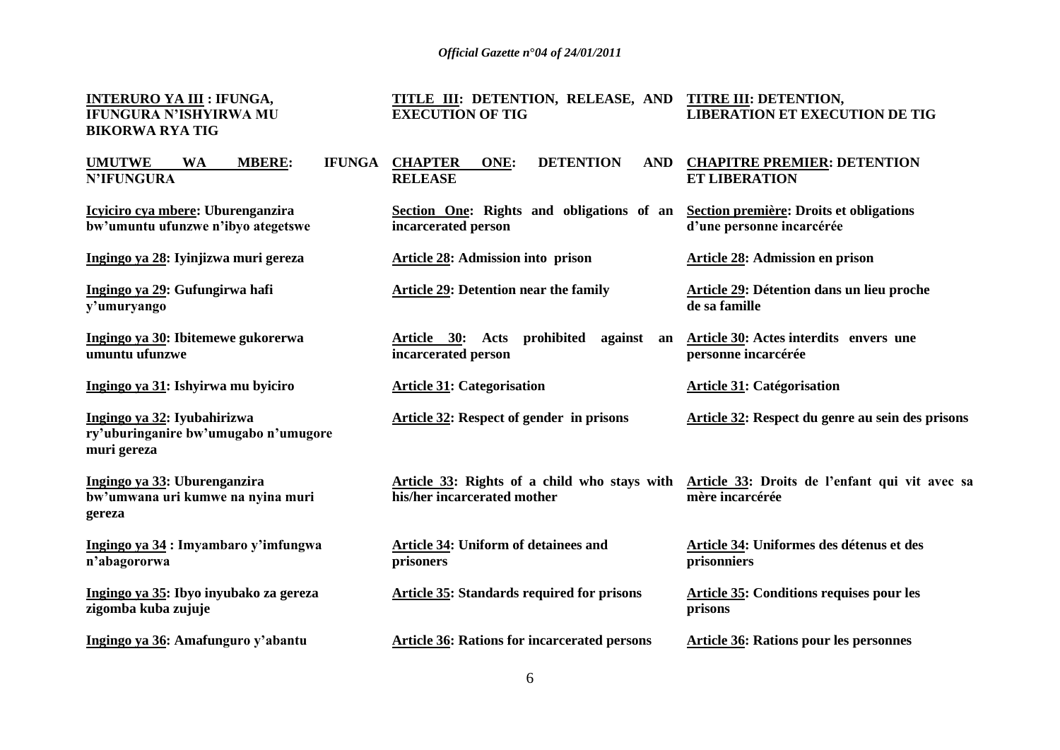**INTERURO YA III : IFUNGA, IFUNGURA N'ISHYIRWA MU BIKORWA RYA TIG**

**UMUTWE WA MBERE: IFUNGA N'IFUNGURA**

**Icyiciro cya mbere: Uburenganzira bw'umuntu ufunzwe n'ibyo ategetswe**

**Ingingo ya 28: Iyinjizwa muri gereza**

**Ingingo ya 29: Gufungirwa hafi y'umuryango**

**Ingingo ya 30: Ibitemewe gukorerwa umuntu ufunzwe**

**Ingingo ya 31: Ishyirwa mu byiciro**

**Ingingo ya 32: Iyubahirizwa ry'uburinganire bw'umugabo n'umugore muri gereza**

**Ingingo ya 33: Uburenganzira bw'umwana uri kumwe na nyina muri gereza**

**Ingingo ya 34 : Imyambaro y'imfungwa n'abagororwa**

**Ingingo ya 35: Ibyo inyubako za gereza zigomba kuba zujuje**

**Ingingo ya 36: Amafunguro y'abantu**

**TITLE III: DETENTION, RELEASE, AND EXECUTION OF TIG**

**CHAPTER ONE: DETENTION AND RELEASE**

**Section One: Rights and obligations of an incarcerated person**

**Article 28: Admission into prison**

**Article 29: Detention near the family**

**Article 30: Acts prohibited against an incarcerated person**

**Article 31: Categorisation**

**Article 32: Respect of gender in prisons**

**Article 33: Rights of a child who stays with his/her incarcerated mother**

**Article 34: Uniform of detainees and prisoners**

**Article 35: Standards required for prisons**

**Article 36: Rations for incarcerated persons**

**TITRE III: DETENTION, LIBERATION ET EXECUTION DE TIG**

**CHAPITRE PREMIER: DETENTION ET LIBERATION**

**Section première: Droits et obligations d'une personne incarcérée**

**Article 28: Admission en prison**

**Article 29: Détention dans un lieu proche de sa famille**

**Article 30: Actes interdits envers une personne incarcérée**

**Article 31: Catégorisation**

**Article 32: Respect du genre au sein des prisons**

**Article 33: Droits de l'enfant qui vit avec sa mère incarcérée**

**Article 34: Uniformes des détenus et des prisonniers**

**Article 35: Conditions requises pour les prisons**

**Article 36: Rations pour les personnes**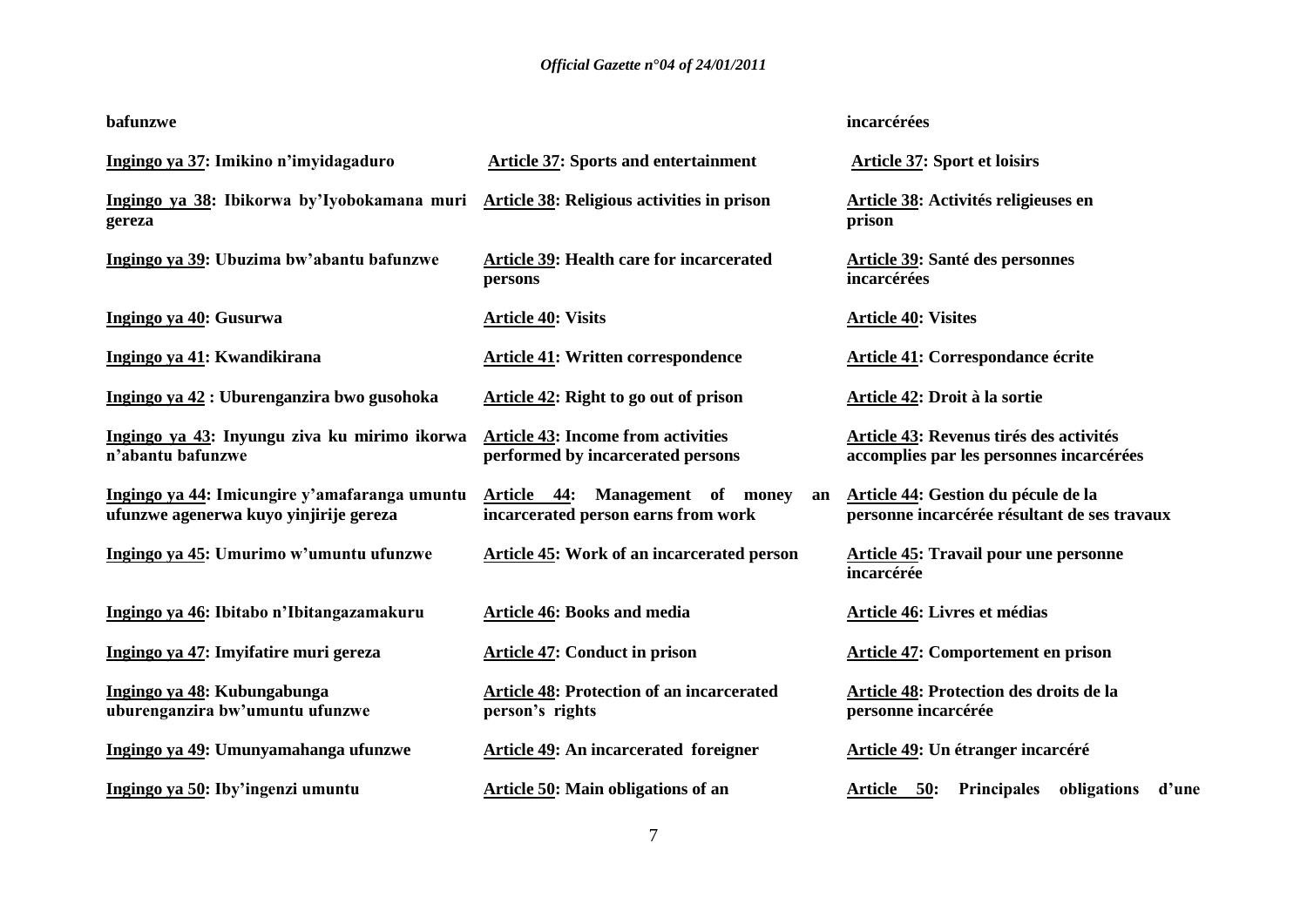**bafunzwe** | | **incarcérées**

| | | |
|---|---|---|
| **Ingingo ya 37: Imikino n'imyidagaduro** | **Article 37: Sports and entertainment** | **Article 37: Sport et loisirs** |
| **Ingingo ya 38: Ibikorwa by'Iyobokamana muri gereza** | **Article 38: Religious activities in prison** | **Article 38: Activités religieuses en prison** |
| **Ingingo ya 39: Ubuzima bw'abantu bafunzwe** | **Article 39: Health care for incarcerated persons** | **Article 39: Santé des personnes incarcérées** |
| **Ingingo ya 40: Gusurwa** | **Article 40: Visits** | **Article 40: Visites** |
| **Ingingo ya 41: Kwandikirana** | **Article 41: Written correspondence** | **Article 41: Correspondance écrite** |
| **Ingingo ya 42 : Uburenganzira bwo gusohoka** | **Article 42: Right to go out of prison** | **Article 42: Droit à la sortie** |
| **Ingingo ya 43: Inyungu ziva ku mirimo ikorwa n'abantu bafunzwe** | **Article 43: Income from activities performed by incarcerated persons** | **Article 43: Revenus tirés des activités accomplies par les personnes incarcérées** |
| **Ingingo ya 44: Imicungire y'amafaranga umuntu ufunzwe agenerwa kuyo yinjirije gereza** | **Article 44: Management of money an incarcerated person earns from work** | **Article 44: Gestion du pécule de la personne incarcérée résultant de ses travaux** |
| **Ingingo ya 45: Umurimo w'umuntu ufunzwe** | **Article 45: Work of an incarcerated person** | **Article 45: Travail pour une personne incarcérée** |
| **Ingingo ya 46: Ibitabo n'Ibitangazamakuru** | **Article 46: Books and media** | **Article 46: Livres et médias** |
| **Ingingo ya 47: Imyifatire muri gereza** | **Article 47: Conduct in prison** | **Article 47: Comportement en prison** |
| **Ingingo ya 48: Kubungabunga uburenganzira bw'umuntu ufunzwe** | **Article 48: Protection of an incarcerated person's rights** | **Article 48: Protection des droits de la personne incarcérée** |
| **Ingingo ya 49: Umunyamahanga ufunzwe** | **Article 49: An incarcerated foreigner** | **Article 49: Un étranger incarcéré** |
| **Ingingo ya 50: Iby'ingenzi umuntu** | **Article 50: Main obligations of an** | **Article 50: Principales obligations d'une** |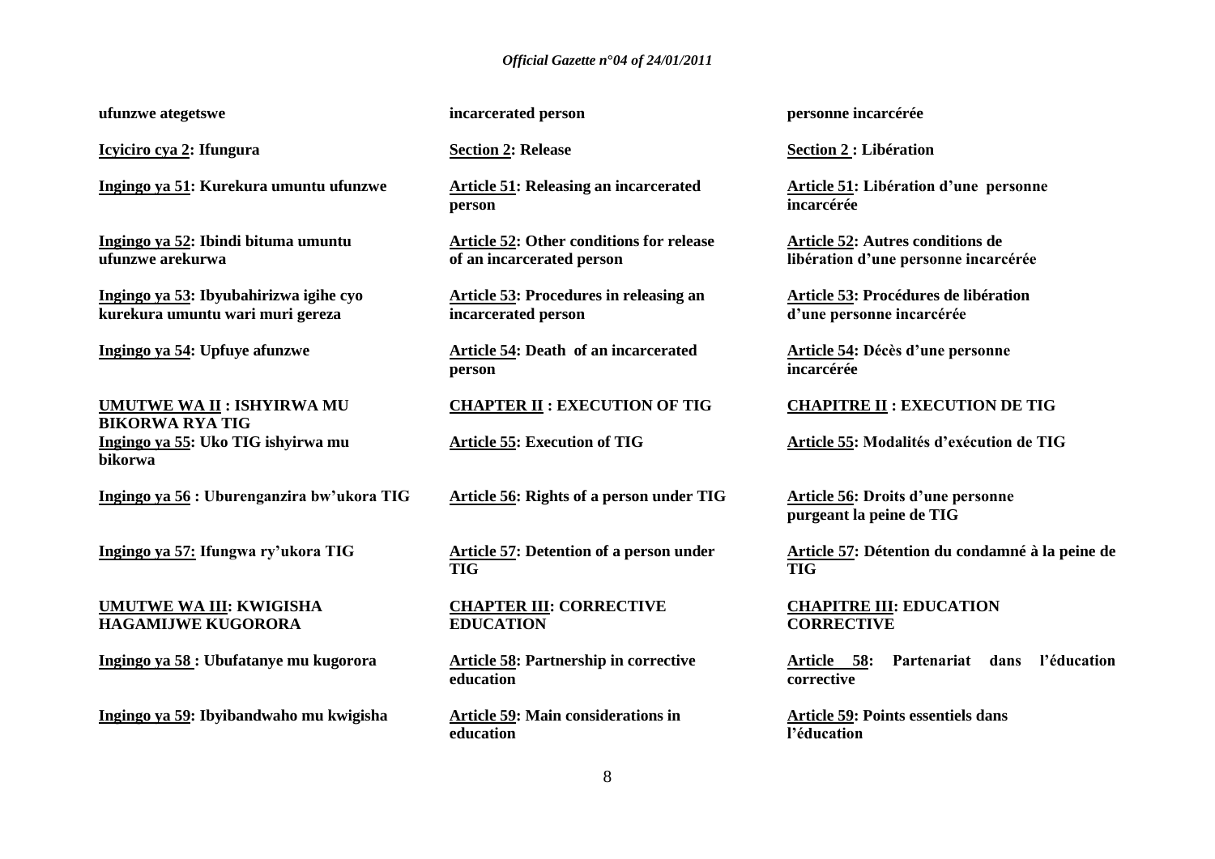**ufunzwe ategetswe**

**Icyiciro cya 2: Ifungura**

**Ingingo ya 51: Kurekura umuntu ufunzwe**

**Ingingo ya 52: Ibindi bituma umuntu ufunzwe arekurwa**

**Ingingo ya 53: Ibyubahirizwa igihe cyo kurekura umuntu wari muri gereza**

**Ingingo ya 54: Upfuye afunzwe**

**UMUTWE WA II : ISHYIRWA MU BIKORWA RYA TIG**

**Ingingo ya 55: Uko TIG ishyirwa mu bikorwa**

**Ingingo ya 56 : Uburenganzira bw'ukora TIG**

**Ingingo ya 57: Ifungwa ry'ukora TIG**

**UMUTWE WA III: KWIGISHA HAGAMIJWE KUGORORA**

**Ingingo ya 58 : Ubufatanye mu kugorora**

**Ingingo ya 59: Ibyibandwaho mu kwigisha**

**incarcerated person**

**Section 2: Release**

**Article 51: Releasing an incarcerated person**

**Article 52: Other conditions for release of an incarcerated person**

**Article 53: Procedures in releasing an incarcerated person**

**Article 54: Death of an incarcerated person**

**CHAPTER II : EXECUTION OF TIG**

**Article 55: Execution of TIG**

**Article 56: Rights of a person under TIG**

**Article 57: Detention of a person under TIG**

**CHAPTER III: CORRECTIVE EDUCATION**

**Article 58: Partnership in corrective education**

**Article 59: Main considerations in education**

**personne incarcérée**

**Section 2 : Libération**

**Article 51: Libération d'une personne incarcérée**

**Article 52: Autres conditions de libération d'une personne incarcérée**

**Article 53: Procédures de libération d'une personne incarcérée**

**Article 54: Décès d'une personne incarcérée**

**CHAPITRE II : EXECUTION DE TIG**

**Article 55: Modalités d'exécution de TIG**

**Article 56: Droits d'une personne purgeant la peine de TIG**

**Article 57: Détention du condamné à la peine de TIG**

**CHAPITRE III: EDUCATION CORRECTIVE**

**Article 58: Partenariat dans l'éducation corrective**

**Article 59: Points essentiels dans l'éducation**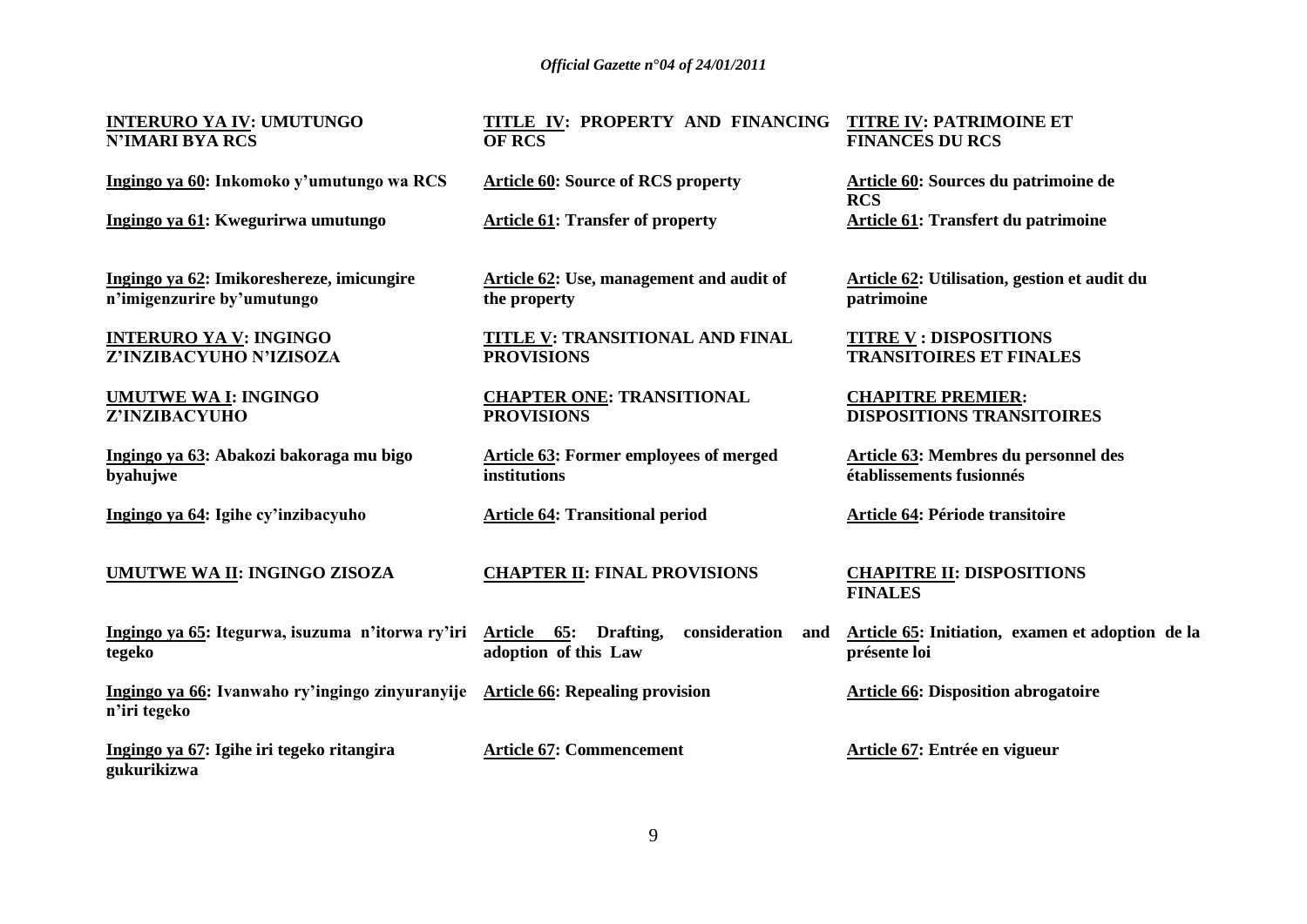**INTERURO YA IV: UMUTUNGO N'IMARI BYA RCS**

**Ingingo ya 60: Inkomoko y'umutungo wa RCS**

**Ingingo ya 61: Kwegurirwa umutungo**

**Ingingo ya 62: Imikoreshereze, imicungire n'imigenzurire by'umutungo**

**INTERURO YA V: INGINGO Z'INZIBACYUHO N'IZISOZA**

**UMUTWE WA I: INGINGO Z'INZIBACYUHO**

**Ingingo ya 63: Abakozi bakoraga mu bigo byahujwe**

**Ingingo ya 64: Igihe cy'inzibacyuho**

**UMUTWE WA II: INGINGO ZISOZA**

**Ingingo ya 65: Itegurwa, isuzuma n'itorwa ry'iri tegeko**

**Ingingo ya 66: Ivanwaho ry'ingingo zinyuranyije n'iri tegeko**

**Ingingo ya 67: Igihe iri tegeko ritangira gukurikizwa**

**TITLE IV: PROPERTY AND FINANCING OF RCS**

**Article 60: Source of RCS property**

**Article 61: Transfer of property**

**Article 62: Use, management and audit of the property**

**TITLE V: TRANSITIONAL AND FINAL PROVISIONS**

**CHAPTER ONE: TRANSITIONAL PROVISIONS**

**Article 63: Former employees of merged institutions**

**Article 64: Transitional period**

**CHAPTER II: FINAL PROVISIONS**

**Article 65: Drafting, consideration and adoption of this Law**

**Article 66: Repealing provision**

**Article 67: Commencement**

**TITRE IV: PATRIMOINE ET FINANCES DU RCS**

**Article 60: Sources du patrimoine de RCS**

**Article 61: Transfert du patrimoine**

**Article 62: Utilisation, gestion et audit du patrimoine**

**TITRE V : DISPOSITIONS TRANSITOIRES ET FINALES**

**CHAPITRE PREMIER: DISPOSITIONS TRANSITOIRES**

**Article 63: Membres du personnel des établissements fusionnés**

**Article 64: Période transitoire**

**CHAPITRE II: DISPOSITIONS FINALES**

**Article 65: Initiation, examen et adoption de la présente loi**

**Article 66: Disposition abrogatoire**

**Article 67: Entrée en vigueur**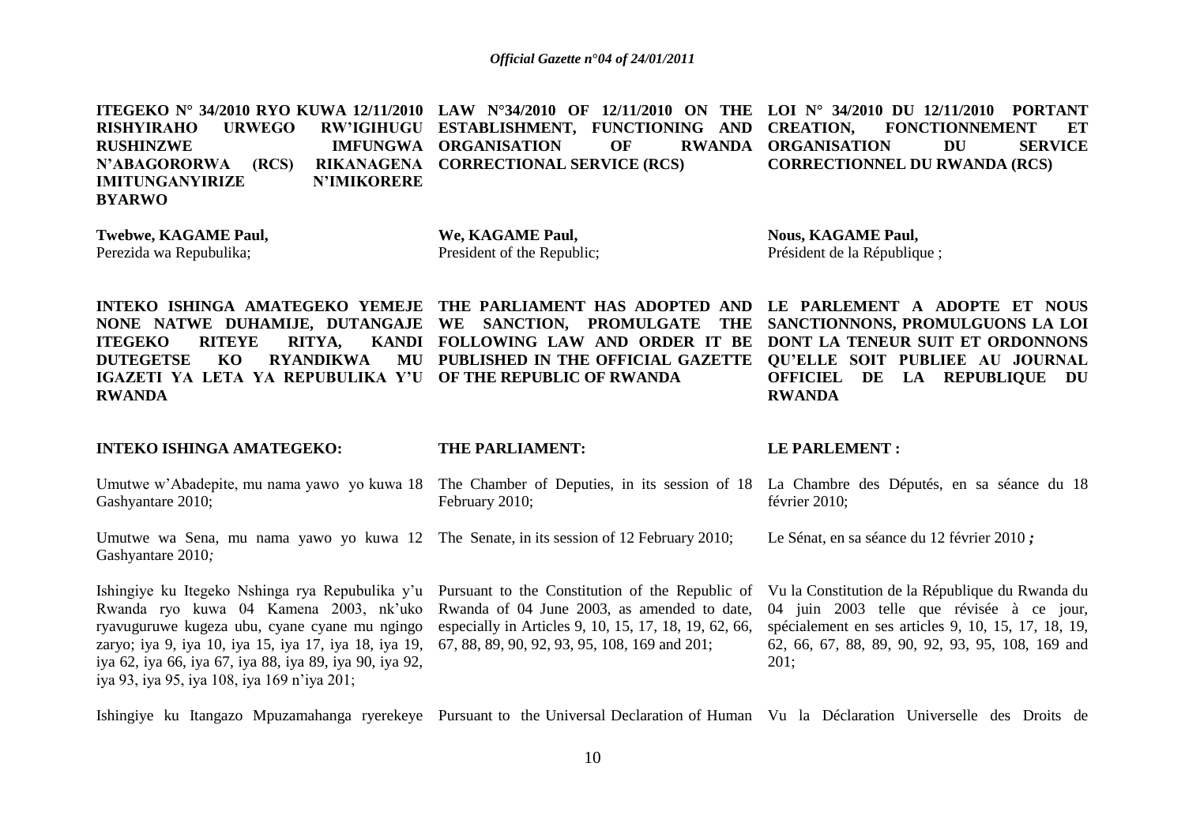**ITEGEKO N° 34/2010 RYO KUWA 12/11/2010 RISHYIRAHO URWEGO RW'IGIHUGU RUSHINZWE IMFUNGWA N'ABAGORORWA (RCS) RIKANAGENA IMITUNGANYIRIZE N'IMIKORERE BYARWO**

**Twebwe, KAGAME Paul,**
Perezida wa Repubulika;

**INTEKO ISHINGA AMATEGEKO YEMEJE NONE NATWE DUHAMIJE, DUTANGAJE ITEGEKO RITEYE RITYA, KANDI DUTEGETSE KO RYANDIKWA MU IGAZETI YA LETA YA REPUBULIKA Y'U RWANDA**

**INTEKO ISHINGA AMATEGEKO:**

Umutwe w'Abadepite, mu nama yawo yo kuwa 18 Gashyantare 2010;

Umutwe wa Sena, mu nama yawo yo kuwa 12 Gashyantare 2010;

Ishingiye ku Itegeko Nshinga rya Repubulika y'u Rwanda ryo kuwa 04 Kamena 2003, nk'uko ryavuguruwe kugeza ubu, cyane cyane mu ngingo zaryo; iya 9, iya 10, iya 15, iya 17, iya 18, iya 19, iya 62, iya 66, iya 67, iya 88, iya 89, iya 90, iya 92, iya 93, iya 95, iya 108, iya 169 n'iya 201;

Ishingiye ku Itangazo Mpuzamahanga ryerekeye

**LAW N°34/2010 OF 12/11/2010 ON THE ESTABLISHMENT, FUNCTIONING AND ORGANISATION OF RWANDA CORRECTIONAL SERVICE (RCS)**

**We, KAGAME Paul,**
President of the Republic;

**THE PARLIAMENT HAS ADOPTED AND WE SANCTION, PROMULGATE THE FOLLOWING LAW AND ORDER IT BE PUBLISHED IN THE OFFICIAL GAZETTE OF THE REPUBLIC OF RWANDA**

**THE PARLIAMENT:**

The Chamber of Deputies, in its session of 18 February 2010;

The Senate, in its session of 12 February 2010;

Pursuant to the Constitution of the Republic of Rwanda of 04 June 2003, as amended to date, especially in Articles 9, 10, 15, 17, 18, 19, 62, 66, 67, 88, 89, 90, 92, 93, 95, 108, 169 and 201;

Pursuant to the Universal Declaration of Human

**LOI N° 34/2010 DU 12/11/2010 PORTANT CREATION, FONCTIONNEMENT ET ORGANISATION DU SERVICE CORRECTIONNEL DU RWANDA (RCS)**

**Nous, KAGAME Paul,**
Président de la République ;

**LE PARLEMENT A ADOPTE ET NOUS SANCTIONNONS, PROMULGUONS LA LOI DONT LA TENEUR SUIT ET ORDONNONS QU'ELLE SOIT PUBLIEE AU JOURNAL OFFICIEL DE LA REPUBLIQUE DU RWANDA**

**LE PARLEMENT :**

La Chambre des Députés, en sa séance du 18 février 2010;

Le Sénat, en sa séance du 12 février 2010 ;

Vu la Constitution de la République du Rwanda du 04 juin 2003 telle que révisée à ce jour, spécialement en ses articles 9, 10, 15, 17, 18, 19, 62, 66, 67, 88, 89, 90, 92, 93, 95, 108, 169 and 201;

Vu la Déclaration Universelle des Droits de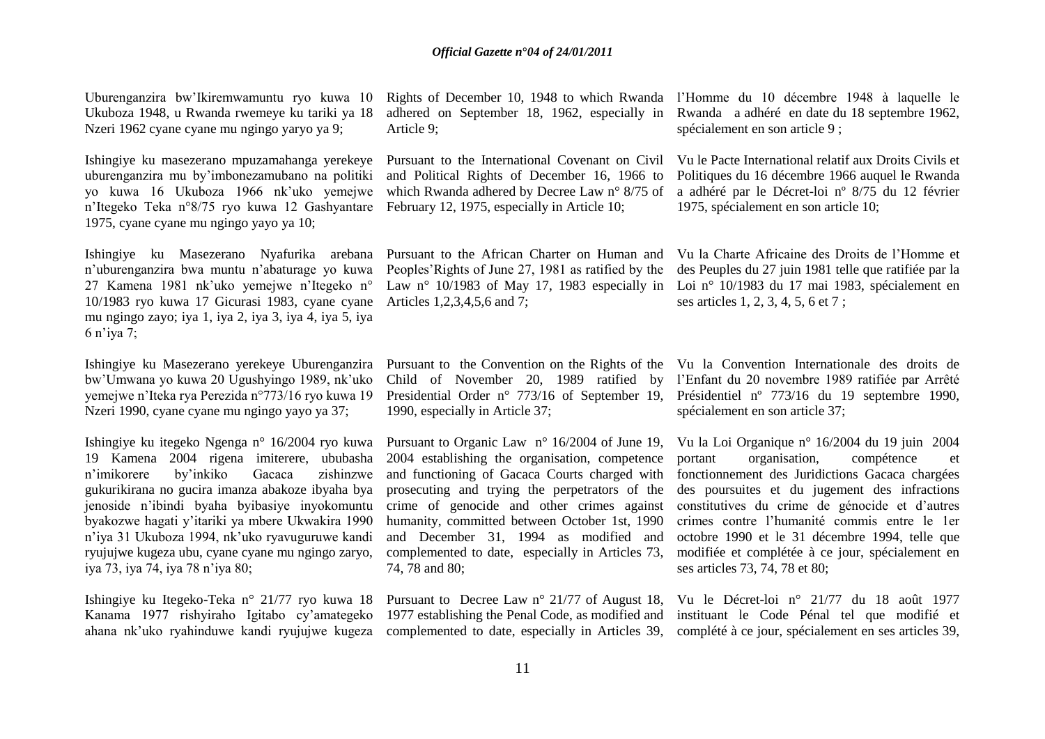Uburenganzira bw'Ikiremwamuntu ryo kuwa 10 Ukuboza 1948, u Rwanda rwemeye ku tariki ya 18 Nzeri 1962 cyane cyane mu ngingo yaryo ya 9;

Ishingiye ku masezerano mpuzamahanga yerekeye uburenganzira mu by'imbonezamubano na politiki yo kuwa 16 Ukuboza 1966 nk'uko yemejwe n'Itegeko Teka n°8/75 ryo kuwa 12 Gashyantare 1975, cyane cyane mu ngingo yayo ya 10;

Ishingiye ku Masezerano Nyafurika arebana n'uburenganzira bwa muntu n'abaturage yo kuwa 27 Kamena 1981 nk'uko yemejwe n'Itegeko n° 10/1983 ryo kuwa 17 Gicurasi 1983, cyane cyane mu ngingo zayo; iya 1, iya 2, iya 3, iya 4, iya 5, iya 6 n'iya 7;

Ishingiye ku Masezerano yerekeye Uburenganzira bw'Umwana yo kuwa 20 Ugushyingo 1989, nk'uko yemejwe n'Iteka rya Perezida n°773/16 ryo kuwa 19 Nzeri 1990, cyane cyane mu ngingo yayo ya 37;

Ishingiye ku itegeko Ngenga n° 16/2004 ryo kuwa 19 Kamena 2004 rigena imiterere, ububasha n'imikorere by'inkiko Gacaca zishinzwe gukurikirana no gucira imanza abakoze ibyaha bya jenoside n'ibindi byaha byibasiye inyokomuntu byakozwe hagati y'itariki ya mbere Ukwakira 1990 n'iya 31 Ukuboza 1994, nk'uko ryavuguruwe kandi ryujujwe kugeza ubu, cyane cyane mu ngingo zaryo, iya 73, iya 74, iya 78 n'iya 80;

Ishingiye ku Itegeko-Teka n° 21/77 ryo kuwa 18 Kanama 1977 rishyiraho Igitabo cy'amategeko ahana nk'uko ryahinduwe kandi ryujujwe kugeza

Rights of December 10, 1948 to which Rwanda adhered on September 18, 1962, especially in Article 9;

Pursuant to the International Covenant on Civil and Political Rights of December 16, 1966 to which Rwanda adhered by Decree Law n° 8/75 of February 12, 1975, especially in Article 10;

Pursuant to the African Charter on Human and Peoples'Rights of June 27, 1981 as ratified by the Law n° 10/1983 of May 17, 1983 especially in Articles 1,2,3,4,5,6 and 7;

Pursuant to the Convention on the Rights of the Child of November 20, 1989 ratified by Presidential Order n° 773/16 of September 19, 1990, especially in Article 37;

Pursuant to Organic Law n° 16/2004 of June 19, 2004 establishing the organisation, competence and functioning of Gacaca Courts charged with prosecuting and trying the perpetrators of the crime of genocide and other crimes against humanity, committed between October 1st, 1990 and December 31, 1994 as modified and complemented to date, especially in Articles 73, 74, 78 and 80;

Pursuant to Decree Law n° 21/77 of August 18, 1977 establishing the Penal Code, as modified and complemented to date, especially in Articles 39,

l'Homme du 10 décembre 1948 à laquelle le Rwanda a adhéré en date du 18 septembre 1962, spécialement en son article 9 ;

Vu le Pacte International relatif aux Droits Civils et Politiques du 16 décembre 1966 auquel le Rwanda a adhéré par le Décret-loi nº 8/75 du 12 février 1975, spécialement en son article 10;

Vu la Charte Africaine des Droits de l'Homme et des Peuples du 27 juin 1981 telle que ratifiée par la Loi n° 10/1983 du 17 mai 1983, spécialement en ses articles 1, 2, 3, 4, 5, 6 et 7 ;

Vu la Convention Internationale des droits de l'Enfant du 20 novembre 1989 ratifiée par Arrêté Présidentiel nº 773/16 du 19 septembre 1990, spécialement en son article 37;

Vu la Loi Organique n° 16/2004 du 19 juin 2004 portant organisation, compétence et fonctionnement des Juridictions Gacaca chargées des poursuites et du jugement des infractions constitutives du crime de génocide et d'autres crimes contre l'humanité commis entre le 1er octobre 1990 et le 31 décembre 1994, telle que modifiée et complétée à ce jour, spécialement en ses articles 73, 74, 78 et 80;

Vu le Décret-loi n° 21/77 du 18 août 1977 instituant le Code Pénal tel que modifié et complété à ce jour, spécialement en ses articles 39,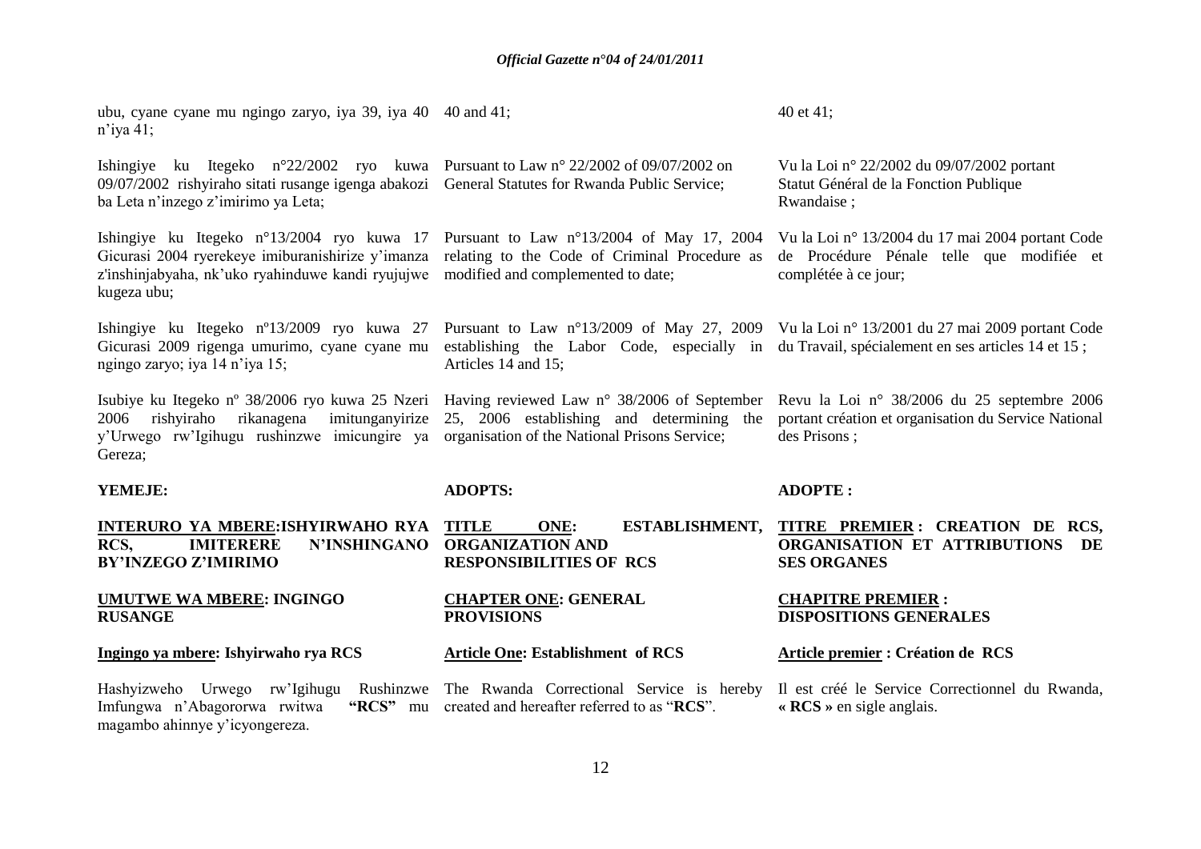ubu, cyane cyane mu ngingo zaryo, iya 39, iya 40 n'iya 41;

Ishingiye ku Itegeko n°22/2002 ryo kuwa 09/07/2002 rishyiraho sitati rusange igenga abakozi ba Leta n'inzego z'imirimo ya Leta;

Ishingiye ku Itegeko n°13/2004 ryo kuwa 17 Gicurasi 2004 ryerekeye imiburanishirize y'imanza z'inshinjabyaha, nk'uko ryahinduwe kandi ryujujwe kugeza ubu;

Ishingiye ku Itegeko nº13/2009 ryo kuwa 27 Gicurasi 2009 rigenga umurimo, cyane cyane mu ngingo zaryo; iya 14 n'iya 15;

Isubiye ku Itegeko nº 38/2006 ryo kuwa 25 Nzeri 2006 rishyiraho rikanagena imitunganyirize y'Urwego rw'Igihugu rushinzwe imicungire ya Gereza;

**YEMEJE:**

**INTERURO YA MBERE:ISHYIRWAHO RYA RCS, IMITERERE N'INSHINGANO BY'INZEGO Z'IMIRIMO**

**UMUTWE WA MBERE: INGINGO RUSANGE**

**Ingingo ya mbere: Ishyirwaho rya RCS**

Hashyizweho Urwego rw'Igihugu Rushinzwe Imfungwa n'Abagororwa rwitwa **"RCS"** mu magambo ahinnye y'icyongereza.

40 and 41;

Pursuant to Law n° 22/2002 of 09/07/2002 on General Statutes for Rwanda Public Service;

Pursuant to Law n°13/2004 of May 17, 2004 relating to the Code of Criminal Procedure as modified and complemented to date;

Pursuant to Law n°13/2009 of May 27, 2009 establishing the Labor Code, especially in Articles 14 and 15;

Having reviewed Law n° 38/2006 of September 25, 2006 establishing and determining the organisation of the National Prisons Service;

**ADOPTS:**

**TITLE ONE: ESTABLISHMENT, ORGANIZATION AND RESPONSIBILITIES OF RCS**

**CHAPTER ONE: GENERAL PROVISIONS**

**Article One: Establishment of RCS**

The Rwanda Correctional Service is hereby created and hereafter referred to as "**RCS**".

40 et 41;

Vu la Loi n° 22/2002 du 09/07/2002 portant Statut Général de la Fonction Publique Rwandaise ;

Vu la Loi n° 13/2004 du 17 mai 2004 portant Code de Procédure Pénale telle que modifiée et complétée à ce jour;

Vu la Loi n° 13/2001 du 27 mai 2009 portant Code du Travail, spécialement en ses articles 14 et 15 ;

Revu la Loi n° 38/2006 du 25 septembre 2006 portant création et organisation du Service National des Prisons ;

**ADOPTE :**

**TITRE PREMIER : CREATION DE RCS, ORGANISATION ET ATTRIBUTIONS DE SES ORGANES**

**CHAPITRE PREMIER : DISPOSITIONS GENERALES**

**Article premier : Création de RCS**

Il est créé le Service Correctionnel du Rwanda, **« RCS »** en sigle anglais.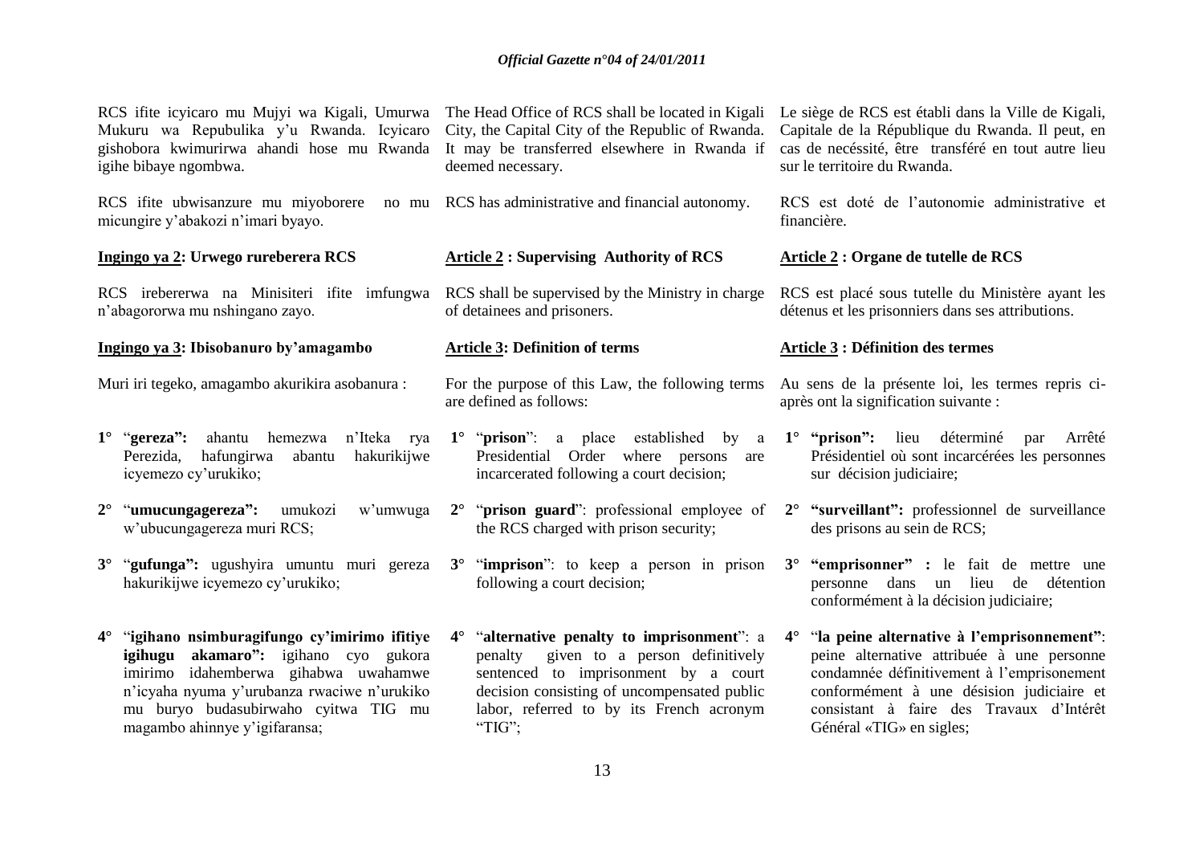RCS ifite icyicaro mu Mujyi wa Kigali, Umurwa Mukuru wa Repubulika y'u Rwanda. Icyicaro gishobora kwimurirwa ahandi hose mu Rwanda igihe bibaye ngombwa.

RCS ifite ubwisanzure mu miyoborere no mu micungire y'abakozi n'imari byayo.

**Ingingo ya 2: Urwego rureberera RCS**

RCS irebererwa na Minisiteri ifite imfungwa n'abagororwa mu nshingano zayo.

**Ingingo ya 3: Ibisobanuro by'amagambo**

Muri iri tegeko, amagambo akurikira asobanura :

1° "**gereza":** ahantu hemezwa n'Iteka rya Perezida, hafungirwa abantu hakurikijwe icyemezo cy'urukiko;

2° "**umucungagereza":** umukozi w'umwuga w'ubucungagereza muri RCS;

3° "**gufunga":** ugushyira umuntu muri gereza hakurikijwe icyemezo cy'urukiko;

4° "**igihano nsimburagifungo cy'imirimo ifitiye igihugu akamaro":** igihano cyo gukora imirimo idahemberwa gihabwa uwahamwe n'icyaha nyuma y'urubanza rwaciwe n'urukiko mu buryo budasubirwaho cyitwa TIG mu magambo ahinnye y'igifaransa;

The Head Office of RCS shall be located in Kigali City, the Capital City of the Republic of Rwanda. It may be transferred elsewhere in Rwanda if deemed necessary.

RCS has administrative and financial autonomy.

**Article 2 : Supervising Authority of RCS**

RCS shall be supervised by the Ministry in charge of detainees and prisoners.

**Article 3: Definition of terms**

For the purpose of this Law, the following terms are defined as follows:

1° "**prison**": a place established by a Presidential Order where persons are incarcerated following a court decision;

2° "**prison guard**": professional employee of the RCS charged with prison security;

3° "**imprison**": to keep a person in prison following a court decision;

4° "**alternative penalty to imprisonment**": a penalty given to a person definitively sentenced to imprisonment by a court decision consisting of uncompensated public labor, referred to by its French acronym "TIG";

Le siège de RCS est établi dans la Ville de Kigali, Capitale de la République du Rwanda. Il peut, en cas de necéssité, être transféré en tout autre lieu sur le territoire du Rwanda.

RCS est doté de l'autonomie administrative et financière.

**Article 2 : Organe de tutelle de RCS**

RCS est placé sous tutelle du Ministère ayant les détenus et les prisonniers dans ses attributions.

**Article 3 : Définition des termes**

Au sens de la présente loi, les termes repris ci-après ont la signification suivante :

1° **"prison":** lieu déterminé par Arrêté Présidentiel où sont incarcérées les personnes sur décision judiciaire;

2° **"surveillant":** professionnel de surveillance des prisons au sein de RCS;

3° **"emprisonner" :** le fait de mettre une personne dans un lieu de détention conformément à la décision judiciaire;

4° "**la peine alternative à l'emprisonnement"**: peine alternative attribuée à une personne condamnée définitivement à l'emprisonement conformément à une désision judiciaire et consistant à faire des Travaux d'Intérêt Général «TIG» en sigles;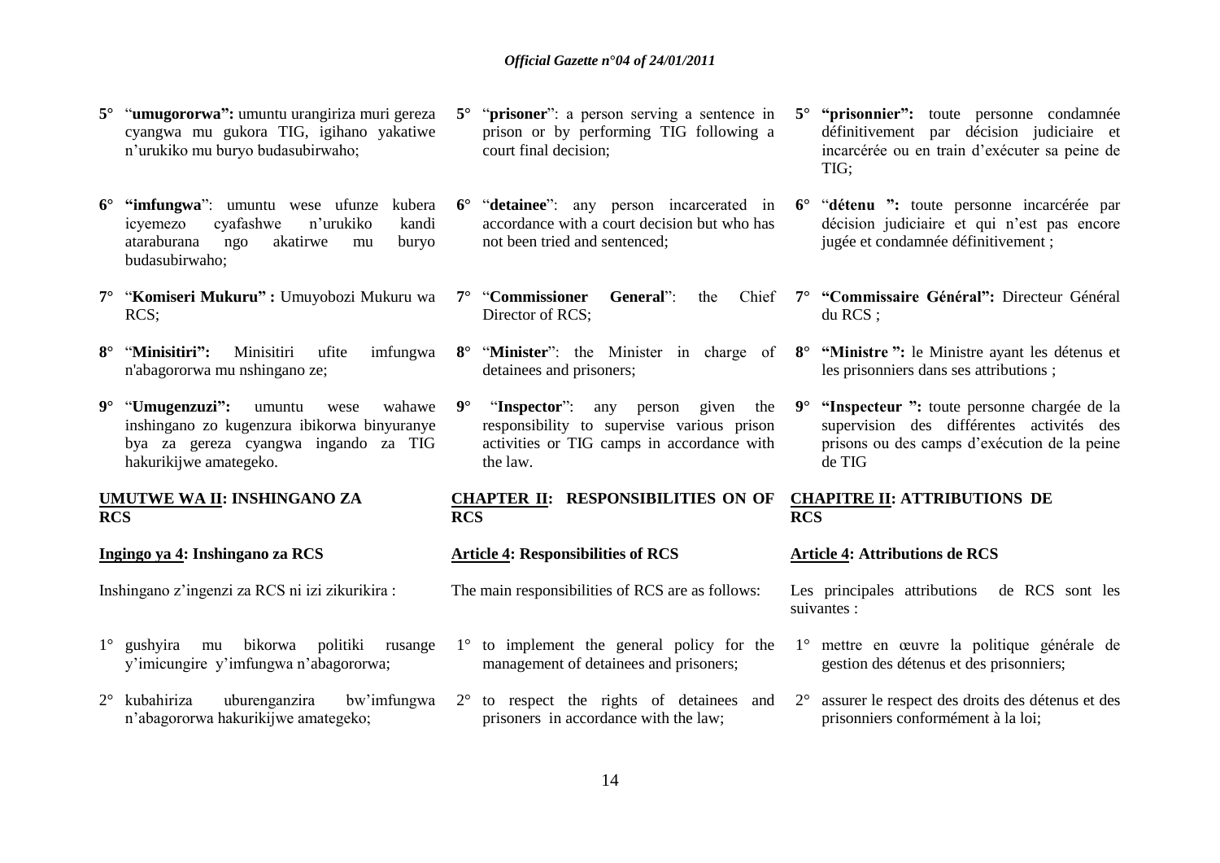5° "**umugororwa":** umuntu urangiriza muri gereza cyangwa mu gukora TIG, igihano yakatiwe n'urukiko mu buryo budasubirwaho;

6° **"imfungwa**": umuntu wese ufunze kubera icyemezo cyafashwe n'urukiko kandi ataraburana ngo akatirwe mu buryo budasubirwaho;

7° "**Komiseri Mukuru" :** Umuyobozi Mukuru wa RCS;

8° "**Minisitiri":** Minisitiri ufite imfungwa n'abagororwa mu nshingano ze;

9° "**Umugenzuzi":** umuntu wese wahawe inshingano zo kugenzura ibikorwa binyuranye bya za gereza cyangwa ingando za TIG hakurikijwe amategeko.

**UMUTWE WA II: INSHINGANO ZA RCS**

**Ingingo ya 4: Inshingano za RCS**

Inshingano z'ingenzi za RCS ni izi zikurikira :

1° gushyira mu bikorwa politiki rusange y'imicungire y'imfungwa n'abagororwa;

2° kubahiriza uburenganzira bw'imfungwa n'abagororwa hakurikijwe amategeko;

5° "**prisoner**": a person serving a sentence in prison or by performing TIG following a court final decision;

6° "**detainee**": any person incarcerated in accordance with a court decision but who has not been tried and sentenced;

7° "**Commissioner General**": the Chief Director of RCS;

8° "**Minister**": the Minister in charge of detainees and prisoners;

9° "**Inspector**": any person given the responsibility to supervise various prison activities or TIG camps in accordance with the law.

**CHAPTER II: RESPONSIBILITIES ON OF RCS**

**Article 4: Responsibilities of RCS**

The main responsibilities of RCS are as follows:

1° to implement the general policy for the management of detainees and prisoners;

2° to respect the rights of detainees and prisoners in accordance with the law;

5° **"prisonnier":** toute personne condamnée définitivement par décision judiciaire et incarcérée ou en train d'exécuter sa peine de TIG;

6° "**détenu ":** toute personne incarcérée par décision judiciaire et qui n'est pas encore jugée et condamnée définitivement ;

7° **"Commissaire Général":** Directeur Général du RCS ;

8° **"Ministre ":** le Ministre ayant les détenus et les prisonniers dans ses attributions ;

9° **"Inspecteur ":** toute personne chargée de la supervision des différentes activités des prisons ou des camps d'exécution de la peine de TIG

**CHAPITRE II: ATTRIBUTIONS DE RCS**

**Article 4: Attributions de RCS**

Les principales attributions de RCS sont les suivantes :

1° mettre en œuvre la politique générale de gestion des détenus et des prisonniers;

2° assurer le respect des droits des détenus et des prisonniers conformément à la loi;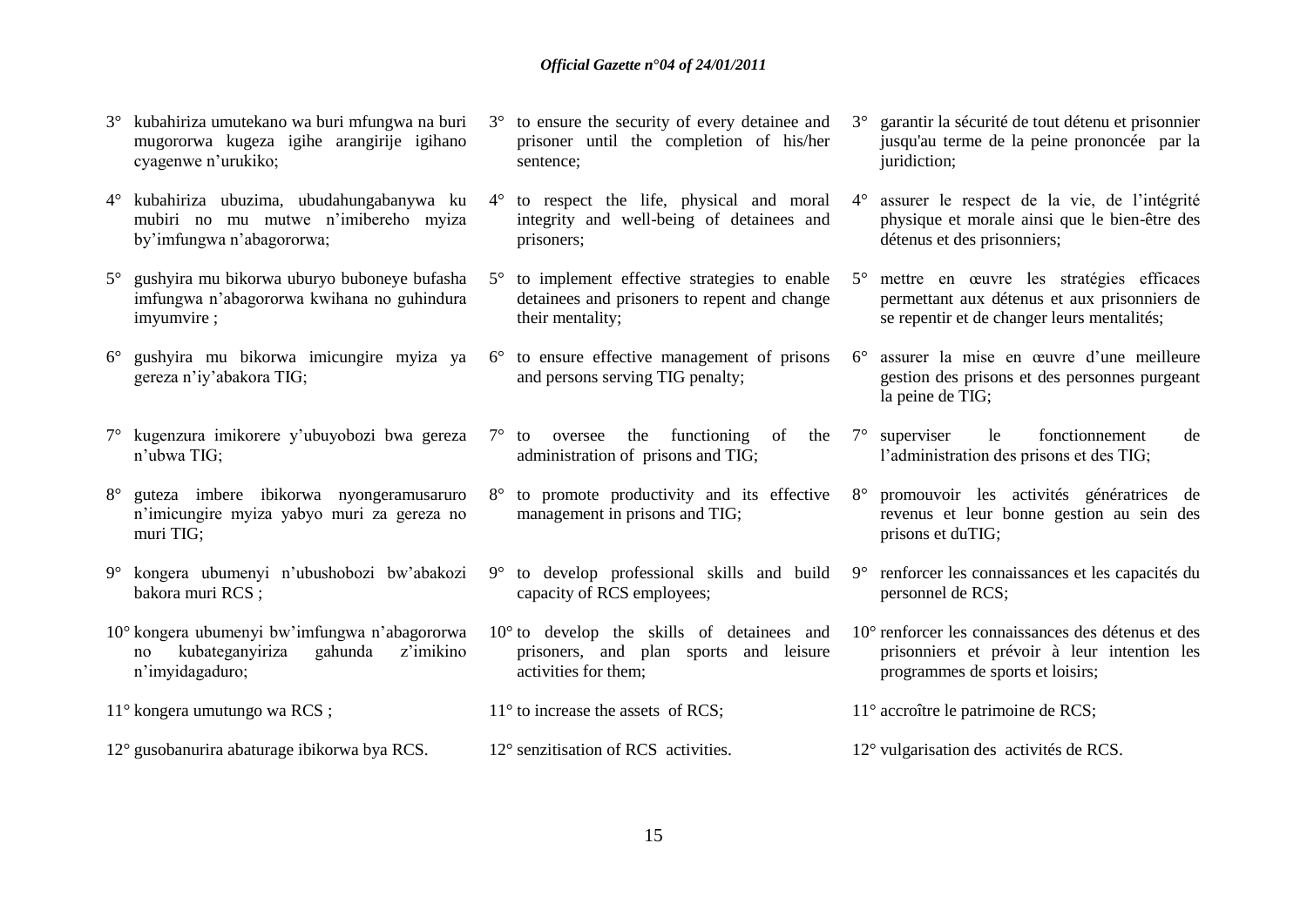3° kubahiriza umutekano wa buri mfungwa na buri mugororwa kugeza igihe arangirije igihano cyagenwe n'urukiko;

4° kubahiriza ubuzima, ubudahungabanywa ku mubiri no mu mutwe n'imibereho myiza by'imfungwa n'abagororwa;

5° gushyira mu bikorwa uburyo buboneye bufasha imfungwa n'abagororwa kwihana no guhindura imyumvire ;

6° gushyira mu bikorwa imicungire myiza ya gereza n'iy'abakora TIG;

7° kugenzura imikorere y'ubuyobozi bwa gereza n'ubwa TIG;

8° guteza imbere ibikorwa nyongeramusaruro n'imicungire myiza yabyo muri za gereza no muri TIG;

9° kongera ubumenyi n'ubushobozi bw'abakozi bakora muri RCS ;

10° kongera ubumenyi bw'imfungwa n'abagororwa no kubateganyiriza gahunda z'imikino n'imyidagaduro;

11° kongera umutungo wa RCS ;

12° gusobanurira abaturage ibikorwa bya RCS.

3° to ensure the security of every detainee and prisoner until the completion of his/her sentence;

4° to respect the life, physical and moral integrity and well-being of detainees and prisoners;

5° to implement effective strategies to enable detainees and prisoners to repent and change their mentality;

6° to ensure effective management of prisons and persons serving TIG penalty;

7° to oversee the functioning of the administration of prisons and TIG;

8° to promote productivity and its effective management in prisons and TIG;

9° to develop professional skills and build capacity of RCS employees;

10° to develop the skills of detainees and prisoners, and plan sports and leisure activities for them;

11° to increase the assets of RCS;

12° senzitisation of RCS activities.

3° garantir la sécurité de tout détenu et prisonnier jusqu'au terme de la peine prononcée par la juridiction;

4° assurer le respect de la vie, de l'intégrité physique et morale ainsi que le bien-être des détenus et des prisonniers;

5° mettre en œuvre les stratégies efficaces permettant aux détenus et aux prisonniers de se repentir et de changer leurs mentalités;

6° assurer la mise en œuvre d'une meilleure gestion des prisons et des personnes purgeant la peine de TIG;

7° superviser le fonctionnement de l'administration des prisons et des TIG;

8° promouvoir les activités génératrices de revenus et leur bonne gestion au sein des prisons et duTIG;

9° renforcer les connaissances et les capacités du personnel de RCS;

10° renforcer les connaissances des détenus et des prisonniers et prévoir à leur intention les programmes de sports et loisirs;

11° accroître le patrimoine de RCS;

12° vulgarisation des activités de RCS.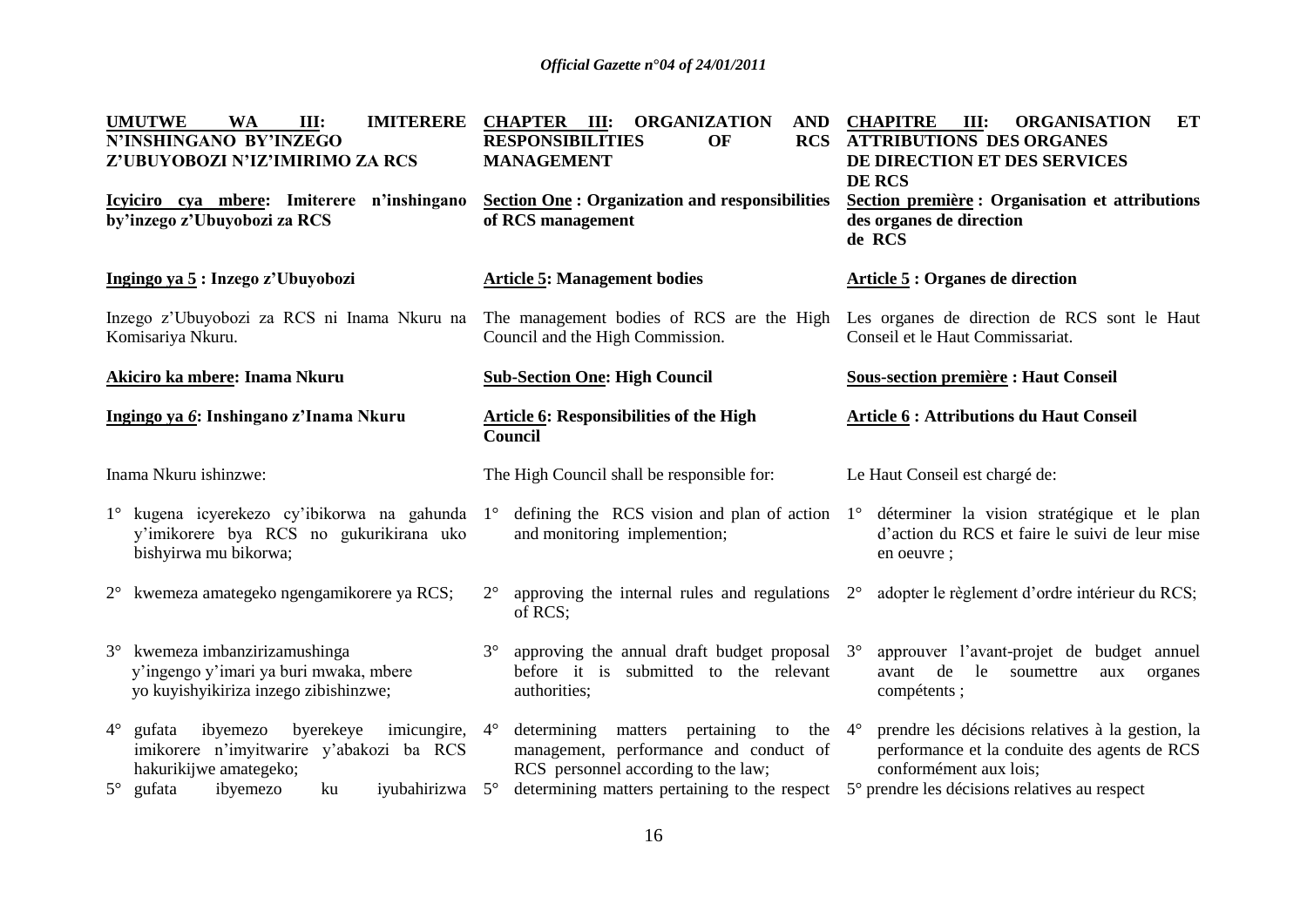**UMUTWE WA III: IMITERERE N'INSHINGANO BY'INZEGO Z'UBUYOBOZI N'IZ'IMIRIMO ZA RCS**

**Icyiciro cya mbere: Imiterere n'inshingano by'inzego z'Ubuyobozi za RCS**

**Ingingo ya 5 : Inzego z'Ubuyobozi**

Inzego z'Ubuyobozi za RCS ni Inama Nkuru na Komisariya Nkuru.

**Akiciro ka mbere: Inama Nkuru**

**Ingingo ya 6: Inshingano z'Inama Nkuru**

Inama Nkuru ishinzwe:

1° kugena icyerekezo cy'ibikorwa na gahunda y'imikorere bya RCS no gukurikirana uko bishyirwa mu bikorwa;

2° kwemeza amategeko ngengamikorere ya RCS;

3° kwemeza imbanzirizamushinga y'ingengo y'imari ya buri mwaka, mbere yo kuyishyikiriza inzego zibishinzwe;

4° gufata ibyemezo byerekeye imicungire, imikorere n'imyitwarire y'abakozi ba RCS hakurikijwe amategeko;

5° gufata ibyemezo ku iyubahirizwa

**CHAPTER III: ORGANIZATION AND RESPONSIBILITIES OF RCS MANAGEMENT**

**Section One : Organization and responsibilities of RCS management**

**Article 5: Management bodies**

The management bodies of RCS are the High Council and the High Commission.

**Sub-Section One: High Council**

**Article 6: Responsibilities of the High Council**

The High Council shall be responsible for:

1° defining the RCS vision and plan of action and monitoring implemention;

2° approving the internal rules and regulations of RCS;

3° approving the annual draft budget proposal before it is submitted to the relevant authorities;

4° determining matters pertaining to the management, performance and conduct of RCS personnel according to the law;

5° determining matters pertaining to the respect

**CHAPITRE III: ORGANISATION ET ATTRIBUTIONS DES ORGANES DE DIRECTION ET DES SERVICES DE RCS**

**Section première : Organisation et attributions des organes de direction de RCS**

**Article 5 : Organes de direction**

Les organes de direction de RCS sont le Haut Conseil et le Haut Commissariat.

**Sous-section première : Haut Conseil**

**Article 6 : Attributions du Haut Conseil**

Le Haut Conseil est chargé de:

1° déterminer la vision stratégique et le plan d'action du RCS et faire le suivi de leur mise en oeuvre ;

2° adopter le règlement d'ordre intérieur du RCS;

3° approuver l'avant-projet de budget annuel avant de le soumettre aux organes compétents ;

4° prendre les décisions relatives à la gestion, la performance et la conduite des agents de RCS conformément aux lois;

5° prendre les décisions relatives au respect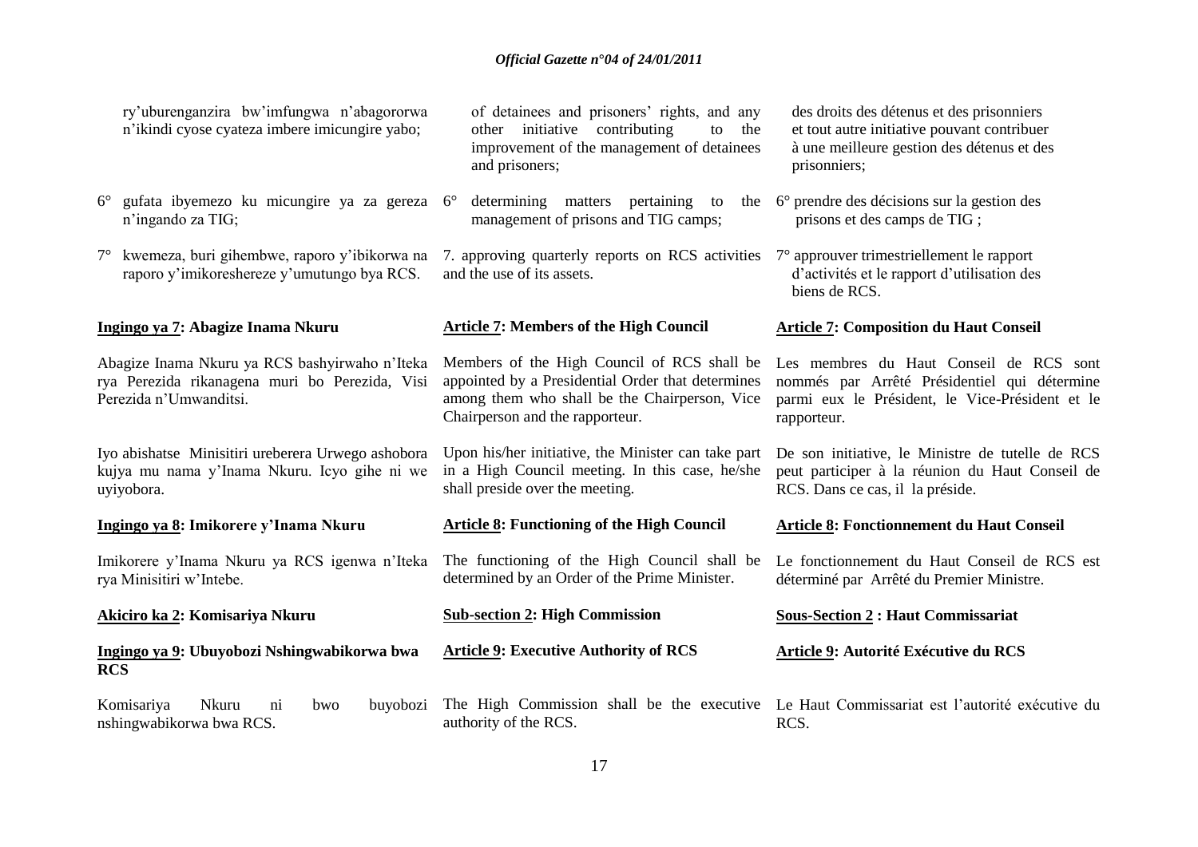ry'uburenganzira bw'imfungwa n'abagororwa n'ikindi cyose cyateza imbere imicungire yabo;

6° gufata ibyemezo ku micungire ya za gereza n'ingando za TIG;

7° kwemeza, buri gihembwe, raporo y'ibikorwa na raporo y'imikoreshereze y'umutungo bya RCS.

**Ingingo ya 7: Abagize Inama Nkuru**

Abagize Inama Nkuru ya RCS bashyirwaho n'Iteka rya Perezida rikanagena muri bo Perezida, Visi Perezida n'Umwanditsi.

Iyo abishatse Minisitiri ureberera Urwego ashobora kujya mu nama y'Inama Nkuru. Icyo gihe ni we uyiyobora.

**Ingingo ya 8: Imikorere y'Inama Nkuru**

Imikorere y'Inama Nkuru ya RCS igenwa n'Iteka rya Minisitiri w'Intebe.

**Akiciro ka 2: Komisariya Nkuru**

**Ingingo ya 9: Ubuyobozi Nshingwabikorwa bwa RCS**

Komisariya Nkuru ni bwo buyobozi nshingwabikorwa bwa RCS.

of detainees and prisoners' rights, and any other initiative contributing to the improvement of the management of detainees and prisoners;

6° determining matters pertaining to the management of prisons and TIG camps;

7. approving quarterly reports on RCS activities and the use of its assets.

**Article 7: Members of the High Council**

Members of the High Council of RCS shall be appointed by a Presidential Order that determines among them who shall be the Chairperson, Vice Chairperson and the rapporteur.

Upon his/her initiative, the Minister can take part in a High Council meeting. In this case, he/she shall preside over the meeting.

**Article 8: Functioning of the High Council**

The functioning of the High Council shall be determined by an Order of the Prime Minister.

**Sub-section 2: High Commission**

**Article 9: Executive Authority of RCS**

The High Commission shall be the executive authority of the RCS.

des droits des détenus et des prisonniers et tout autre initiative pouvant contribuer à une meilleure gestion des détenus et des prisonniers;

6° prendre des décisions sur la gestion des prisons et des camps de TIG ;

7° approuver trimestriellement le rapport d'activités et le rapport d'utilisation des biens de RCS.

**Article 7: Composition du Haut Conseil**

Les membres du Haut Conseil de RCS sont nommés par Arrêté Présidentiel qui détermine parmi eux le Président, le Vice-Président et le rapporteur.

De son initiative, le Ministre de tutelle de RCS peut participer à la réunion du Haut Conseil de RCS. Dans ce cas, il la préside.

**Article 8: Fonctionnement du Haut Conseil**

Le fonctionnement du Haut Conseil de RCS est déterminé par Arrêté du Premier Ministre.

**Sous-Section 2 : Haut Commissariat**

**Article 9: Autorité Exécutive du RCS**

Le Haut Commissariat est l'autorité exécutive du RCS.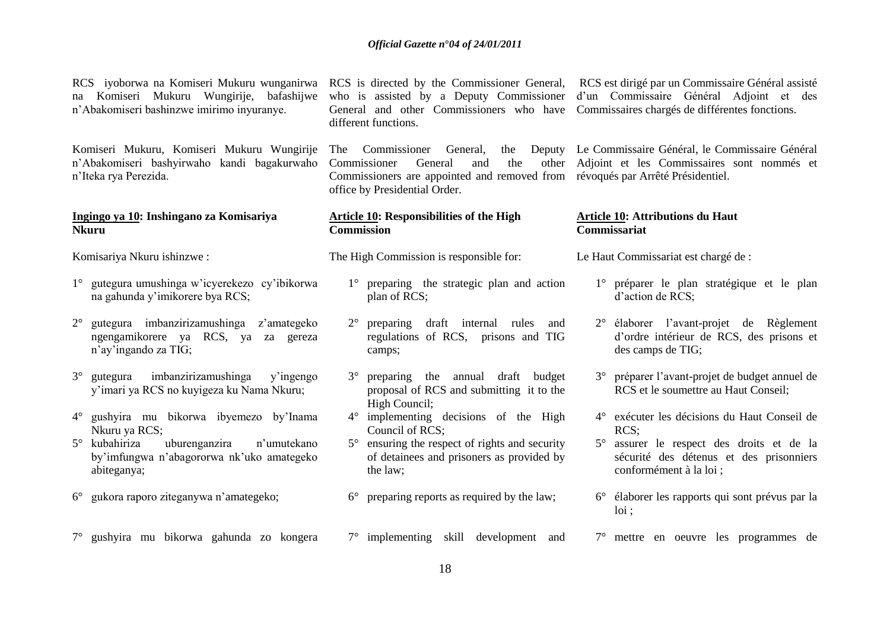RCS iyoborwa na Komiseri Mukuru wunganirwa na Komiseri Mukuru Wungirije, bafashijwe n'Abakomiseri bashinzwe imirimo inyuranye.

Komiseri Mukuru, Komiseri Mukuru Wungirije n'Abakomiseri bashyirwaho kandi bagakurwaho n'Iteka rya Perezida.

**Ingingo ya 10: Inshingano za Komisariya Nkuru**

Komisariya Nkuru ishinzwe :

1° gutegura umushinga w'icyerekezo cy'ibikorwa na gahunda y'imikorere bya RCS;

2° gutegura imbanzirizamushinga z'amategeko ngengamikorere ya RCS, ya za gereza n'ay'ingando za TIG;

3° gutegura imbanzirizamushinga y'ingengo y'imari ya RCS no kuyigeza ku Nama Nkuru;

4° gushyira mu bikorwa ibyemezo by'Inama Nkuru ya RCS;

5° kubahiriza uburenganzira n'umutekano by'imfungwa n'abagororwa nk'uko amategeko abiteganya;

6° gukora raporo ziteganywa n'amategeko;

7° gushyira mu bikorwa gahunda zo kongera

RCS is directed by the Commissioner General, who is assisted by a Deputy Commissioner General and other Commissioners who have different functions.

The Commissioner General, the Deputy Commissioner General and the other Commissioners are appointed and removed from office by Presidential Order.

**Article 10: Responsibilities of the High Commission**

The High Commission is responsible for:

1° preparing the strategic plan and action plan of RCS;

2° preparing draft internal rules and regulations of RCS, prisons and TIG camps;

3° preparing the annual draft budget proposal of RCS and submitting it to the High Council;

4° implementing decisions of the High Council of RCS;

5° ensuring the respect of rights and security of detainees and prisoners as provided by the law;

6° preparing reports as required by the law;

7° implementing skill development and

RCS est dirigé par un Commissaire Général assisté d'un Commissaire Général Adjoint et des Commissaires chargés de différentes fonctions.

Le Commissaire Général, le Commissaire Général Adjoint et les Commissaires sont nommés et révoqués par Arrêté Présidentiel.

**Article 10: Attributions du Haut Commissariat**

Le Haut Commissariat est chargé de :

1° préparer le plan stratégique et le plan d'action de RCS;

2° élaborer l'avant-projet de Règlement d'ordre intérieur de RCS, des prisons et des camps de TIG;

3° préparer l'avant-projet de budget annuel de RCS et le soumettre au Haut Conseil;

4° exécuter les décisions du Haut Conseil de RCS;

5° assurer le respect des droits et de la sécurité des détenus et des prisonniers conformément à la loi ;

6° élaborer les rapports qui sont prévus par la loi ;

7° mettre en oeuvre les programmes de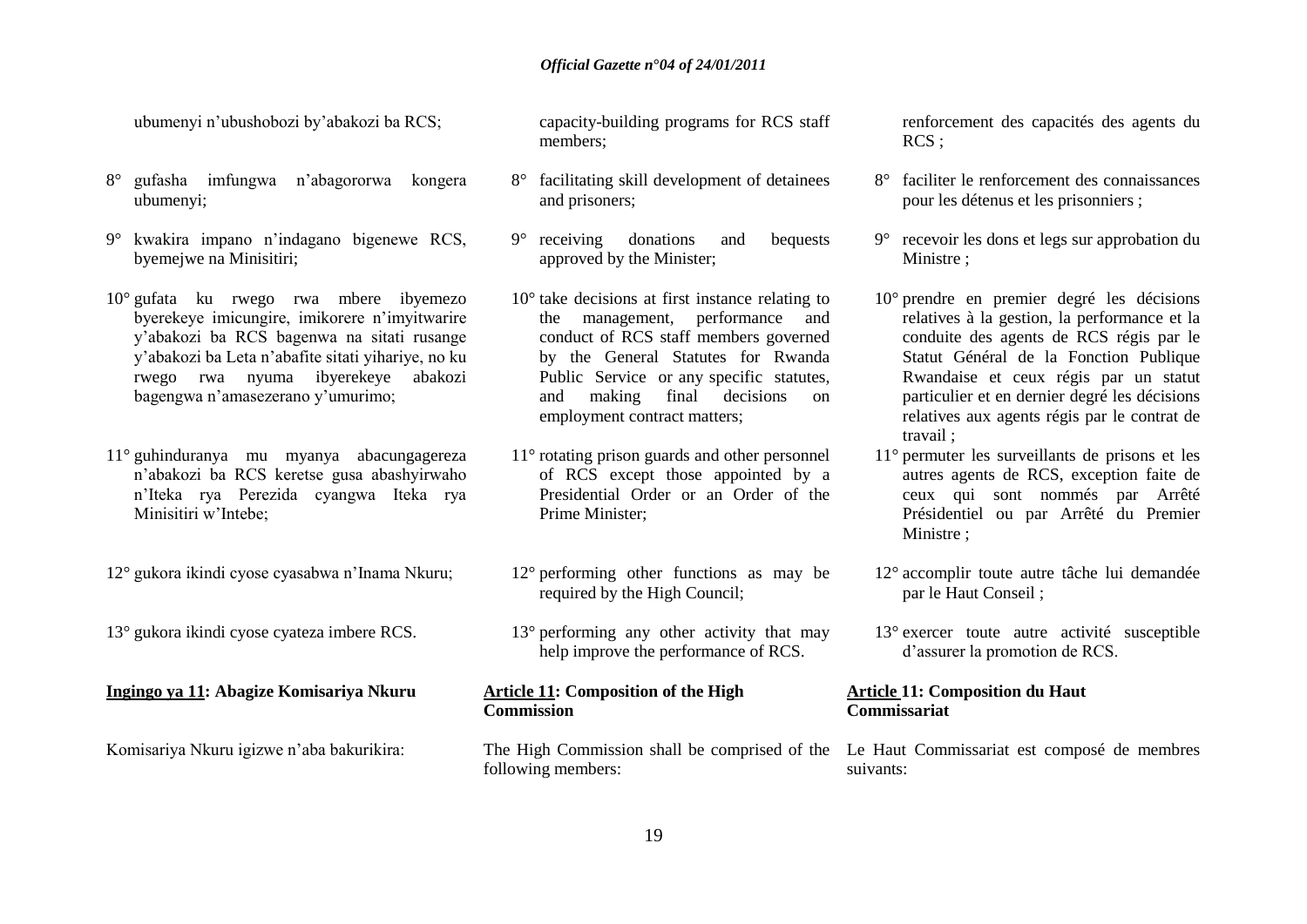ubumenyi n'ubushobozi by'abakozi ba RCS;

8° gufasha imfungwa n'abagororwa kongera ubumenyi;

9° kwakira impano n'indagano bigenewe RCS, byemejwe na Minisitiri;

10° gufata ku rwego rwa mbere ibyemezo byerekeye imicungire, imikorere n'imyitwarire y'abakozi ba RCS bagenwa na sitati rusange y'abakozi ba Leta n'abafite sitati yihariye, no ku rwego rwa nyuma ibyerekeye abakozi bagengwa n'amasezerano y'umurimo;

11° guhinduranya mu myanya abacungagereza n'abakozi ba RCS keretse gusa abashyirwaho n'Iteka rya Perezida cyangwa Iteka rya Minisitiri w'Intebe;

12° gukora ikindi cyose cyasabwa n'Inama Nkuru;

13° gukora ikindi cyose cyateza imbere RCS.

**Ingingo ya 11: Abagize Komisariya Nkuru**

Komisariya Nkuru igizwe n'aba bakurikira:

capacity-building programs for RCS staff members;

8° facilitating skill development of detainees and prisoners;

9° receiving donations and bequests approved by the Minister;

10° take decisions at first instance relating to the management, performance and conduct of RCS staff members governed by the General Statutes for Rwanda Public Service or any specific statutes, and making final decisions on employment contract matters;

11° rotating prison guards and other personnel of RCS except those appointed by a Presidential Order or an Order of the Prime Minister;

12° performing other functions as may be required by the High Council;

13° performing any other activity that may help improve the performance of RCS.

**Article 11: Composition of the High Commission**

The High Commission shall be comprised of the following members:

renforcement des capacités des agents du RCS ;

8° faciliter le renforcement des connaissances pour les détenus et les prisonniers ;

9° recevoir les dons et legs sur approbation du Ministre ;

10° prendre en premier degré les décisions relatives à la gestion, la performance et la conduite des agents de RCS régis par le Statut Général de la Fonction Publique Rwandaise et ceux régis par un statut particulier et en dernier degré les décisions relatives aux agents régis par le contrat de travail ;

11° permuter les surveillants de prisons et les autres agents de RCS, exception faite de ceux qui sont nommés par Arrêté Présidentiel ou par Arrêté du Premier Ministre ;

12° accomplir toute autre tâche lui demandée par le Haut Conseil ;

13° exercer toute autre activité susceptible d'assurer la promotion de RCS.

**Article 11: Composition du Haut Commissariat**

Le Haut Commissariat est composé de membres suivants: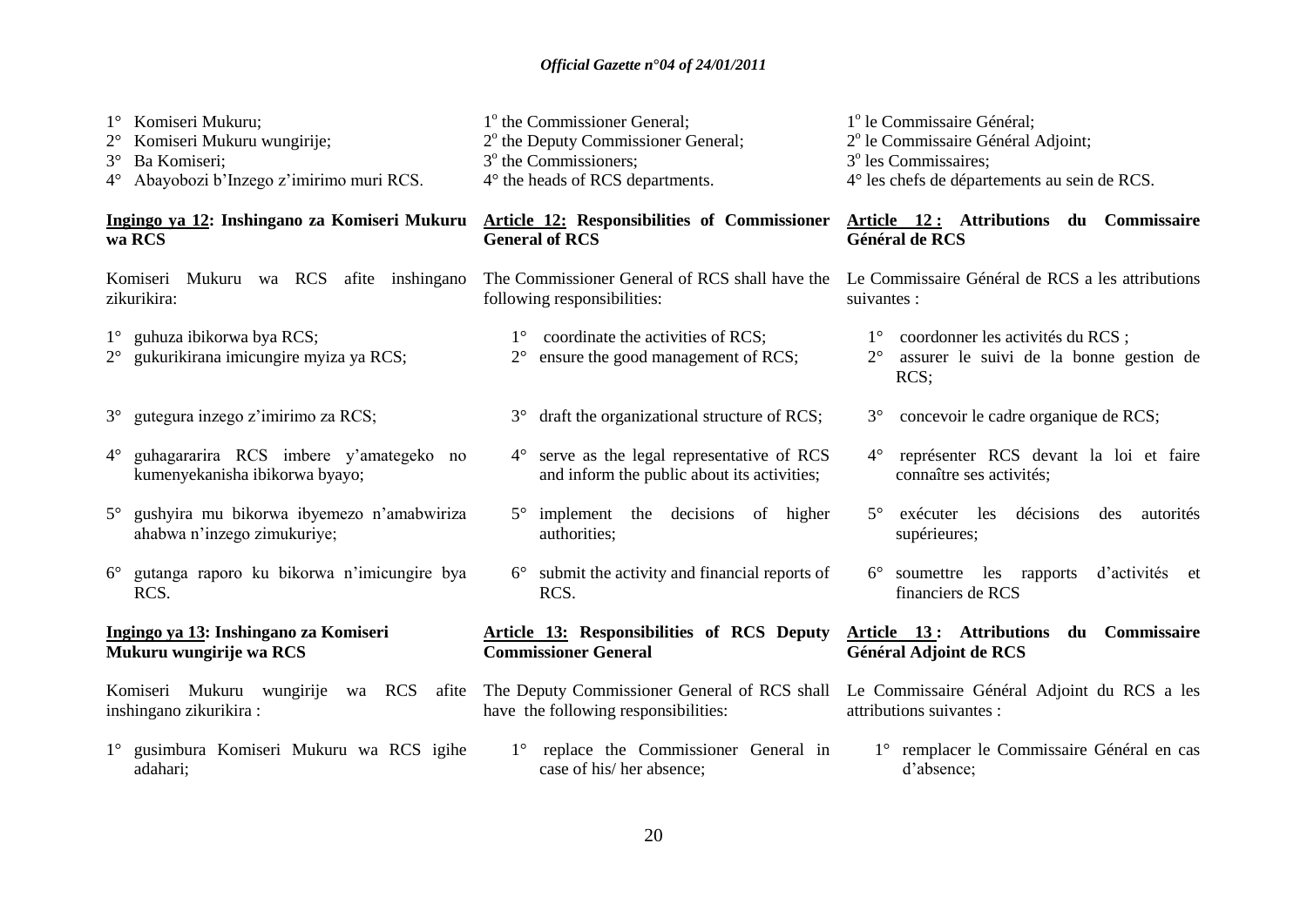1° Komiseri Mukuru;
2° Komiseri Mukuru wungirije;
3° Ba Komiseri;
4° Abayobozi b'Inzego z'imirimo muri RCS.

**Ingingo ya 12: Inshingano za Komiseri Mukuru wa RCS**

Komiseri Mukuru wa RCS afite inshingano zikurikira:

1° guhuza ibikorwa bya RCS;
2° gukurikirana imicungire myiza ya RCS;
3° gutegura inzego z'imirimo za RCS;
4° guhagararira RCS imbere y'amategeko no kumenyekanisha ibikorwa byayo;
5° gushyira mu bikorwa ibyemezo n'amabwiriza ahabwa n'inzego zimukuriye;
6° gutanga raporo ku bikorwa n'imicungire bya RCS.

**Ingingo ya 13: Inshingano za Komiseri Mukuru wungirije wa RCS**

Komiseri Mukuru wungirije wa RCS afite inshingano zikurikira :

1° gusimbura Komiseri Mukuru wa RCS igihe adahari;

1° the Commissioner General;
2° the Deputy Commissioner General;
3° the Commissioners;
4° the heads of RCS departments.

**Article 12: Responsibilities of Commissioner General of RCS**

The Commissioner General of RCS shall have the following responsibilities:

1° coordinate the activities of RCS;
2° ensure the good management of RCS;
3° draft the organizational structure of RCS;
4° serve as the legal representative of RCS and inform the public about its activities;
5° implement the decisions of higher authorities;
6° submit the activity and financial reports of RCS.

**Article 13: Responsibilities of RCS Deputy Commissioner General**

The Deputy Commissioner General of RCS shall have the following responsibilities:

1° replace the Commissioner General in case of his/ her absence;

1° le Commissaire Général;
2° le Commissaire Général Adjoint;
3° les Commissaires;
4° les chefs de départements au sein de RCS.

**Article 12 : Attributions du Commissaire Général de RCS**

Le Commissaire Général de RCS a les attributions suivantes :

1° coordonner les activités du RCS ;
2° assurer le suivi de la bonne gestion de RCS;
3° concevoir le cadre organique de RCS;
4° représenter RCS devant la loi et faire connaître ses activités;
5° exécuter les décisions des autorités supérieures;
6° soumettre les rapports d'activités et financiers de RCS

**Article 13 : Attributions du Commissaire Général Adjoint de RCS**

Le Commissaire Général Adjoint du RCS a les attributions suivantes :

1° remplacer le Commissaire Général en cas d'absence;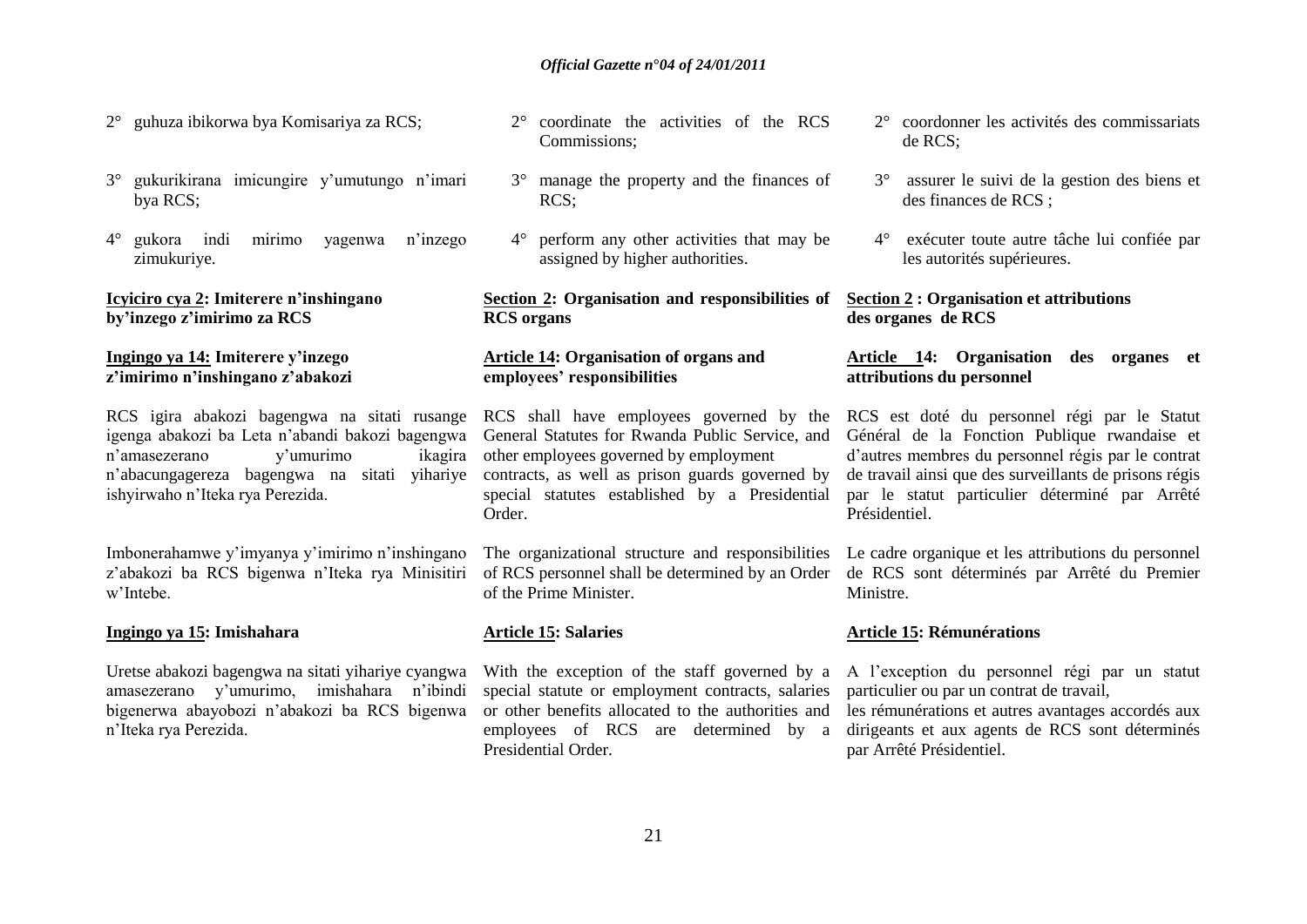2° guhuza ibikorwa bya Komisariya za RCS;

3° gukurikirana imicungire y'umutungo n'imari bya RCS;

4° gukora indi mirimo yagenwa n'inzego zimukuriye.

**Icyiciro cya 2: Imiterere n'inshingano by'inzego z'imirimo za RCS**

**Ingingo ya 14: Imiterere y'inzego z'imirimo n'inshingano z'abakozi**

RCS igira abakozi bagengwa na sitati rusange igenga abakozi ba Leta n'abandi bakozi bagengwa n'amasezerano y'umurimo ikagira n'abacungagereza bagengwa na sitati yihariye ishyirwaho n'Iteka rya Perezida.

Imbonerahamwe y'imyanya y'imirimo n'inshingano z'abakozi ba RCS bigenwa n'Iteka rya Minisitiri w'Intebe.

**Ingingo ya 15: Imishahara**

Uretse abakozi bagengwa na sitati yihariye cyangwa amasezerano y'umurimo, imishahara n'ibindi bigenerwa abayobozi n'abakozi ba RCS bigenwa n'Iteka rya Perezida.

2° coordinate the activities of the RCS Commissions;

3° manage the property and the finances of RCS;

4° perform any other activities that may be assigned by higher authorities.

**Section 2: Organisation and responsibilities of RCS organs**

**Article 14: Organisation of organs and employees' responsibilities**

RCS shall have employees governed by the General Statutes for Rwanda Public Service, and other employees governed by employment contracts, as well as prison guards governed by special statutes established by a Presidential Order.

The organizational structure and responsibilities of RCS personnel shall be determined by an Order of the Prime Minister.

**Article 15: Salaries**

With the exception of the staff governed by a special statute or employment contracts, salaries or other benefits allocated to the authorities and employees of RCS are determined by a Presidential Order.

2° coordonner les activités des commissariats de RCS;

3° assurer le suivi de la gestion des biens et des finances de RCS ;

4° exécuter toute autre tâche lui confiée par les autorités supérieures.

**Section 2 : Organisation et attributions des organes de RCS**

**Article 14: Organisation des organes et attributions du personnel**

RCS est doté du personnel régi par le Statut Général de la Fonction Publique rwandaise et d'autres membres du personnel régis par le contrat de travail ainsi que des surveillants de prisons régis par le statut particulier déterminé par Arrêté Présidentiel.

Le cadre organique et les attributions du personnel de RCS sont déterminés par Arrêté du Premier Ministre.

**Article 15: Rémunérations**

A l'exception du personnel régi par un statut particulier ou par un contrat de travail,
les rémunérations et autres avantages accordés aux dirigeants et aux agents de RCS sont déterminés par Arrêté Présidentiel.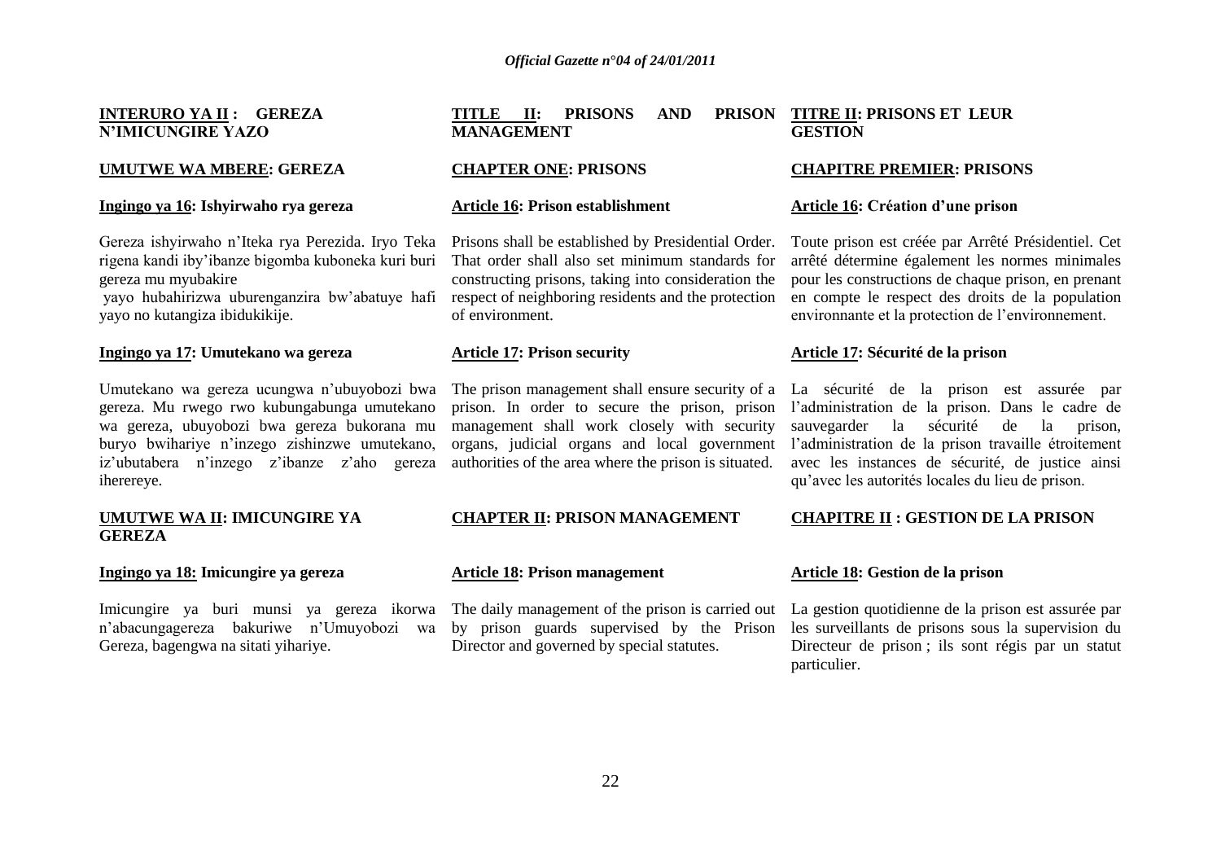**INTERURO YA II : GEREZA N'IMICUNGIRE YAZO**

**UMUTWE WA MBERE: GEREZA**

**Ingingo ya 16: Ishyirwaho rya gereza**

Gereza ishyirwaho n'Iteka rya Perezida. Iryo Teka rigena kandi iby'ibanze bigomba kuboneka kuri buri gereza mu myubakire yayo hubahirizwa uburenganzira bw'abatuye hafi yayo no kutangiza ibidukikije.

**Ingingo ya 17: Umutekano wa gereza**

Umutekano wa gereza ucungwa n'ubuyobozi bwa gereza. Mu rwego rwo kubungabunga umutekano wa gereza, ubuyobozi bwa gereza bukorana mu buryo bwihariye n'inzego zishinzwe umutekano, iz'ubutabera n'inzego z'ibanze z'aho gereza iherereye.

**UMUTWE WA II: IMICUNGIRE YA GEREZA**

**Ingingo ya 18: Imicungire ya gereza**

Imicungire ya buri munsi ya gereza ikorwa n'abacungagereza bakuriwe n'Umuyobozi wa Gereza, bagengwa na sitati yihariye.

**TITLE II: PRISONS AND PRISON MANAGEMENT**

**CHAPTER ONE: PRISONS**

**Article 16: Prison establishment**

Prisons shall be established by Presidential Order. That order shall also set minimum standards for constructing prisons, taking into consideration the respect of neighboring residents and the protection of environment.

**Article 17: Prison security**

The prison management shall ensure security of a prison. In order to secure the prison, prison management shall work closely with security organs, judicial organs and local government authorities of the area where the prison is situated.

**CHAPTER II: PRISON MANAGEMENT**

**Article 18: Prison management**

The daily management of the prison is carried out by prison guards supervised by the Prison Director and governed by special statutes.

**TITRE II: PRISONS ET LEUR GESTION**

**CHAPITRE PREMIER: PRISONS**

**Article 16: Création d'une prison**

Toute prison est créée par Arrêté Présidentiel. Cet arrêté détermine également les normes minimales pour les constructions de chaque prison, en prenant en compte le respect des droits de la population environnante et la protection de l'environnement.

**Article 17: Sécurité de la prison**

La sécurité de la prison est assurée par l'administration de la prison. Dans le cadre de sauvegarder la sécurité de la prison, l'administration de la prison travaille étroitement avec les instances de sécurité, de justice ainsi qu'avec les autorités locales du lieu de prison.

**CHAPITRE II : GESTION DE LA PRISON**

**Article 18: Gestion de la prison**

La gestion quotidienne de la prison est assurée par les surveillants de prisons sous la supervision du Directeur de prison ; ils sont régis par un statut particulier.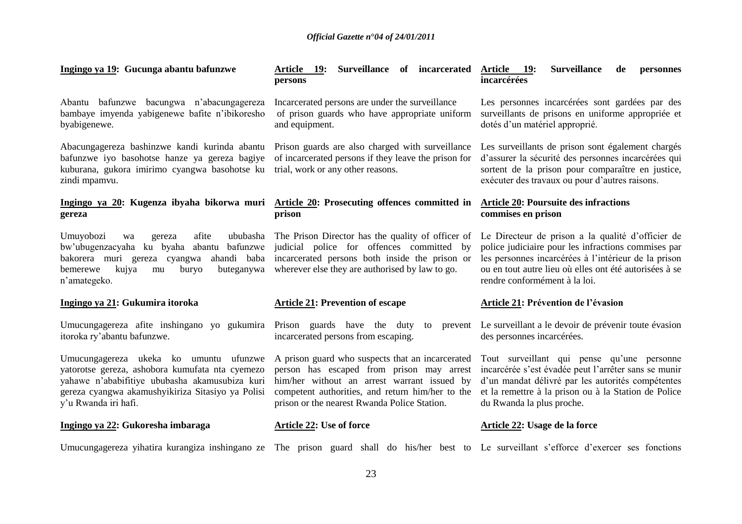**Ingingo ya 19: Gucunga abantu bafunzwe**

Abantu bafunzwe bacungwa n'abacungagereza bambaye imyenda yabigenewe bafite n'ibikoresho byabigenewe.

Abacungagereza bashinzwe kandi kurinda abantu bafunzwe iyo basohotse hanze ya gereza bagiye kuburana, gukora imirimo cyangwa basohotse ku zindi mpamvu.

**Ingingo ya 20: Kugenza ibyaha bikorwa muri gereza**

Umuyobozi wa gereza afite ububasha bw'ubugenzacyaha ku byaha abantu bafunzwe bakorera muri gereza cyangwa ahandi baba bemerewe kujya mu buryo buteganywa n'amategeko.

**Ingingo ya 21: Gukumira itoroka**

Umucungagereza afite inshingano yo gukumira itoroka ry'abantu bafunzwe.

Umucungagereza ukeka ko umuntu ufunzwe yatorotse gereza, ashobora kumufata nta cyemezo yahawe n'ababifitiye ububasha akamusubiza kuri gereza cyangwa akamushyikiriza Sitasiyo ya Polisi y'u Rwanda iri hafi.

**Ingingo ya 22: Gukoresha imbaraga**

Umucungagereza yihatira kurangiza inshingano ze

**Article 19: Surveillance of incarcerated persons**

Incarcerated persons are under the surveillance of prison guards who have appropriate uniform and equipment.

Prison guards are also charged with surveillance of incarcerated persons if they leave the prison for trial, work or any other reasons.

**Article 20: Prosecuting offences committed in prison**

The Prison Director has the quality of officer of judicial police for offences committed by incarcerated persons both inside the prison or wherever else they are authorised by law to go.

**Article 21: Prevention of escape**

Prison guards have the duty to prevent incarcerated persons from escaping.

A prison guard who suspects that an incarcerated person has escaped from prison may arrest him/her without an arrest warrant issued by competent authorities, and return him/her to the prison or the nearest Rwanda Police Station.

**Article 22: Use of force**

The prison guard shall do his/her best to

**Article 19: Surveillance de personnes incarcérées**

Les personnes incarcérées sont gardées par des surveillants de prisons en uniforme appropriée et dotés d'un matériel approprié.

Les surveillants de prison sont également chargés d'assurer la sécurité des personnes incarcérées qui sortent de la prison pour comparaître en justice, exécuter des travaux ou pour d'autres raisons.

**Article 20: Poursuite des infractions commises en prison**

Le Directeur de prison a la qualité d'officier de police judiciaire pour les infractions commises par les personnes incarcérées à l'intérieur de la prison ou en tout autre lieu où elles ont été autorisées à se rendre conformément à la loi.

**Article 21: Prévention de l'évasion**

Le surveillant a le devoir de prévenir toute évasion des personnes incarcérées.

Tout surveillant qui pense qu'une personne incarcérée s'est évadée peut l'arrêter sans se munir d'un mandat délivré par les autorités compétentes et la remettre à la prison ou à la Station de Police du Rwanda la plus proche.

**Article 22: Usage de la force**

Le surveillant s'efforce d'exercer ses fonctions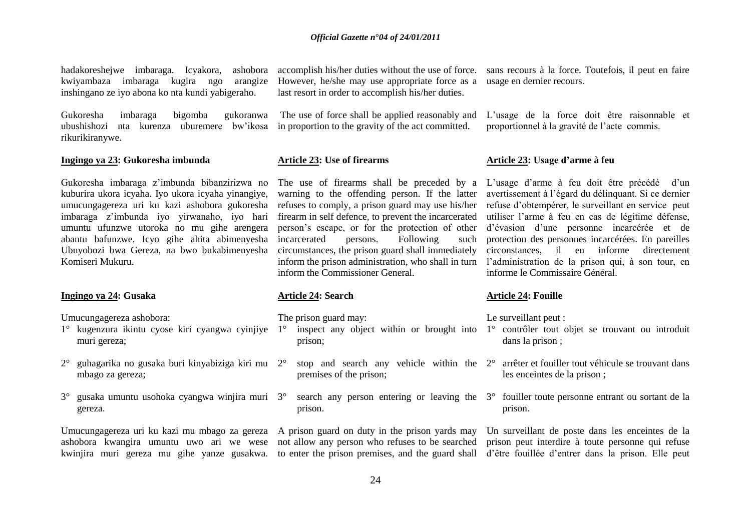hadakoreshejwe imbaraga. Icyakora, ashobora kwiyambaza imbaraga kugira ngo arangize inshingano ze iyo abona ko nta kundi yabigeraho.

Gukoresha imbaraga bigomba gukoranwa ubushishozi nta kurenza uburemere bw'ikosa rikurikiranywe.

**Ingingo ya 23: Gukoresha imbunda**

Gukoresha imbaraga z'imbunda bibanzirizwa no kuburira ukora icyaha. Iyo ukora icyaha yinangiye, umucungagereza uri ku kazi ashobora gukoresha imbaraga z'imbunda iyo yirwanaho, iyo hari umuntu ufunzwe utoroka no mu gihe arengera abantu bafunzwe. Icyo gihe ahita abimenyesha Ubuyobozi bwa Gereza, na bwo bukabimenyesha Komiseri Mukuru.

**Ingingo ya 24: Gusaka**

Umucungagereza ashobora:

1° kugenzura ikintu cyose kiri cyangwa cyinjiye muri gereza;

2° guhagarika no gusaka buri kinyabiziga kiri mu mbago za gereza;

3° gusaka umuntu usohoka cyangwa winjira muri gereza.

Umucungagereza uri ku kazi mu mbago za gereza ashobora kwangira umuntu uwo ari we wese kwinjira muri gereza mu gihe yanze gusakwa.

accomplish his/her duties without the use of force. However, he/she may use appropriate force as a last resort in order to accomplish his/her duties.

The use of force shall be applied reasonably and in proportion to the gravity of the act committed.

**Article 23: Use of firearms**

The use of firearms shall be preceded by a warning to the offending person. If the latter refuses to comply, a prison guard may use his/her firearm in self defence, to prevent the incarcerated person's escape, or for the protection of other incarcerated persons. Following such circumstances, the prison guard shall immediately inform the prison administration, who shall in turn inform the Commissioner General.

**Article 24: Search**

The prison guard may:

1° inspect any object within or brought into prison;

2° stop and search any vehicle within the premises of the prison;

3° search any person entering or leaving the prison.

A prison guard on duty in the prison yards may not allow any person who refuses to be searched to enter the prison premises, and the guard shall

sans recours à la force. Toutefois, il peut en faire usage en dernier recours.

L'usage de la force doit être raisonnable et proportionnel à la gravité de l'acte commis.

**Article 23: Usage d'arme à feu**

L'usage d'arme à feu doit être précédé d'un avertissement à l'égard du délinquant. Si ce dernier refuse d'obtempérer, le surveillant en service peut utiliser l'arme à feu en cas de légitime défense, d'évasion d'une personne incarcérée et de protection des personnes incarcérées. En pareilles circonstances, il en informe directement l'administration de la prison qui, à son tour, en informe le Commissaire Général.

**Article 24: Fouille**

Le surveillant peut :

1° contrôler tout objet se trouvant ou introduit dans la prison ;

2° arrêter et fouiller tout véhicule se trouvant dans les enceintes de la prison ;

3° fouiller toute personne entrant ou sortant de la prison.

Un surveillant de poste dans les enceintes de la prison peut interdire à toute personne qui refuse d'être fouillée d'entrer dans la prison. Elle peut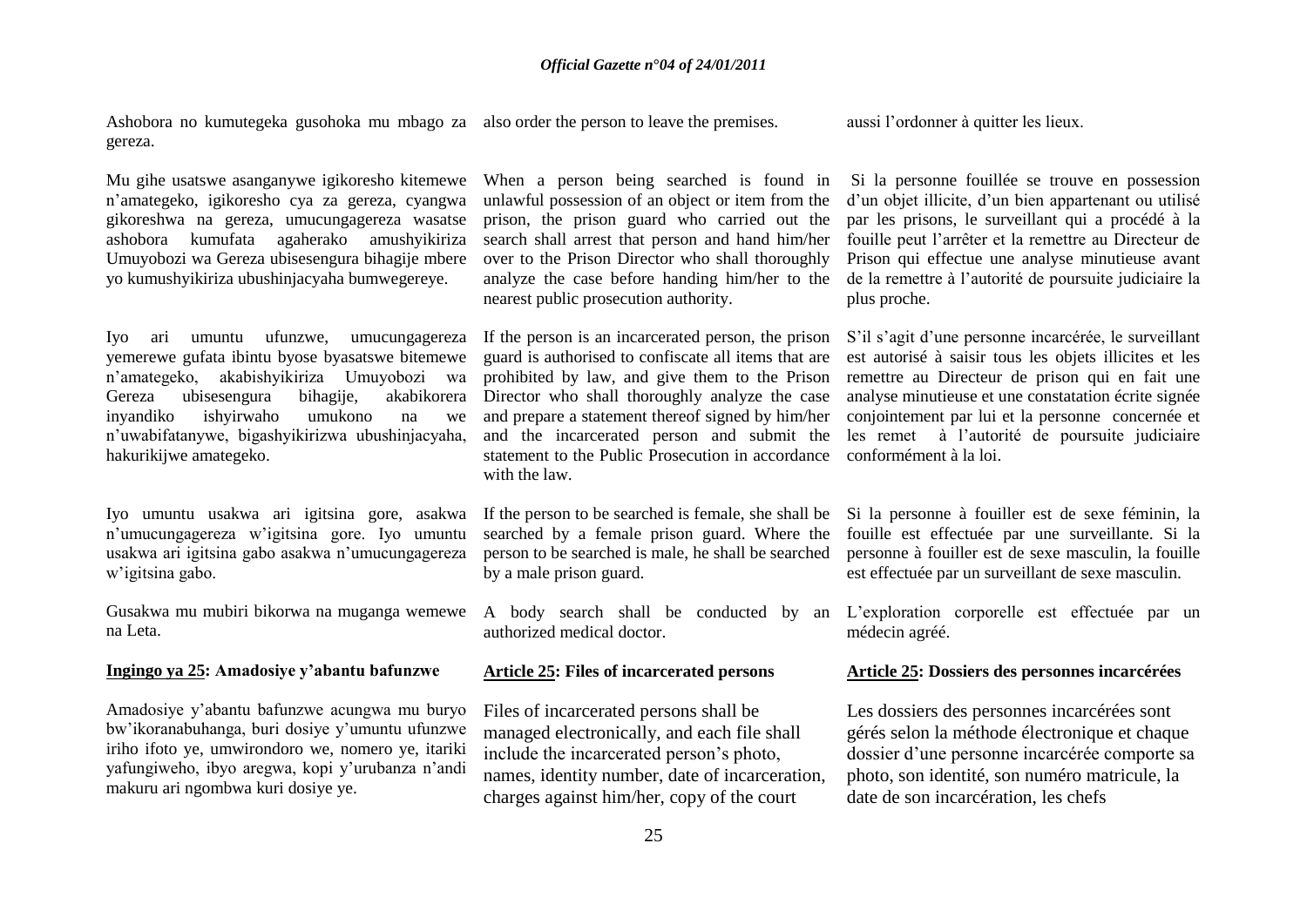Ashobora no kumutegeka gusohoka mu mbago za gereza.

Mu gihe usatswe asanganywe igikoresho kitemewe n'amategeko, igikoresho cya za gereza, cyangwa gikoreshwa na gereza, umucungagereza wasatse ashobora kumufata agaherako amushyikiriza Umuyobozi wa Gereza ubisesengura bihagije mbere yo kumushyikiriza ubushinjacyaha bumwegereye.

Iyo ari umuntu ufunzwe, umucungagereza yemerewe gufata ibintu byose byasatswe bitemewe n'amategeko, akabishyikiriza Umuyobozi wa Gereza ubisesengura bihagije, akabikorera inyandiko ishyirwaho umukono na we n'uwabifatanywe, bigashyikirizwa ubushinjacyaha, hakurikijwe amategeko.

Iyo umuntu usakwa ari igitsina gore, asakwa n'umucungagereza w'igitsina gore. Iyo umuntu usakwa ari igitsina gabo asakwa n'umucungagereza w'igitsina gabo.

Gusakwa mu mubiri bikorwa na muganga wemewe na Leta.

**Ingingo ya 25: Amadosiye y'abantu bafunzwe**

Amadosiye y'abantu bafunzwe acungwa mu buryo bw'ikoranabuhanga, buri dosiye y'umuntu ufunzwe iriho ifoto ye, umwirondoro we, nomero ye, itariki yafungiweho, ibyo aregwa, kopi y'urubanza n'andi makuru ari ngombwa kuri dosiye ye.

also order the person to leave the premises.

When a person being searched is found in unlawful possession of an object or item from the prison, the prison guard who carried out the search shall arrest that person and hand him/her over to the Prison Director who shall thoroughly analyze the case before handing him/her to the nearest public prosecution authority.

If the person is an incarcerated person, the prison guard is authorised to confiscate all items that are prohibited by law, and give them to the Prison Director who shall thoroughly analyze the case and prepare a statement thereof signed by him/her and the incarcerated person and submit the statement to the Public Prosecution in accordance with the law.

If the person to be searched is female, she shall be searched by a female prison guard. Where the person to be searched is male, he shall be searched by a male prison guard.

A body search shall be conducted by an authorized medical doctor.

**Article 25: Files of incarcerated persons**

Files of incarcerated persons shall be managed electronically, and each file shall include the incarcerated person's photo, names, identity number, date of incarceration, charges against him/her, copy of the court

aussi l'ordonner à quitter les lieux.

Si la personne fouillée se trouve en possession d'un objet illicite, d'un bien appartenant ou utilisé par les prisons, le surveillant qui a procédé à la fouille peut l'arrêter et la remettre au Directeur de Prison qui effectue une analyse minutieuse avant de la remettre à l'autorité de poursuite judiciaire la plus proche.

S'il s'agit d'une personne incarcérée, le surveillant est autorisé à saisir tous les objets illicites et les remettre au Directeur de prison qui en fait une analyse minutieuse et une constatation écrite signée conjointement par lui et la personne concernée et les remet à l'autorité de poursuite judiciaire conformément à la loi.

Si la personne à fouiller est de sexe féminin, la fouille est effectuée par une surveillante. Si la personne à fouiller est de sexe masculin, la fouille est effectuée par un surveillant de sexe masculin.

L'exploration corporelle est effectuée par un médecin agréé.

**Article 25: Dossiers des personnes incarcérées**

Les dossiers des personnes incarcérées sont gérés selon la méthode électronique et chaque dossier d'une personne incarcérée comporte sa photo, son identité, son numéro matricule, la date de son incarcération, les chefs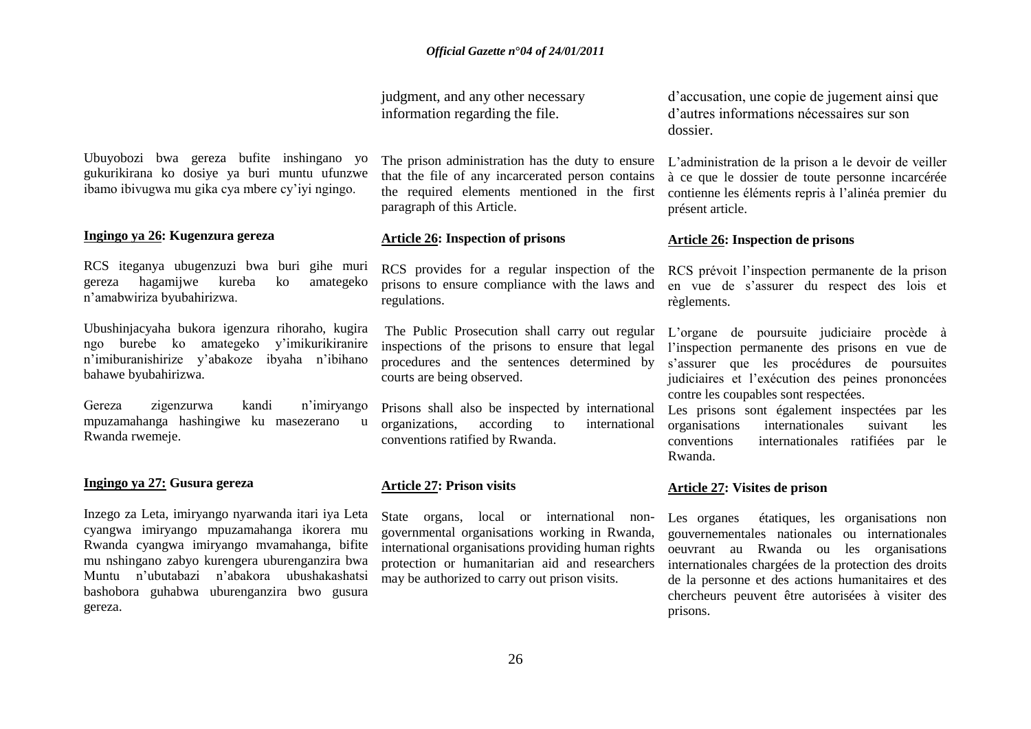judgment, and any other necessary information regarding the file.

d'accusation, une copie de jugement ainsi que d'autres informations nécessaires sur son dossier.

Ubuyobozi bwa gereza bufite inshingano yo gukurikirana ko dosiye ya buri muntu ufunzwe ibamo ibivugwa mu gika cya mbere cy'iyi ngingo.

The prison administration has the duty to ensure that the file of any incarcerated person contains the required elements mentioned in the first paragraph of this Article.

L'administration de la prison a le devoir de veiller à ce que le dossier de toute personne incarcérée contienne les éléments repris à l'alinéa premier du présent article.

**Ingingo ya 26: Kugenzura gereza**

RCS iteganya ubugenzuzi bwa buri gihe muri gereza hagamijwe kureba ko amategeko n'amabwiriza byubahirizwa.

Ubushinjacyaha bukora igenzura rihoraho, kugira ngo burebe ko amategeko y'imikurikiranire n'imiburanishirize y'abakoze ibyaha n'ibihano bahawe byubahirizwa.

Gereza zigenzurwa kandi n'imiryango mpuzamahanga hashingiwe ku masezerano u Rwanda rwemeje.

**Article 26: Inspection of prisons**

RCS provides for a regular inspection of the prisons to ensure compliance with the laws and regulations.

The Public Prosecution shall carry out regular inspections of the prisons to ensure that legal procedures and the sentences determined by courts are being observed.

Prisons shall also be inspected by international organizations, according to international conventions ratified by Rwanda.

**Article 26: Inspection de prisons**

RCS prévoit l'inspection permanente de la prison en vue de s'assurer du respect des lois et règlements.

L'organe de poursuite judiciaire procède à l'inspection permanente des prisons en vue de s'assurer que les procédures de poursuites judiciaires et l'exécution des peines prononcées contre les coupables sont respectées.

Les prisons sont également inspectées par les organisations internationales suivant les conventions internationales ratifiées par le Rwanda.

**Ingingo ya 27: Gusura gereza**

Inzego za Leta, imiryango nyarwanda itari iya Leta cyangwa imiryango mpuzamahanga ikorera mu Rwanda cyangwa imiryango mvamahanga, bifite mu nshingano zabyo kurengera uburenganzira bwa Muntu n'ubutabazi n'abakora ubushakashatsi bashobora guhabwa uburenganzira bwo gusura gereza.

**Article 27: Prison visits**

State organs, local or international non-governmental organisations working in Rwanda, international organisations providing human rights protection or humanitarian aid and researchers may be authorized to carry out prison visits.

**Article 27: Visites de prison**

Les organes étatiques, les organisations non gouvernementales nationales ou internationales oeuvrant au Rwanda ou les organisations internationales chargées de la protection des droits de la personne et des actions humanitaires et des chercheurs peuvent être autorisées à visiter des prisons.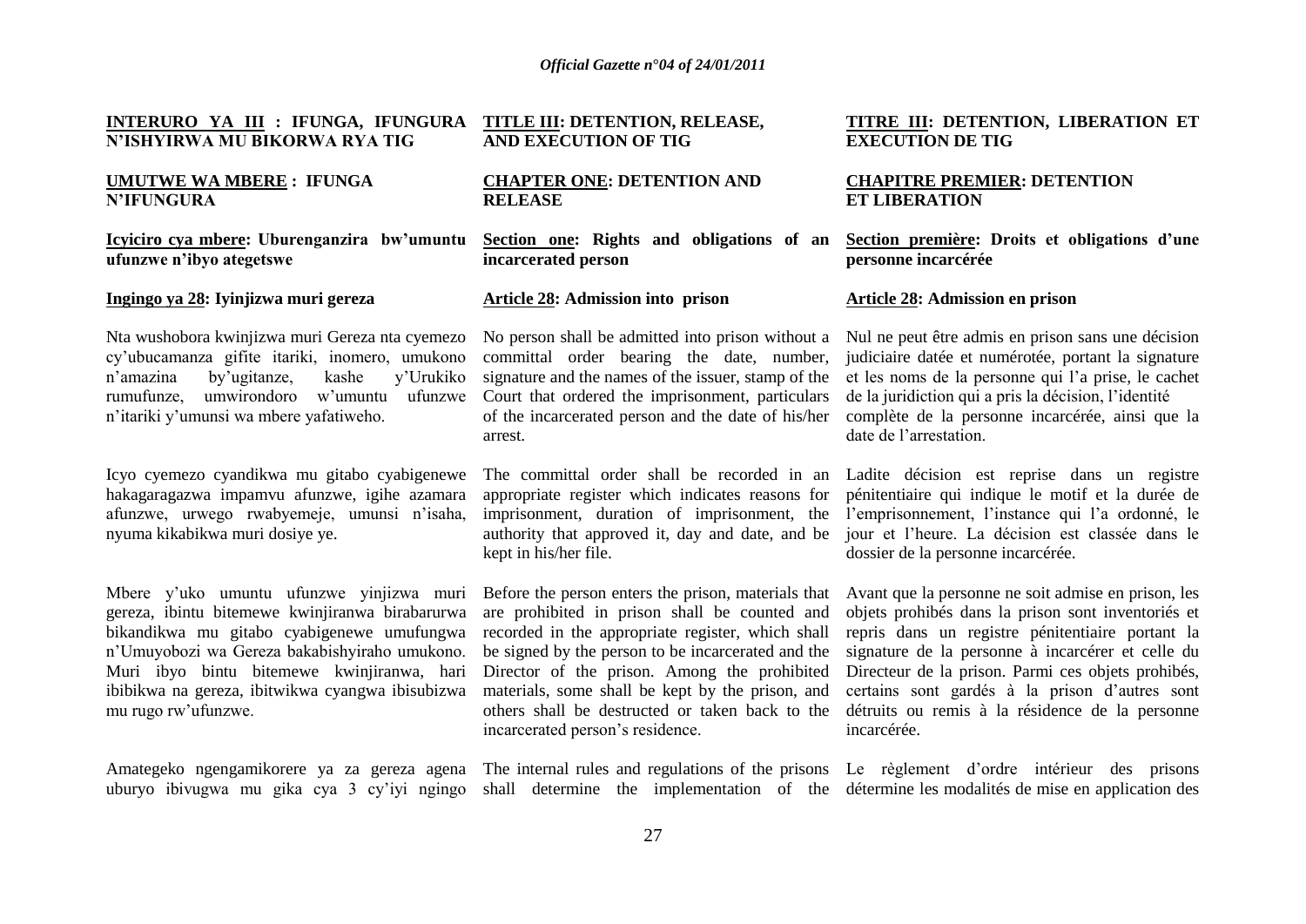**INTERURO YA III : IFUNGA, IFUNGURA N'ISHYIRWA MU BIKORWA RYA TIG**

**UMUTWE WA MBERE : IFUNGA N'IFUNGURA**

**Icyiciro cya mbere: Uburenganzira bw'umuntu ufunzwe n'ibyo ategetswe**

**Ingingo ya 28: Iyinjizwa muri gereza**

Nta wushobora kwinjizwa muri Gereza nta cyemezo cy'ubucamanza gifite itariki, inomero, umukono n'amazina by'ugitanze, kashe y'Urukiko rumufunze, umwirondoro w'umuntu ufunzwe n'itariki y'umunsi wa mbere yafatiweho.

Icyo cyemezo cyandikwa mu gitabo cyabigenewe hakagaragazwa impamvu afunzwe, igihe azamara afunzwe, urwego rwabyemeje, umunsi n'isaha, nyuma kikabikwa muri dosiye ye.

Mbere y'uko umuntu ufunzwe yinjizwa muri gereza, ibintu bitemewe kwinjiranwa birabarurwa bikandikwa mu gitabo cyabigenewe umufungwa n'Umuyobozi wa Gereza bakabishyiraho umukono. Muri ibyo bintu bitemewe kwinjiranwa, hari ibibikwa na gereza, ibitwikwa cyangwa ibisubizwa mu rugo rw'ufunzwe.

Amategeko ngengamikorere ya za gereza agena uburyo ibivugwa mu gika cya 3 cy'iyi ngingo

**TITLE III: DETENTION, RELEASE, AND EXECUTION OF TIG**

**CHAPTER ONE: DETENTION AND RELEASE**

**Section one: Rights and obligations of an incarcerated person**

**Article 28: Admission into prison**

No person shall be admitted into prison without a committal order bearing the date, number, signature and the names of the issuer, stamp of the Court that ordered the imprisonment, particulars of the incarcerated person and the date of his/her arrest.

The committal order shall be recorded in an appropriate register which indicates reasons for imprisonment, duration of imprisonment, the authority that approved it, day and date, and be kept in his/her file.

Before the person enters the prison, materials that are prohibited in prison shall be counted and recorded in the appropriate register, which shall be signed by the person to be incarcerated and the Director of the prison. Among the prohibited materials, some shall be kept by the prison, and others shall be destructed or taken back to the incarcerated person's residence.

The internal rules and regulations of the prisons shall determine the implementation of the

**TITRE III: DETENTION, LIBERATION ET EXECUTION DE TIG**

**CHAPITRE PREMIER: DETENTION ET LIBERATION**

**Section première: Droits et obligations d'une personne incarcérée**

**Article 28: Admission en prison**

Nul ne peut être admis en prison sans une décision judiciaire datée et numérotée, portant la signature et les noms de la personne qui l'a prise, le cachet de la juridiction qui a pris la décision, l'identité complète de la personne incarcérée, ainsi que la date de l'arrestation.

Ladite décision est reprise dans un registre pénitentiaire qui indique le motif et la durée de l'emprisonnement, l'instance qui l'a ordonné, le jour et l'heure. La décision est classée dans le dossier de la personne incarcérée.

Avant que la personne ne soit admise en prison, les objets prohibés dans la prison sont inventoriés et repris dans un registre pénitentiaire portant la signature de la personne à incarcérer et celle du Directeur de la prison. Parmi ces objets prohibés, certains sont gardés à la prison d'autres sont détruits ou remis à la résidence de la personne incarcérée.

Le règlement d'ordre intérieur des prisons détermine les modalités de mise en application des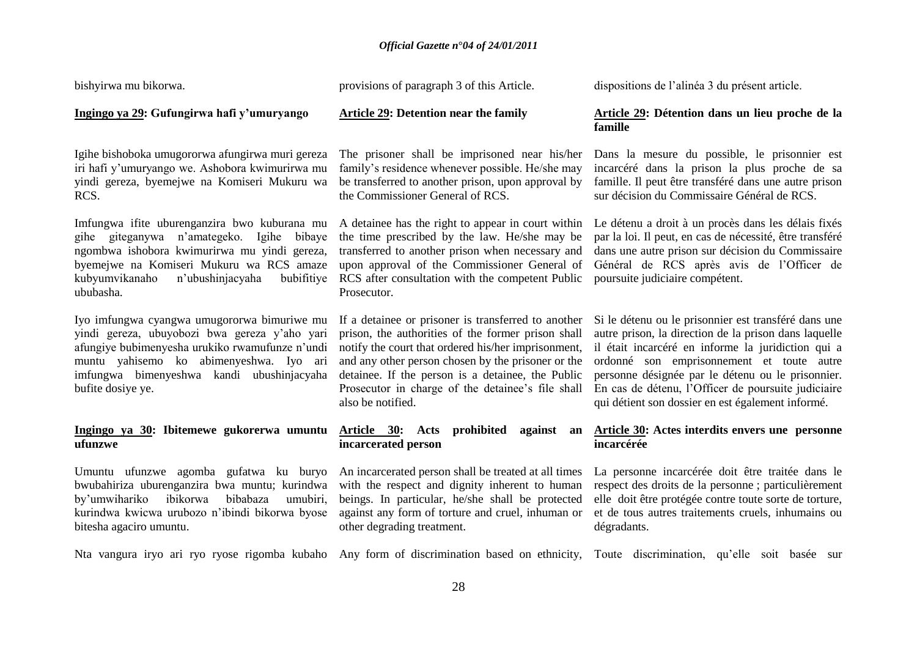bishyirwa mu bikorwa.

provisions of paragraph 3 of this Article.

dispositions de l'alinéa 3 du présent article.

**Ingingo ya 29: Gufungirwa hafi y'umuryango**

Igihe bishoboka umugororwa afungirwa muri gereza iri hafi y'umuryango we. Ashobora kwimurirwa mu yindi gereza, byemejwe na Komiseri Mukuru wa RCS.

Imfungwa ifite uburenganzira bwo kuburana mu gihe giteganywa n'amategeko. Igihe bibaye ngombwa ishobora kwimurirwa mu yindi gereza, byemejwe na Komiseri Mukuru wa RCS amaze kubyumvikanaho n'ubushinjacyaha bubifitiye ububasha.

Iyo imfungwa cyangwa umugororwa bimuriwe mu yindi gereza, ubuyobozi bwa gereza y'aho yari afungiye bubimenyesha urukiko rwamufunze n'undi muntu yahisemo ko abimenyeshwa. Iyo ari imfungwa bimenyeshwa kandi ubushinjacyaha bufite dosiye ye.

**Ingingo ya 30: Ibitemewe gukorerwa umuntu ufunzwe**

Umuntu ufunzwe agomba gufatwa ku buryo bwubahiriza uburenganzira bwa muntu; kurindwa by'umwihariko ibikorwa bibabaza umubiri, kurindwa kwicwa urubozo n'ibindi bikorwa byose bitesha agaciro umuntu.

Nta vangura iryo ari ryo ryose rigomba kubaho

**Article 29: Detention near the family**

The prisoner shall be imprisoned near his/her family's residence whenever possible. He/she may be transferred to another prison, upon approval by the Commissioner General of RCS.

A detainee has the right to appear in court within the time prescribed by the law. He/she may be transferred to another prison when necessary and upon approval of the Commissioner General of RCS after consultation with the competent Public Prosecutor.

If a detainee or prisoner is transferred to another prison, the authorities of the former prison shall notify the court that ordered his/her imprisonment, and any other person chosen by the prisoner or the detainee. If the person is a detainee, the Public Prosecutor in charge of the detainee's file shall also be notified.

**Article 30: Acts prohibited against an incarcerated person**

An incarcerated person shall be treated at all times with the respect and dignity inherent to human beings. In particular, he/she shall be protected against any form of torture and cruel, inhuman or other degrading treatment.

Any form of discrimination based on ethnicity,

**Article 29: Détention dans un lieu proche de la famille**

Dans la mesure du possible, le prisonnier est incarcéré dans la prison la plus proche de sa famille. Il peut être transféré dans une autre prison sur décision du Commissaire Général de RCS.

Le détenu a droit à un procès dans les délais fixés par la loi. Il peut, en cas de nécessité, être transféré dans une autre prison sur décision du Commissaire Général de RCS après avis de l'Officer de poursuite judiciaire compétent.

Si le détenu ou le prisonnier est transféré dans une autre prison, la direction de la prison dans laquelle il était incarcéré en informe la juridiction qui a ordonné son emprisonnement et toute autre personne désignée par le détenu ou le prisonnier. En cas de détenu, l'Officer de poursuite judiciaire qui détient son dossier en est également informé.

**Article 30: Actes interdits envers une personne incarcérée**

La personne incarcérée doit être traitée dans le respect des droits de la personne ; particulièrement elle doit être protégée contre toute sorte de torture, et de tous autres traitements cruels, inhumains ou dégradants.

Toute discrimination, qu'elle soit basée sur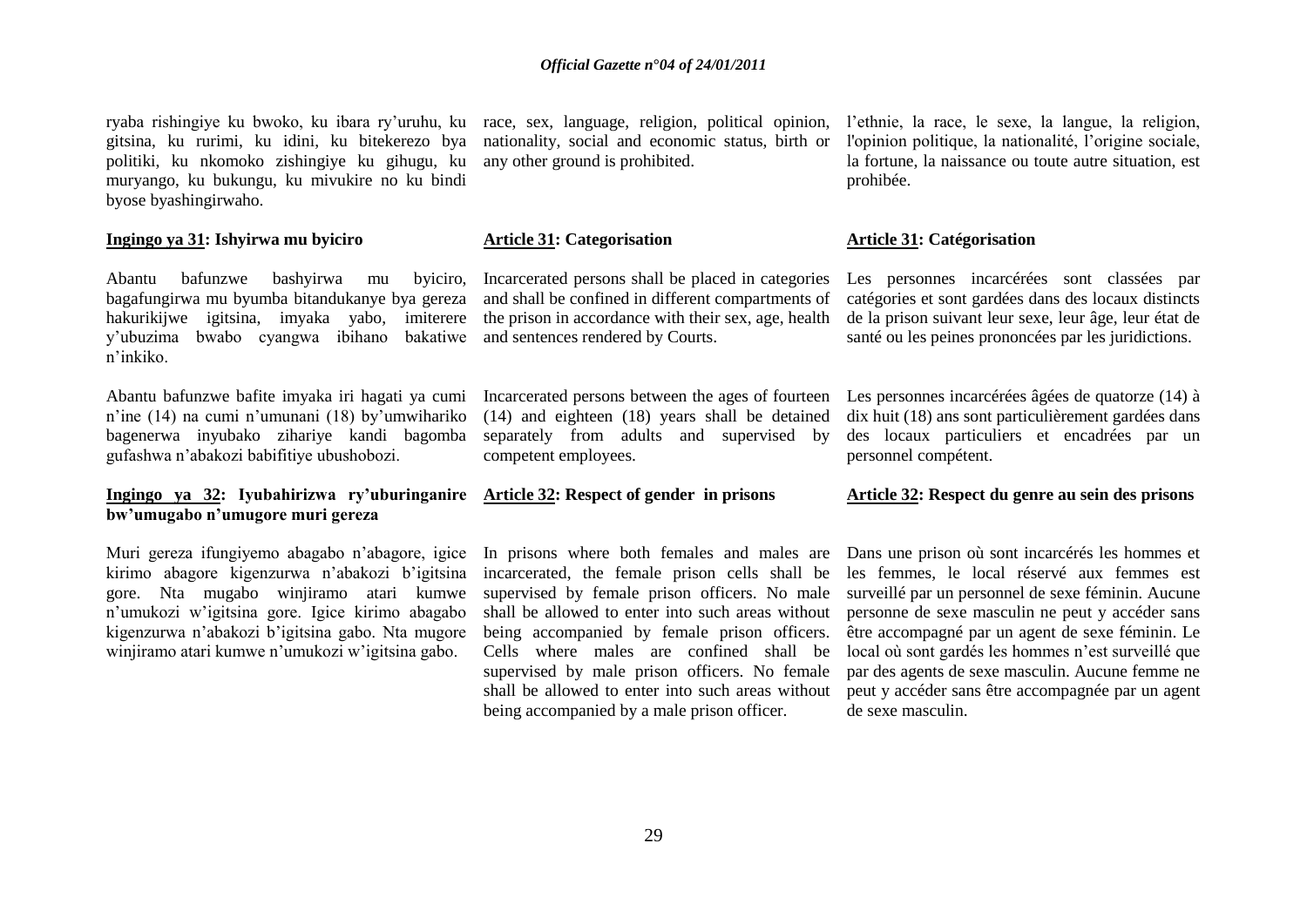ryaba rishingiye ku bwoko, ku ibara ry'uruhu, ku gitsina, ku rurimi, ku idini, ku bitekerezo bya politiki, ku nkomoko zishingiye ku gihugu, ku muryango, ku bukungu, ku mivukire no ku bindi byose byashingirwaho.

**Ingingo ya 31: Ishyirwa mu byiciro**

Abantu bafunzwe bashyirwa mu byiciro, bagafungirwa mu byumba bitandukanye bya gereza hakurikijwe igitsina, imyaka yabo, imiterere y'ubuzima bwabo cyangwa ibihano bakatiwe n'inkiko.

Abantu bafunzwe bafite imyaka iri hagati ya cumi n'ine (14) na cumi n'umunani (18) by'umwihariko bagenerwa inyubako zihariye kandi bagomba gufashwa n'abakozi babifitiye ubushobozi.

**Ingingo ya 32: Iyubahirizwa ry'uburinganire bw'umugabo n'umugore muri gereza**

Muri gereza ifungiyemo abagabo n'abagore, igice kirimo abagore kigenzurwa n'abakozi b'igitsina gore. Nta mugabo winjiramo atari kumwe n'umukozi w'igitsina gore. Igice kirimo abagabo kigenzurwa n'abakozi b'igitsina gabo. Nta mugore winjiramo atari kumwe n'umukozi w'igitsina gabo.

race, sex, language, religion, political opinion, nationality, social and economic status, birth or any other ground is prohibited.

**Article 31: Categorisation**

Incarcerated persons shall be placed in categories and shall be confined in different compartments of the prison in accordance with their sex, age, health and sentences rendered by Courts.

Incarcerated persons between the ages of fourteen (14) and eighteen (18) years shall be detained separately from adults and supervised by competent employees.

**Article 32: Respect of gender in prisons**

In prisons where both females and males are incarcerated, the female prison cells shall be supervised by female prison officers. No male shall be allowed to enter into such areas without being accompanied by female prison officers. Cells where males are confined shall be supervised by male prison officers. No female shall be allowed to enter into such areas without being accompanied by a male prison officer.

l'ethnie, la race, le sexe, la langue, la religion, l'opinion politique, la nationalité, l'origine sociale, la fortune, la naissance ou toute autre situation, est prohibée.

**Article 31: Catégorisation**

Les personnes incarcérées sont classées par catégories et sont gardées dans des locaux distincts de la prison suivant leur sexe, leur âge, leur état de santé ou les peines prononcées par les juridictions.

Les personnes incarcérées âgées de quatorze (14) à dix huit (18) ans sont particulièrement gardées dans des locaux particuliers et encadrées par un personnel compétent.

**Article 32: Respect du genre au sein des prisons**

Dans une prison où sont incarcérés les hommes et les femmes, le local réservé aux femmes est surveillé par un personnel de sexe féminin. Aucune personne de sexe masculin ne peut y accéder sans être accompagné par un agent de sexe féminin. Le local où sont gardés les hommes n'est surveillé que par des agents de sexe masculin. Aucune femme ne peut y accéder sans être accompagnée par un agent de sexe masculin.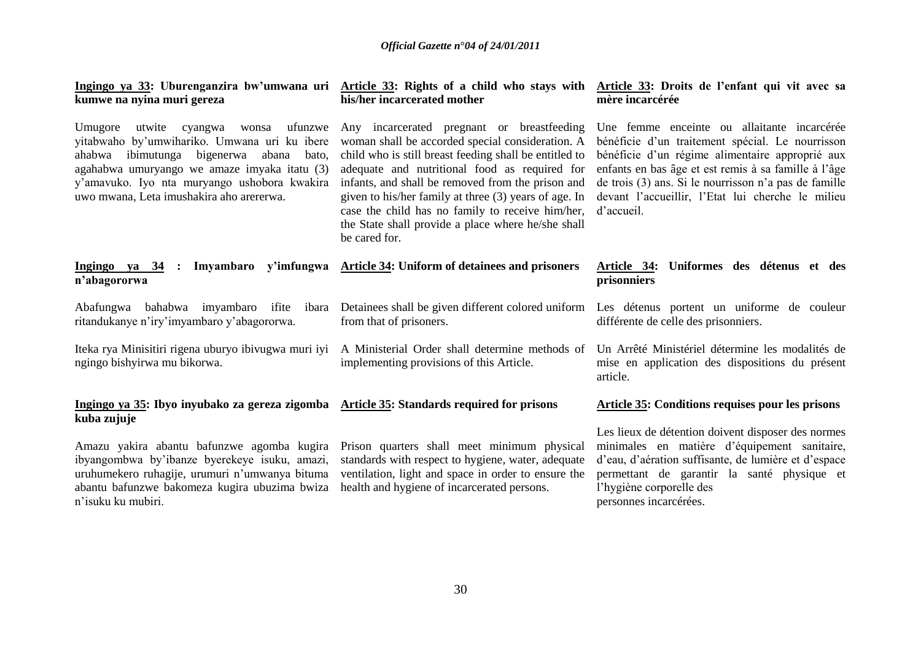**Ingingo ya 33: Uburenganzira bw'umwana uri kumwe na nyina muri gereza**

Umugore utwite cyangwa wonsa ufunzwe yitabwaho by'umwihariko. Umwana uri ku ibere ahabwa ibimutunga bigenerwa abana bato, agahabwa umuryango we amaze imyaka itatu (3) y'amavuko. Iyo nta muryango ushobora kwakira uwo mwana, Leta imushakira aho arererwa.

**Ingingo ya 34 : Imyambaro y'imfungwa n'abagororwa**

Abafungwa bahabwa imyambaro ifite ibara ritandukanye n'iry'imyambaro y'abagororwa.

Iteka rya Minisitiri rigena uburyo ibivugwa muri iyi ngingo bishyirwa mu bikorwa.

**Ingingo ya 35: Ibyo inyubako za gereza zigomba kuba zujuje**

Amazu yakira abantu bafunzwe agomba kugira ibyangombwa by'ibanze byerekeye isuku, amazi, uruhumekero ruhagije, urumuri n'umwanya bituma abantu bafunzwe bakomeza kugira ubuzima bwiza n'isuku ku mubiri.

**Article 33: Rights of a child who stays with his/her incarcerated mother**

Any incarcerated pregnant or breastfeeding woman shall be accorded special consideration. A child who is still breast feeding shall be entitled to adequate and nutritional food as required for infants, and shall be removed from the prison and given to his/her family at three (3) years of age. In case the child has no family to receive him/her, the State shall provide a place where he/she shall be cared for.

**Article 34: Uniform of detainees and prisoners**

Detainees shall be given different colored uniform from that of prisoners.

A Ministerial Order shall determine methods of implementing provisions of this Article.

**Article 35: Standards required for prisons**

Prison quarters shall meet minimum physical standards with respect to hygiene, water, adequate ventilation, light and space in order to ensure the health and hygiene of incarcerated persons.

**Article 33: Droits de l'enfant qui vit avec sa mère incarcérée**

Une femme enceinte ou allaitante incarcérée bénéficie d'un traitement spécial. Le nourrisson bénéficie d'un régime alimentaire approprié aux enfants en bas âge et est remis à sa famille à l'âge de trois (3) ans. Si le nourrisson n'a pas de famille devant l'accueillir, l'Etat lui cherche le milieu d'accueil.

**Article 34: Uniformes des détenus et des prisonniers**

Les détenus portent un uniforme de couleur différente de celle des prisonniers.

Un Arrêté Ministériel détermine les modalités de mise en application des dispositions du présent article.

**Article 35: Conditions requises pour les prisons**

Les lieux de détention doivent disposer des normes minimales en matière d'équipement sanitaire, d'eau, d'aération suffisante, de lumière et d'espace permettant de garantir la santé physique et l'hygiène corporelle des personnes incarcérées.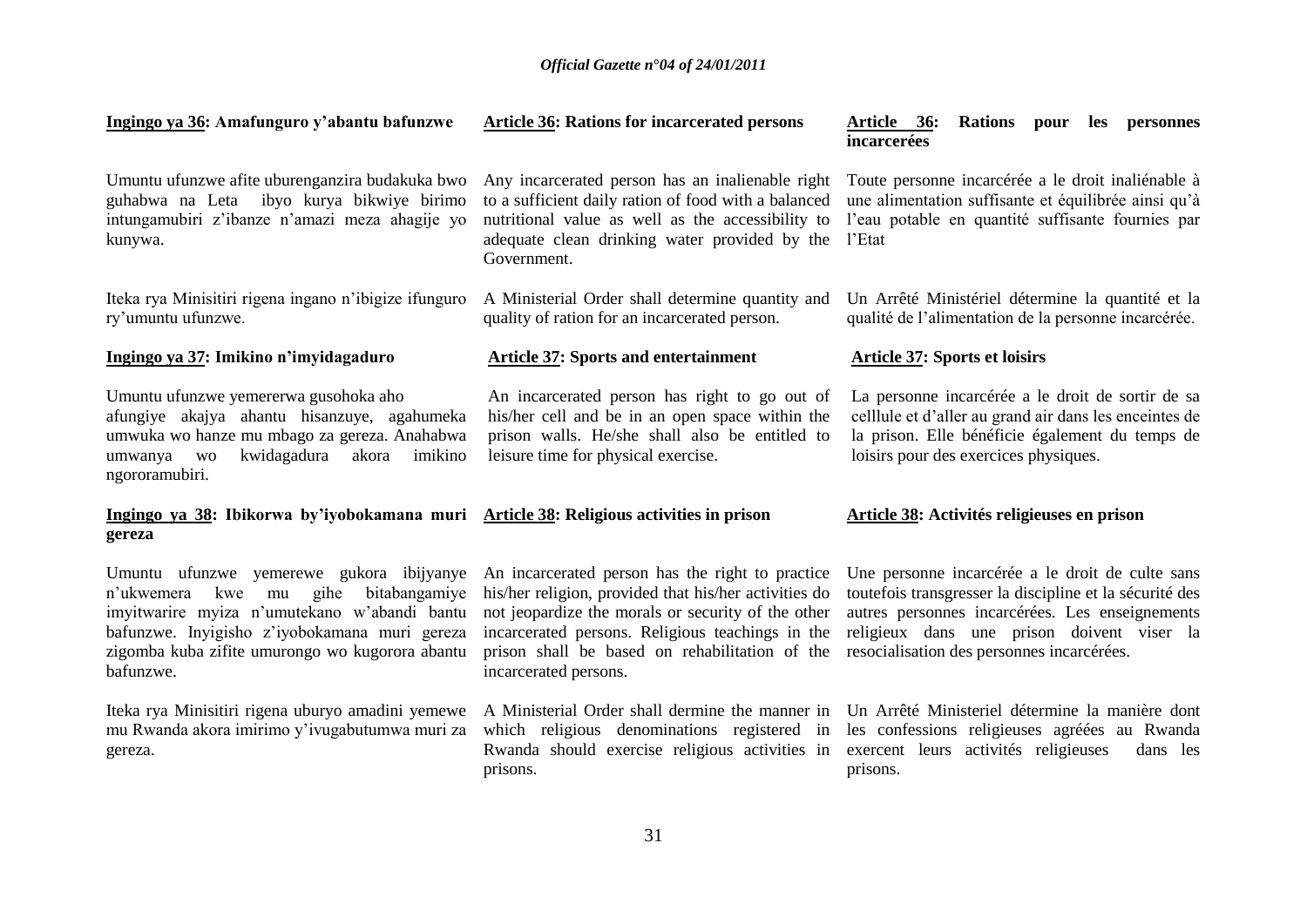**Ingingo ya 36: Amafunguro y'abantu bafunzwe**

Umuntu ufunzwe afite uburenganzira budakuka bwo guhabwa na Leta ibyo kurya bikwiye birimo intungamubiri z'ibanze n'amazi meza ahagije yo kunywa.

Iteka rya Minisitiri rigena ingano n'ibigize ifunguro ry'umuntu ufunzwe.

**Ingingo ya 37: Imikino n'imyidagaduro**

Umuntu ufunzwe yemererwa gusohoka aho afungiye akajya ahantu hisanzuye, agahumeka umwuka wo hanze mu mbago za gereza. Anahabwa umwanya wo kwidagadura akora imikino ngororamubiri.

**Ingingo ya 38: Ibikorwa by'iyobokamana muri gereza**

Umuntu ufunzwe yemerewe gukora ibijyanye n'ukwemera kwe mu gihe bitabangamiye imyitwarire myiza n'umutekano w'abandi bantu bafunzwe. Inyigisho z'iyobokamana muri gereza zigomba kuba zifite umurongo wo kugorora abantu bafunzwe.

Iteka rya Minisitiri rigena uburyo amadini yemewe mu Rwanda akora imirimo y'ivugabutumwa muri za gereza.

**Article 36: Rations for incarcerated persons**

Any incarcerated person has an inalienable right to a sufficient daily ration of food with a balanced nutritional value as well as the accessibility to adequate clean drinking water provided by the Government.

A Ministerial Order shall determine quantity and quality of ration for an incarcerated person.

**Article 37: Sports and entertainment**

An incarcerated person has right to go out of his/her cell and be in an open space within the prison walls. He/she shall also be entitled to leisure time for physical exercise.

**Article 38: Religious activities in prison**

An incarcerated person has the right to practice his/her religion, provided that his/her activities do not jeopardize the morals or security of the other incarcerated persons. Religious teachings in the prison shall be based on rehabilitation of the incarcerated persons.

A Ministerial Order shall dermine the manner in which religious denominations registered in Rwanda should exercise religious activities in prisons.

**Article 36: Rations pour les personnes incarcerées**

Toute personne incarcérée a le droit inaliénable à une alimentation suffisante et équilibrée ainsi qu'à l'eau potable en quantité suffisante fournies par l'Etat

Un Arrêté Ministériel détermine la quantité et la qualité de l'alimentation de la personne incarcérée.

**Article 37: Sports et loisirs**

La personne incarcérée a le droit de sortir de sa celllule et d'aller au grand air dans les enceintes de la prison. Elle bénéficie également du temps de loisirs pour des exercices physiques.

**Article 38: Activités religieuses en prison**

Une personne incarcérée a le droit de culte sans toutefois transgresser la discipline et la sécurité des autres personnes incarcérées. Les enseignements religieux dans une prison doivent viser la resocialisation des personnes incarcérées.

Un Arrêté Ministeriel détermine la manière dont les confessions religieuses agréées au Rwanda exercent leurs activités religieuses dans les prisons.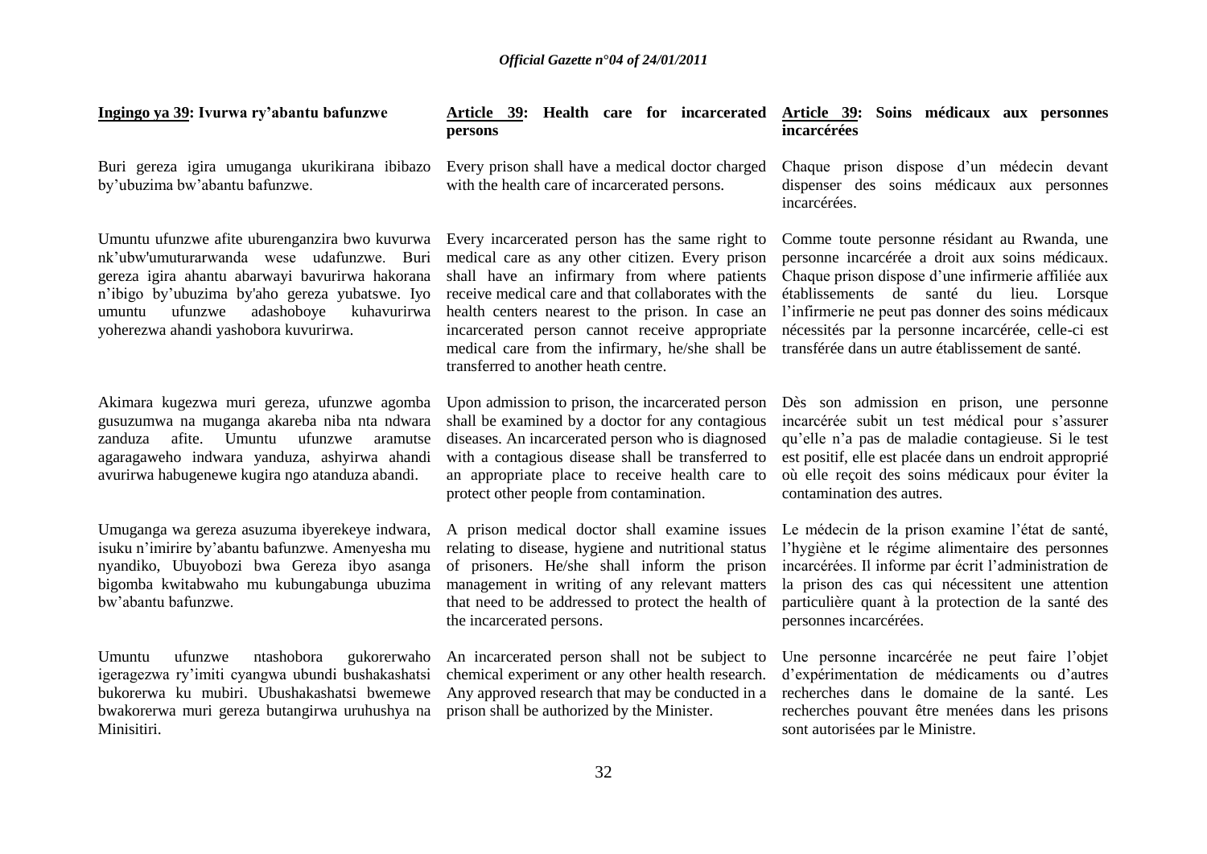**Ingingo ya 39: Ivurwa ry'abantu bafunzwe**

Buri gereza igira umuganga ukurikirana ibibazo by'ubuzima bw'abantu bafunzwe.

Umuntu ufunzwe afite uburenganzira bwo kuvurwa nk'ubw'umuturarwanda wese udafunzwe. Buri gereza igira ahantu abarwayi bavurirwa hakorana n'ibigo by'ubuzima by'aho gereza yubatswe. Iyo umuntu ufunzwe adashoboye kuhavurirwa yoherezwa ahandi yashobora kuvurirwa.

Akimara kugezwa muri gereza, ufunzwe agomba gusuzumwa na muganga akareba niba nta ndwara zanduza afite. Umuntu ufunzwe aramutse agaragaweho indwara yanduza, ashyirwa ahandi avurirwa habugenewe kugira ngo atanduza abandi.

Umuganga wa gereza asuzuma ibyerekeye indwara, isuku n'imirire by'abantu bafunzwe. Amenyesha mu nyandiko, Ubuyobozi bwa Gereza ibyo asanga bigomba kwitabwaho mu kubungabunga ubuzima bw'abantu bafunzwe.

Umuntu ufunzwe ntashobora gukorerwaho igeragezwa ry'imiti cyangwa ubundi bushakashatsi bukorerwa ku mubiri. Ubushakashatsi bwemewe bwakorerwa muri gereza butangirwa uruhushya na Minisitiri.

**Article 39: Health care for incarcerated persons**

Every prison shall have a medical doctor charged with the health care of incarcerated persons.

Every incarcerated person has the same right to medical care as any other citizen. Every prison shall have an infirmary from where patients receive medical care and that collaborates with the health centers nearest to the prison. In case an incarcerated person cannot receive appropriate medical care from the infirmary, he/she shall be transferred to another heath centre.

Upon admission to prison, the incarcerated person shall be examined by a doctor for any contagious diseases. An incarcerated person who is diagnosed with a contagious disease shall be transferred to an appropriate place to receive health care to protect other people from contamination.

A prison medical doctor shall examine issues relating to disease, hygiene and nutritional status of prisoners. He/she shall inform the prison management in writing of any relevant matters that need to be addressed to protect the health of the incarcerated persons.

An incarcerated person shall not be subject to chemical experiment or any other health research. Any approved research that may be conducted in a prison shall be authorized by the Minister.

**Article 39: Soins médicaux aux personnes incarcérées**

Chaque prison dispose d'un médecin devant dispenser des soins médicaux aux personnes incarcérées.

Comme toute personne résidant au Rwanda, une personne incarcérée a droit aux soins médicaux. Chaque prison dispose d'une infirmerie affiliée aux établissements de santé du lieu. Lorsque l'infirmerie ne peut pas donner des soins médicaux nécessités par la personne incarcérée, celle-ci est transférée dans un autre établissement de santé.

Dès son admission en prison, une personne incarcérée subit un test médical pour s'assurer qu'elle n'a pas de maladie contagieuse. Si le test est positif, elle est placée dans un endroit approprié où elle reçoit des soins médicaux pour éviter la contamination des autres.

Le médecin de la prison examine l'état de santé, l'hygiène et le régime alimentaire des personnes incarcérées. Il informe par écrit l'administration de la prison des cas qui nécessitent une attention particulière quant à la protection de la santé des personnes incarcérées.

Une personne incarcérée ne peut faire l'objet d'expérimentation de médicaments ou d'autres recherches dans le domaine de la santé. Les recherches pouvant être menées dans les prisons sont autorisées par le Ministre.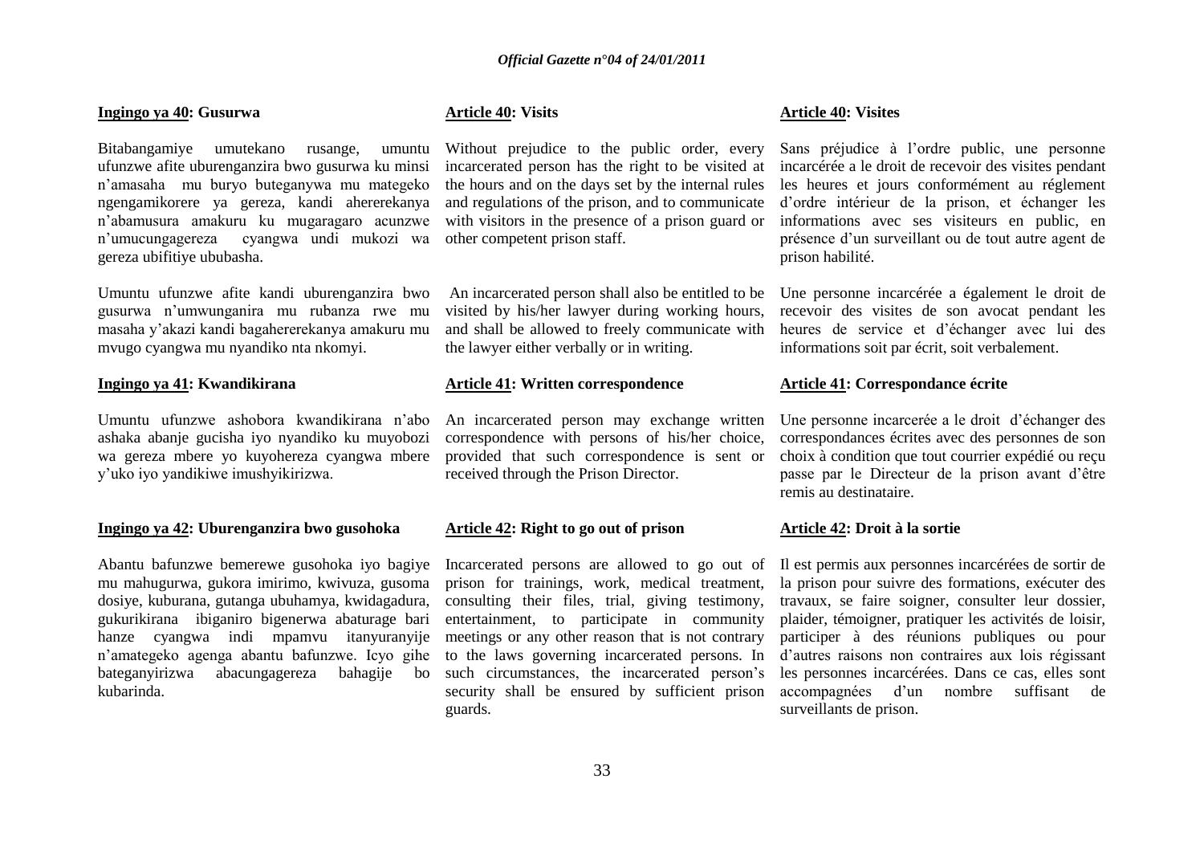**Ingingo ya 40: Gusurwa**

Bitabangamiye umutekano rusange, umuntu ufunzwe afite uburenganzira bwo gusurwa ku minsi n'amasaha mu buryo buteganywa mu mategeko ngengamikorere ya gereza, kandi ahererekanya n'abamusura amakuru ku mugaragaro acunzwe n'umucungagereza cyangwa undi mukozi wa gereza ubifitiye ububasha.

Umuntu ufunzwe afite kandi uburenganzira bwo gusurwa n'umwunganira mu rubanza rwe mu masaha y'akazi kandi bagahererekanya amakuru mu mvugo cyangwa mu nyandiko nta nkomyi.

**Ingingo ya 41: Kwandikirana**

Umuntu ufunzwe ashobora kwandikirana n'abo ashaka abanje gucisha iyo nyandiko ku muyobozi wa gereza mbere yo kuyohereza cyangwa mbere y'uko iyo yandikiwe imushyikirizwa.

**Ingingo ya 42: Uburenganzira bwo gusohoka**

Abantu bafunzwe bemerewe gusohoka iyo bagiye mu mahugurwa, gukora imirimo, kwivuza, gusoma dosiye, kuburana, gutanga ubuhamya, kwidagadura, gukurikirana ibiganiro bigenerwa abaturage bari hanze cyangwa indi mpamvu itanyuranyije n'amategeko agenga abantu bafunzwe. Icyo gihe bateganyirizwa abacungagereza bahagije bo kubarinda.

**Article 40: Visits**

Without prejudice to the public order, every incarcerated person has the right to be visited at the hours and on the days set by the internal rules and regulations of the prison, and to communicate with visitors in the presence of a prison guard or other competent prison staff.

An incarcerated person shall also be entitled to be visited by his/her lawyer during working hours, and shall be allowed to freely communicate with the lawyer either verbally or in writing.

**Article 41: Written correspondence**

An incarcerated person may exchange written correspondence with persons of his/her choice, provided that such correspondence is sent or received through the Prison Director.

**Article 42: Right to go out of prison**

Incarcerated persons are allowed to go out of prison for trainings, work, medical treatment, consulting their files, trial, giving testimony, entertainment, to participate in community meetings or any other reason that is not contrary to the laws governing incarcerated persons. In such circumstances, the incarcerated person's security shall be ensured by sufficient prison guards.

**Article 40: Visites**

Sans préjudice à l'ordre public, une personne incarcérée a le droit de recevoir des visites pendant les heures et jours conformément au réglement d'ordre intérieur de la prison, et échanger les informations avec ses visiteurs en public, en présence d'un surveillant ou de tout autre agent de prison habilité.

Une personne incarcérée a également le droit de recevoir des visites de son avocat pendant les heures de service et d'échanger avec lui des informations soit par écrit, soit verbalement.

**Article 41: Correspondance écrite**

Une personne incarcerée a le droit d'échanger des correspondances écrites avec des personnes de son choix à condition que tout courrier expédié ou reçu passe par le Directeur de la prison avant d'être remis au destinataire.

**Article 42: Droit à la sortie**

Il est permis aux personnes incarcérées de sortir de la prison pour suivre des formations, exécuter des travaux, se faire soigner, consulter leur dossier, plaider, témoigner, pratiquer les activités de loisir, participer à des réunions publiques ou pour d'autres raisons non contraires aux lois régissant les personnes incarcérées. Dans ce cas, elles sont accompagnées d'un nombre suffisant de surveillants de prison.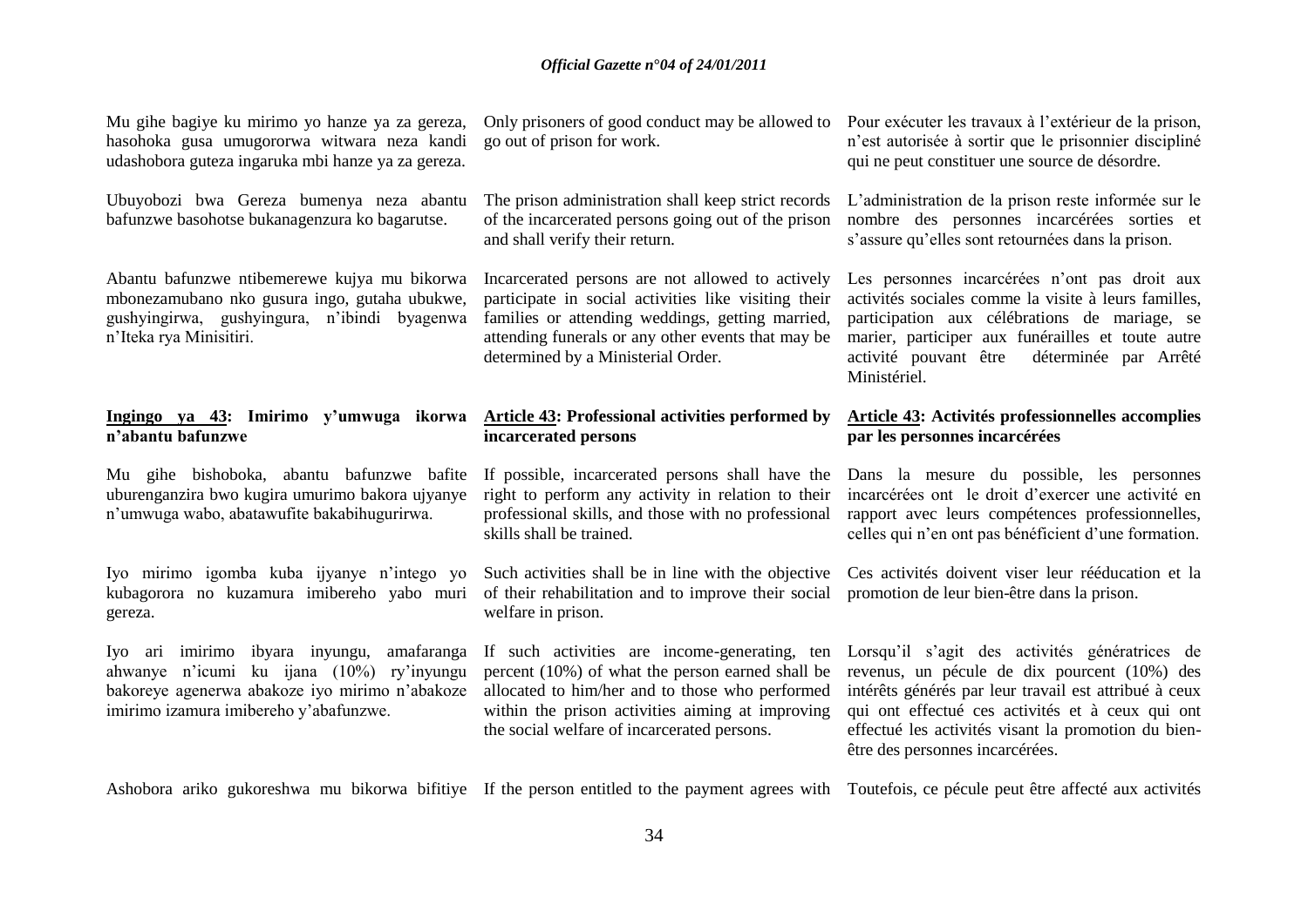Mu gihe bagiye ku mirimo yo hanze ya za gereza, hasohoka gusa umugororwa witwara neza kandi udashobora guteza ingaruka mbi hanze ya za gereza.

Ubuyobozi bwa Gereza bumenya neza abantu bafunzwe basohotse bukanagenzura ko bagarutse.

Abantu bafunzwe ntibemerewe kujya mu bikorwa mbonezamubano nko gusura ingo, gutaha ubukwe, gushyingirwa, gushyingura, n'ibindi byagenwa n'Iteka rya Minisitiri.

**Ingingo ya 43: Imirimo y'umwuga ikorwa n'abantu bafunzwe**

Mu gihe bishoboka, abantu bafunzwe bafite uburenganzira bwo kugira umurimo bakora ujyanye n'umwuga wabo, abatawufite bakabihugurirwa.

Iyo mirimo igomba kuba ijyanye n'intego yo kubagorora no kuzamura imibereho yabo muri gereza.

Iyo ari imirimo ibyara inyungu, amafaranga ahwanye n'icumi ku ijana (10%) ry'inyungu bakoreye agenerwa abakoze iyo mirimo n'abakoze imirimo izamura imibereho y'abafunzwe.

Ashobora ariko gukoreshwa mu bikorwa bifitiye

Only prisoners of good conduct may be allowed to go out of prison for work.

The prison administration shall keep strict records of the incarcerated persons going out of the prison and shall verify their return.

Incarcerated persons are not allowed to actively participate in social activities like visiting their families or attending weddings, getting married, attending funerals or any other events that may be determined by a Ministerial Order.

**Article 43: Professional activities performed by incarcerated persons**

If possible, incarcerated persons shall have the right to perform any activity in relation to their professional skills, and those with no professional skills shall be trained.

Such activities shall be in line with the objective of their rehabilitation and to improve their social welfare in prison.

If such activities are income-generating, ten percent (10%) of what the person earned shall be allocated to him/her and to those who performed within the prison activities aiming at improving the social welfare of incarcerated persons.

If the person entitled to the payment agrees with

Pour exécuter les travaux à l'extérieur de la prison, n'est autorisée à sortir que le prisonnier discipliné qui ne peut constituer une source de désordre.

L'administration de la prison reste informée sur le nombre des personnes incarcérées sorties et s'assure qu'elles sont retournées dans la prison.

Les personnes incarcérées n'ont pas droit aux activités sociales comme la visite à leurs familles, participation aux célébrations de mariage, se marier, participer aux funérailles et toute autre activité pouvant être déterminée par Arrêté Ministériel.

**Article 43: Activités professionnelles accomplies par les personnes incarcérées**

Dans la mesure du possible, les personnes incarcérées ont le droit d'exercer une activité en rapport avec leurs compétences professionnelles, celles qui n'en ont pas bénéficient d'une formation.

Ces activités doivent viser leur rééducation et la promotion de leur bien-être dans la prison.

Lorsqu'il s'agit des activités génératrices de revenus, un pécule de dix pourcent (10%) des intérêts générés par leur travail est attribué à ceux qui ont effectué ces activités et à ceux qui ont effectué les activités visant la promotion du bien-être des personnes incarcérées.

Toutefois, ce pécule peut être affecté aux activités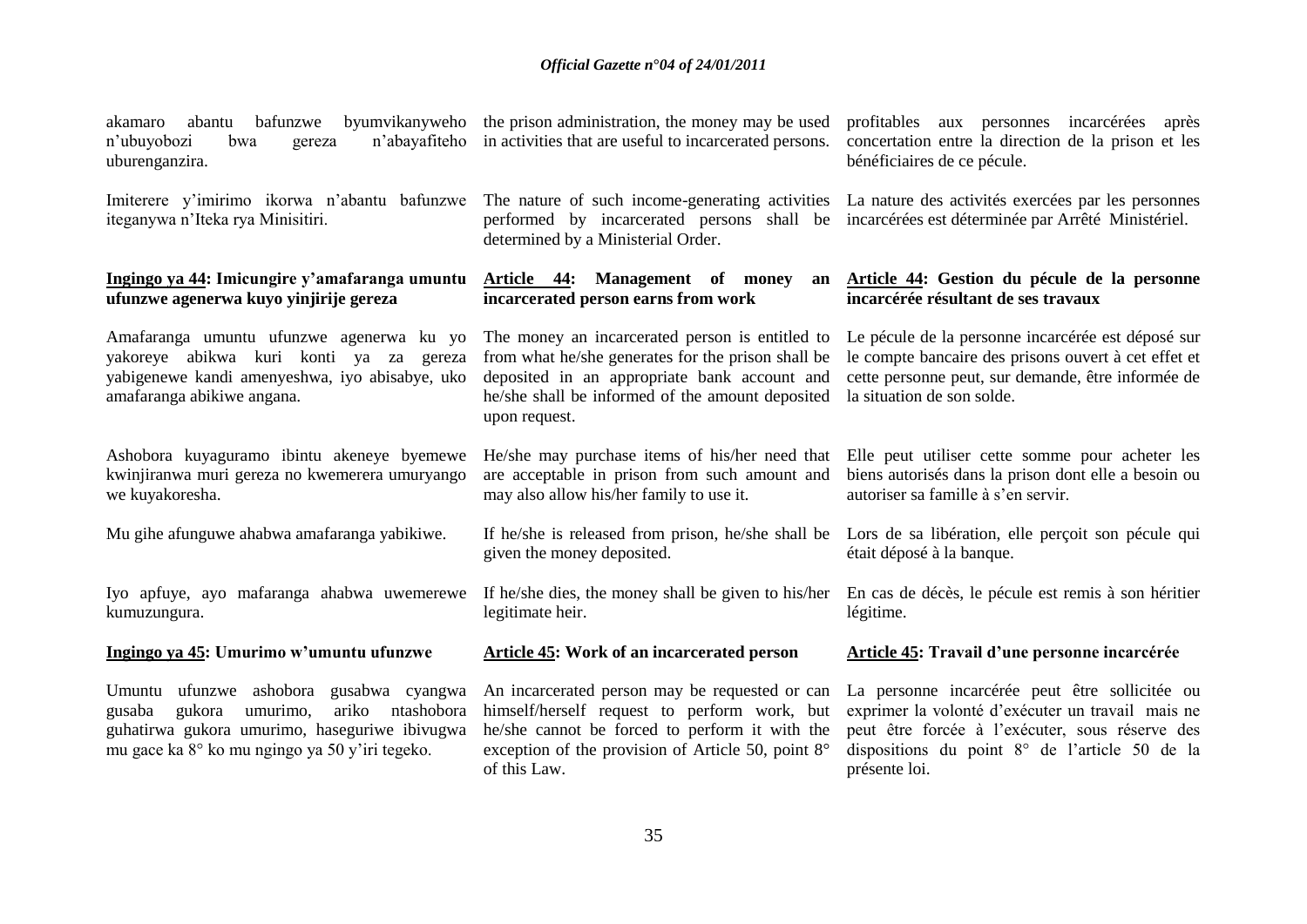akamaro abantu bafunzwe byumvikanyweho n'ubuyobozi bwa gereza n'abayafiteho uburenganzira.

Imiterere y'imirimo ikorwa n'abantu bafunzwe iteganywa n'Iteka rya Minisitiri.

**Ingingo ya 44: Imicungire y'amafaranga umuntu ufunzwe agenerwa kuyo yinjirije gereza**

Amafaranga umuntu ufunzwe agenerwa ku yo yakoreye abikwa kuri konti ya za gereza yabigenewe kandi amenyeshwa, iyo abisabye, uko amafaranga abikiwe angana.

Ashobora kuyaguramo ibintu akeneye byemewe kwinjiranwa muri gereza no kwemerera umuryango we kuyakoresha.

Mu gihe afunguwe ahabwa amafaranga yabikiwe.

Iyo apfuye, ayo mafaranga ahabwa uwemerewe kumuzungura.

**Ingingo ya 45: Umurimo w'umuntu ufunzwe**

Umuntu ufunzwe ashobora gusabwa cyangwa gusaba gukora umurimo, ariko ntashobora guhatirwa gukora umurimo, haseguriwe ibivugwa mu gace ka 8° ko mu ngingo ya 50 y'iri tegeko.

the prison administration, the money may be used in activities that are useful to incarcerated persons.

The nature of such income-generating activities performed by incarcerated persons shall be determined by a Ministerial Order.

**Article 44: Management of money an incarcerated person earns from work**

The money an incarcerated person is entitled to from what he/she generates for the prison shall be deposited in an appropriate bank account and he/she shall be informed of the amount deposited upon request.

He/she may purchase items of his/her need that are acceptable in prison from such amount and may also allow his/her family to use it.

If he/she is released from prison, he/she shall be given the money deposited.

If he/she dies, the money shall be given to his/her legitimate heir.

**Article 45: Work of an incarcerated person**

An incarcerated person may be requested or can himself/herself request to perform work, but he/she cannot be forced to perform it with the exception of the provision of Article 50, point 8° of this Law.

profitables aux personnes incarcérées après concertation entre la direction de la prison et les bénéficiaires de ce pécule.

La nature des activités exercées par les personnes incarcérées est déterminée par Arrêté Ministériel.

**Article 44: Gestion du pécule de la personne incarcérée résultant de ses travaux**

Le pécule de la personne incarcérée est déposé sur le compte bancaire des prisons ouvert à cet effet et cette personne peut, sur demande, être informée de la situation de son solde.

Elle peut utiliser cette somme pour acheter les biens autorisés dans la prison dont elle a besoin ou autoriser sa famille à s'en servir.

Lors de sa libération, elle perçoit son pécule qui était déposé à la banque.

En cas de décès, le pécule est remis à son héritier légitime.

**Article 45: Travail d'une personne incarcérée**

La personne incarcérée peut être sollicitée ou exprimer la volonté d'exécuter un travail mais ne peut être forcée à l'exécuter, sous réserve des dispositions du point 8° de l'article 50 de la présente loi.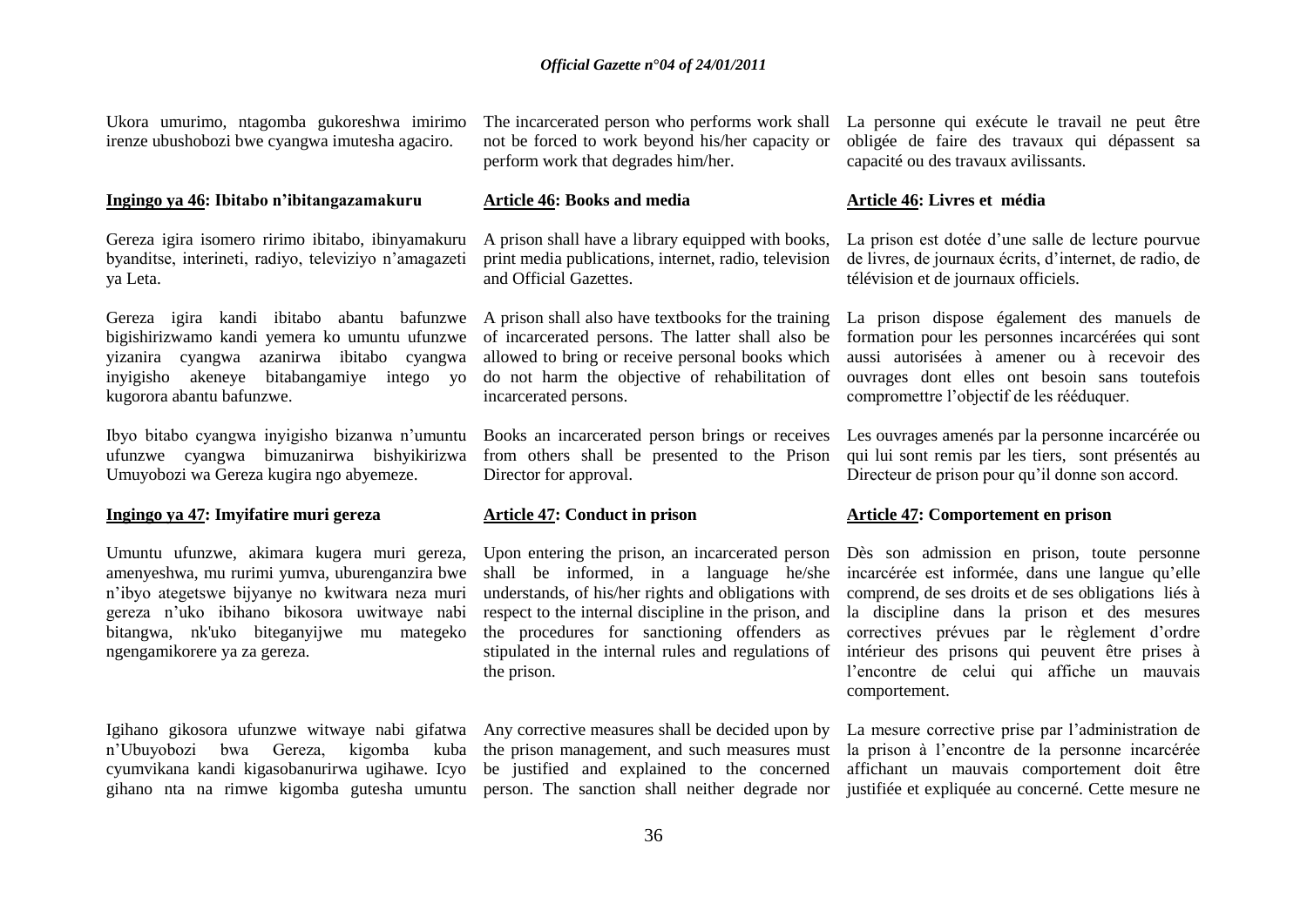Ukora umurimo, ntagomba gukoreshwa imirimo irenze ubushobozi bwe cyangwa imutesha agaciro.

**Ingingo ya 46: Ibitabo n'ibitangazamakuru**

Gereza igira isomero ririmo ibitabo, ibinyamakuru byanditse, interineti, radiyo, televiziyo n'amagazeti ya Leta.

Gereza igira kandi ibitabo abantu bafunzwe bigishirizwamo kandi yemera ko umuntu ufunzwe yizanira cyangwa azanirwa ibitabo cyangwa inyigisho akeneye bitabangamiye intego yo kugorora abantu bafunzwe.

Ibyo bitabo cyangwa inyigisho bizanwa n'umuntu ufunzwe cyangwa bimuzanirwa bishyikirizwa Umuyobozi wa Gereza kugira ngo abyemeze.

**Ingingo ya 47: Imyifatire muri gereza**

Umuntu ufunzwe, akimara kugera muri gereza, amenyeshwa, mu rurimi yumva, uburenganzira bwe n'ibyo ategetswe bijyanye no kwitwara neza muri gereza n'uko ibihano bikosora uwitwaye nabi bitangwa, nk'uko biteganyijwe mu mategeko ngengamikorere ya za gereza.

Igihano gikosora ufunzwe witwaye nabi gifatwa n'Ubuyobozi bwa Gereza, kigomba kuba cyumvikana kandi kigasobanurirwa ugihawe. Icyo gihano nta na rimwe kigomba gutesha umuntu

The incarcerated person who performs work shall not be forced to work beyond his/her capacity or perform work that degrades him/her.

**Article 46: Books and media**

A prison shall have a library equipped with books, print media publications, internet, radio, television and Official Gazettes.

A prison shall also have textbooks for the training of incarcerated persons. The latter shall also be allowed to bring or receive personal books which do not harm the objective of rehabilitation of incarcerated persons.

Books an incarcerated person brings or receives from others shall be presented to the Prison Director for approval.

**Article 47: Conduct in prison**

Upon entering the prison, an incarcerated person shall be informed, in a language he/she understands, of his/her rights and obligations with respect to the internal discipline in the prison, and the procedures for sanctioning offenders as stipulated in the internal rules and regulations of the prison.

Any corrective measures shall be decided upon by the prison management, and such measures must be justified and explained to the concerned person. The sanction shall neither degrade nor

La personne qui exécute le travail ne peut être obligée de faire des travaux qui dépassent sa capacité ou des travaux avilissants.

**Article 46: Livres et média**

La prison est dotée d'une salle de lecture pourvue de livres, de journaux écrits, d'internet, de radio, de télévision et de journaux officiels.

La prison dispose également des manuels de formation pour les personnes incarcérées qui sont aussi autorisées à amener ou à recevoir des ouvrages dont elles ont besoin sans toutefois compromettre l'objectif de les rééduquer.

Les ouvrages amenés par la personne incarcérée ou qui lui sont remis par les tiers, sont présentés au Directeur de prison pour qu'il donne son accord.

**Article 47: Comportement en prison**

Dès son admission en prison, toute personne incarcérée est informée, dans une langue qu'elle comprend, de ses droits et de ses obligations liés à la discipline dans la prison et des mesures correctives prévues par le règlement d'ordre intérieur des prisons qui peuvent être prises à l'encontre de celui qui affiche un mauvais comportement.

La mesure corrective prise par l'administration de la prison à l'encontre de la personne incarcérée affichant un mauvais comportement doit être justifiée et expliquée au concerné. Cette mesure ne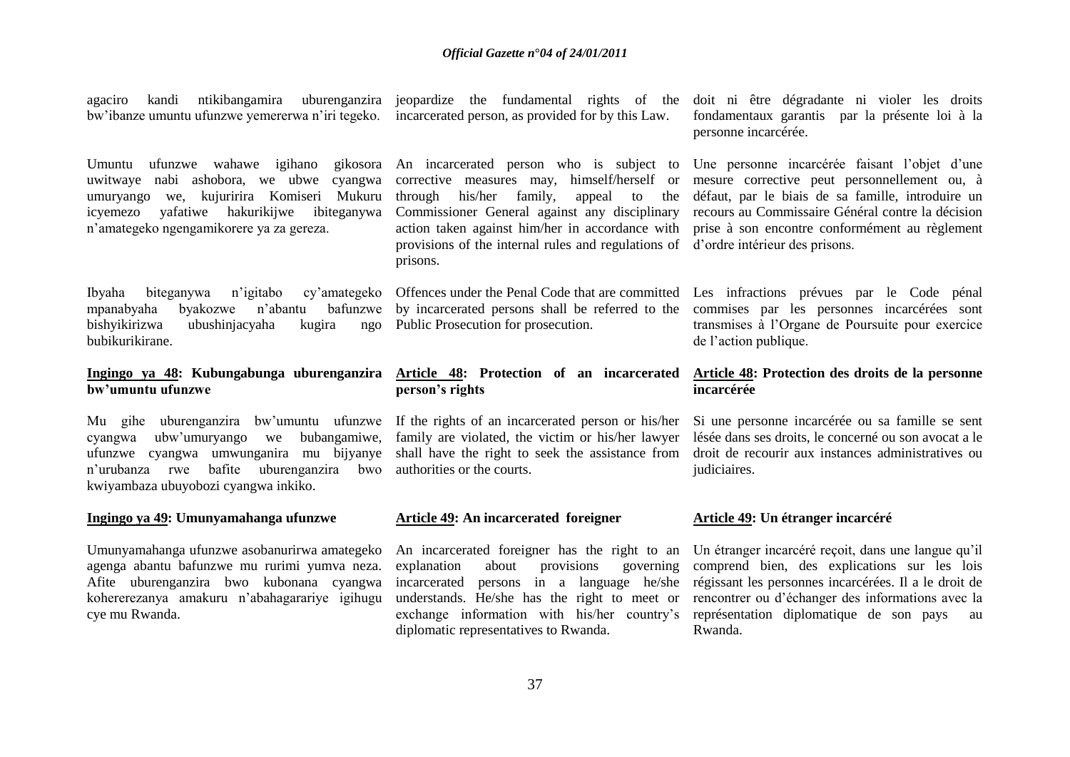agaciro kandi ntikibangamira uburenganzira bw'ibanze umuntu ufunzwe yemererwa n'iri tegeko.

Umuntu ufunzwe wahawe igihano gikosora uwitwaye nabi ashobora, we ubwe cyangwa umuryango we, kujuririra Komiseri Mukuru icyemezo yafatiwe hakurikijwe ibiteganywa n'amategeko ngengamikorere ya za gereza.

Ibyaha biteganywa n'igitabo cy'amategeko mpanabyaha byakozwe n'abantu bafunzwe bishyikirizwa ubushinjacyaha kugira ngo bubikurikirane.

**Ingingo ya 48: Kubungabunga uburenganzira bw'umuntu ufunzwe**

Mu gihe uburenganzira bw'umuntu ufunzwe cyangwa ubw'umuryango we bubangamiwe, ufunzwe cyangwa umwunganira mu bijyanye n'urubanza rwe bafite uburenganzira bwo kwiyambaza ubuyobozi cyangwa inkiko.

**Ingingo ya 49: Umunyamahanga ufunzwe**

Umunyamahanga ufunzwe asobanurirwa amategeko agenga abantu bafunzwe mu rurimi yumva neza. Afite uburenganzira bwo kubonana cyangwa kohererezanya amakuru n'abahagarariye igihugu cye mu Rwanda.

jeopardize the fundamental rights of the incarcerated person, as provided for by this Law.

An incarcerated person who is subject to corrective measures may, himself/herself or through his/her family, appeal to the Commissioner General against any disciplinary action taken against him/her in accordance with provisions of the internal rules and regulations of prisons.

Offences under the Penal Code that are committed by incarcerated persons shall be referred to the Public Prosecution for prosecution.

**Article 48: Protection of an incarcerated person's rights**

If the rights of an incarcerated person or his/her family are violated, the victim or his/her lawyer shall have the right to seek the assistance from authorities or the courts.

**Article 49: An incarcerated foreigner**

An incarcerated foreigner has the right to an explanation about provisions governing incarcerated persons in a language he/she understands. He/she has the right to meet or exchange information with his/her country's diplomatic representatives to Rwanda.

doit ni être dégradante ni violer les droits fondamentaux garantis par la présente loi à la personne incarcérée.

Une personne incarcérée faisant l'objet d'une mesure corrective peut personnellement ou, à défaut, par le biais de sa famille, introduire un recours au Commissaire Général contre la décision prise à son encontre conformément au règlement d'ordre intérieur des prisons.

Les infractions prévues par le Code pénal commises par les personnes incarcérées sont transmises à l'Organe de Poursuite pour exercice de l'action publique.

**Article 48: Protection des droits de la personne incarcérée**

Si une personne incarcérée ou sa famille se sent lésée dans ses droits, le concerné ou son avocat a le droit de recourir aux instances administratives ou judiciaires.

**Article 49: Un étranger incarcéré**

Un étranger incarcéré reçoit, dans une langue qu'il comprend bien, des explications sur les lois régissant les personnes incarcérées. Il a le droit de rencontrer ou d'échanger des informations avec la représentation diplomatique de son pays au Rwanda.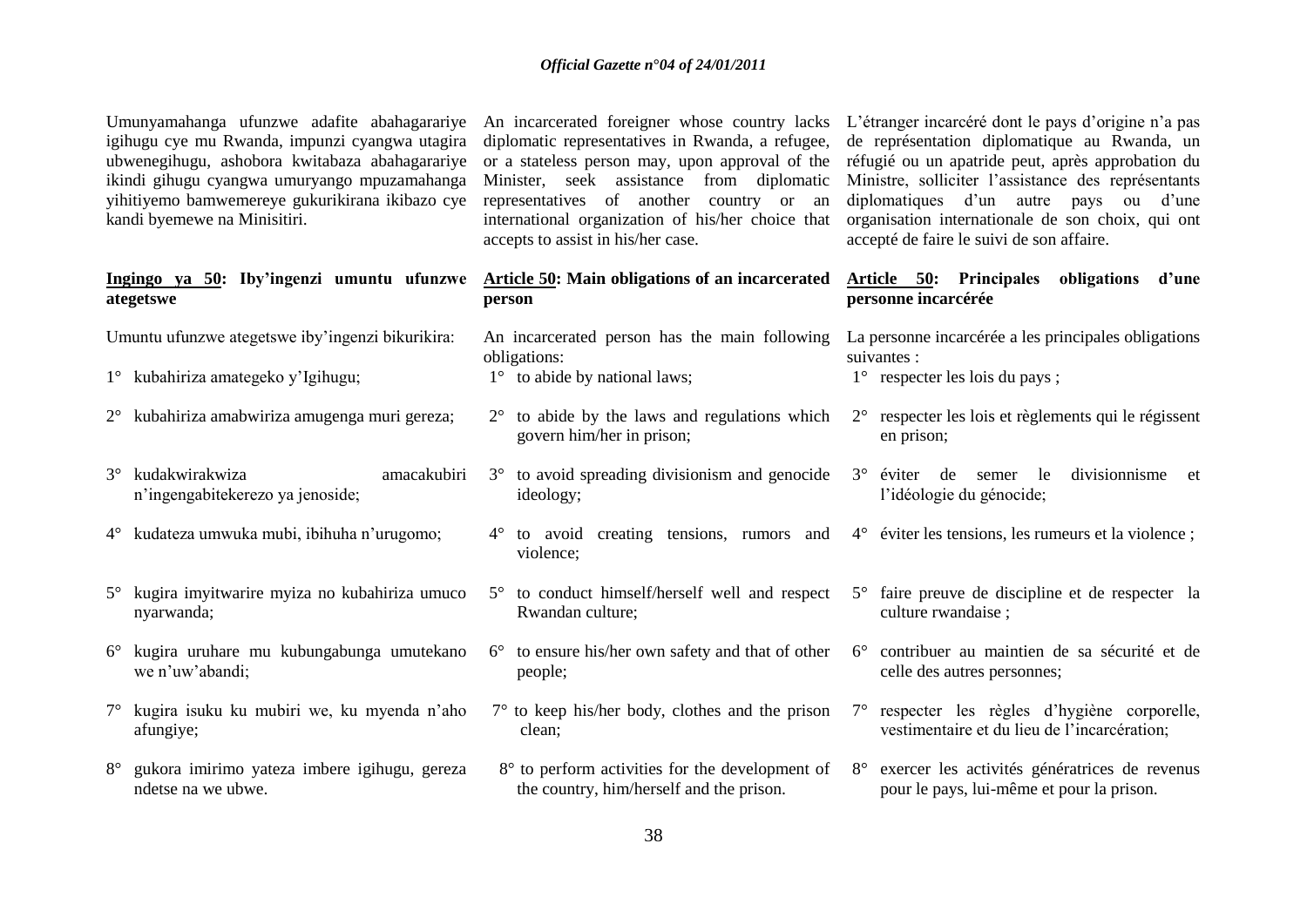Umunyamahanga ufunzwe adafite abahagarariye igihugu cye mu Rwanda, impunzi cyangwa utagira ubwenegihugu, ashobora kwitabaza abahagarariye ikindi gihugu cyangwa umuryango mpuzamahanga yihitiyemo bamwemereye gukurikirana ikibazo cye kandi byemewe na Minisitiri.

**<u>Ingingo ya 50</u>: Iby'ingenzi umuntu ufunzwe ategetswe**

Umuntu ufunzwe ategetswe iby'ingenzi bikurikira:

1° kubahiriza amategeko y'Igihugu;

2° kubahiriza amabwiriza amugenga muri gereza;

3° kudakwirakwiza amacakubiri n'ingengabitekerezo ya jenoside;

4° kudateza umwuka mubi, ibihuha n'urugomo;

5° kugira imyitwarire myiza no kubahiriza umuco nyarwanda;

6° kugira uruhare mu kubungabunga umutekano we n'uw'abandi;

7° kugira isuku ku mubiri we, ku myenda n'aho afungiye;

8° gukora imirimo yateza imbere igihugu, gereza ndetse na we ubwe.

An incarcerated foreigner whose country lacks diplomatic representatives in Rwanda, a refugee, or a stateless person may, upon approval of the Minister, seek assistance from diplomatic representatives of another country or an international organization of his/her choice that accepts to assist in his/her case.

**<u>Article 50</u>: Main obligations of an incarcerated person**

An incarcerated person has the main following obligations:

1° to abide by national laws;

2° to abide by the laws and regulations which govern him/her in prison;

3° to avoid spreading divisionism and genocide ideology;

4° to avoid creating tensions, rumors and violence;

5° to conduct himself/herself well and respect Rwandan culture;

6° to ensure his/her own safety and that of other people;

7° to keep his/her body, clothes and the prison clean;

8° to perform activities for the development of the country, him/herself and the prison.

L'étranger incarcéré dont le pays d'origine n'a pas de représentation diplomatique au Rwanda, un réfugié ou un apatride peut, après approbation du Ministre, solliciter l'assistance des représentants diplomatiques d'un autre pays ou d'une organisation internationale de son choix, qui ont accepté de faire le suivi de son affaire.

**<u>Article 50</u>: Principales obligations d'une personne incarcérée**

La personne incarcérée a les principales obligations suivantes :

1° respecter les lois du pays ;

2° respecter les lois et règlements qui le régissent en prison;

3° éviter de semer le divisionnisme et l'idéologie du génocide;

4° éviter les tensions, les rumeurs et la violence ;

5° faire preuve de discipline et de respecter la culture rwandaise ;

6° contribuer au maintien de sa sécurité et de celle des autres personnes;

7° respecter les règles d'hygiène corporelle, vestimentaire et du lieu de l'incarcération;

8° exercer les activités génératrices de revenus pour le pays, lui-même et pour la prison.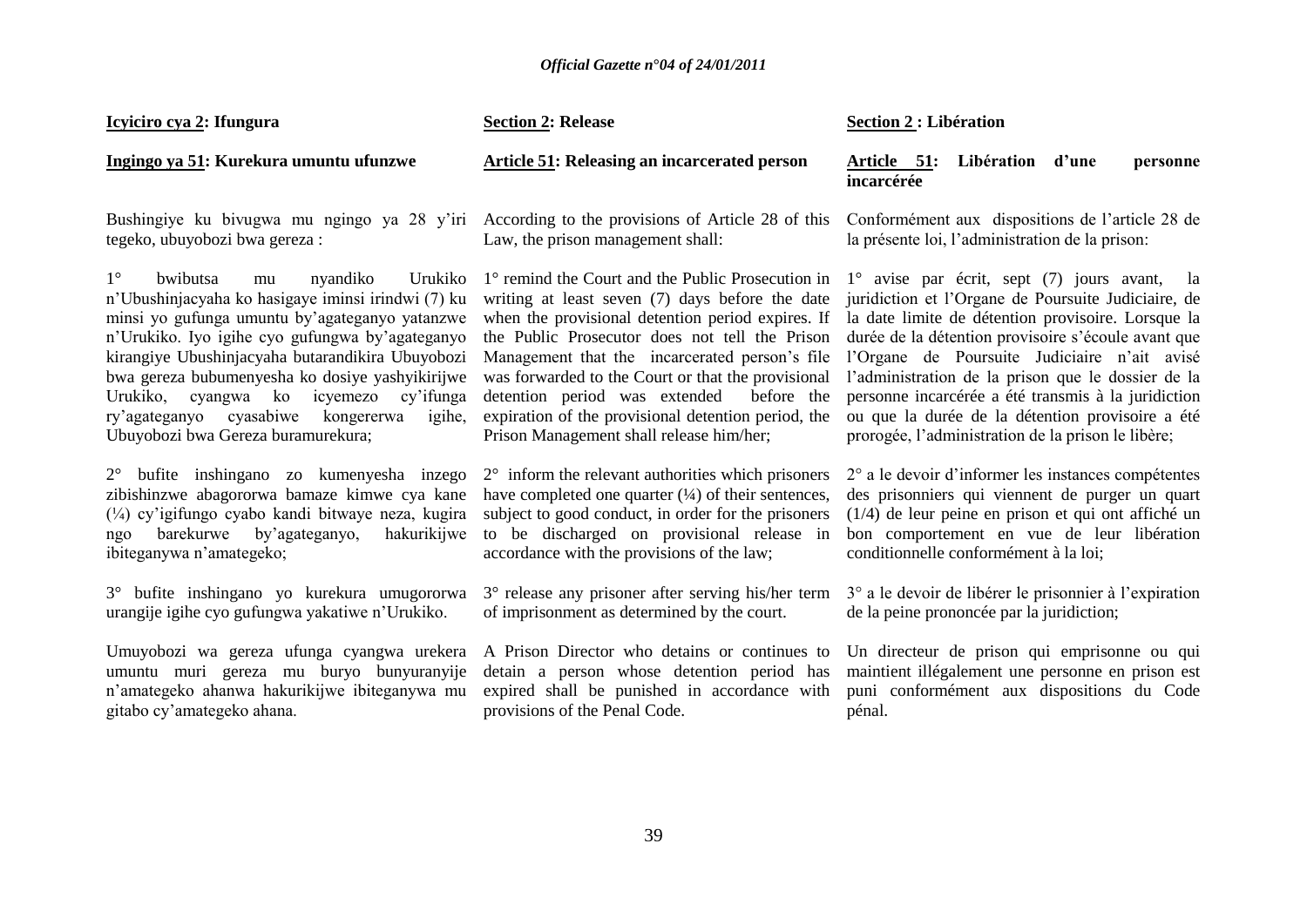**Icyiciro cya 2: Ifungura**

**Ingingo ya 51: Kurekura umuntu ufunzwe**

Bushingiye ku bivugwa mu ngingo ya 28 y'iri tegeko, ubuyobozi bwa gereza :

1° bwibutsa mu nyandiko Urukiko n'Ubushinjacyaha ko hasigaye iminsi irindwi (7) ku minsi yo gufunga umuntu by'agateganyo yatanzwe n'Urukiko. Iyo igihe cyo gufungwa by'agateganyo kirangiye Ubushinjacyaha butarandikira Ubuyobozi bwa gereza bubumenyesha ko dosiye yashyikirijwe Urukiko, cyangwa ko icyemezo cy'ifunga ry'agateganyo cyasabiwe kongererwa igihe, Ubuyobozi bwa Gereza buramurekura;

2° bufite inshingano zo kumenyesha inzego zibishinzwe abagororwa bamaze kimwe cya kane (¼) cy'igifungo cyabo kandi bitwaye neza, kugira ngo barekurwe by'agateganyo, hakurikijwe ibiteganywa n'amategeko;

3° bufite inshingano yo kurekura umugororwa urangije igihe cyo gufungwa yakatiwe n'Urukiko.

Umuyobozi wa gereza ufunga cyangwa urekera umuntu muri gereza mu buryo bunyuranyije n'amategeko ahanwa hakurikijwe ibiteganywa mu gitabo cy'amategeko ahana.

**Section 2: Release**

**Article 51: Releasing an incarcerated person**

According to the provisions of Article 28 of this Law, the prison management shall:

1° remind the Court and the Public Prosecution in writing at least seven (7) days before the date when the provisional detention period expires. If the Public Prosecutor does not tell the Prison Management that the incarcerated person's file was forwarded to the Court or that the provisional detention period was extended before the expiration of the provisional detention period, the Prison Management shall release him/her;

2° inform the relevant authorities which prisoners have completed one quarter (¼) of their sentences, subject to good conduct, in order for the prisoners to be discharged on provisional release in accordance with the provisions of the law;

3° release any prisoner after serving his/her term of imprisonment as determined by the court.

A Prison Director who detains or continues to detain a person whose detention period has expired shall be punished in accordance with provisions of the Penal Code.

**Section 2 : Libération**

**Article 51: Libération d'une personne incarcérée**

Conformément aux dispositions de l'article 28 de la présente loi, l'administration de la prison:

1° avise par écrit, sept (7) jours avant, la juridiction et l'Organe de Poursuite Judiciaire, de la date limite de détention provisoire. Lorsque la durée de la détention provisoire s'écoule avant que l'Organe de Poursuite Judiciaire n'ait avisé l'administration de la prison que le dossier de la personne incarcérée a été transmis à la juridiction ou que la durée de la détention provisoire a été prorogée, l'administration de la prison le libère;

2° a le devoir d'informer les instances compétentes des prisonniers qui viennent de purger un quart (1/4) de leur peine en prison et qui ont affiché un bon comportement en vue de leur libération conditionnelle conformément à la loi;

3° a le devoir de libérer le prisonnier à l'expiration de la peine prononcée par la juridiction;

Un directeur de prison qui emprisonne ou qui maintient illégalement une personne en prison est puni conformément aux dispositions du Code pénal.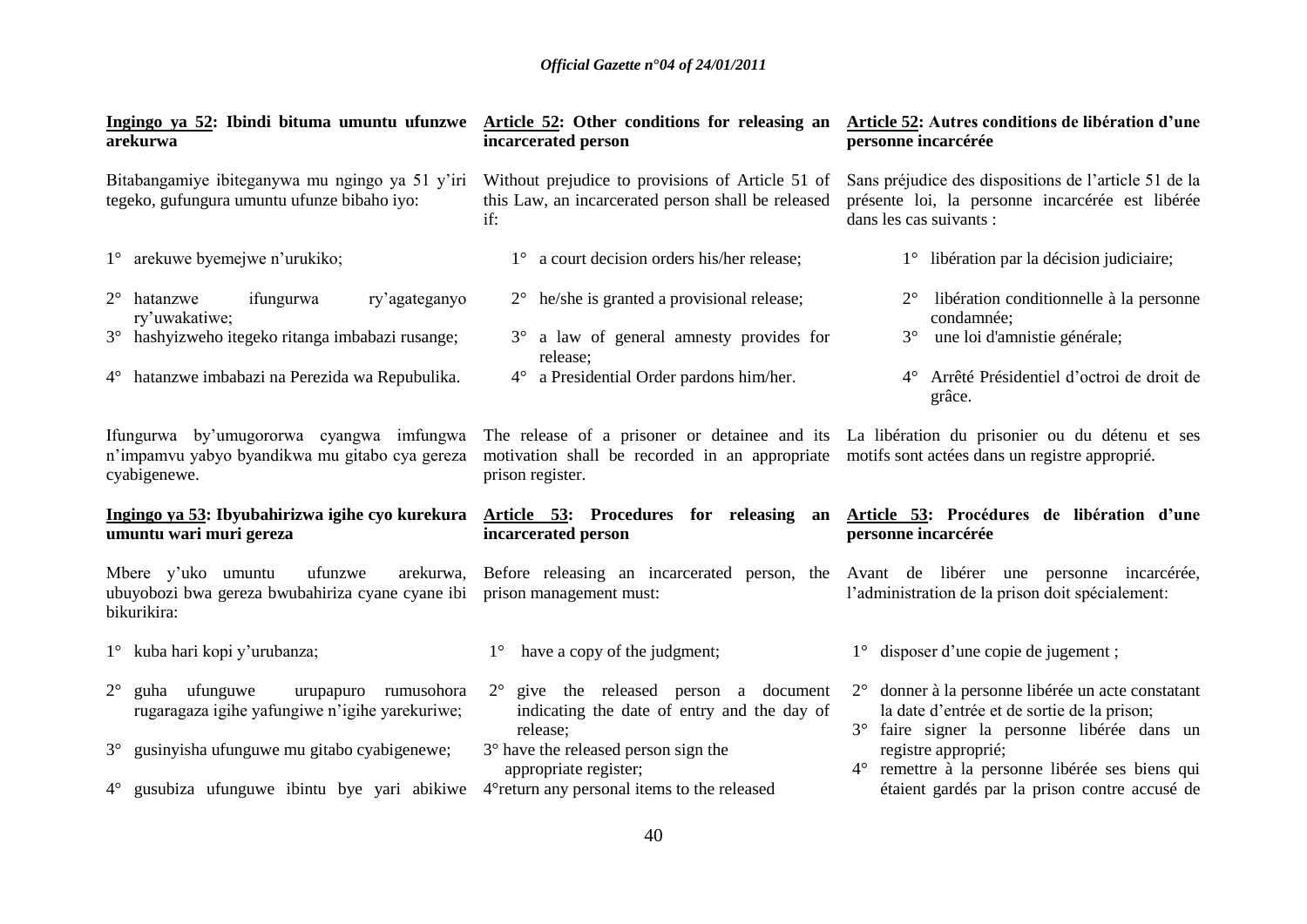**Ingingo ya 52: Ibindi bituma umuntu ufunzwe arekurwa**

Bitabangamiye ibiteganywa mu ngingo ya 51 y'iri tegeko, gufungura umuntu ufunze bibaho iyo:

1° arekuwe byemejwe n'urukiko;

2° hatanzwe ifungurwa ry'agateganyo ry'uwakatiwe;

3° hashyizweho itegeko ritanga imbabazi rusange;

4° hatanzwe imbabazi na Perezida wa Repubulika.

Ifungurwa by'umugororwa cyangwa imfungwa n'impamvu yabyo byandikwa mu gitabo cya gereza cyabigenewe.

**Ingingo ya 53: Ibyubahirizwa igihe cyo kurekura umuntu wari muri gereza**

Mbere y'uko umuntu ufunzwe arekurwa, ubuyobozi bwa gereza bwubahiriza cyane cyane ibi bikurikira:

1° kuba hari kopi y'urubanza;

2° guha ufunguwe urupapuro rumusohora rugaragaza igihe yafungiwe n'igihe yarekuriwe;

3° gusinyisha ufunguwe mu gitabo cyabigenewe;

4° gusubiza ufunguwe ibintu bye yari abikiwe

**Article 52: Other conditions for releasing an incarcerated person**

Without prejudice to provisions of Article 51 of this Law, an incarcerated person shall be released if:

1° a court decision orders his/her release;

2° he/she is granted a provisional release;

3° a law of general amnesty provides for release;

4° a Presidential Order pardons him/her.

The release of a prisoner or detainee and its motivation shall be recorded in an appropriate prison register.

**Article 53: Procedures for releasing an incarcerated person**

Before releasing an incarcerated person, the prison management must:

1° have a copy of the judgment;

2° give the released person a document indicating the date of entry and the day of release;

3° have the released person sign the appropriate register;

4°return any personal items to the released

**Article 52: Autres conditions de libération d'une personne incarcérée**

Sans préjudice des dispositions de l'article 51 de la présente loi, la personne incarcérée est libérée dans les cas suivants :

1° libération par la décision judiciaire;

2° libération conditionnelle à la personne condamnée;

3° une loi d'amnistie générale;

4° Arrêté Présidentiel d'octroi de droit de grâce.

La libération du prisonier ou du détenu et ses motifs sont actées dans un registre approprié.

**Article 53: Procédures de libération d'une personne incarcérée**

Avant de libérer une personne incarcérée, l'administration de la prison doit spécialement:

1° disposer d'une copie de jugement ;

2° donner à la personne libérée un acte constatant la date d'entrée et de sortie de la prison;

3° faire signer la personne libérée dans un registre approprié;

4° remettre à la personne libérée ses biens qui étaient gardés par la prison contre accusé de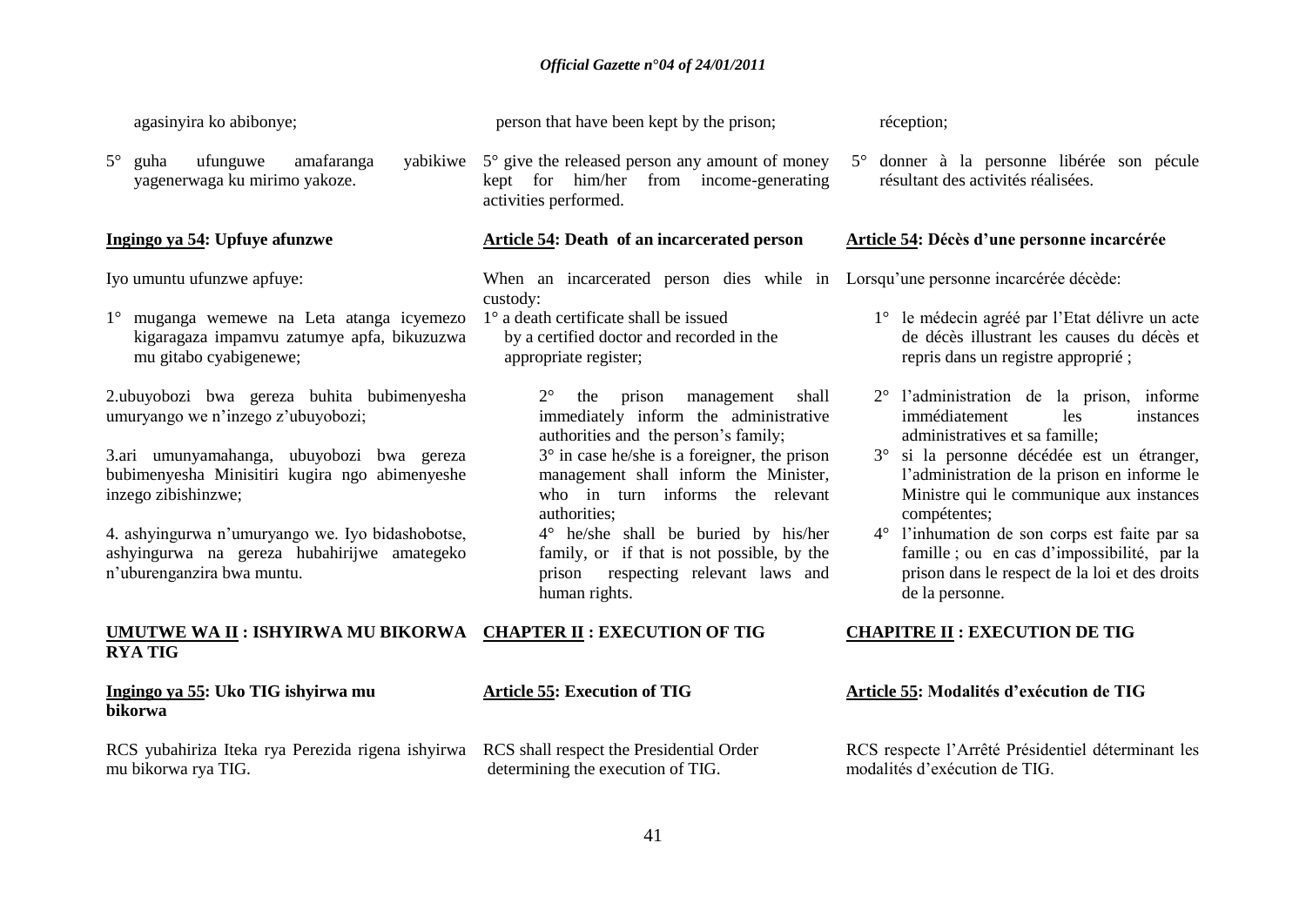agasinyira ko abibonye;

5° guha ufunguwe amafaranga yabikiwe yagenerwaga ku mirimo yakoze.

**Ingingo ya 54: Upfuye afunzwe**

Iyo umuntu ufunzwe apfuye:

1° muganga wemewe na Leta atanga icyemezo kigaragaza impamvu zatumye apfa, bikuzuzwa mu gitabo cyabigenewe;

2.ubuyobozi bwa gereza buhita bubimenyesha umuryango we n'inzego z'ubuyobozi;

3.ari umunyamahanga, ubuyobozi bwa gereza bubimenyesha Minisitiri kugira ngo abimenyeshe inzego zibishinzwe;

4. ashyingurwa n'umuryango we. Iyo bidashobotse, ashyingurwa na gereza hubahirijwe amategeko n'uburenganzira bwa muntu.

**UMUTWE WA II : ISHYIRWA MU BIKORWA RYA TIG**

**Ingingo ya 55: Uko TIG ishyirwa mu bikorwa**

RCS yubahiriza Iteka rya Perezida rigena ishyirwa mu bikorwa rya TIG.

person that have been kept by the prison;

5° give the released person any amount of money kept for him/her from income-generating activities performed.

**Article 54: Death of an incarcerated person**

When an incarcerated person dies while in custody:

1° a death certificate shall be issued by a certified doctor and recorded in the appropriate register;

2° the prison management shall immediately inform the administrative authorities and the person's family;

3° in case he/she is a foreigner, the prison management shall inform the Minister, who in turn informs the relevant authorities;

4° he/she shall be buried by his/her family, or if that is not possible, by the prison respecting relevant laws and human rights.

**CHAPTER II : EXECUTION OF TIG**

**Article 55: Execution of TIG**

RCS shall respect the Presidential Order determining the execution of TIG.

réception;

5° donner à la personne libérée son pécule résultant des activités réalisées.

**Article 54: Décès d'une personne incarcérée**

Lorsqu'une personne incarcérée décède:

1° le médecin agréé par l'Etat délivre un acte de décès illustrant les causes du décès et repris dans un registre approprié ;

2° l'administration de la prison, informe immédiatement les instances administratives et sa famille;

3° si la personne décédée est un étranger, l'administration de la prison en informe le Ministre qui le communique aux instances compétentes;

4° l'inhumation de son corps est faite par sa famille ; ou en cas d'impossibilité, par la prison dans le respect de la loi et des droits de la personne.

**CHAPITRE II : EXECUTION DE TIG**

**Article 55: Modalités d'exécution de TIG**

RCS respecte l'Arrêté Présidentiel déterminant les modalités d'exécution de TIG.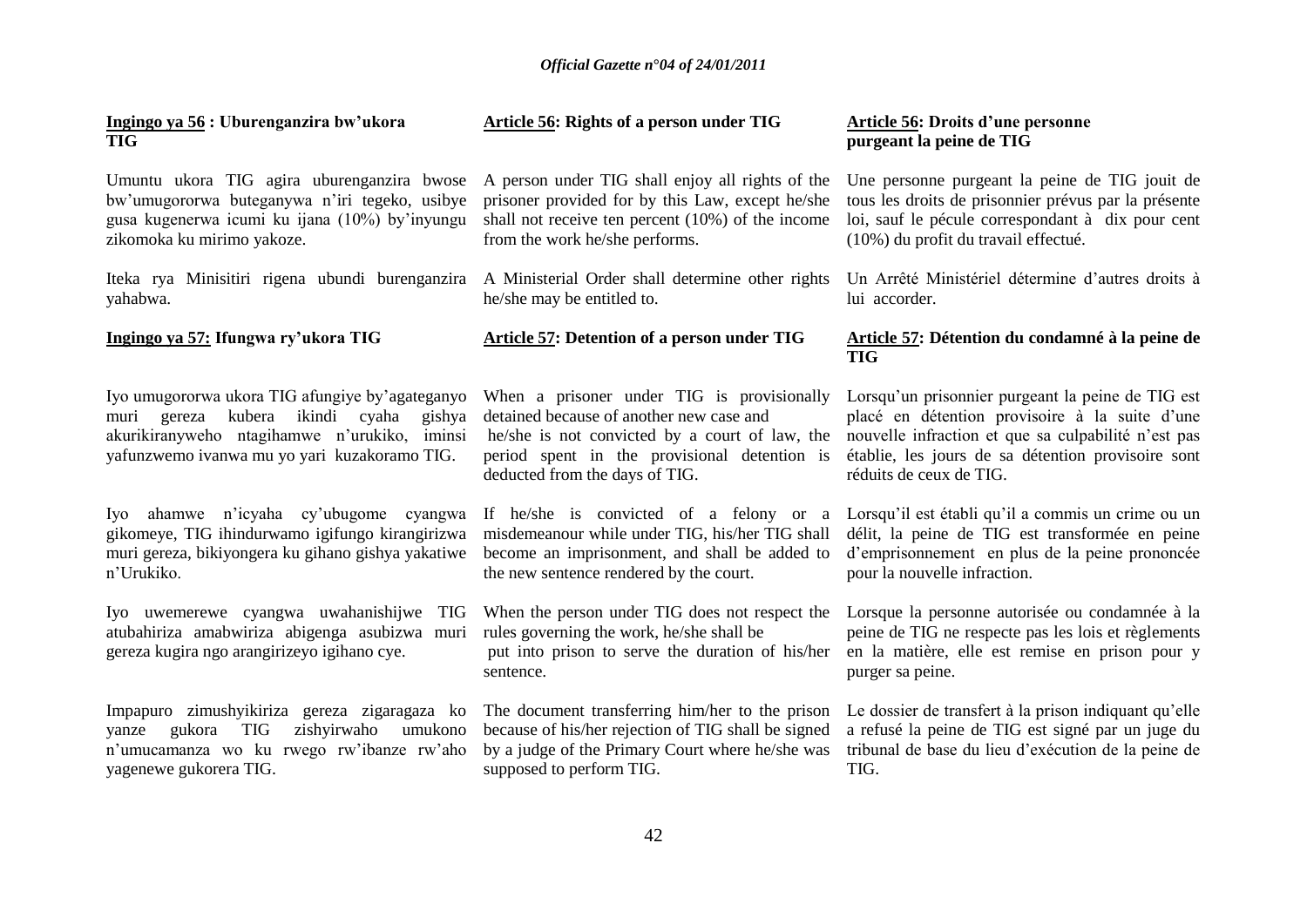**Ingingo ya 56 : Uburenganzira bw'ukora TIG**

Umuntu ukora TIG agira uburenganzira bwose bw'umugororwa buteganywa n'iri tegeko, usibye gusa kugenerwa icumi ku ijana (10%) by'inyungu zikomoka ku mirimo yakoze.

Iteka rya Minisitiri rigena ubundi burenganzira yahabwa.

**Ingingo ya 57: Ifungwa ry'ukora TIG**

Iyo umugororwa ukora TIG afungiye by'agateganyo muri gereza kubera ikindi cyaha gishya akurikiranyweho ntagihamwe n'urukiko, iminsi yafunzwemo ivanwa mu yo yari kuzakoramo TIG.

Iyo ahamwe n'icyaha cy'ubugome cyangwa gikomeye, TIG ihindurwamo igifungo kirangirizwa muri gereza, bikiyongera ku gihano gishya yakatiwe n'Urukiko.

Iyo uwemerewe cyangwa uwahanishijwe TIG atubahiriza amabwiriza abigenga asubizwa muri gereza kugira ngo arangirizeyo igihano cye.

Impapuro zimushyikiriza gereza zigaragaza ko yanze gukora TIG zishyirwaho umukono n'umucamanza wo ku rwego rw'ibanze rw'aho yagenewe gukorera TIG.

**Article 56: Rights of a person under TIG**

A person under TIG shall enjoy all rights of the prisoner provided for by this Law, except he/she shall not receive ten percent (10%) of the income from the work he/she performs.

A Ministerial Order shall determine other rights he/she may be entitled to.

**Article 57: Detention of a person under TIG**

When a prisoner under TIG is provisionally detained because of another new case and he/she is not convicted by a court of law, the period spent in the provisional detention is deducted from the days of TIG.

If he/she is convicted of a felony or a misdemeanour while under TIG, his/her TIG shall become an imprisonment, and shall be added to the new sentence rendered by the court.

When the person under TIG does not respect the rules governing the work, he/she shall be put into prison to serve the duration of his/her sentence.

The document transferring him/her to the prison because of his/her rejection of TIG shall be signed by a judge of the Primary Court where he/she was supposed to perform TIG.

**Article 56: Droits d'une personne purgeant la peine de TIG**

Une personne purgeant la peine de TIG jouit de tous les droits de prisonnier prévus par la présente loi, sauf le pécule correspondant à dix pour cent (10%) du profit du travail effectué.

Un Arrêté Ministériel détermine d'autres droits à lui accorder.

**Article 57: Détention du condamné à la peine de TIG**

Lorsqu'un prisonnier purgeant la peine de TIG est placé en détention provisoire à la suite d'une nouvelle infraction et que sa culpabilité n'est pas établie, les jours de sa détention provisoire sont réduits de ceux de TIG.

Lorsqu'il est établi qu'il a commis un crime ou un délit, la peine de TIG est transformée en peine d'emprisonnement en plus de la peine prononcée pour la nouvelle infraction.

Lorsque la personne autorisée ou condamnée à la peine de TIG ne respecte pas les lois et règlements en la matière, elle est remise en prison pour y purger sa peine.

Le dossier de transfert à la prison indiquant qu'elle a refusé la peine de TIG est signé par un juge du tribunal de base du lieu d'exécution de la peine de TIG.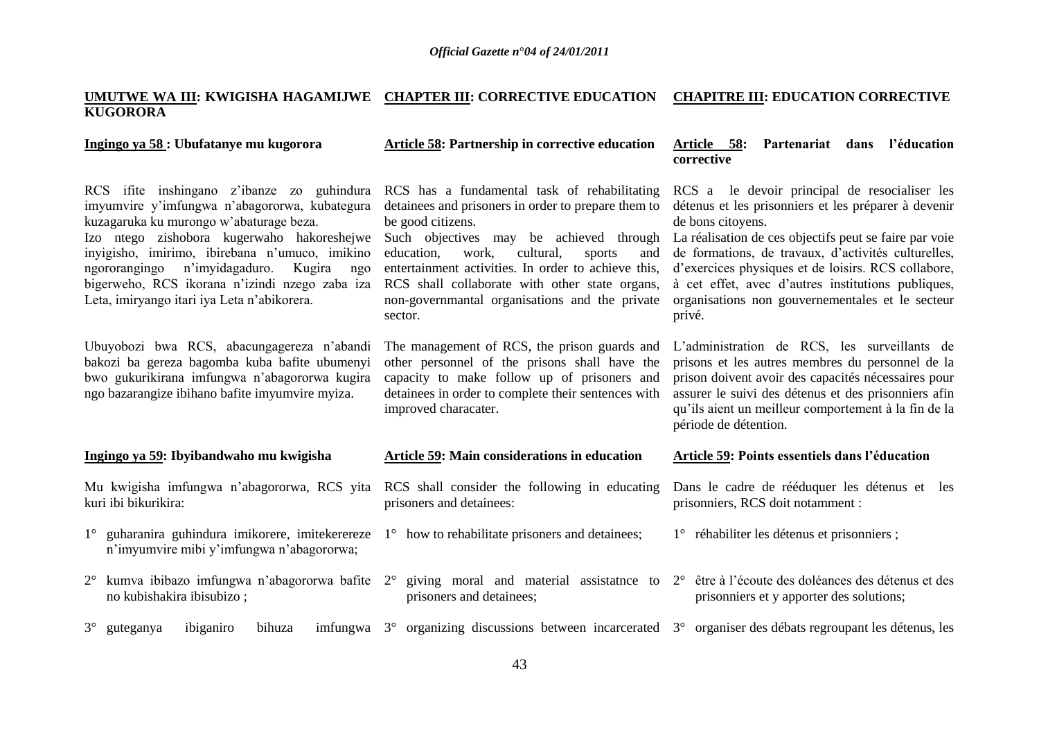**UMUTWE WA III: KWIGISHA HAGAMIJWE KUGORORA**

**Ingingo ya 58 : Ubufatanye mu kugorora**

RCS ifite inshingano z'ibanze zo guhindura imyumvire y'imfungwa n'abagororwa, kubategura kuzagaruka ku murongo w'abaturage beza.

Izo ntego zishobora kugerwaho hakoreshejwe inyigisho, imirimo, ibirebana n'umuco, imikino ngororangingo n'imyidagaduro. Kugira ngo bigerweho, RCS ikorana n'izindi nzego zaba iza Leta, imiryango itari iya Leta n'abikorera.

Ubuyobozi bwa RCS, abacungagereza n'abandi bakozi ba gereza bagomba kuba bafite ubumenyi bwo gukurikirana imfungwa n'abagororwa kugira ngo bazarangize ibihano bafite imyumvire myiza.

**Ingingo ya 59: Ibyibandwaho mu kwigisha**

Mu kwigisha imfungwa n'abagororwa, RCS yita kuri ibi bikurikira:

1° guharanira guhindura imikorere, imitekerereze n'imyumvire mibi y'imfungwa n'abagororwa;

2° kumva ibibazo imfungwa n'abagororwa bafite no kubishakira ibisubizo ;

3° guteganya ibiganiro bihuza imfungwa

**CHAPTER III: CORRECTIVE EDUCATION**

**Article 58: Partnership in corrective education**

RCS has a fundamental task of rehabilitating detainees and prisoners in order to prepare them to be good citizens.

Such objectives may be achieved through education, work, cultural, sports and entertainment activities. In order to achieve this, RCS shall collaborate with other state organs, non-governmantal organisations and the private sector.

The management of RCS, the prison guards and other personnel of the prisons shall have the capacity to make follow up of prisoners and detainees in order to complete their sentences with improved characater.

**Article 59: Main considerations in education**

RCS shall consider the following in educating prisoners and detainees:

1° how to rehabilitate prisoners and detainees;

2° giving moral and material assistatnce to prisoners and detainees;

3° organizing discussions between incarcerated

**CHAPITRE III: EDUCATION CORRECTIVE**

**Article 58: Partenariat dans l'éducation corrective**

RCS a le devoir principal de resocialiser les détenus et les prisonniers et les préparer à devenir de bons citoyens.

La réalisation de ces objectifs peut se faire par voie de formations, de travaux, d'activités culturelles, d'exercices physiques et de loisirs. RCS collabore, à cet effet, avec d'autres institutions publiques, organisations non gouvernementales et le secteur privé.

L'administration de RCS, les surveillants de prisons et les autres membres du personnel de la prison doivent avoir des capacités nécessaires pour assurer le suivi des détenus et des prisonniers afin qu'ils aient un meilleur comportement à la fin de la période de détention.

**Article 59: Points essentiels dans l'éducation**

Dans le cadre de rééduquer les détenus et les prisonniers, RCS doit notamment :

1° réhabiliter les détenus et prisonniers ;

2° être à l'écoute des doléances des détenus et des prisonniers et y apporter des solutions;

3° organiser des débats regroupant les détenus, les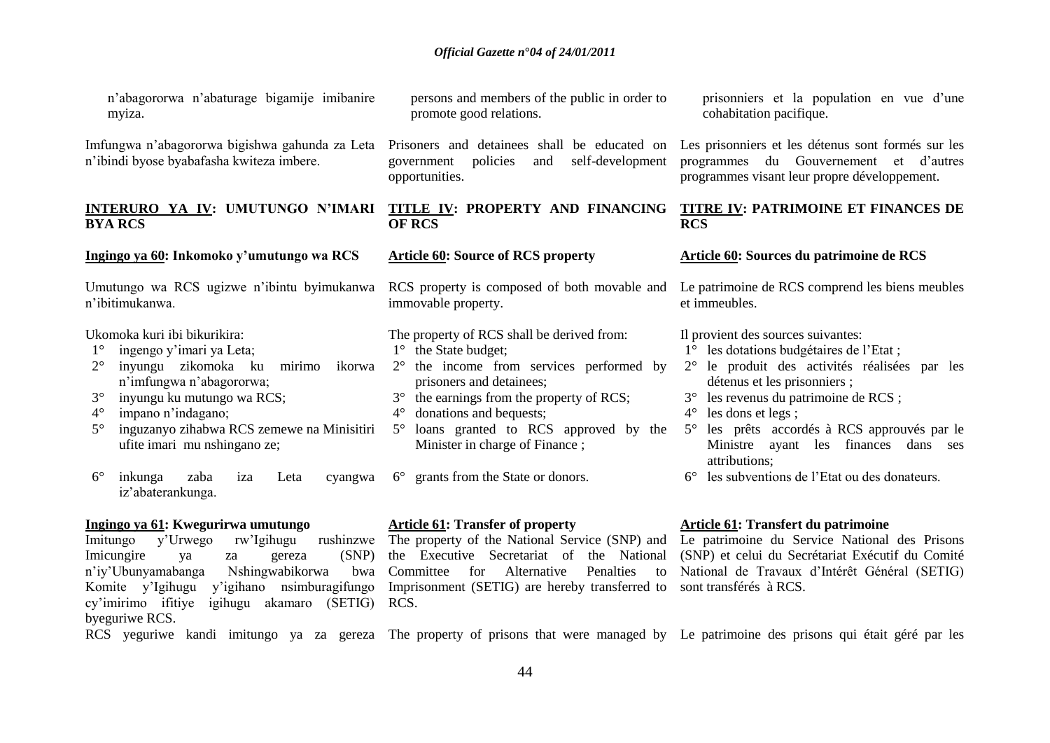n'abagororwa n'abaturage bigamije imibanire myiza.

Imfungwa n'abagororwa bigishwa gahunda za Leta n'ibindi byose byabafasha kwiteza imbere.

## INTERURO YA IV: UMUTUNGO N'IMARI BYA RCS

### Ingingo ya 60: Inkomoko y'umutungo wa RCS

Umutungo wa RCS ugizwe n'ibintu byimukanwa n'ibitimukanwa.

Ukomoka kuri ibi bikurikira:

1° ingengo y'imari ya Leta;
2° inyungu zikomoka ku mirimo ikorwa n'imfungwa n'abagororwa;
3° inyungu ku mutungo wa RCS;
4° impano n'indagano;
5° inguzanyo zihabwa RCS zemewe na Minisitiri ufite imari mu nshingano ze;
6° inkunga zaba iza Leta cyangwa iz'abaterankunga.

### Ingingo ya 61: Kwegurirwa umutungo

Imitungo y'Urwego rw'Igihugu rushinzwe Imicungire ya za gereza (SNP) n'iy'Ubunyamabanga Nshingwabikorwa bwa Komite y'Igihugu y'igihano nsimburagifungo cy'imirimo ifitiye igihugu akamaro (SETIG) byeguriwe RCS.

RCS yeguriwe kandi imitungo ya za gereza

---

persons and members of the public in order to promote good relations.

Prisoners and detainees shall be educated on government policies and self-development opportunities.

## TITLE IV: PROPERTY AND FINANCING OF RCS

### Article 60: Source of RCS property

RCS property is composed of both movable and immovable property.

The property of RCS shall be derived from:

1° the State budget;
2° the income from services performed by prisoners and detainees;
3° the earnings from the property of RCS;
4° donations and bequests;
5° loans granted to RCS approved by the Minister in charge of Finance ;
6° grants from the State or donors.

### Article 61: Transfer of property

The property of the National Service (SNP) and the Executive Secretariat of the National Committee for Alternative Penalties to Imprisonment (SETIG) are hereby transferred to RCS.

The property of prisons that were managed by

---

prisonniers et la population en vue d'une cohabitation pacifique.

Les prisonniers et les détenus sont formés sur les programmes du Gouvernement et d'autres programmes visant leur propre développement.

## TITRE IV: PATRIMOINE ET FINANCES DE RCS

### Article 60: Sources du patrimoine de RCS

Le patrimoine de RCS comprend les biens meubles et immeubles.

Il provient des sources suivantes:

1° les dotations budgétaires de l'Etat ;
2° le produit des activités réalisées par les détenus et les prisonniers ;
3° les revenus du patrimoine de RCS ;
4° les dons et legs ;
5° les prêts accordés à RCS approuvés par le Ministre ayant les finances dans ses attributions;
6° les subventions de l'Etat ou des donateurs.

### Article 61: Transfert du patrimoine

Le patrimoine du Service National des Prisons (SNP) et celui du Secrétariat Exécutif du Comité National de Travaux d'Intérêt Général (SETIG) sont transférés à RCS.

Le patrimoine des prisons qui était géré par les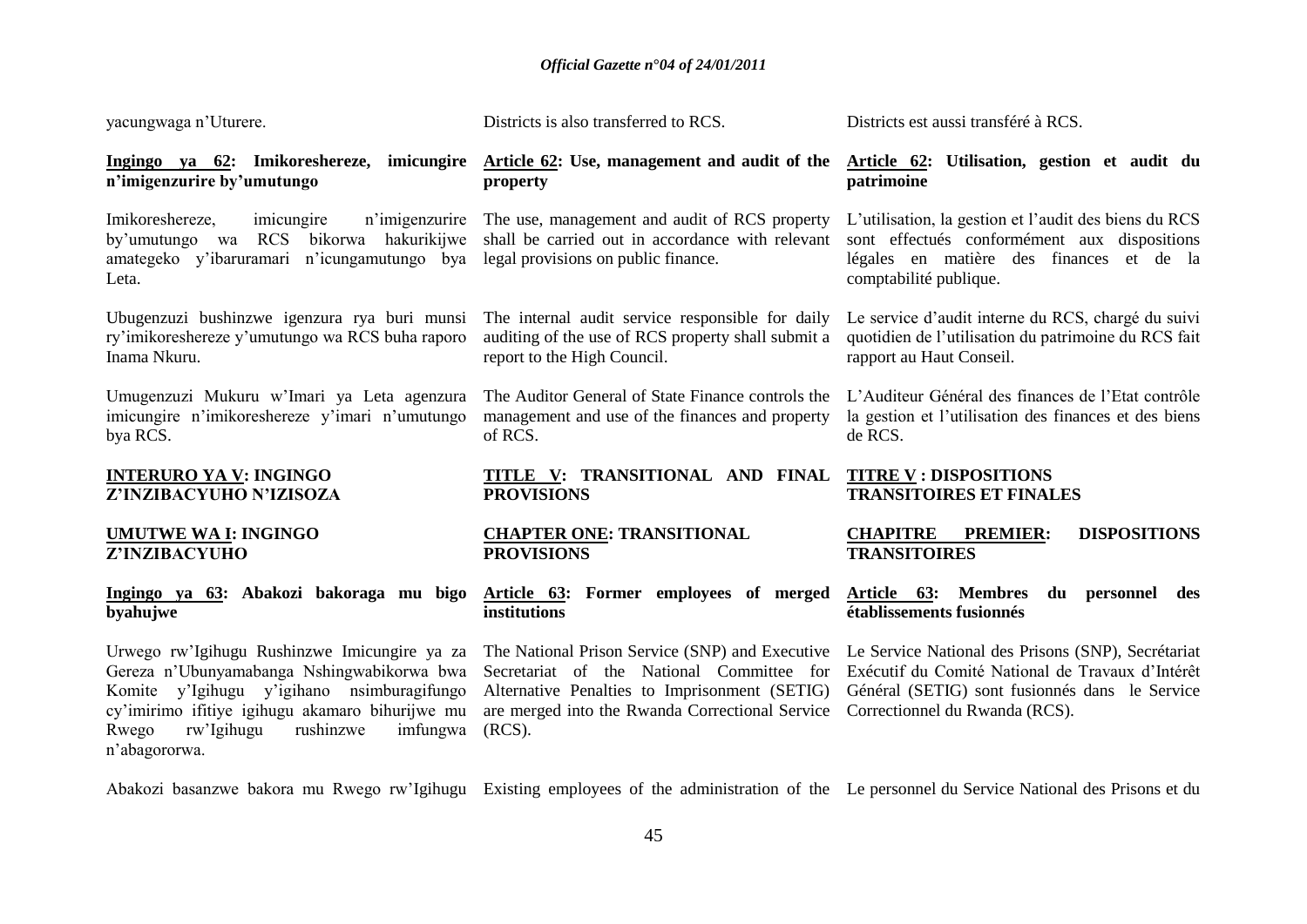yacungwaga n'Uturere.

Districts is also transferred to RCS.

Districts est aussi transféré à RCS.

**Ingingo ya 62: Imikoreshereze, imicungire n'imigenzurire by'umutungo**

Imikoreshereze, imicungire n'imigenzurire by'umutungo wa RCS bikorwa hakurikijwe amategeko y'ibaruramari n'icungamutungo bya Leta.

Ubugenzuzi bushinzwe igenzura rya buri munsi ry'imikoreshereze y'umutungo wa RCS buha raporo Inama Nkuru.

Umugenzuzi Mukuru w'Imari ya Leta agenzura imicungire n'imikoreshereze y'imari n'umutungo bya RCS.

**Article 62: Use, management and audit of the property**

The use, management and audit of RCS property shall be carried out in accordance with relevant legal provisions on public finance.

The internal audit service responsible for daily auditing of the use of RCS property shall submit a report to the High Council.

The Auditor General of State Finance controls the management and use of the finances and property of RCS.

**Article 62: Utilisation, gestion et audit du patrimoine**

L'utilisation, la gestion et l'audit des biens du RCS sont effectués conformément aux dispositions légales en matière des finances et de la comptabilité publique.

Le service d'audit interne du RCS, chargé du suivi quotidien de l'utilisation du patrimoine du RCS fait rapport au Haut Conseil.

L'Auditeur Général des finances de l'Etat contrôle la gestion et l'utilisation des finances et des biens de RCS.

## INTERURO YA V: INGINGO Z'INZIBACYUHO N'IZISOZA

## TITLE V: TRANSITIONAL AND FINAL PROVISIONS

## TITRE V : DISPOSITIONS TRANSITOIRES ET FINALES

### UMUTWE WA I: INGINGO Z'INZIBACYUHO

### CHAPTER ONE: TRANSITIONAL PROVISIONS

### CHAPITRE PREMIER: DISPOSITIONS TRANSITOIRES

**Ingingo ya 63: Abakozi bakoraga mu bigo byahujwe**

Urwego rw'Igihugu Rushinzwe Imicungire ya za Gereza n'Ubunyamabanga Nshingwabikorwa bwa Komite y'Igihugu y'igihano nsimburagifungo cy'imirimo ifitiye igihugu akamaro bihurijwe mu Rwego rw'Igihugu rushinzwe imfungwa n'abagororwa.

Abakozi basanzwe bakora mu Rwego rw'Igihugu

**Article 63: Former employees of merged institutions**

The National Prison Service (SNP) and Executive Secretariat of the National Committee for Alternative Penalties to Imprisonment (SETIG) are merged into the Rwanda Correctional Service (RCS).

Existing employees of the administration of the

**Article 63: Membres du personnel des établissements fusionnés**

Le Service National des Prisons (SNP), Secrétariat Exécutif du Comité National de Travaux d'Intérêt Général (SETIG) sont fusionnés dans le Service Correctionnel du Rwanda (RCS).

Le personnel du Service National des Prisons et du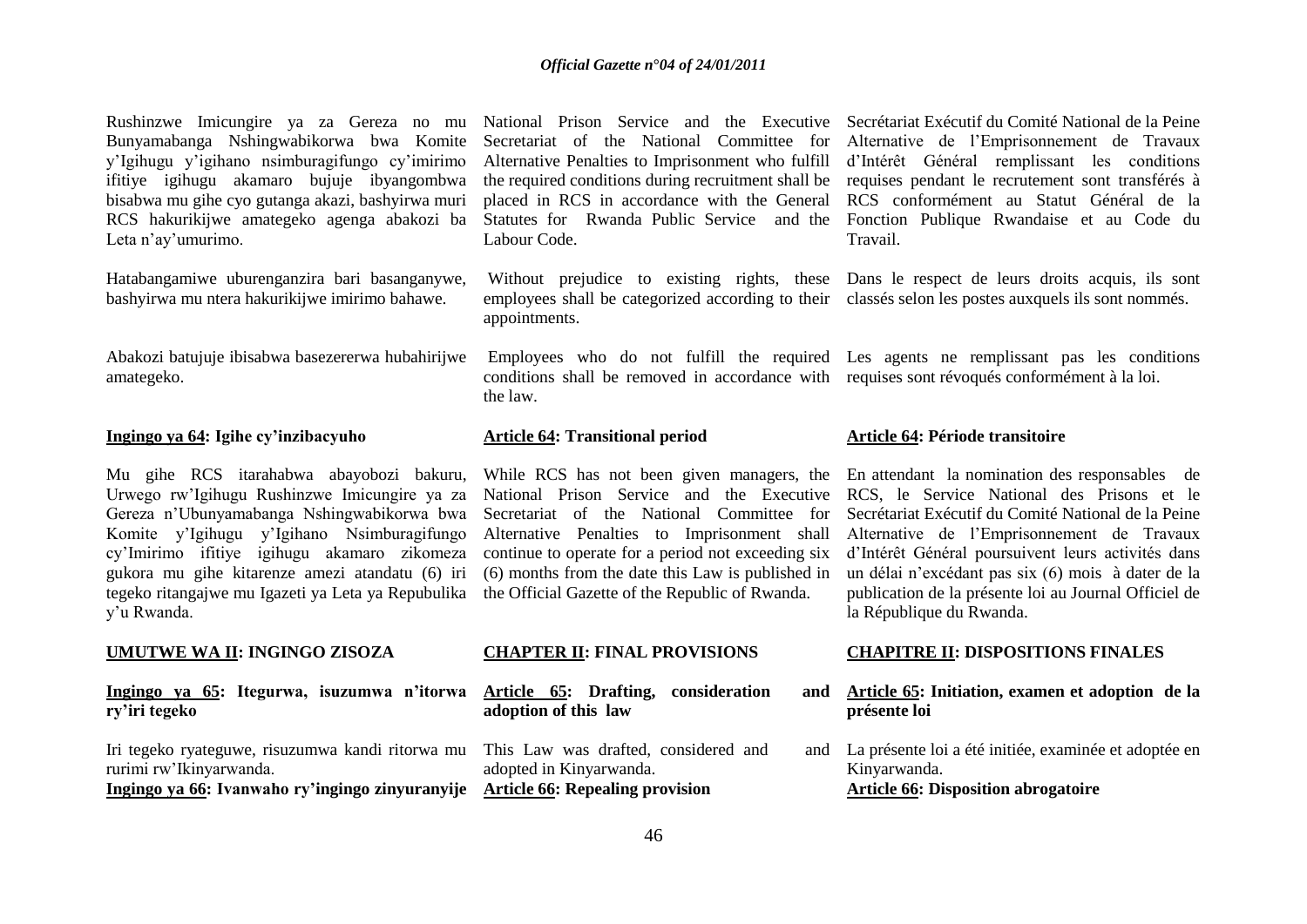Rushinzwe Imicungire ya za Gereza no mu Bunyamabanga Nshingwabikorwa bwa Komite y'Igihugu y'igihano nsimburagifungo cy'imirimo ifitiye igihugu akamaro bujuje ibyangombwa bisabwa mu gihe cyo gutanga akazi, bashyirwa muri RCS hakurikijwe amategeko agenga abakozi ba Leta n'ay'umurimo.

Hatabangamiwe uburenganzira bari basanganywe, bashyirwa mu ntera hakurikijwe imirimo bahawe.

Abakozi batujuje ibisabwa basezererwa hubahirijwe amategeko.

**Ingingo ya 64: Igihe cy'inzibacyuho**

Mu gihe RCS itarahabwa abayobozi bakuru, Urwego rw'Igihugu Rushinzwe Imicungire ya za Gereza n'Ubunyamabanga Nshingwabikorwa bwa Komite y'Igihugu y'Igihano Nsimburagifungo cy'Imirimo ifitiye igihugu akamaro zikomeza gukora mu gihe kitarenze amezi atandatu (6) iri tegeko ritangajwe mu Igazeti ya Leta ya Repubulika y'u Rwanda.

**UMUTWE WA II: INGINGO ZISOZA**

**Ingingo ya 65: Itegurwa, isuzumwa n'itorwa ry'iri tegeko**

Iri tegeko ryateguwe, risuzumwa kandi ritorwa mu rurimi rw'Ikinyarwanda.

**Ingingo ya 66: Ivanwaho ry'ingingo zinyuranyije**

National Prison Service and the Executive Secretariat of the National Committee for Alternative Penalties to Imprisonment who fulfill the required conditions during recruitment shall be placed in RCS in accordance with the General Statutes for Rwanda Public Service and the Labour Code.

Without prejudice to existing rights, these employees shall be categorized according to their appointments.

Employees who do not fulfill the required conditions shall be removed in accordance with the law.

**Article 64: Transitional period**

While RCS has not been given managers, the National Prison Service and the Executive Secretariat of the National Committee for Alternative Penalties to Imprisonment shall continue to operate for a period not exceeding six (6) months from the date this Law is published in the Official Gazette of the Republic of Rwanda.

**CHAPTER II: FINAL PROVISIONS**

**Article 65: Drafting, consideration and adoption of this law**

This Law was drafted, considered and and adopted in Kinyarwanda.

**Article 66: Repealing provision**

Secrétariat Exécutif du Comité National de la Peine Alternative de l'Emprisonnement de Travaux d'Intérêt Général remplissant les conditions requises pendant le recrutement sont transférés à RCS conformément au Statut Général de la Fonction Publique Rwandaise et au Code du Travail.

Dans le respect de leurs droits acquis, ils sont classés selon les postes auxquels ils sont nommés.

Les agents ne remplissant pas les conditions requises sont révoqués conformément à la loi.

**Article 64: Période transitoire**

En attendant la nomination des responsables de RCS, le Service National des Prisons et le Secrétariat Exécutif du Comité National de la Peine Alternative de l'Emprisonnement de Travaux d'Intérêt Général poursuivent leurs activités dans un délai n'excédant pas six (6) mois à dater de la publication de la présente loi au Journal Officiel de la République du Rwanda.

**CHAPITRE II: DISPOSITIONS FINALES**

**Article 65: Initiation, examen et adoption de la présente loi**

La présente loi a été initiée, examinée et adoptée en Kinyarwanda.

**Article 66: Disposition abrogatoire**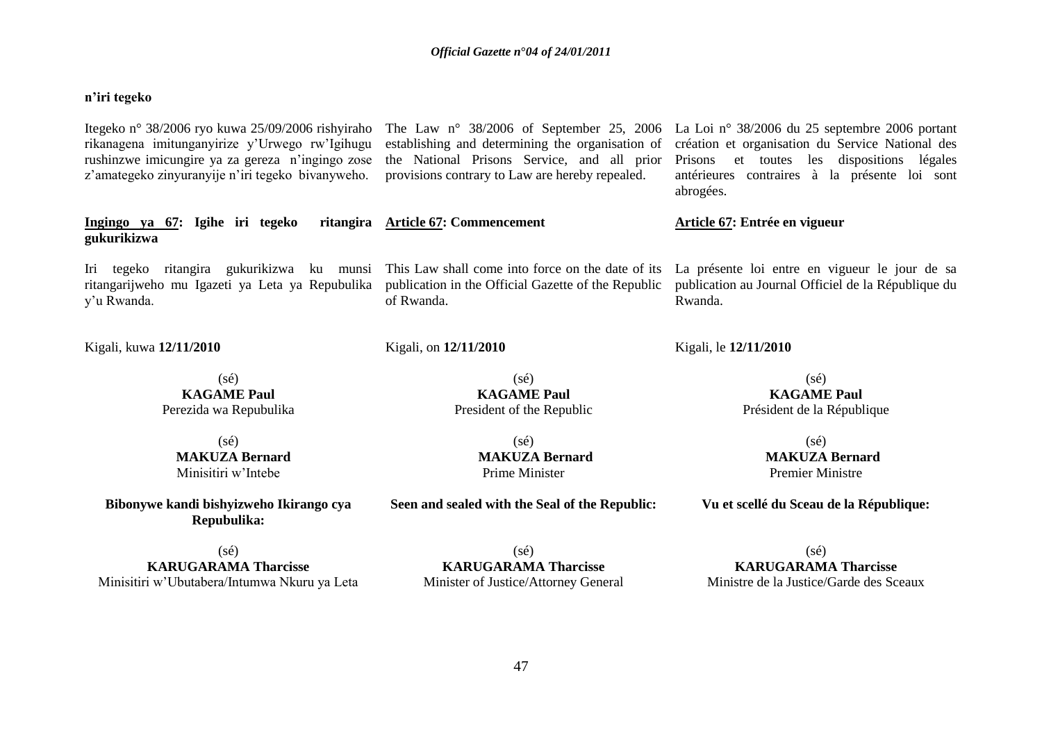**n'iri tegeko**

Itegeko n° 38/2006 ryo kuwa 25/09/2006 rishyiraho rikanagena imitunganyirize y'Urwego rw'Igihugu rushinzwe imicungire ya za gereza n'ingingo zose z'amategeko zinyuranyije n'iri tegeko bivanyweho.

**Ingingo ya 67: Igihe iri tegeko ritangira gukurikizwa**

Iri tegeko ritangira gukurikizwa ku munsi ritangarijweho mu Igazeti ya Leta ya Repubulika y'u Rwanda.

Kigali, kuwa **12/11/2010**

(sé)
**KAGAME Paul**
Perezida wa Repubulika

(sé)
**MAKUZA Bernard**
Minisitiri w'Intebe

**Bibonywe kandi bishyizweho Ikirango cya Repubulika:**

(sé)
**KARUGARAMA Tharcisse**
Minisitiri w'Ubutabera/Intumwa Nkuru ya Leta

The Law n° 38/2006 of September 25, 2006 establishing and determining the organisation of the National Prisons Service, and all prior provisions contrary to Law are hereby repealed.

**Article 67: Commencement**

This Law shall come into force on the date of its publication in the Official Gazette of the Republic of Rwanda.

Kigali, on **12/11/2010**

(sé)
**KAGAME Paul**
President of the Republic

(sé)
**MAKUZA Bernard**
Prime Minister

**Seen and sealed with the Seal of the Republic:**

(sé)
**KARUGARAMA Tharcisse**
Minister of Justice/Attorney General

La Loi n° 38/2006 du 25 septembre 2006 portant création et organisation du Service National des Prisons et toutes les dispositions légales antérieures contraires à la présente loi sont abrogées.

**Article 67: Entrée en vigueur**

La présente loi entre en vigueur le jour de sa publication au Journal Officiel de la République du Rwanda.

Kigali, le **12/11/2010**

(sé)
**KAGAME Paul**
Président de la République

(sé)
**MAKUZA Bernard**
Premier Ministre

**Vu et scellé du Sceau de la République:**

(sé)
**KARUGARAMA Tharcisse**
Ministre de la Justice/Garde des Sceaux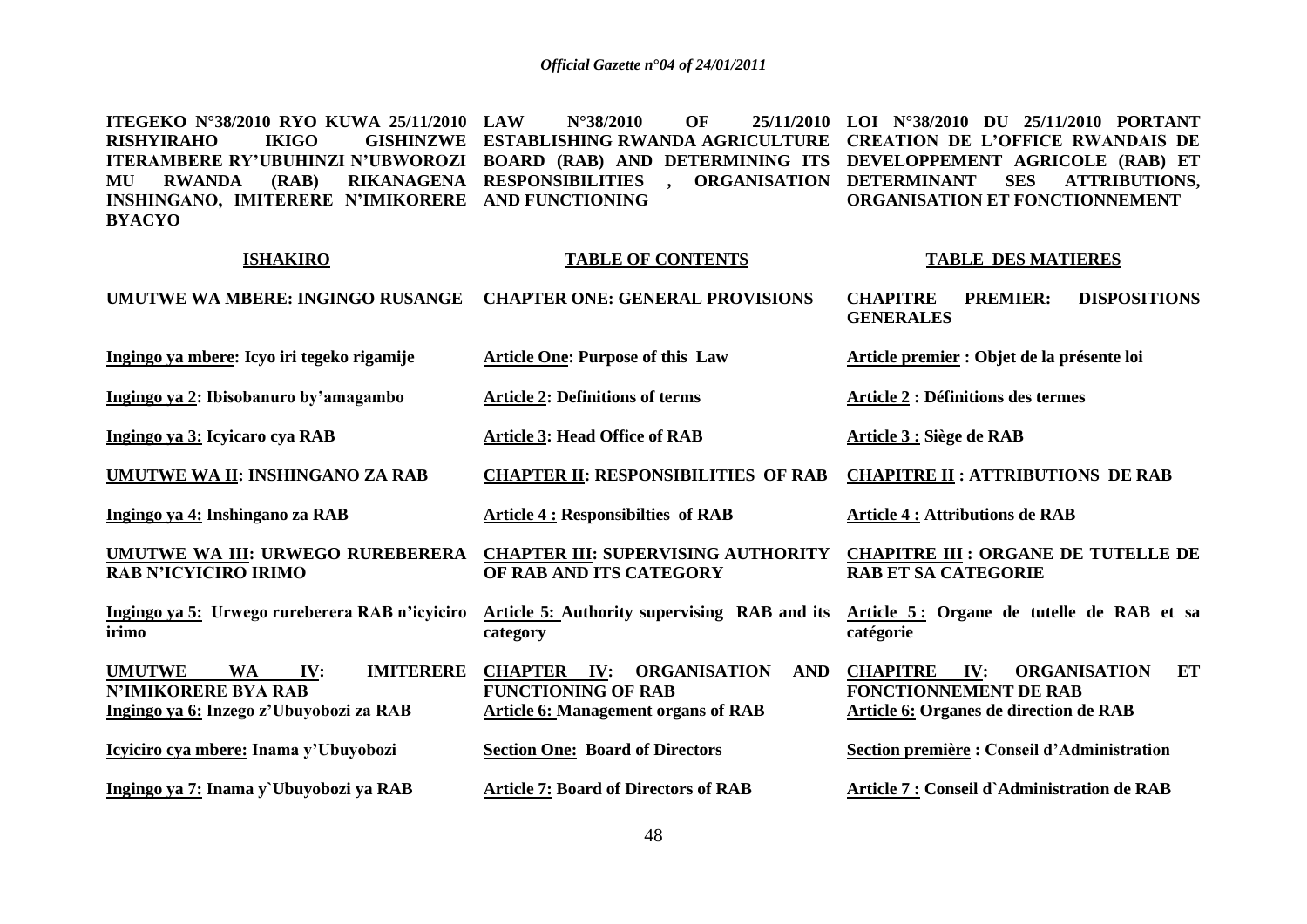**ITEGEKO N°38/2010 RYO KUWA 25/11/2010 RISHYIRAHO IKIGO GISHINZWE ITERAMBERE RY'UBUHINZI N'UBWOROZI MU RWANDA (RAB) RIKANAGENA INSHINGANO, IMITERERE N'IMIKORERE BYACYO**

**LAW N°38/2010 OF 25/11/2010 ESTABLISHING RWANDA AGRICULTURE BOARD (RAB) AND DETERMINING ITS RESPONSIBILITIES , ORGANISATION AND FUNCTIONING**

**LOI N°38/2010 DU 25/11/2010 PORTANT CREATION DE L'OFFICE RWANDAIS DE DEVELOPPEMENT AGRICOLE (RAB) ET DETERMINANT SES ATTRIBUTIONS, ORGANISATION ET FONCTIONNEMENT**

| **ISHAKIRO** | **TABLE OF CONTENTS** | **TABLE DES MATIERES** |
|---|---|---|
| **UMUTWE WA MBERE: INGINGO RUSANGE** | **CHAPTER ONE: GENERAL PROVISIONS** | **CHAPITRE PREMIER: DISPOSITIONS GENERALES** |
| **Ingingo ya mbere: Icyo iri tegeko rigamije** | **Article One: Purpose of this Law** | **Article premier : Objet de la présente loi** |
| **Ingingo ya 2: Ibisobanuro by'amagambo** | **Article 2: Definitions of terms** | **Article 2 : Définitions des termes** |
| **Ingingo ya 3: Icyicaro cya RAB** | **Article 3: Head Office of RAB** | **Article 3 : Siège de RAB** |
| **UMUTWE WA II: INSHINGANO ZA RAB** | **CHAPTER II: RESPONSIBILITIES OF RAB** | **CHAPITRE II : ATTRIBUTIONS DE RAB** |
| **Ingingo ya 4: Inshingano za RAB** | **Article 4 : Responsibilties of RAB** | **Article 4 : Attributions de RAB** |
| **UMUTWE WA III: URWEGO RUREBERERA RAB N'ICYICIRO IRIMO** | **CHAPTER III: SUPERVISING AUTHORITY OF RAB AND ITS CATEGORY** | **CHAPITRE III : ORGANE DE TUTELLE DE RAB ET SA CATEGORIE** |
| **Ingingo ya 5: Urwego rureberera RAB n'icyiciro irimo** | **Article 5: Authority supervising RAB and its category** | **Article 5 : Organe de tutelle de RAB et sa catégorie** |
| **UMUTWE WA IV: IMITERERE N'IMIKORERE BYA RAB** | **CHAPTER IV: ORGANISATION AND FUNCTIONING OF RAB** | **CHAPITRE IV: ORGANISATION ET FONCTIONNEMENT DE RAB** |
| **Ingingo ya 6: Inzego z'Ubuyobozi za RAB** | **Article 6: Management organs of RAB** | **Article 6: Organes de direction de RAB** |
| **Icyiciro cya mbere: Inama y'Ubuyobozi** | **Section One: Board of Directors** | **Section première : Conseil d'Administration** |
| **Ingingo ya 7: Inama y`Ubuyobozi ya RAB** | **Article 7: Board of Directors of RAB** | **Article 7 : Conseil d`Administration de RAB** |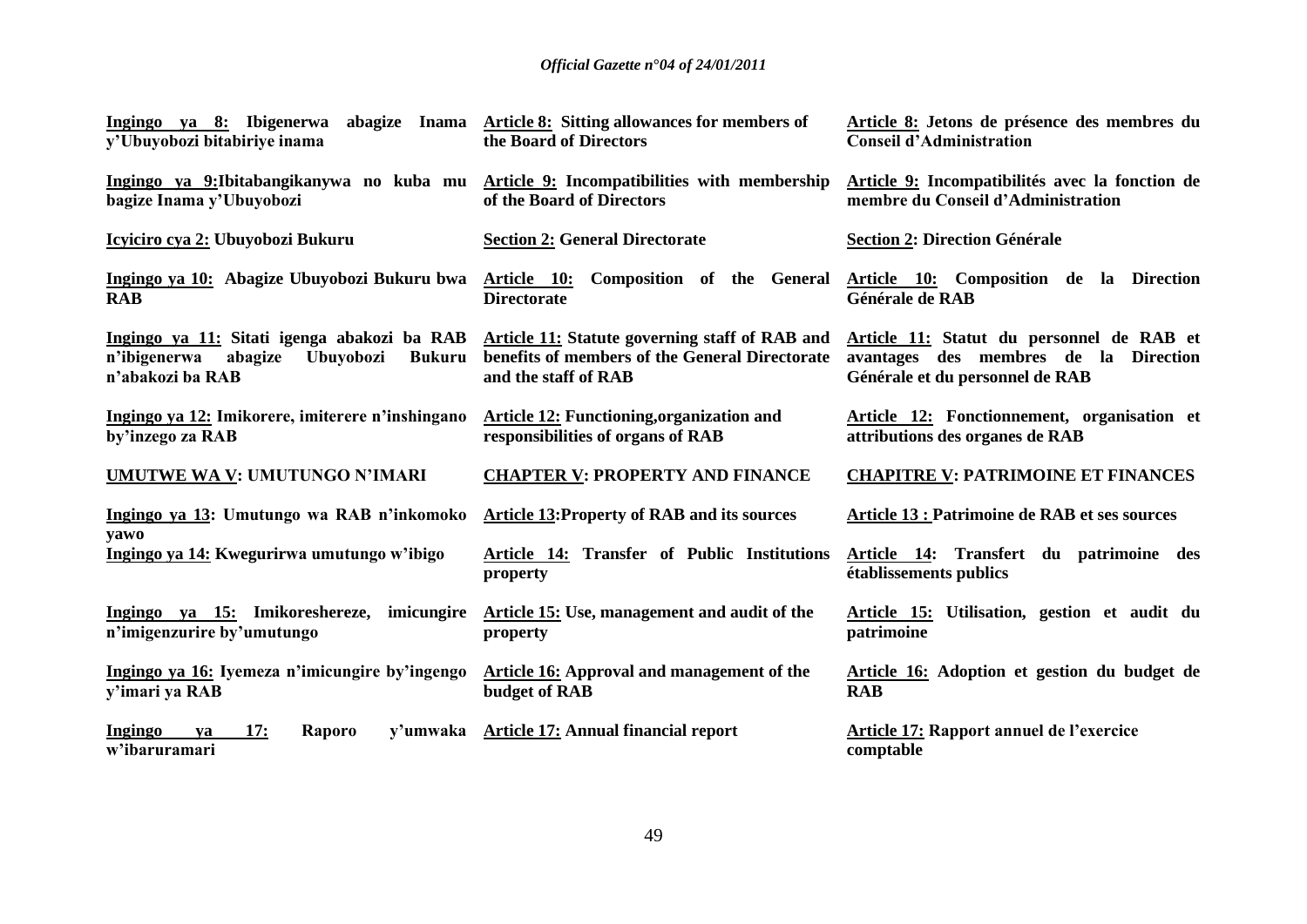**Ingingo ya 8: Ibigenerwa abagize Inama y'Ubuyobozi bitabiriye inama**

**Ingingo ya 9:Ibitabangikanywa no kuba mu bagize Inama y'Ubuyobozi**

**Icyiciro cya 2: Ubuyobozi Bukuru**

**Ingingo ya 10: Abagize Ubuyobozi Bukuru bwa RAB**

**Ingingo ya 11: Sitati igenga abakozi ba RAB n'ibigenerwa abagize Ubuyobozi Bukuru n'abakozi ba RAB**

**Ingingo ya 12: Imikorere, imiterere n'inshingano by'inzego za RAB**

**UMUTWE WA V: UMUTUNGO N'IMARI**

**Ingingo ya 13: Umutungo wa RAB n'inkomoko yawo**

**Ingingo ya 14: Kwegurirwa umutungo w'ibigo**

**Ingingo ya 15: Imikoreshereze, imicungire n'imigenzurire by'umutungo**

**Ingingo ya 16: Iyemeza n'imicungire by'ingengo y'imari ya RAB**

**Ingingo ya 17: Raporo y'umwaka w'ibaruramari**

**Article 8: Sitting allowances for members of the Board of Directors**

**Article 9: Incompatibilities with membership of the Board of Directors**

**Section 2: General Directorate**

**Article 10: Composition of the General Directorate**

**Article 11: Statute governing staff of RAB and benefits of members of the General Directorate and the staff of RAB**

**Article 12: Functioning,organization and responsibilities of organs of RAB**

**CHAPTER V: PROPERTY AND FINANCE**

**Article 13:Property of RAB and its sources**

**Article 14: Transfer of Public Institutions property**

**Article 15: Use, management and audit of the property**

**Article 16: Approval and management of the budget of RAB**

**Article 17: Annual financial report**

**Article 8: Jetons de présence des membres du Conseil d'Administration**

**Article 9: Incompatibilités avec la fonction de membre du Conseil d'Administration**

**Section 2: Direction Générale**

**Article 10: Composition de la Direction Générale de RAB**

**Article 11: Statut du personnel de RAB et avantages des membres de la Direction Générale et du personnel de RAB**

**Article 12: Fonctionnement, organisation et attributions des organes de RAB**

**CHAPITRE V: PATRIMOINE ET FINANCES**

**Article 13 : Patrimoine de RAB et ses sources**

**Article 14: Transfert du patrimoine des établissements publics**

**Article 15: Utilisation, gestion et audit du patrimoine**

**Article 16: Adoption et gestion du budget de RAB**

**Article 17: Rapport annuel de l'exercice comptable**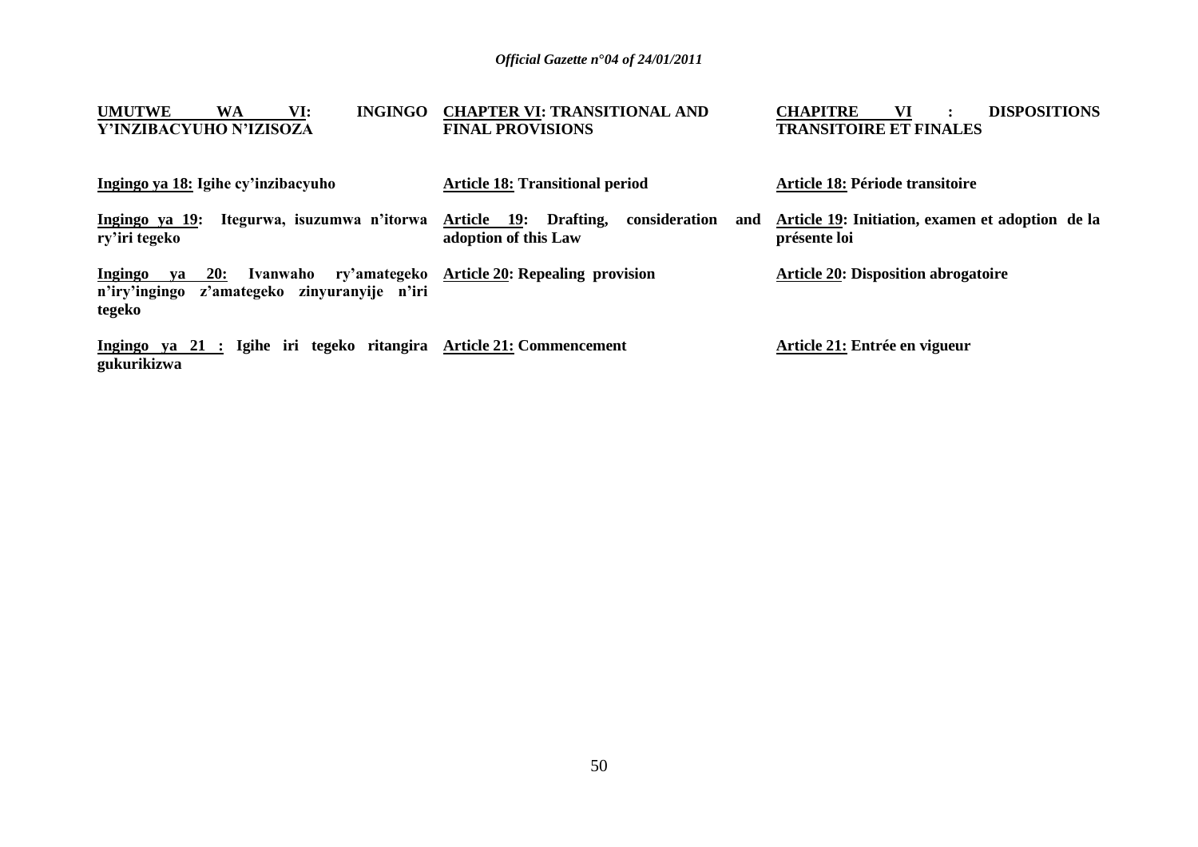**UMUTWE WA VI: INGINGO Y'INZIBACYUHO N'IZISOZA**

**Ingingo ya 18: Igihe cy'inzibacyuho**

**Ingingo ya 19: Itegurwa, isuzumwa n'itorwa ry'iri tegeko**

**Ingingo ya 20: Ivanwaho ry'amategeko n'iry'ingingo z'amategeko zinyuranyije n'iri tegeko**

**Ingingo ya 21 : Igihe iri tegeko ritangira gukurikizwa**

**CHAPTER VI: TRANSITIONAL AND FINAL PROVISIONS**

**Article 18: Transitional period**

**Article 19: Drafting, consideration and adoption of this Law**

**Article 20: Repealing provision**

**Article 21: Commencement**

**CHAPITRE VI : DISPOSITIONS TRANSITOIRE ET FINALES**

**Article 18: Période transitoire**

**Article 19: Initiation, examen et adoption de la présente loi**

**Article 20: Disposition abrogatoire**

**Article 21: Entrée en vigueur**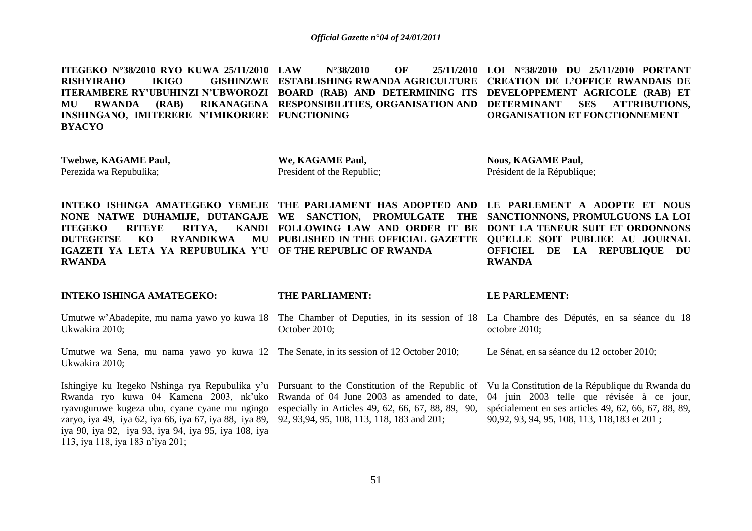**ITEGEKO N°38/2010 RYO KUWA 25/11/2010 RISHYIRAHO IKIGO GISHINZWE ITERAMBERE RY'UBUHINZI N'UBWOROZI MU RWANDA (RAB) RIKANAGENA INSHINGANO, IMITERERE N'IMIKORERE BYACYO**

**Twebwe, KAGAME Paul,**
Perezida wa Repubulika;

**INTEKO ISHINGA AMATEGEKO YEMEJE NONE NATWE DUHAMIJE, DUTANGAJE ITEGEKO RITEYE RITYA, KANDI DUTEGETSE KO RYANDIKWA MU IGAZETI YA LETA YA REPUBULIKA Y'U RWANDA**

**INTEKO ISHINGA AMATEGEKO:**

Umutwe w'Abadepite, mu nama yawo yo kuwa 18 Ukwakira 2010;

Umutwe wa Sena, mu nama yawo yo kuwa 12 Ukwakira 2010;

Ishingiye ku Itegeko Nshinga rya Repubulika y'u Rwanda ryo kuwa 04 Kamena 2003, nk'uko ryavuguruwe kugeza ubu, cyane cyane mu ngingo zaryo, iya 49, iya 62, iya 66, iya 67, iya 88, iya 89, iya 90, iya 92, iya 93, iya 94, iya 95, iya 108, iya 113, iya 118, iya 183 n'iya 201;

**LAW N°38/2010 OF 25/11/2010 ESTABLISHING RWANDA AGRICULTURE BOARD (RAB) AND DETERMINING ITS RESPONSIBILITIES, ORGANISATION AND FUNCTIONING**

**We, KAGAME Paul,**
President of the Republic;

**THE PARLIAMENT HAS ADOPTED AND WE SANCTION, PROMULGATE THE FOLLOWING LAW AND ORDER IT BE PUBLISHED IN THE OFFICIAL GAZETTE OF THE REPUBLIC OF RWANDA**

**THE PARLIAMENT:**

The Chamber of Deputies, in its session of 18 October 2010;

The Senate, in its session of 12 October 2010;

Pursuant to the Constitution of the Republic of Rwanda of 04 June 2003 as amended to date, especially in Articles 49, 62, 66, 67, 88, 89, 90, 92, 93,94, 95, 108, 113, 118, 183 and 201;

**LOI N°38/2010 DU 25/11/2010 PORTANT CREATION DE L'OFFICE RWANDAIS DE DEVELOPPEMENT AGRICOLE (RAB) ET DETERMINANT SES ATTRIBUTIONS, ORGANISATION ET FONCTIONNEMENT**

**Nous, KAGAME Paul,**
Président de la République;

**LE PARLEMENT A ADOPTE ET NOUS SANCTIONNONS, PROMULGUONS LA LOI DONT LA TENEUR SUIT ET ORDONNONS QU'ELLE SOIT PUBLIEE AU JOURNAL OFFICIEL DE LA REPUBLIQUE DU RWANDA**

**LE PARLEMENT:**

La Chambre des Députés, en sa séance du 18 octobre 2010;

Le Sénat, en sa séance du 12 october 2010;

Vu la Constitution de la République du Rwanda du 04 juin 2003 telle que révisée à ce jour, spécialement en ses articles 49, 62, 66, 67, 88, 89, 90,92, 93, 94, 95, 108, 113, 118,183 et 201 ;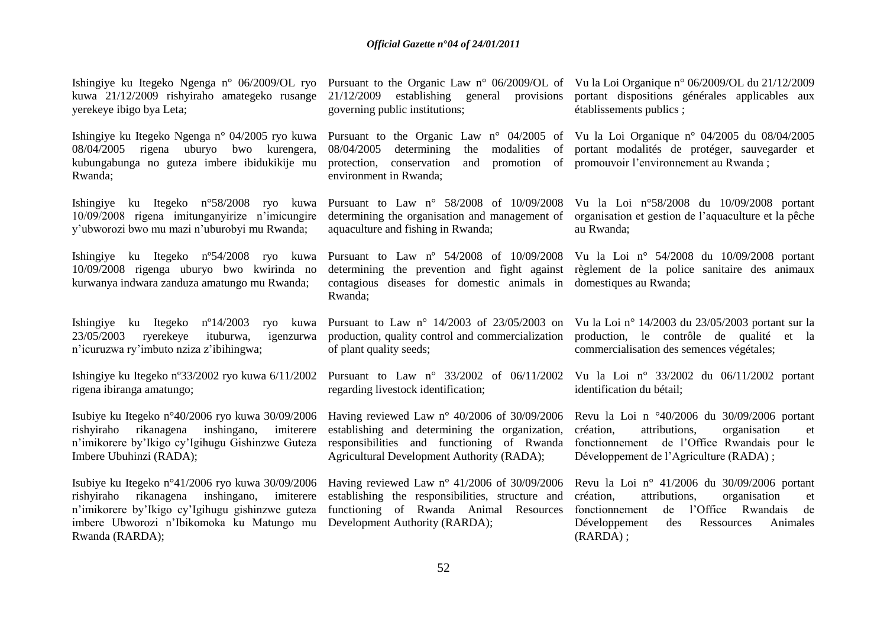Ishingiye ku Itegeko Ngenga n° 06/2009/OL ryo kuwa 21/12/2009 rishyiraho amategeko rusange yerekeye ibigo bya Leta;

Ishingiye ku Itegeko Ngenga n° 04/2005 ryo kuwa 08/04/2005 rigena uburyo bwo kurengera, kubungabunga no guteza imbere ibidukikije mu Rwanda;

Ishingiye ku Itegeko n°58/2008 ryo kuwa 10/09/2008 rigena imitunganyirize n'imicungire y'ubworozi bwo mu mazi n'uburobyi mu Rwanda;

Ishingiye ku Itegeko nº54/2008 ryo kuwa 10/09/2008 rigenga uburyo bwo kwirinda no kurwanya indwara zanduza amatungo mu Rwanda;

Ishingiye ku Itegeko nº14/2003 ryo kuwa 23/05/2003 ryerekeye ituburwa, igenzurwa n'icuruzwa ry'imbuto nziza z'ibihingwa;

Ishingiye ku Itegeko nº33/2002 ryo kuwa 6/11/2002 rigena ibiranga amatungo;

Isubiye ku Itegeko n°40/2006 ryo kuwa 30/09/2006 rishyiraho rikanagena inshingano, imiterere n'imikorere by'Ikigo cy'Igihugu Gishinzwe Guteza Imbere Ubuhinzi (RADA);

Isubiye ku Itegeko n°41/2006 ryo kuwa 30/09/2006 rishyiraho rikanagena inshingano, imiterere n'imikorere by'Ikigo cy'Igihugu gishinzwe guteza imbere Ubworozi n'Ibikomoka ku Matungo mu Rwanda (RARDA);

Pursuant to the Organic Law n° 06/2009/OL of 21/12/2009 establishing general provisions governing public institutions;

Pursuant to the Organic Law n° 04/2005 of 08/04/2005 determining the modalities of protection, conservation and promotion of environment in Rwanda;

Pursuant to Law n° 58/2008 of 10/09/2008 determining the organisation and management of aquaculture and fishing in Rwanda;

Pursuant to Law nº 54/2008 of 10/09/2008 determining the prevention and fight against contagious diseases for domestic animals in Rwanda;

Pursuant to Law n° 14/2003 of 23/05/2003 on production, quality control and commercialization of plant quality seeds;

Pursuant to Law n° 33/2002 of 06/11/2002 regarding livestock identification;

Having reviewed Law n° 40/2006 of 30/09/2006 establishing and determining the organization, responsibilities and functioning of Rwanda Agricultural Development Authority (RADA);

Having reviewed Law n° 41/2006 of 30/09/2006 establishing the responsibilities, structure and functioning of Rwanda Animal Resources Development Authority (RARDA);

Vu la Loi Organique n° 06/2009/OL du 21/12/2009 portant dispositions générales applicables aux établissements publics ;

Vu la Loi Organique n° 04/2005 du 08/04/2005 portant modalités de protéger, sauvegarder et promouvoir l'environnement au Rwanda ;

Vu la Loi n°58/2008 du 10/09/2008 portant organisation et gestion de l'aquaculture et la pêche au Rwanda;

Vu la Loi n° 54/2008 du 10/09/2008 portant règlement de la police sanitaire des animaux domestiques au Rwanda;

Vu la Loi n° 14/2003 du 23/05/2003 portant sur la production, le contrôle de qualité et la commercialisation des semences végétales;

Vu la Loi n° 33/2002 du 06/11/2002 portant identification du bétail;

Revu la Loi n °40/2006 du 30/09/2006 portant création, attributions, organisation et fonctionnement de l'Office Rwandais pour le Développement de l'Agriculture (RADA) ;

Revu la Loi n° 41/2006 du 30/09/2006 portant création, attributions, organisation et fonctionnement de l'Office Rwandais de Développement des Ressources Animales (RARDA) ;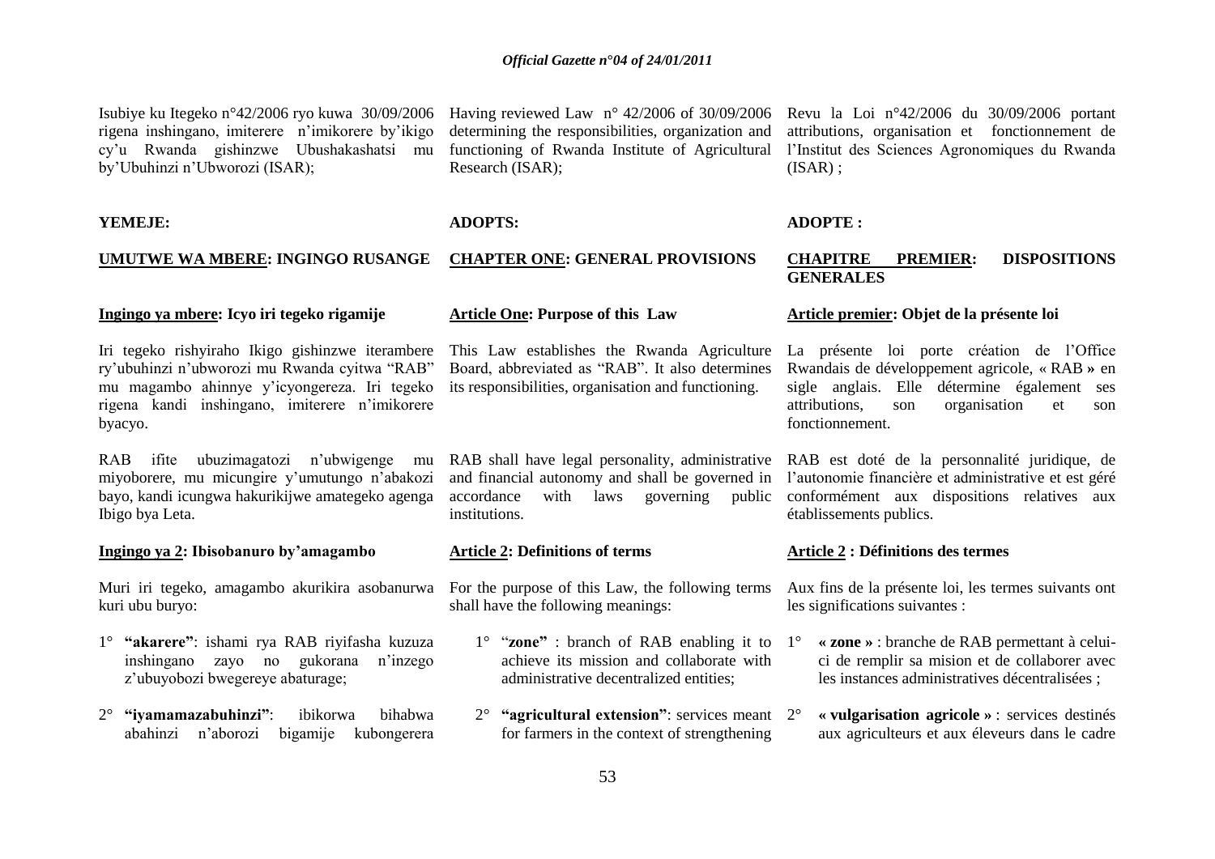Isubiye ku Itegeko n°42/2006 ryo kuwa 30/09/2006 rigena inshingano, imiterere n'imikorere by'ikigo cy'u Rwanda gishinzwe Ubushakashatsi mu by'Ubuhinzi n'Ubworozi (ISAR);

**YEMEJE:**

**UMUTWE WA MBERE: INGINGO RUSANGE**

**Ingingo ya mbere: Icyo iri tegeko rigamije**

Iri tegeko rishyiraho Ikigo gishinzwe iterambere ry'ubuhinzi n'ubworozi mu Rwanda cyitwa "RAB" mu magambo ahinnye y'icyongereza. Iri tegeko rigena kandi inshingano, imiterere n'imikorere byacyo.

RAB ifite ubuzimagatozi n'ubwigenge mu miyoborere, mu micungire y'umutungo n'abakozi bayo, kandi icungwa hakurikijwe amategeko agenga Ibigo bya Leta.

**Ingingo ya 2: Ibisobanuro by'amagambo**

Muri iri tegeko, amagambo akurikira asobanurwa kuri ubu buryo:

1° **"akarere"**: ishami rya RAB riyifasha kuzuza inshingano zayo no gukorana n'inzego z'ubuyobozi bwegereye abaturage;

2° **"iyamamazabuhinzi"**: ibikorwa bihabwa abahinzi n'aborozi bigamije kubongerera

Having reviewed Law n° 42/2006 of 30/09/2006 determining the responsibilities, organization and functioning of Rwanda Institute of Agricultural Research (ISAR);

**ADOPTS:**

**CHAPTER ONE: GENERAL PROVISIONS**

**Article One: Purpose of this Law**

This Law establishes the Rwanda Agriculture Board, abbreviated as "RAB". It also determines its responsibilities, organisation and functioning.

RAB shall have legal personality, administrative and financial autonomy and shall be governed in accordance with laws governing public institutions.

**Article 2: Definitions of terms**

For the purpose of this Law, the following terms shall have the following meanings:

1° "**zone"** : branch of RAB enabling it to achieve its mission and collaborate with administrative decentralized entities;

2° **"agricultural extension"**: services meant for farmers in the context of strengthening

Revu la Loi n°42/2006 du 30/09/2006 portant attributions, organisation et fonctionnement de l'Institut des Sciences Agronomiques du Rwanda (ISAR) ;

**ADOPTE :**

**CHAPITRE PREMIER: DISPOSITIONS GENERALES**

**Article premier: Objet de la présente loi**

La présente loi porte création de l'Office Rwandais de développement agricole, « RAB » en sigle anglais. Elle détermine également ses attributions, son organisation et son fonctionnement.

RAB est doté de la personnalité juridique, de l'autonomie financière et administrative et est géré conformément aux dispositions relatives aux établissements publics.

**Article 2 : Définitions des termes**

Aux fins de la présente loi, les termes suivants ont les significations suivantes :

1° **« zone »** : branche de RAB permettant à celui-ci de remplir sa mision et de collaborer avec les instances administratives décentralisées ;

2° **« vulgarisation agricole »** : services destinés aux agriculteurs et aux éleveurs dans le cadre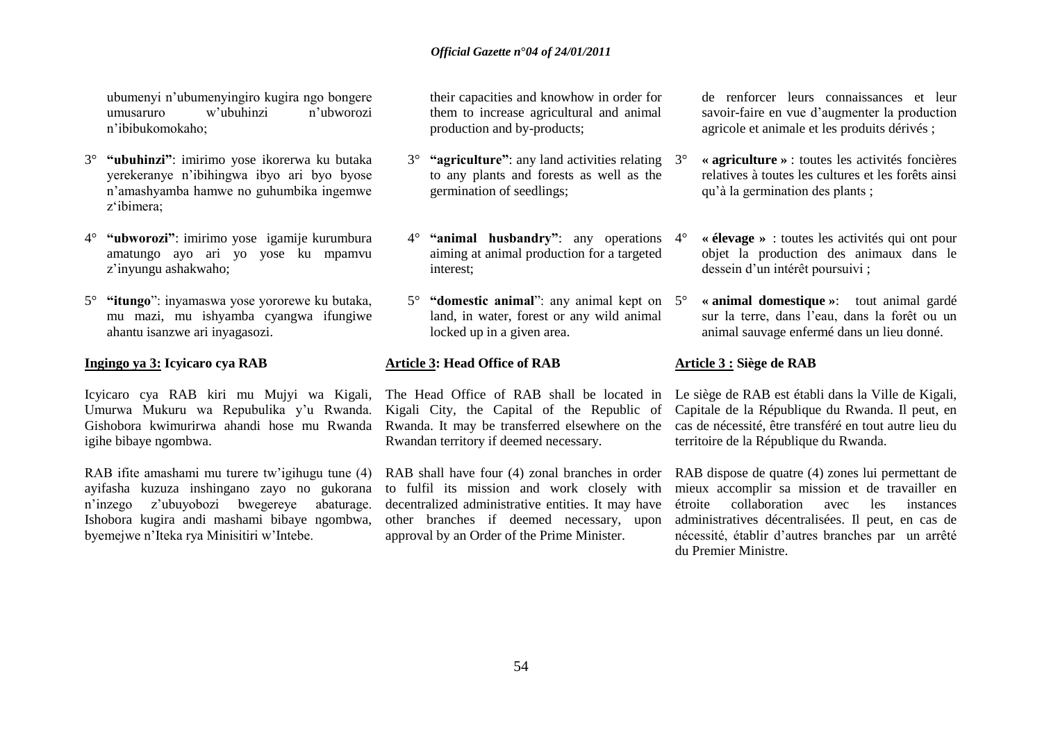ubumenyi n'ubumenyingiro kugira ngo bongere umusaruro w'ubuhinzi n'ubworozi n'ibibukomokaho;

3° **"ubuhinzi"**: imirimo yose ikorerwa ku butaka yerekeranye n'ibihingwa ibyo ari byo byose n'amashyamba hamwe no guhumbika ingemwe z'ibimera;

4° **"ubworozi"**: imirimo yose igamije kurumbura amatungo ayo ari yo yose ku mpamvu z'inyungu ashakwaho;

5° **"itungo"**: inyamaswa yose yororewe ku butaka, mu mazi, mu ishyamba cyangwa ifungiwe ahantu isanzwe ari inyagasozi.

**Ingingo ya 3: Icyicaro cya RAB**

Icyicaro cya RAB kiri mu Mujyi wa Kigali, Umurwa Mukuru wa Repubulika y'u Rwanda. Gishobora kwimurirwa ahandi hose mu Rwanda igihe bibaye ngombwa.

RAB ifite amashami mu turere tw'igihugu tune (4) ayifasha kuzuza inshingano zayo no gukorana n'inzego z'ubuyobozi bwegereye abaturage. Ishobora kugira andi mashami bibaye ngombwa, byemejwe n'Iteka rya Minisitiri w'Intebe.

their capacities and knowhow in order for them to increase agricultural and animal production and by-products;

3° **"agriculture"**: any land activities relating to any plants and forests as well as the germination of seedlings;

4° **"animal husbandry"**: any operations aiming at animal production for a targeted interest;

5° **"domestic animal"**: any animal kept on land, in water, forest or any wild animal locked up in a given area.

**Article 3: Head Office of RAB**

The Head Office of RAB shall be located in Kigali City, the Capital of the Republic of Rwanda. It may be transferred elsewhere on the Rwandan territory if deemed necessary.

RAB shall have four (4) zonal branches in order to fulfil its mission and work closely with decentralized administrative entities. It may have other branches if deemed necessary, upon approval by an Order of the Prime Minister.

de renforcer leurs connaissances et leur savoir-faire en vue d'augmenter la production agricole et animale et les produits dérivés ;

3° **« agriculture »** : toutes les activités foncières relatives à toutes les cultures et les forêts ainsi qu'à la germination des plants ;

4° **« élevage »** : toutes les activités qui ont pour objet la production des animaux dans le dessein d'un intérêt poursuivi ;

5° **« animal domestique »**: tout animal gardé sur la terre, dans l'eau, dans la forêt ou un animal sauvage enfermé dans un lieu donné.

**Article 3 : Siège de RAB**

Le siège de RAB est établi dans la Ville de Kigali, Capitale de la République du Rwanda. Il peut, en cas de nécessité, être transféré en tout autre lieu du territoire de la République du Rwanda.

RAB dispose de quatre (4) zones lui permettant de mieux accomplir sa mission et de travailler en étroite collaboration avec les instances administratives décentralisées. Il peut, en cas de nécessité, établir d'autres branches par un arrêté du Premier Ministre.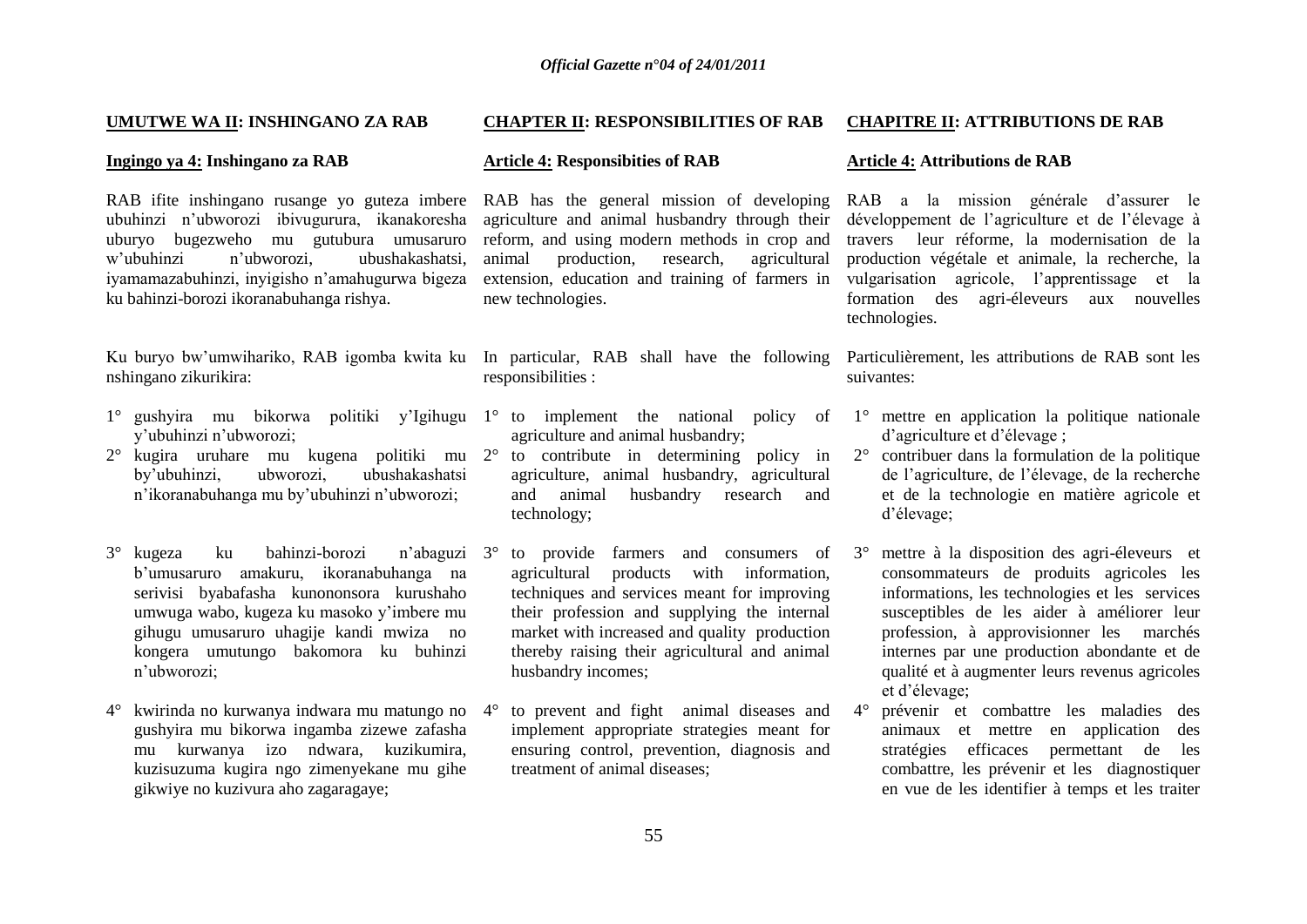## UMUTWE WA II: INSHINGANO ZA RAB

### Ingingo ya 4: Inshingano za RAB

RAB ifite inshingano rusange yo guteza imbere ubuhinzi n'ubworozi ibivugurura, ikanakoresha uburyo bugezweho mu gutubura umusaruro w'ubuhinzi n'ubworozi, ubushakashatsi, iyamamazabuhinzi, inyigisho n'amahugurwa bigeza ku bahinzi-borozi ikoranabuhanga rishya.

Ku buryo bw'umwihariko, RAB igomba kwita ku nshingano zikurikira:

1° gushyira mu bikorwa politiki y'Igihugu y'ubuhinzi n'ubworozi;
2° kugira uruhare mu kugena politiki mu by'ubuhinzi, ubworozi, ubushakashatsi n'ikoranabuhanga mu by'ubuhinzi n'ubworozi;
3° kugeza ku bahinzi-borozi n'abaguzi b'umusaruro amakuru, ikoranabuhanga na serivisi byabafasha kunononsora kurushaho umwuga wabo, kugeza ku masoko y'imbere mu gihugu umusaruro uhagije kandi mwiza no kongera umutungo bakomora ku buhinzi n'ubworozi;
4° kwirinda no kurwanya indwara mu matungo no gushyira mu bikorwa ingamba zizewe zafasha mu kurwanya izo ndwara, kuzikumira, kuzisuzuma kugira ngo zimenyekane mu gihe gikwiye no kuzivura aho zagaragaye;

## CHAPTER II: RESPONSIBILITIES OF RAB

### Article 4: Responsibities of RAB

RAB has the general mission of developing agriculture and animal husbandry through their reform, and using modern methods in crop and animal production, research, agricultural extension, education and training of farmers in new technologies.

In particular, RAB shall have the following responsibilities :

1° to implement the national policy of agriculture and animal husbandry;
2° to contribute in determining policy in agriculture, animal husbandry, agricultural and animal husbandry research and technology;
3° to provide farmers and consumers of agricultural products with information, techniques and services meant for improving their profession and supplying the internal market with increased and quality production thereby raising their agricultural and animal husbandry incomes;
4° to prevent and fight animal diseases and implement appropriate strategies meant for ensuring control, prevention, diagnosis and treatment of animal diseases;

## CHAPITRE II: ATTRIBUTIONS DE RAB

### Article 4: Attributions de RAB

RAB a la mission générale d'assurer le développement de l'agriculture et de l'élevage à travers leur réforme, la modernisation de la production végétale et animale, la recherche, la vulgarisation agricole, l'apprentissage et la formation des agri-éleveurs aux nouvelles technologies.

Particulièrement, les attributions de RAB sont les suivantes:

1° mettre en application la politique nationale d'agriculture et d'élevage ;
2° contribuer dans la formulation de la politique de l'agriculture, de l'élevage, de la recherche et de la technologie en matière agricole et d'élevage;
3° mettre à la disposition des agri-éleveurs et consommateurs de produits agricoles les informations, les technologies et les services susceptibles de les aider à améliorer leur profession, à approvisionner les marchés internes par une production abondante et de qualité et à augmenter leurs revenus agricoles et d'élevage;
4° prévenir et combattre les maladies des animaux et mettre en application des stratégies efficaces permettant de les combattre, les prévenir et les diagnostiquer en vue de les identifier à temps et les traiter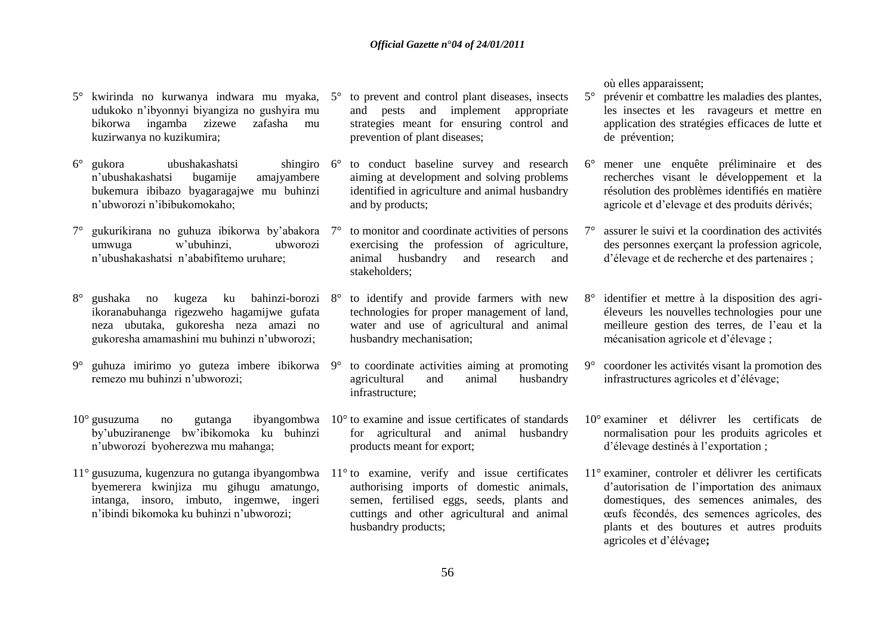5° kwirinda no kurwanya indwara mu myaka, udukoko n'ibyonnyi biyangiza no gushyira mu bikorwa ingamba zizewe zafasha mu kuzirwanya no kuzikumira;

6° gukora ubushakashatsi shingiro n'ubushakashatsi bugamije amajyambere bukemura ibibazo byagaragajwe mu buhinzi n'ubworozi n'ibibukomokaho;

7° gukurikirana no guhuza ibikorwa by'abakora umwuga w'ubuhinzi, ubworozi n'ubushakashatsi n'ababifitemo uruhare;

8° gushaka no kugeza ku bahinzi-borozi ikoranabuhanga rigezweho hagamijwe gufata neza ubutaka, gukoresha neza amazi no gukoresha amamashini mu buhinzi n'ubworozi;

9° guhuza imirimo yo guteza imbere ibikorwa remezo mu buhinzi n'ubworozi;

10° gusuzuma no gutanga ibyangombwa by'ubuziranenge bw'ibikomoka ku buhinzi n'ubworozi byoherezwa mu mahanga;

11° gusuzuma, kugenzura no gutanga ibyangombwa byemerera kwinjiza mu gihugu amatungo, intanga, insoro, imbuto, ingemwe, ingeri n'ibindi bikomoka ku buhinzi n'ubworozi;

5° to prevent and control plant diseases, insects and pests and implement appropriate strategies meant for ensuring control and prevention of plant diseases;

6° to conduct baseline survey and research aiming at development and solving problems identified in agriculture and animal husbandry and by products;

7° to monitor and coordinate activities of persons exercising the profession of agriculture, animal husbandry and research and stakeholders;

8° to identify and provide farmers with new technologies for proper management of land, water and use of agricultural and animal husbandry mechanisation;

9° to coordinate activities aiming at promoting agricultural and animal husbandry infrastructure;

10° to examine and issue certificates of standards for agricultural and animal husbandry products meant for export;

11° to examine, verify and issue certificates authorising imports of domestic animals, semen, fertilised eggs, seeds, plants and cuttings and other agricultural and animal husbandry products;

où elles apparaissent;

5° prévenir et combattre les maladies des plantes, les insectes et les ravageurs et mettre en application des stratégies efficaces de lutte et de prévention;

6° mener une enquête préliminaire et des recherches visant le développement et la résolution des problèmes identifiés en matière agricole et d'elevage et des produits dérivés;

7° assurer le suivi et la coordination des activités des personnes exerçant la profession agricole, d'élevage et de recherche et des partenaires ;

8° identifier et mettre à la disposition des agri-éleveurs les nouvelles technologies pour une meilleure gestion des terres, de l'eau et la mécanisation agricole et d'élevage ;

9° coordoner les activités visant la promotion des infrastructures agricoles et d'élévage;

10° examiner et délivrer les certificats de normalisation pour les produits agricoles et d'élevage destinés à l'exportation ;

11° examiner, controler et délivrer les certificats d'autorisation de l'importation des animaux domestiques, des semences animales, des œufs fécondés, des semences agricoles, des plants et des boutures et autres produits agricoles et d'élévage**;**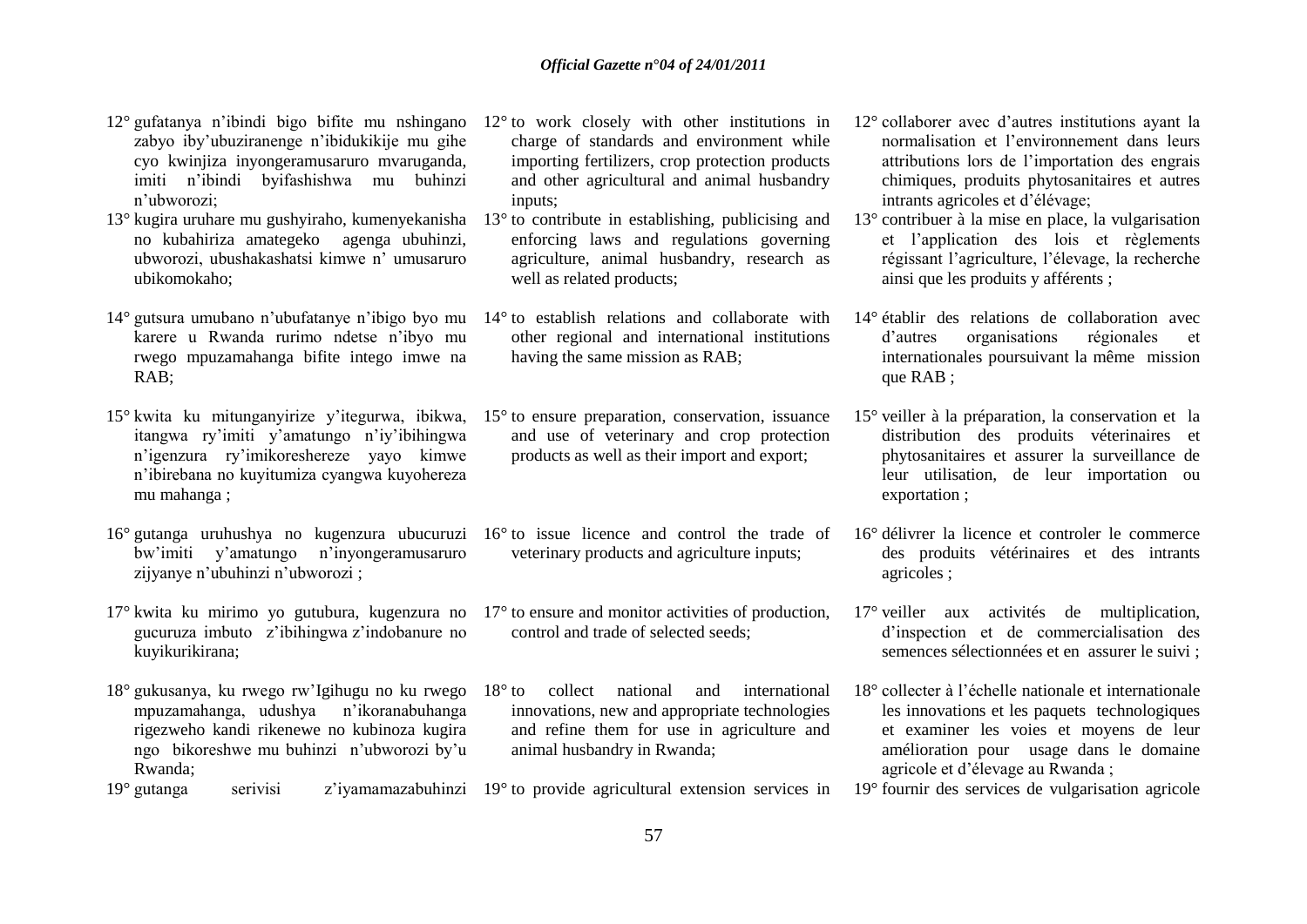12° gufatanya n'ibindi bigo bifite mu nshingano zabyo iby'ubuziranenge n'ibidukikije mu gihe cyo kwinjiza inyongeramusaruro mvaruganda, imiti n'ibindi byifashishwa mu buhinzi n'ubworozi;

13° kugira uruhare mu gushyiraho, kumenyekanisha no kubahiriza amategeko agenga ubuhinzi, ubworozi, ubushakashatsi kimwe n' umusaruro ubikomokaho;

14° gutsura umubano n'ubufatanye n'ibigo byo mu karere u Rwanda rurimo ndetse n'ibyo mu rwego mpuzamahanga bifite intego imwe na RAB;

15° kwita ku mitunganyirize y'itegurwa, ibikwa, itangwa ry'imiti y'amatungo n'iy'ibihingwa n'igenzura ry'imikoreshereze yayo kimwe n'ibirebana no kuyitumiza cyangwa kuyohereza mu mahanga ;

16° gutanga uruhushya no kugenzura ubucuruzi bw'imiti y'amatungo n'inyongeramusaruro zijyanye n'ubuhinzi n'ubworozi ;

17° kwita ku mirimo yo gutubura, kugenzura no gucuruza imbuto z'ibihingwa z'indobanure no kuyikurikirana;

18° gukusanya, ku rwego rw'Igihugu no ku rwego mpuzamahanga, udushya n'ikoranabuhanga rigezweho kandi rikenewe no kubinoza kugira ngo bikoreshwe mu buhinzi n'ubworozi by'u Rwanda;

19° gutanga serivisi z'iyamamazabuhinzi

12° to work closely with other institutions in charge of standards and environment while importing fertilizers, crop protection products and other agricultural and animal husbandry inputs;

13° to contribute in establishing, publicising and enforcing laws and regulations governing agriculture, animal husbandry, research as well as related products;

14° to establish relations and collaborate with other regional and international institutions having the same mission as RAB;

15° to ensure preparation, conservation, issuance and use of veterinary and crop protection products as well as their import and export;

16° to issue licence and control the trade of veterinary products and agriculture inputs;

17° to ensure and monitor activities of production, control and trade of selected seeds;

18° to collect national and international innovations, new and appropriate technologies and refine them for use in agriculture and animal husbandry in Rwanda;

19° to provide agricultural extension services in

12° collaborer avec d'autres institutions ayant la normalisation et l'environnement dans leurs attributions lors de l'importation des engrais chimiques, produits phytosanitaires et autres intrants agricoles et d'élévage;

13° contribuer à la mise en place, la vulgarisation et l'application des lois et règlements régissant l'agriculture, l'élevage, la recherche ainsi que les produits y afférents ;

14° établir des relations de collaboration avec d'autres organisations régionales et internationales poursuivant la même mission que RAB ;

15° veiller à la préparation, la conservation et la distribution des produits véterinaires et phytosanitaires et assurer la surveillance de leur utilisation, de leur importation ou exportation ;

16° délivrer la licence et controler le commerce des produits vétérinaires et des intrants agricoles ;

17° veiller aux activités de multiplication, d'inspection et de commercialisation des semences sélectionnées et en assurer le suivi ;

18° collecter à l'échelle nationale et internationale les innovations et les paquets technologiques et examiner les voies et moyens de leur amélioration pour usage dans le domaine agricole et d'élevage au Rwanda ;

19° fournir des services de vulgarisation agricole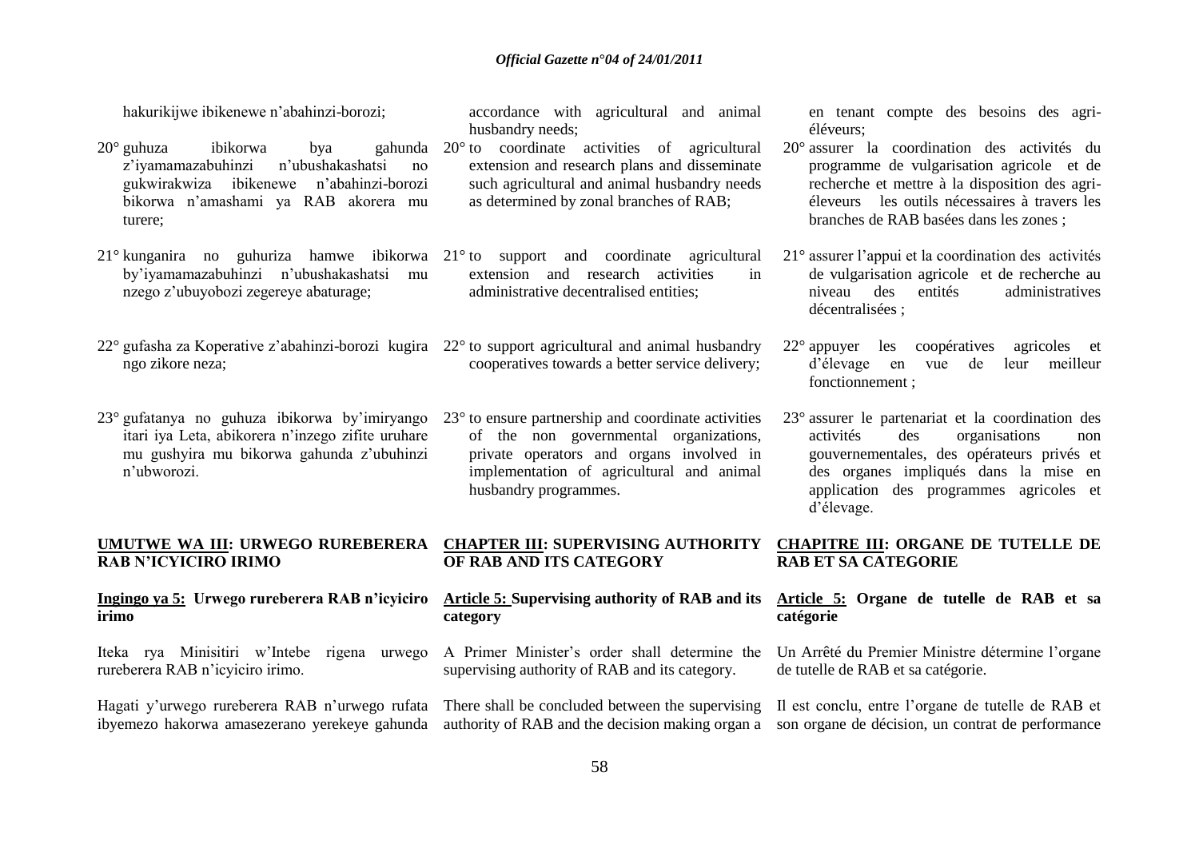hakurikijwe ibikenewe n'abahinzi-borozi;

20° guhuza ibikorwa bya gahunda z'iyamamazabuhinzi n'ubushakashatsi no gukwirakwiza ibikenewe n'abahinzi-borozi bikorwa n'amashami ya RAB akorera mu turere;

21° kunganira no guhuriza hamwe ibikorwa by'iyamamazabuhinzi n'ubushakashatsi mu nzego z'ubuyobozi zegereye abaturage;

22° gufasha za Koperative z'abahinzi-borozi kugira ngo zikore neza;

23° gufatanya no guhuza ibikorwa by'imiryango itari iya Leta, abikorera n'inzego zifite uruhare mu gushyira mu bikorwa gahunda z'ubuhinzi n'ubworozi.

## UMUTWE WA III: URWEGO RUREBERERA RAB N'ICYICIRO IRIMO

### Ingingo ya 5: Urwego rureberera RAB n'icyiciro irimo

Iteka rya Minisitiri w'Intebe rigena urwego rureberera RAB n'icyiciro irimo.

Hagati y'urwego rureberera RAB n'urwego rufata ibyemezo hakorwa amasezerano yerekeye gahunda

accordance with agricultural and animal husbandry needs;

20° to coordinate activities of agricultural extension and research plans and disseminate such agricultural and animal husbandry needs as determined by zonal branches of RAB;

21° to support and coordinate agricultural extension and research activities in administrative decentralised entities;

22° to support agricultural and animal husbandry cooperatives towards a better service delivery;

23° to ensure partnership and coordinate activities of the non governmental organizations, private operators and organs involved in implementation of agricultural and animal husbandry programmes.

## CHAPTER III: SUPERVISING AUTHORITY OF RAB AND ITS CATEGORY

### Article 5: Supervising authority of RAB and its category

A Primer Minister's order shall determine the supervising authority of RAB and its category.

There shall be concluded between the supervising authority of RAB and the decision making organ a

en tenant compte des besoins des agri-éléveurs;

20° assurer la coordination des activités du programme de vulgarisation agricole et de recherche et mettre à la disposition des agri-éleveurs les outils nécessaires à travers les branches de RAB basées dans les zones ;

21° assurer l'appui et la coordination des activités de vulgarisation agricole et de recherche au niveau des entités administratives décentralisées ;

22° appuyer les coopératives agricoles et d'élevage en vue de leur meilleur fonctionnement ;

23° assurer le partenariat et la coordination des activités des organisations non gouvernementales, des opérateurs privés et des organes impliqués dans la mise en application des programmes agricoles et d'élevage.

## CHAPITRE III: ORGANE DE TUTELLE DE RAB ET SA CATEGORIE

### Article 5: Organe de tutelle de RAB et sa catégorie

Un Arrêté du Premier Ministre détermine l'organe de tutelle de RAB et sa catégorie.

Il est conclu, entre l'organe de tutelle de RAB et son organe de décision, un contrat de performance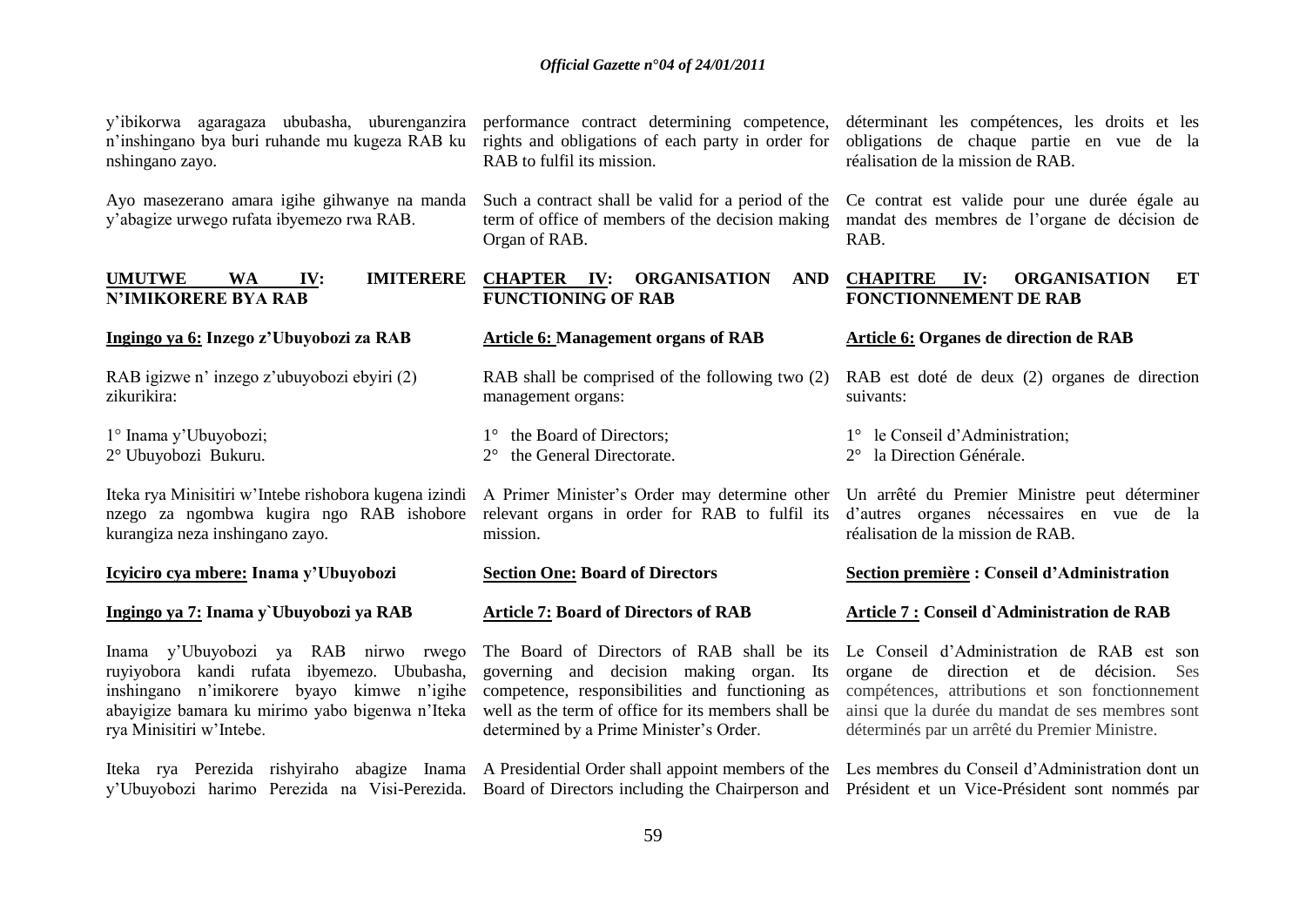y'ibikorwa agaragaza ububasha, uburenganzira n'inshingano bya buri ruhande mu kugeza RAB ku nshingano zayo.

Ayo masezerano amara igihe gihwanye na manda y'abagize urwego rufata ibyemezo rwa RAB.

**UMUTWE WA IV: IMITERERE N'IMIKORERE BYA RAB**

**Ingingo ya 6: Inzego z'Ubuyobozi za RAB**

RAB igizwe n' inzego z'ubuyobozi ebyiri (2) zikurikira:

1° Inama y'Ubuyobozi;
2° Ubuyobozi Bukuru.

Iteka rya Minisitiri w'Intebe rishobora kugena izindi nzego za ngombwa kugira ngo RAB ishobore kurangiza neza inshingano zayo.

**Icyiciro cya mbere: Inama y'Ubuyobozi**

**Ingingo ya 7: Inama y`Ubuyobozi ya RAB**

Inama y'Ubuyobozi ya RAB nirwo rwego ruyiyobora kandi rufata ibyemezo. Ububasha, inshingano n'imikorere byayo kimwe n'igihe abayigize bamara ku mirimo yabo bigenwa n'Iteka rya Minisitiri w'Intebe.

Iteka rya Perezida rishyiraho abagize Inama y'Ubuyobozi harimo Perezida na Visi-Perezida.

performance contract determining competence, rights and obligations of each party in order for RAB to fulfil its mission.

Such a contract shall be valid for a period of the term of office of members of the decision making Organ of RAB.

**CHAPTER IV: ORGANISATION AND FUNCTIONING OF RAB**

**Article 6: Management organs of RAB**

RAB shall be comprised of the following two (2) management organs:

1° the Board of Directors;
2° the General Directorate.

A Primer Minister's Order may determine other relevant organs in order for RAB to fulfil its mission.

**Section One: Board of Directors**

**Article 7: Board of Directors of RAB**

The Board of Directors of RAB shall be its governing and decision making organ. Its competence, responsibilities and functioning as well as the term of office for its members shall be determined by a Prime Minister's Order.

A Presidential Order shall appoint members of the Board of Directors including the Chairperson and

déterminant les compétences, les droits et les obligations de chaque partie en vue de la réalisation de la mission de RAB.

Ce contrat est valide pour une durée égale au mandat des membres de l'organe de décision de RAB.

**CHAPITRE IV: ORGANISATION ET FONCTIONNEMENT DE RAB**

**Article 6: Organes de direction de RAB**

RAB est doté de deux (2) organes de direction suivants:

1° le Conseil d'Administration;
2° la Direction Générale.

Un arrêté du Premier Ministre peut déterminer d'autres organes nécessaires en vue de la réalisation de la mission de RAB.

**Section première : Conseil d'Administration**

**Article 7 : Conseil d`Administration de RAB**

Le Conseil d'Administration de RAB est son organe de direction et de décision. Ses compétences, attributions et son fonctionnement ainsi que la durée du mandat de ses membres sont déterminés par un arrêté du Premier Ministre.

Les membres du Conseil d'Administration dont un Président et un Vice-Président sont nommés par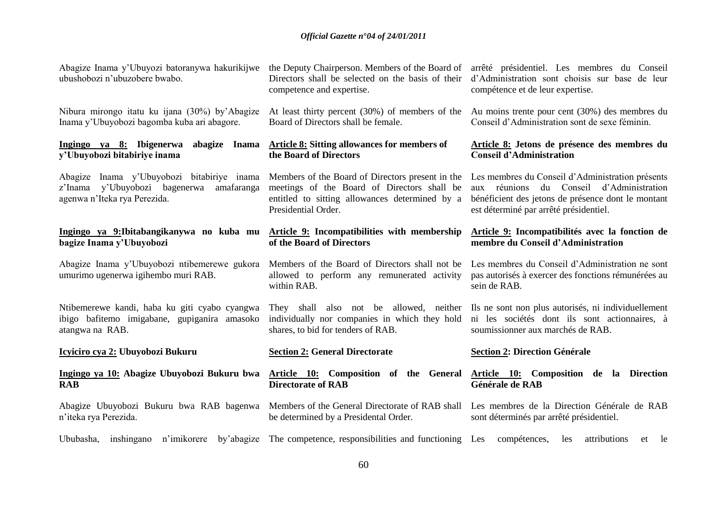Abagize Inama y'Ubuyozi batoranywa hakurikijwe ubushobozi n'ubuzobere bwabo.

Nibura mirongo itatu ku ijana (30%) by'Abagize Inama y'Ubuyobozi bagomba kuba ari abagore.

**Ingingo ya 8: Ibigenerwa abagize Inama y'Ubuyobozi bitabiriye inama**

Abagize Inama y'Ubuyobozi bitabiriye inama z'Inama y'Ubuyobozi bagenerwa amafaranga agenwa n'Iteka rya Perezida.

**Ingingo ya 9:Ibitabangikanywa no kuba mu bagize Inama y'Ubuyobozi**

Abagize Inama y'Ubuyobozi ntibemerewe gukora umurimo ugenerwa igihembo muri RAB.

Ntibemerewe kandi, haba ku giti cyabo cyangwa ibigo bafitemo imigabane, gupiganira amasoko atangwa na RAB.

**Icyiciro cya 2: Ubuyobozi Bukuru**

**Ingingo ya 10: Abagize Ubuyobozi Bukuru bwa RAB**

Abagize Ubuyobozi Bukuru bwa RAB bagenwa n'iteka rya Perezida.

Ububasha, inshingano n'imikorere by'abagize

the Deputy Chairperson. Members of the Board of Directors shall be selected on the basis of their competence and expertise.

At least thirty percent (30%) of members of the Board of Directors shall be female.

**Article 8: Sitting allowances for members of the Board of Directors**

Members of the Board of Directors present in the meetings of the Board of Directors shall be entitled to sitting allowances determined by a Presidential Order.

**Article 9: Incompatibilities with membership of the Board of Directors**

Members of the Board of Directors shall not be allowed to perform any remunerated activity within RAB.

They shall also not be allowed, neither individually nor companies in which they hold shares, to bid for tenders of RAB.

**Section 2: General Directorate**

**Article 10: Composition of the General Directorate of RAB**

Members of the General Directorate of RAB shall be determined by a Presidental Order.

The competence, responsibilities and functioning

arrêté présidentiel. Les membres du Conseil d'Administration sont choisis sur base de leur compétence et de leur expertise.

Au moins trente pour cent (30%) des membres du Conseil d'Administration sont de sexe féminin.

**Article 8: Jetons de présence des membres du Conseil d'Administration**

Les membres du Conseil d'Administration présents aux réunions du Conseil d'Administration bénéficient des jetons de présence dont le montant est déterminé par arrêté présidentiel.

**Article 9: Incompatibilités avec la fonction de membre du Conseil d'Administration**

Les membres du Conseil d'Administration ne sont pas autorisés à exercer des fonctions rémunérées au sein de RAB.

Ils ne sont non plus autorisés, ni individuellement ni les sociétés dont ils sont actionnaires, à soumissionner aux marchés de RAB.

**Section 2: Direction Générale**

**Article 10: Composition de la Direction Générale de RAB**

Les membres de la Direction Générale de RAB sont déterminés par arrêté présidentiel.

Les compétences, les attributions et le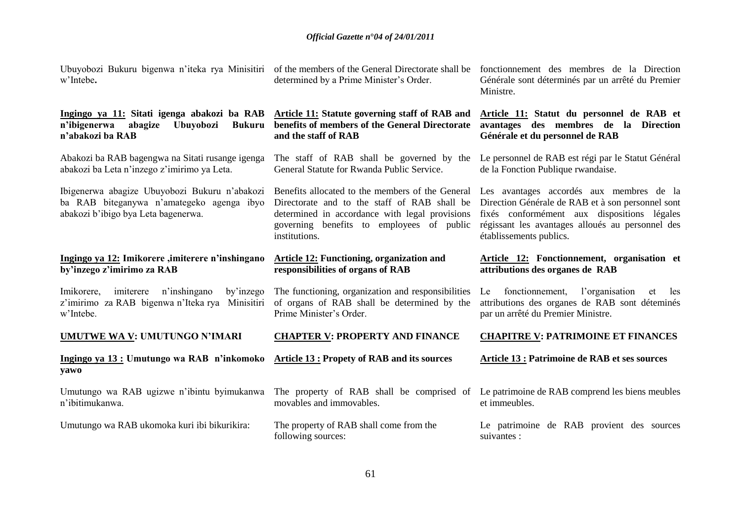Ubuyobozi Bukuru bigenwa n'iteka rya Minisitiri w'Intebe**.**

**Ingingo ya 11: Sitati igenga abakozi ba RAB n'ibigenerwa abagize Ubuyobozi Bukuru n'abakozi ba RAB**

Abakozi ba RAB bagengwa na Sitati rusange igenga abakozi ba Leta n'inzego z'imirimo ya Leta.

Ibigenerwa abagize Ubuyobozi Bukuru n'abakozi ba RAB biteganywa n'amategeko agenga ibyo abakozi b'ibigo bya Leta bagenerwa.

**Ingingo ya 12: Imikorere ,imiterere n'inshingano by'inzego z'imirimo za RAB**

Imikorere, imiterere n'inshingano by'inzego z'imirimo za RAB bigenwa n'Iteka rya Minisitiri w'Intebe.

**UMUTWE WA V: UMUTUNGO N'IMARI**

**Ingingo ya 13 : Umutungo wa RAB n'inkomoko yawo**

Umutungo wa RAB ugizwe n'ibintu byimukanwa n'ibitimukanwa.

Umutungo wa RAB ukomoka kuri ibi bikurikira:

of the members of the General Directorate shall be determined by a Prime Minister's Order.

**Article 11: Statute governing staff of RAB and benefits of members of the General Directorate and the staff of RAB**

The staff of RAB shall be governed by the General Statute for Rwanda Public Service.

Benefits allocated to the members of the General Directorate and to the staff of RAB shall be determined in accordance with legal provisions governing benefits to employees of public institutions.

**Article 12: Functioning, organization and responsibilities of organs of RAB**

The functioning, organization and responsibilities of organs of RAB shall be determined by the Prime Minister's Order.

**CHAPTER V: PROPERTY AND FINANCE**

**Article 13 : Propety of RAB and its sources**

The property of RAB shall be comprised of movables and immovables.

The property of RAB shall come from the following sources:

fonctionnement des membres de la Direction Générale sont déterminés par un arrêté du Premier Ministre.

**Article 11: Statut du personnel de RAB et avantages des membres de la Direction Générale et du personnel de RAB**

Le personnel de RAB est régi par le Statut Général de la Fonction Publique rwandaise.

Les avantages accordés aux membres de la Direction Générale de RAB et à son personnel sont fixés conformément aux dispositions légales régissant les avantages alloués au personnel des établissements publics.

**Article 12: Fonctionnement, organisation et attributions des organes de RAB**

Le fonctionnement, l'organisation et les attributions des organes de RAB sont déteminés par un arrêté du Premier Ministre.

**CHAPITRE V: PATRIMOINE ET FINANCES**

**Article 13 : Patrimoine de RAB et ses sources**

Le patrimoine de RAB comprend les biens meubles et immeubles.

Le patrimoine de RAB provient des sources suivantes :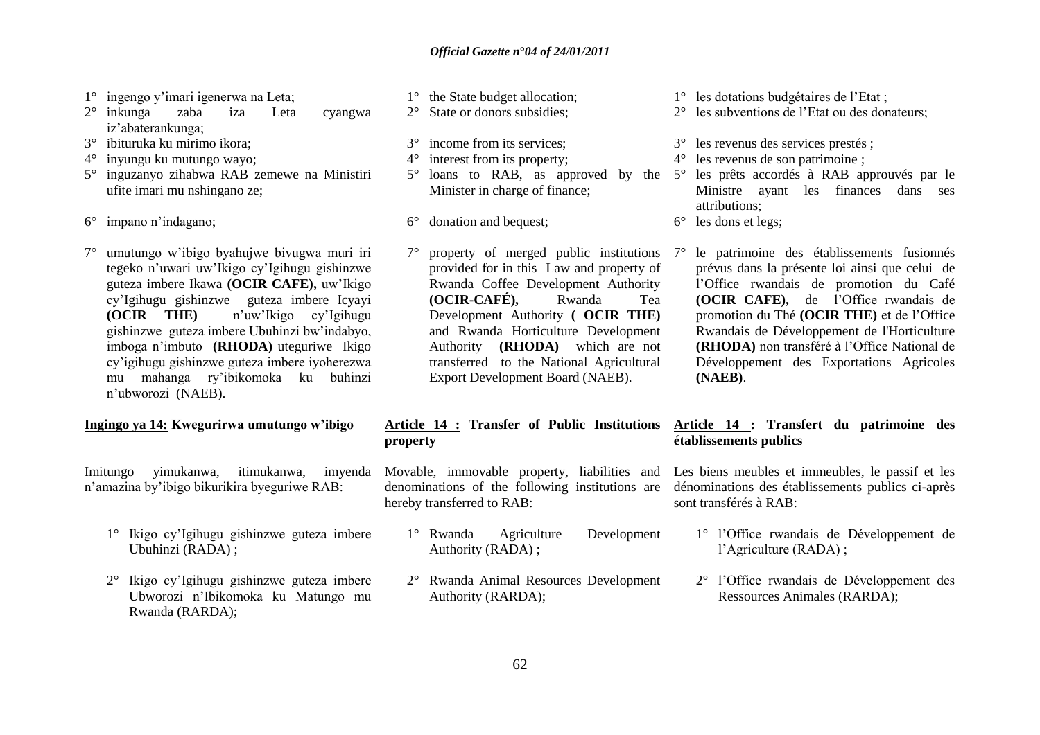1° ingengo y'imari igenerwa na Leta;
2° inkunga zaba iza Leta cyangwa iz'abaterankunga;
3° ibituruka ku mirimo ikora;
4° inyungu ku mutungo wayo;
5° inguzanyo zihabwa RAB zemewe na Ministiri ufite imari mu nshingano ze;
6° impano n'indagano;
7° umutungo w'ibigo byahujwe bivugwa muri iri tegeko n'uwari uw'Ikigo cy'Igihugu gishinzwe guteza imbere Ikawa **(OCIR CAFE),** uw'Ikigo cy'Igihugu gishinzwe guteza imbere Icyayi **(OCIR THE)** n'uw'Ikigo cy'Igihugu gishinzwe guteza imbere Ubuhinzi bw'indabyo, imboga n'imbuto **(RHODA)** uteguriwe Ikigo cy'igihugu gishinzwe guteza imbere iyoherezwa mu mahanga ry'ibikomoka ku buhinzi n'ubworozi (NAEB).

**Ingingo ya 14: Kwegurirwa umutungo w'ibigo**

Imitungo yimukanwa, itimukanwa, imyenda n'amazina by'ibigo bikurikira byeguriwe RAB:

1° Ikigo cy'Igihugu gishinzwe guteza imbere Ubuhinzi (RADA) ;
2° Ikigo cy'Igihugu gishinzwe guteza imbere Ubworozi n'Ibikomoka ku Matungo mu Rwanda (RARDA);

1° the State budget allocation;
2° State or donors subsidies;
3° income from its services;
4° interest from its property;
5° loans to RAB, as approved by the Minister in charge of finance;
6° donation and bequest;
7° property of merged public institutions provided for in this Law and property of Rwanda Coffee Development Authority **(OCIR-CAFÉ),** Rwanda Tea Development Authority **( OCIR THE)** and Rwanda Horticulture Development Authority **(RHODA)** which are not transferred to the National Agricultural Export Development Board (NAEB).

**Article 14 : Transfer of Public Institutions property**

Movable, immovable property, liabilities and denominations of the following institutions are hereby transferred to RAB:

1° Rwanda Agriculture Development Authority (RADA) ;
2° Rwanda Animal Resources Development Authority (RARDA);

1° les dotations budgétaires de l'Etat ;
2° les subventions de l'Etat ou des donateurs;
3° les revenus des services prestés ;
4° les revenus de son patrimoine ;
5° les prêts accordés à RAB approuvés par le Ministre ayant les finances dans ses attributions;
6° les dons et legs;
7° le patrimoine des établissements fusionnés prévus dans la présente loi ainsi que celui de l'Office rwandais de promotion du Café **(OCIR CAFE),** de l'Office rwandais de promotion du Thé **(OCIR THE)** et de l'Office Rwandais de Développement de l'Horticulture **(RHODA)** non transféré à l'Office National de Développement des Exportations Agricoles **(NAEB)**.

**Article 14 : Transfert du patrimoine des établissements publics**

Les biens meubles et immeubles, le passif et les dénominations des établissements publics ci-après sont transférés à RAB:

1° l'Office rwandais de Développement de l'Agriculture (RADA) ;
2° l'Office rwandais de Développement des Ressources Animales (RARDA);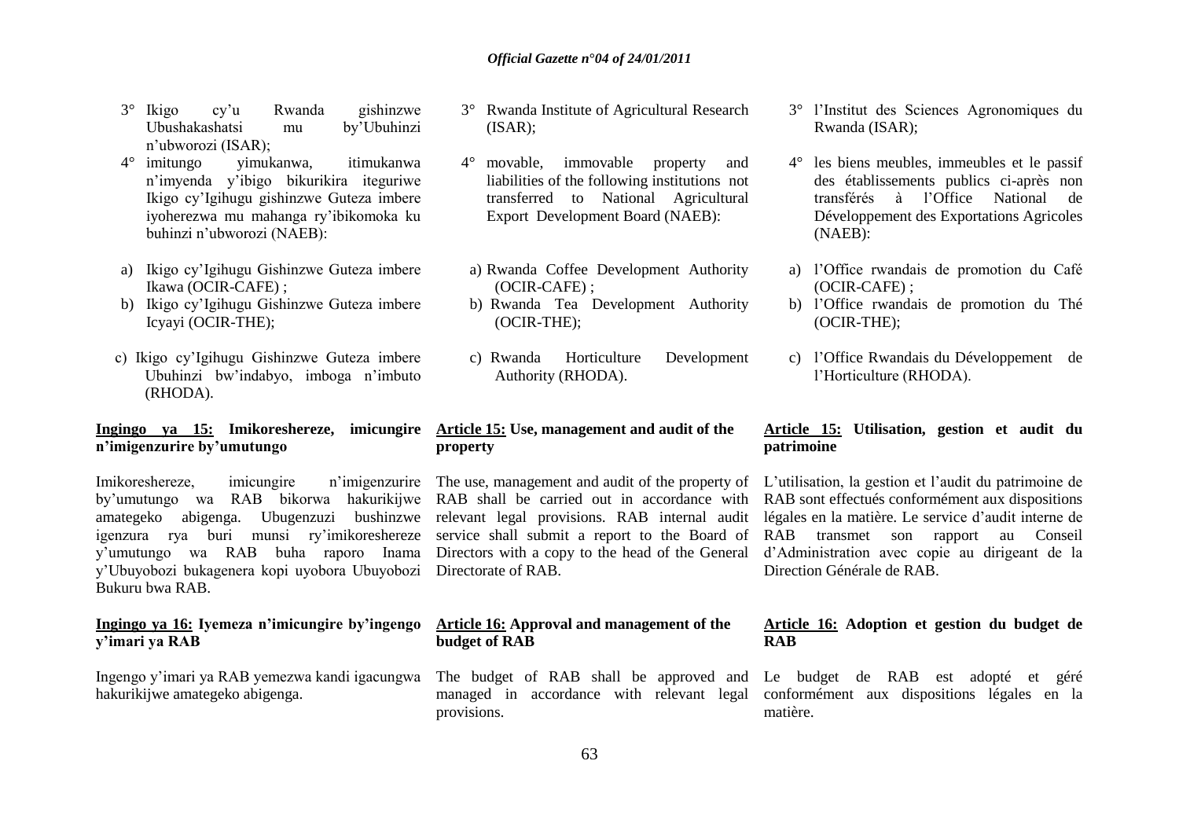3° Ikigo cy'u Rwanda gishinzwe Ubushakashatsi mu by'Ubuhinzi n'ubworozi (ISAR);

4° imitungo yimukanwa, itimukanwa n'imyenda y'ibigo bikurikira iteguriwe Ikigo cy'Igihugu gishinzwe Guteza imbere iyoherezwa mu mahanga ry'ibikomoka ku buhinzi n'ubworozi (NAEB):

a) Ikigo cy'Igihugu Gishinzwe Guteza imbere Ikawa (OCIR-CAFE) ;
b) Ikigo cy'Igihugu Gishinzwe Guteza imbere Icyayi (OCIR-THE);
c) Ikigo cy'Igihugu Gishinzwe Guteza imbere Ubuhinzi bw'indabyo, imboga n'imbuto (RHODA).

**Ingingo ya 15: Imikoreshereze, imicungire n'imigenzurire by'umutungo**

Imikoreshereze, imicungire n'imigenzurire by'umutungo wa RAB bikorwa hakurikijwe amategeko abigenga. Ubugenzuzi bushinzwe igenzura rya buri munsi ry'imikoreshereze y'umutungo wa RAB buha raporo Inama y'Ubuyobozi bukagenera kopi uyobora Ubuyobozi Bukuru bwa RAB.

**Ingingo ya 16: Iyemeza n'imicungire by'ingengo y'imari ya RAB**

Ingengo y'imari ya RAB yemezwa kandi igacungwa hakurikijwe amategeko abigenga.

3° Rwanda Institute of Agricultural Research (ISAR);

4° movable, immovable property and liabilities of the following institutions not transferred to National Agricultural Export Development Board (NAEB):

a) Rwanda Coffee Development Authority (OCIR-CAFE) ;
b) Rwanda Tea Development Authority (OCIR-THE);
c) Rwanda Horticulture Development Authority (RHODA).

**Article 15: Use, management and audit of the property**

The use, management and audit of the property of RAB shall be carried out in accordance with relevant legal provisions. RAB internal audit service shall submit a report to the Board of Directors with a copy to the head of the General Directorate of RAB.

**Article 16: Approval and management of the budget of RAB**

The budget of RAB shall be approved and managed in accordance with relevant legal provisions.

3° l'Institut des Sciences Agronomiques du Rwanda (ISAR);

4° les biens meubles, immeubles et le passif des établissements publics ci-après non transférés à l'Office National de Développement des Exportations Agricoles (NAEB):

a) l'Office rwandais de promotion du Café (OCIR-CAFE) ;
b) l'Office rwandais de promotion du Thé (OCIR-THE);
c) l'Office Rwandais du Développement de l'Horticulture (RHODA).

**Article 15: Utilisation, gestion et audit du patrimoine**

L'utilisation, la gestion et l'audit du patrimoine de RAB sont effectués conformément aux dispositions légales en la matière. Le service d'audit interne de RAB transmet son rapport au Conseil d'Administration avec copie au dirigeant de la Direction Générale de RAB.

**Article 16: Adoption et gestion du budget de RAB**

Le budget de RAB est adopté et géré conformément aux dispositions légales en la matière.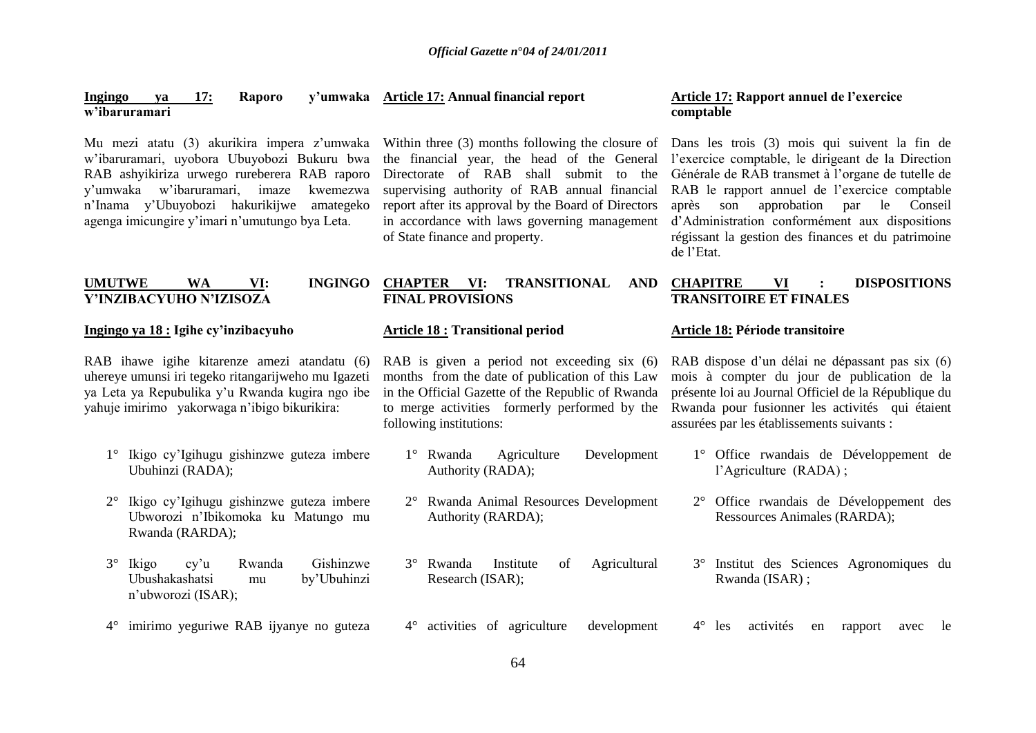**Ingingo ya 17: Raporo y'umwaka w'ibaruramari**

Mu mezi atatu (3) akurikira impera z'umwaka w'ibaruramari, uyobora Ubuyobozi Bukuru bwa RAB ashyikiriza urwego rureberera RAB raporo y'umwaka w'ibaruramari, imaze kwemezwa n'Inama y'Ubuyobozi hakurikijwe amategeko agenga imicungire y'imari n'umutungo bya Leta.

**UMUTWE WA VI: INGINGO Y'INZIBACYUHO N'IZISOZA**

**Ingingo ya 18 : Igihe cy'inzibacyuho**

RAB ihawe igihe kitarenze amezi atandatu (6) uhereye umunsi iri tegeko ritangarijweho mu Igazeti ya Leta ya Repubulika y'u Rwanda kugira ngo ibe yahuje imirimo yakorwaga n'ibigo bikurikira:

1° Ikigo cy'Igihugu gishinzwe guteza imbere Ubuhinzi (RADA);

2° Ikigo cy'Igihugu gishinzwe guteza imbere Ubworozi n'Ibikomoka ku Matungo mu Rwanda (RARDA);

3° Ikigo cy'u Rwanda Gishinzwe Ubushakashatsi mu by'Ubuhinzi n'ubworozi (ISAR);

4° imirimo yeguriwe RAB ijyanye no guteza

**Article 17: Annual financial report**

Within three (3) months following the closure of the financial year, the head of the General Directorate of RAB shall submit to the supervising authority of RAB annual financial report after its approval by the Board of Directors in accordance with laws governing management of State finance and property.

**CHAPTER VI: TRANSITIONAL AND FINAL PROVISIONS**

**Article 18 : Transitional period**

RAB is given a period not exceeding six (6) months from the date of publication of this Law in the Official Gazette of the Republic of Rwanda to merge activities formerly performed by the following institutions:

1° Rwanda Agriculture Development Authority (RADA);

2° Rwanda Animal Resources Development Authority (RARDA);

3° Rwanda Institute of Agricultural Research (ISAR);

4° activities of agriculture development

**Article 17: Rapport annuel de l'exercice comptable**

Dans les trois (3) mois qui suivent la fin de l'exercice comptable, le dirigeant de la Direction Générale de RAB transmet à l'organe de tutelle de RAB le rapport annuel de l'exercice comptable après son approbation par le Conseil d'Administration conformément aux dispositions régissant la gestion des finances et du patrimoine de l'Etat.

**CHAPITRE VI : DISPOSITIONS TRANSITOIRE ET FINALES**

**Article 18: Période transitoire**

RAB dispose d'un délai ne dépassant pas six (6) mois à compter du jour de publication de la présente loi au Journal Officiel de la République du Rwanda pour fusionner les activités qui étaient assurées par les établissements suivants :

1° Office rwandais de Développement de l'Agriculture (RADA) ;

2° Office rwandais de Développement des Ressources Animales (RARDA);

3° Institut des Sciences Agronomiques du Rwanda (ISAR) ;

4° les activités en rapport avec le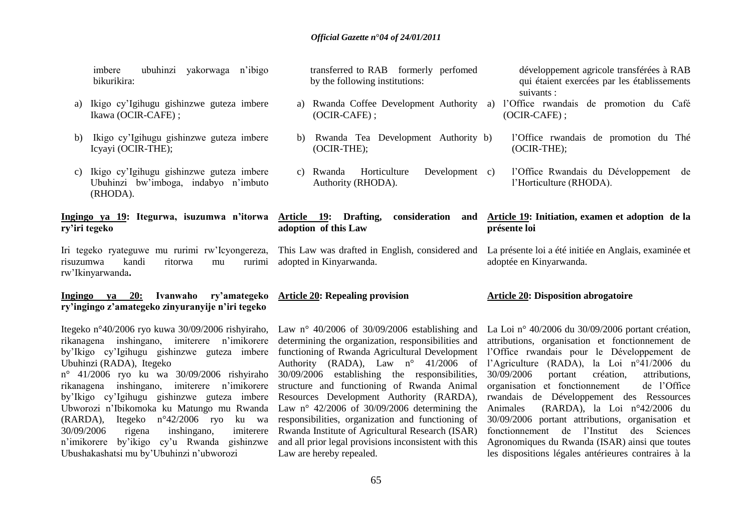imbere ubuhinzi yakorwaga n'ibigo bikurikira:

a) Ikigo cy'Igihugu gishinzwe guteza imbere Ikawa (OCIR-CAFE) ;

b) Ikigo cy'Igihugu gishinzwe guteza imbere Icyayi (OCIR-THE);

c) Ikigo cy'Igihugu gishinzwe guteza imbere Ubuhinzi bw'imboga, indabyo n'imbuto (RHODA).

**Ingingo ya 19: Itegurwa, isuzumwa n'itorwa ry'iri tegeko**

Iri tegeko ryateguwe mu rurimi rw'Icyongereza, risuzumwa kandi ritorwa mu rurimi rw'Ikinyarwanda**.**

**Ingingo ya 20: Ivanwaho ry'amategeko ry'ingingo z'amategeko zinyuranyije n'iri tegeko**

Itegeko n°40/2006 ryo kuwa 30/09/2006 rishyiraho, rikanagena inshingano, imiterere n'imikorere by'Ikigo cy'Igihugu gishinzwe guteza imbere Ubuhinzi (RADA), Itegeko n° 41/2006 ryo ku wa 30/09/2006 rishyiraho rikanagena inshingano, imiterere n'imikorere by'Ikigo cy'Igihugu gishinzwe guteza imbere Ubworozi n'Ibikomoka ku Matungo mu Rwanda (RARDA), Itegeko n°42/2006 ryo ku wa 30/09/2006 rigena inshingano, imiterere n'imikorere by'ikigo cy'u Rwanda gishinzwe Ubushakashatsi mu by'Ubuhinzi n'ubworozi

transferred to RAB formerly perfomed by the following institutions:

a) Rwanda Coffee Development Authority (OCIR-CAFE) ;

b) Rwanda Tea Development Authority (OCIR-THE);

c) Rwanda Horticulture Development Authority (RHODA).

**Article 19: Drafting, consideration and adoption of this Law**

This Law was drafted in English, considered and adopted in Kinyarwanda.

**Article 20: Repealing provision**

Law n° 40/2006 of 30/09/2006 establishing and determining the organization, responsibilities and functioning of Rwanda Agricultural Development Authority (RADA), Law n° 41/2006 of 30/09/2006 establishing the responsibilities, structure and functioning of Rwanda Animal Resources Development Authority (RARDA), Law n° 42/2006 of 30/09/2006 determining the responsibilities, organization and functioning of Rwanda Institute of Agricultural Research (ISAR) and all prior legal provisions inconsistent with this Law are hereby repealed.

développement agricole transférées à RAB qui étaient exercées par les établissements suivants :

a) l'Office rwandais de promotion du Café (OCIR-CAFE) ;

b) l'Office rwandais de promotion du Thé (OCIR-THE);

c) l'Office Rwandais du Développement de l'Horticulture (RHODA).

**Article 19: Initiation, examen et adoption de la présente loi**

La présente loi a été initiée en Anglais, examinée et adoptée en Kinyarwanda.

**Article 20: Disposition abrogatoire**

La Loi n° 40/2006 du 30/09/2006 portant création, attributions, organisation et fonctionnement de l'Office rwandais pour le Développement de l'Agriculture (RADA), la Loi n°41/2006 du 30/09/2006 portant création, attributions, organisation et fonctionnement de l'Office rwandais de Développement des Ressources Animales (RARDA), la Loi n°42/2006 du 30/09/2006 portant attributions, organisation et fonctionnement de l'Institut des Sciences Agronomiques du Rwanda (ISAR) ainsi que toutes les dispositions légales antérieures contraires à la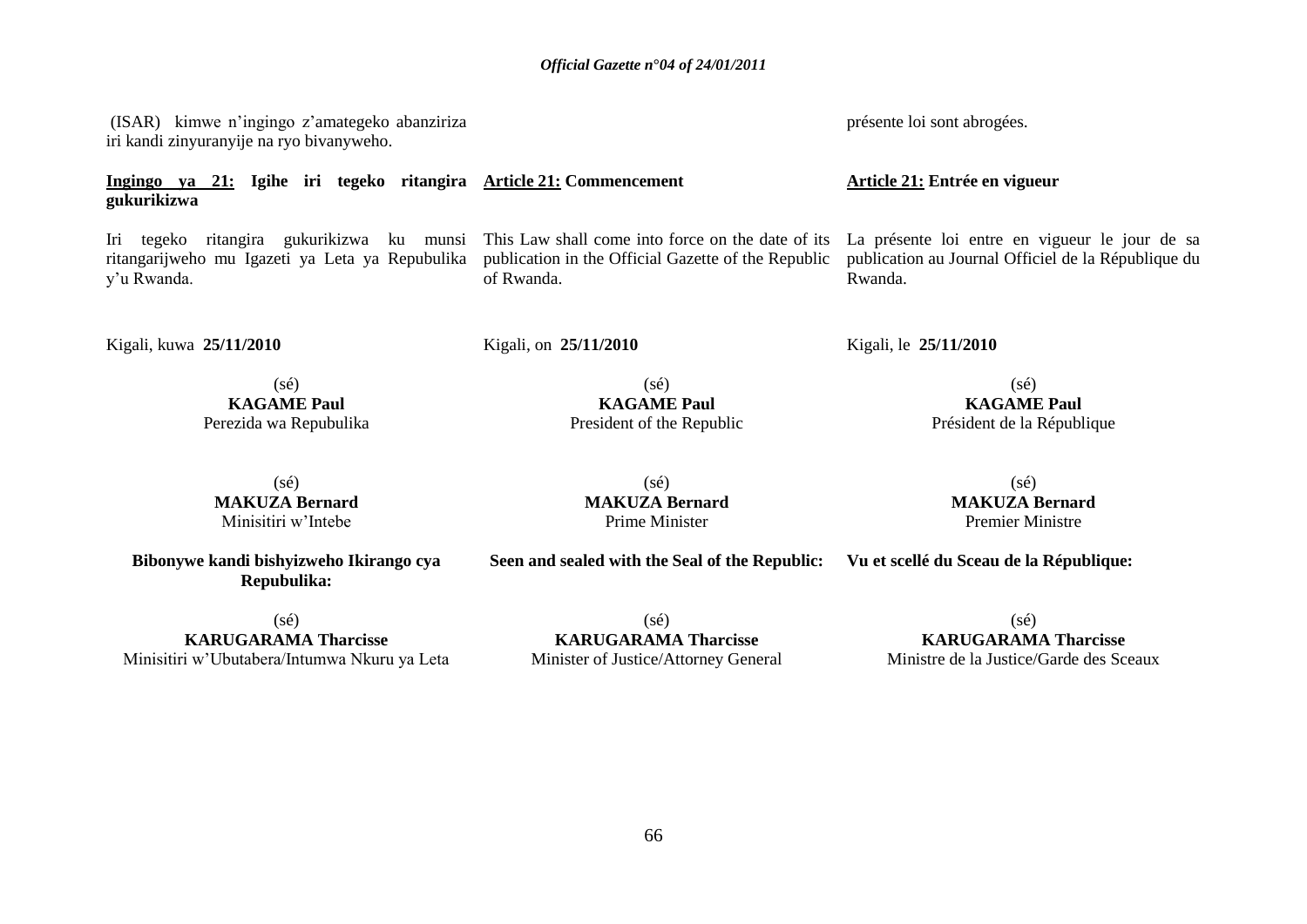(ISAR) kimwe n'ingingo z'amategeko abanziriza iri kandi zinyuranyije na ryo bivanyweho.

**Ingingo ya 21: Igihe iri tegeko ritangira gukurikizwa**

Iri tegeko ritangira gukurikizwa ku munsi ritangarijweho mu Igazeti ya Leta ya Repubulika y'u Rwanda.

Kigali, kuwa **25/11/2010**

(sé)
**KAGAME Paul**
Perezida wa Repubulika

(sé)
**MAKUZA Bernard**
Minisitiri w'Intebe

**Bibonywe kandi bishyizweho Ikirango cya Repubulika:**

(sé)
**KARUGARAMA Tharcisse**
Minisitiri w'Ubutabera/Intumwa Nkuru ya Leta

**Article 21: Commencement**

This Law shall come into force on the date of its publication in the Official Gazette of the Republic of Rwanda.

Kigali, on **25/11/2010**

(sé)
**KAGAME Paul**
President of the Republic

(sé)
**MAKUZA Bernard**
Prime Minister

**Seen and sealed with the Seal of the Republic:**

(sé)
**KARUGARAMA Tharcisse**
Minister of Justice/Attorney General

présente loi sont abrogées.

**Article 21: Entrée en vigueur**

La présente loi entre en vigueur le jour de sa publication au Journal Officiel de la République du Rwanda.

Kigali, le **25/11/2010**

(sé)
**KAGAME Paul**
Président de la République

(sé)
**MAKUZA Bernard**
Premier Ministre

**Vu et scellé du Sceau de la République:**

(sé)
**KARUGARAMA Tharcisse**
Ministre de la Justice/Garde des Sceaux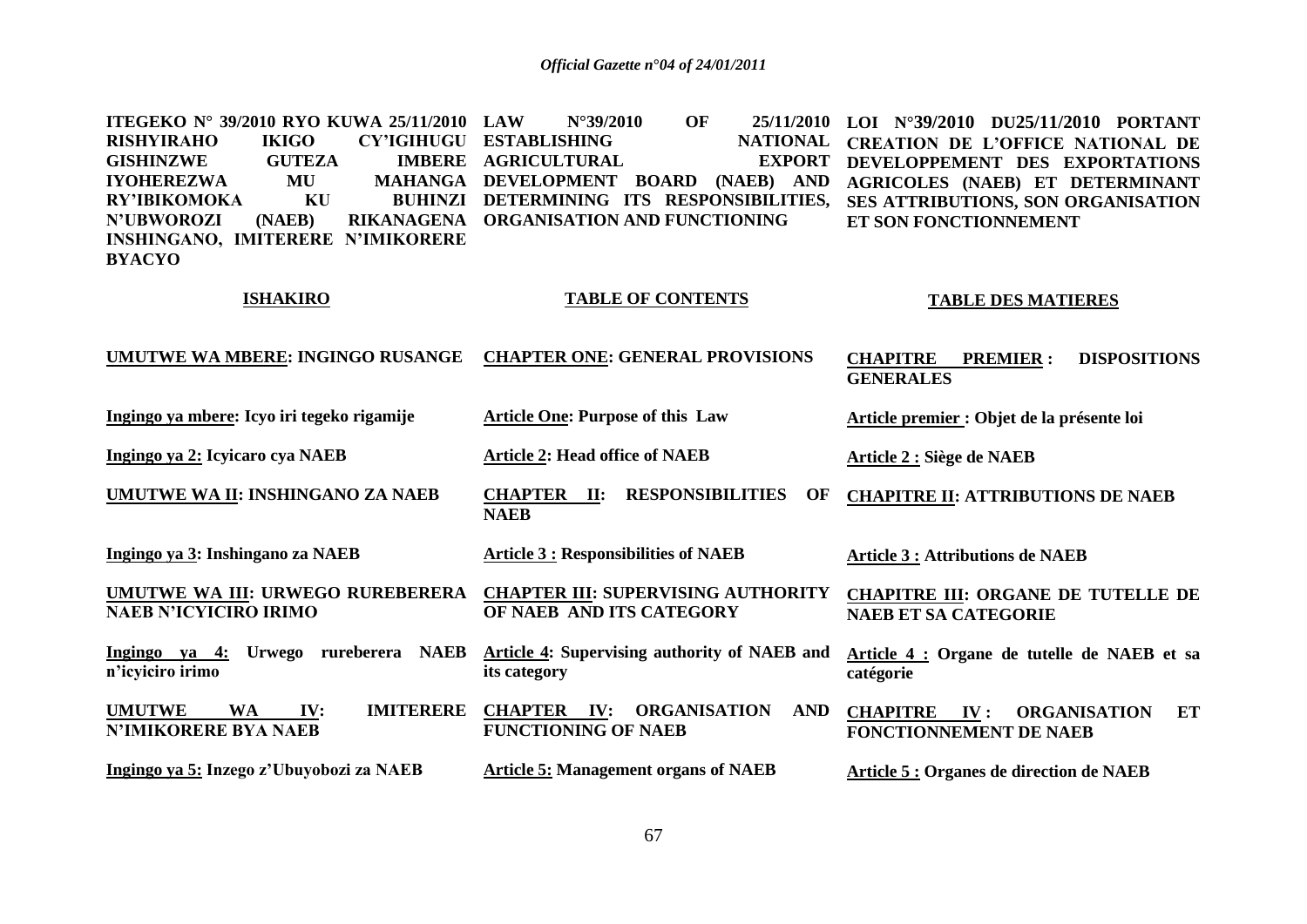**ITEGEKO N° 39/2010 RYO KUWA 25/11/2010 RISHYIRAHO IKIGO CY'IGIHUGU GISHINZWE GUTEZA IMBERE IYOHEREZWA MU MAHANGA RY'IBIKOMOKA KU BUHINZI N'UBWOROZI (NAEB) RIKANAGENA INSHINGANO, IMITERERE N'IMIKORERE BYACYO**

**LAW N°39/2010 OF 25/11/2010 ESTABLISHING NATIONAL AGRICULTURAL EXPORT DEVELOPMENT BOARD (NAEB) AND DETERMINING ITS RESPONSIBILITIES, ORGANISATION AND FUNCTIONING**

**LOI N°39/2010 DU25/11/2010 PORTANT CREATION DE L'OFFICE NATIONAL DE DEVELOPPEMENT DES EXPORTATIONS AGRICOLES (NAEB) ET DETERMINANT SES ATTRIBUTIONS, SON ORGANISATION ET SON FONCTIONNEMENT**

| **ISHAKIRO** | **TABLE OF CONTENTS** | **TABLE DES MATIERES** |
|---|---|---|
| **UMUTWE WA MBERE: INGINGO RUSANGE** | **CHAPTER ONE: GENERAL PROVISIONS** | **CHAPITRE PREMIER : DISPOSITIONS GENERALES** |
| **Ingingo ya mbere: Icyo iri tegeko rigamije** | **Article One: Purpose of this Law** | **Article premier : Objet de la présente loi** |
| **Ingingo ya 2: Icyicaro cya NAEB** | **Article 2: Head office of NAEB** | **Article 2 : Siège de NAEB** |
| **UMUTWE WA II: INSHINGANO ZA NAEB** | **CHAPTER II: RESPONSIBILITIES OF NAEB** | **CHAPITRE II: ATTRIBUTIONS DE NAEB** |
| **Ingingo ya 3: Inshingano za NAEB** | **Article 3 : Responsibilities of NAEB** | **Article 3 : Attributions de NAEB** |
| **UMUTWE WA III: URWEGO RUREBERERA NAEB N'ICYICIRO IRIMO** | **CHAPTER III: SUPERVISING AUTHORITY OF NAEB AND ITS CATEGORY** | **CHAPITRE III: ORGANE DE TUTELLE DE NAEB ET SA CATEGORIE** |
| **Ingingo ya 4: Urwego rureberera NAEB n'icyiciro irimo** | **Article 4: Supervising authority of NAEB and its category** | **Article 4 : Organe de tutelle de NAEB et sa catégorie** |
| **UMUTWE WA IV: IMITERERE N'IMIKORERE BYA NAEB** | **CHAPTER IV: ORGANISATION AND FUNCTIONING OF NAEB** | **CHAPITRE IV : ORGANISATION ET FONCTIONNEMENT DE NAEB** |
| **Ingingo ya 5: Inzego z'Ubuyobozi za NAEB** | **Article 5: Management organs of NAEB** | **Article 5 : Organes de direction de NAEB** |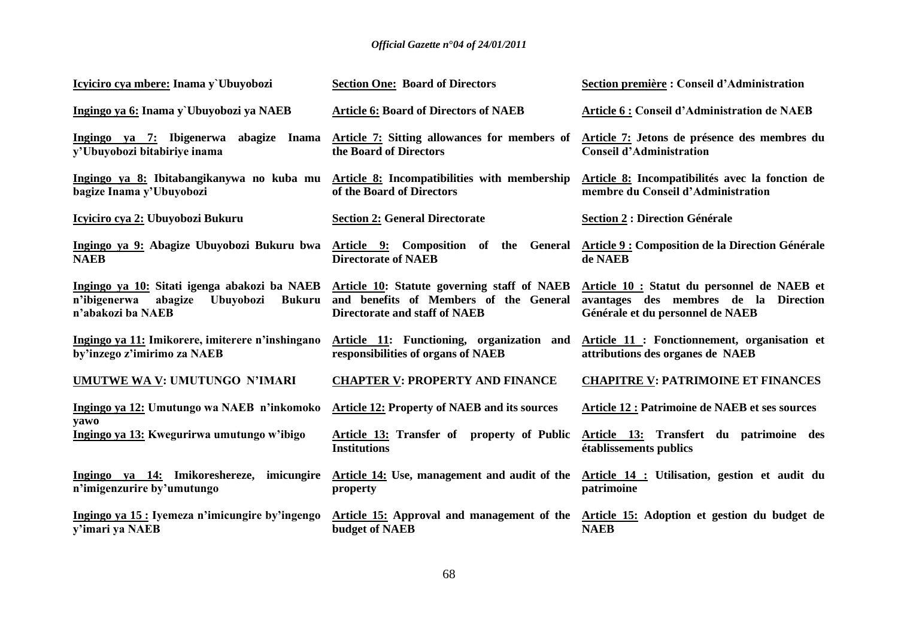**Icyiciro cya mbere: Inama y`Ubuyobozi**

**Ingingo ya 6: Inama y`Ubuyobozi ya NAEB**

**Ingingo ya 7: Ibigenerwa abagize Inama y'Ubuyobozi bitabiriye inama**

**Ingingo ya 8: Ibitabangikanywa no kuba mu bagize Inama y'Ubuyobozi**

**Icyiciro cya 2: Ubuyobozi Bukuru**

**Ingingo ya 9: Abagize Ubuyobozi Bukuru bwa NAEB**

**Ingingo ya 10: Sitati igenga abakozi ba NAEB n'ibigenerwa abagize Ubuyobozi Bukuru n'abakozi ba NAEB**

**Ingingo ya 11: Imikorere, imiterere n'inshingano by'inzego z'imirimo za NAEB**

**UMUTWE WA V: UMUTUNGO N'IMARI**

**Ingingo ya 12: Umutungo wa NAEB n'inkomoko yawo**

**Ingingo ya 13: Kwegurirwa umutungo w'ibigo**

**Ingingo ya 14: Imikoreshereze, imicungire n'imigenzurire by'umutungo**

**Ingingo ya 15 : Iyemeza n'imicungire by'ingengo y'imari ya NAEB**

**Section One: Board of Directors**

**Article 6: Board of Directors of NAEB**

**Article 7: Sitting allowances for members of the Board of Directors**

**Article 8: Incompatibilities with membership of the Board of Directors**

**Section 2: General Directorate**

**Article 9: Composition of the General Directorate of NAEB**

**Article 10: Statute governing staff of NAEB and benefits of Members of the General Directorate and staff of NAEB**

**Article 11: Functioning, organization and responsibilities of organs of NAEB**

**CHAPTER V: PROPERTY AND FINANCE**

**Article 12: Property of NAEB and its sources**

**Article 13: Transfer of property of Public Institutions**

**Article 14: Use, management and audit of the property**

**Article 15: Approval and management of the budget of NAEB**

**Section première : Conseil d'Administration**

**Article 6 : Conseil d'Administration de NAEB**

**Article 7: Jetons de présence des membres du Conseil d'Administration**

**Article 8: Incompatibilités avec la fonction de membre du Conseil d'Administration**

**Section 2 : Direction Générale**

**Article 9 : Composition de la Direction Générale de NAEB**

**Article 10 : Statut du personnel de NAEB et avantages des membres de la Direction Générale et du personnel de NAEB**

**Article 11 : Fonctionnement, organisation et attributions des organes de NAEB**

**CHAPITRE V: PATRIMOINE ET FINANCES**

**Article 12 : Patrimoine de NAEB et ses sources**

**Article 13: Transfert du patrimoine des établissements publics**

**Article 14 : Utilisation, gestion et audit du patrimoine**

**Article 15: Adoption et gestion du budget de NAEB**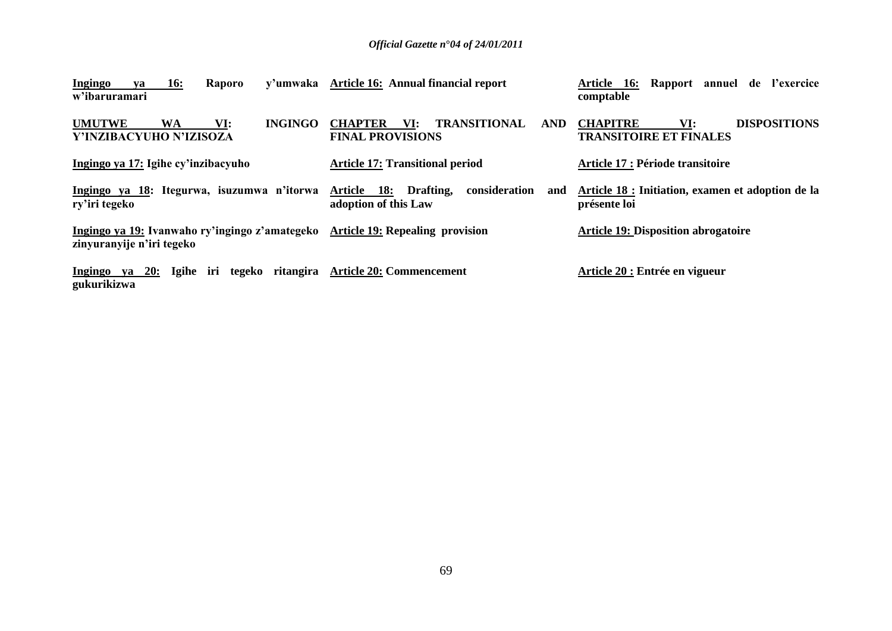| | | |
|---|---|---|
| **Ingingo ya 16: Raporo y'umwaka w'ibaruramari** | **Article 16: Annual financial report** | **Article 16: Rapport annuel de l'exercice comptable** |
| **UMUTWE WA VI: INGINGO Y'INZIBACYUHO N'IZISOZA** | **CHAPTER VI: TRANSITIONAL AND FINAL PROVISIONS** | **CHAPITRE VI: DISPOSITIONS TRANSITOIRE ET FINALES** |
| **Ingingo ya 17: Igihe cy'inzibacyuho** | **Article 17: Transitional period** | **Article 17 : Période transitoire** |
| **Ingingo ya 18: Itegurwa, isuzumwa n'itorwa ry'iri tegeko** | **Article 18: Drafting, consideration and adoption of this Law** | **Article 18 : Initiation, examen et adoption de la présente loi** |
| **Ingingo ya 19: Ivanwaho ry'ingingo z'amategeko zinyuranyije n'iri tegeko** | **Article 19: Repealing provision** | **Article 19: Disposition abrogatoire** |
| **Ingingo ya 20: Igihe iri tegeko ritangira gukurikizwa** | **Article 20: Commencement** | **Article 20 : Entrée en vigueur** |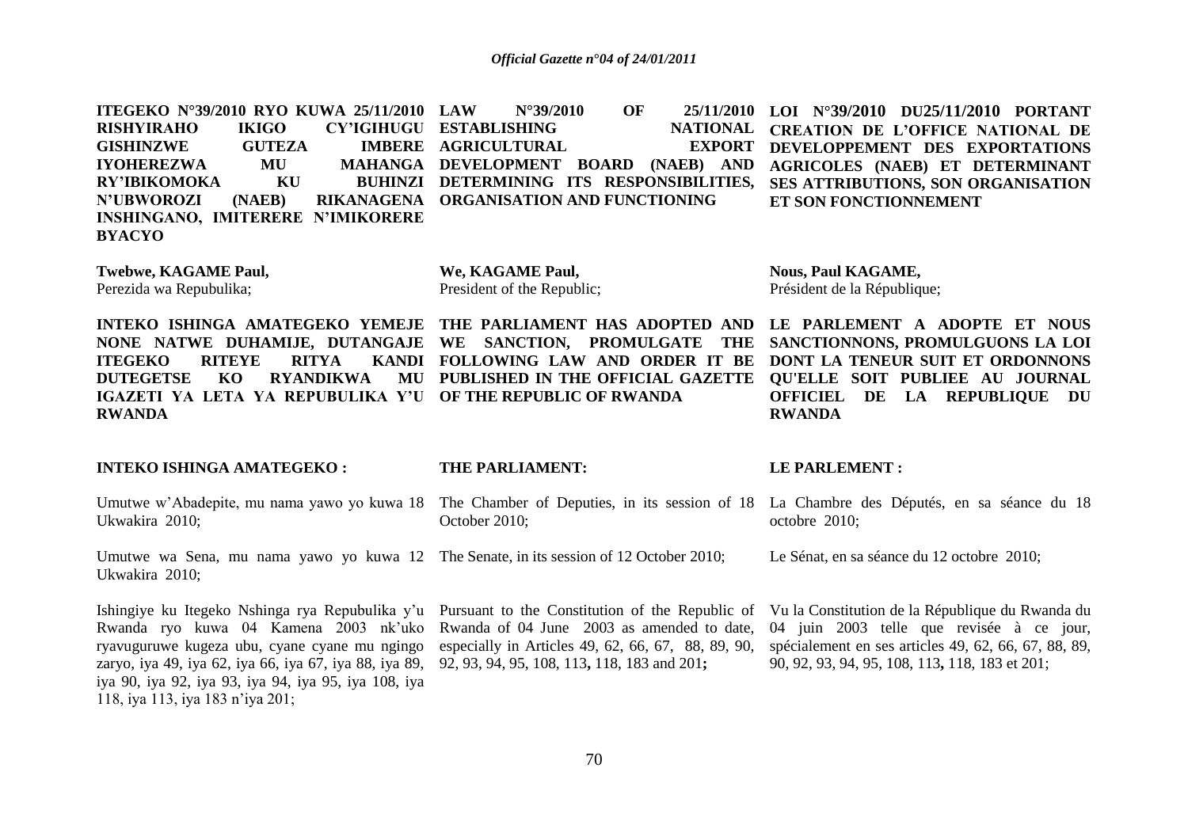**ITEGEKO N°39/2010 RYO KUWA 25/11/2010 RISHYIRAHO IKIGO CY'IGIHUGU GISHINZWE GUTEZA IMBERE IYOHEREZWA MU MAHANGA RY'IBIKOMOKA KU BUHINZI N'UBWOROZI (NAEB) RIKANAGENA INSHINGANO, IMITERERE N'IMIKORERE BYACYO**

**Twebwe, KAGAME Paul,**
Perezida wa Repubulika;

**INTEKO ISHINGA AMATEGEKO YEMEJE NONE NATWE DUHAMIJE, DUTANGAJE ITEGEKO RITEYE RITYA KANDI DUTEGETSE KO RYANDIKWA MU IGAZETI YA LETA YA REPUBULIKA Y'U RWANDA**

**INTEKO ISHINGA AMATEGEKO :**

Umutwe w'Abadepite, mu nama yawo yo kuwa 18 Ukwakira 2010;

Umutwe wa Sena, mu nama yawo yo kuwa 12 Ukwakira 2010;

Ishingiye ku Itegeko Nshinga rya Repubulika y'u Rwanda ryo kuwa 04 Kamena 2003 nk'uko ryavuguruwe kugeza ubu, cyane cyane mu ngingo zaryo, iya 49, iya 62, iya 66, iya 67, iya 88, iya 89, iya 90, iya 92, iya 93, iya 94, iya 95, iya 108, iya 118, iya 113, iya 183 n'iya 201;

**LAW N°39/2010 OF 25/11/2010 ESTABLISHING NATIONAL AGRICULTURAL EXPORT DEVELOPMENT BOARD (NAEB) AND DETERMINING ITS RESPONSIBILITIES, ORGANISATION AND FUNCTIONING**

**We, KAGAME Paul,**
President of the Republic;

**THE PARLIAMENT HAS ADOPTED AND WE SANCTION, PROMULGATE THE FOLLOWING LAW AND ORDER IT BE PUBLISHED IN THE OFFICIAL GAZETTE OF THE REPUBLIC OF RWANDA**

**THE PARLIAMENT:**

The Chamber of Deputies, in its session of 18 October 2010;

The Senate, in its session of 12 October 2010;

Pursuant to the Constitution of the Republic of Rwanda of 04 June 2003 as amended to date, especially in Articles 49, 62, 66, 67, 88, 89, 90, 92, 93, 94, 95, 108, 113**,** 118, 183 and 201**;**

**LOI N°39/2010 DU25/11/2010 PORTANT CREATION DE L'OFFICE NATIONAL DE DEVELOPPEMENT DES EXPORTATIONS AGRICOLES (NAEB) ET DETERMINANT SES ATTRIBUTIONS, SON ORGANISATION ET SON FONCTIONNEMENT**

**Nous, Paul KAGAME,**
Président de la République;

**LE PARLEMENT A ADOPTE ET NOUS SANCTIONNONS, PROMULGUONS LA LOI DONT LA TENEUR SUIT ET ORDONNONS QU'ELLE SOIT PUBLIEE AU JOURNAL OFFICIEL DE LA REPUBLIQUE DU RWANDA**

**LE PARLEMENT :**

La Chambre des Députés, en sa séance du 18 octobre 2010;

Le Sénat, en sa séance du 12 octobre 2010;

Vu la Constitution de la République du Rwanda du 04 juin 2003 telle que revisée à ce jour, spécialement en ses articles 49, 62, 66, 67, 88, 89, 90, 92, 93, 94, 95, 108, 113**,** 118, 183 et 201;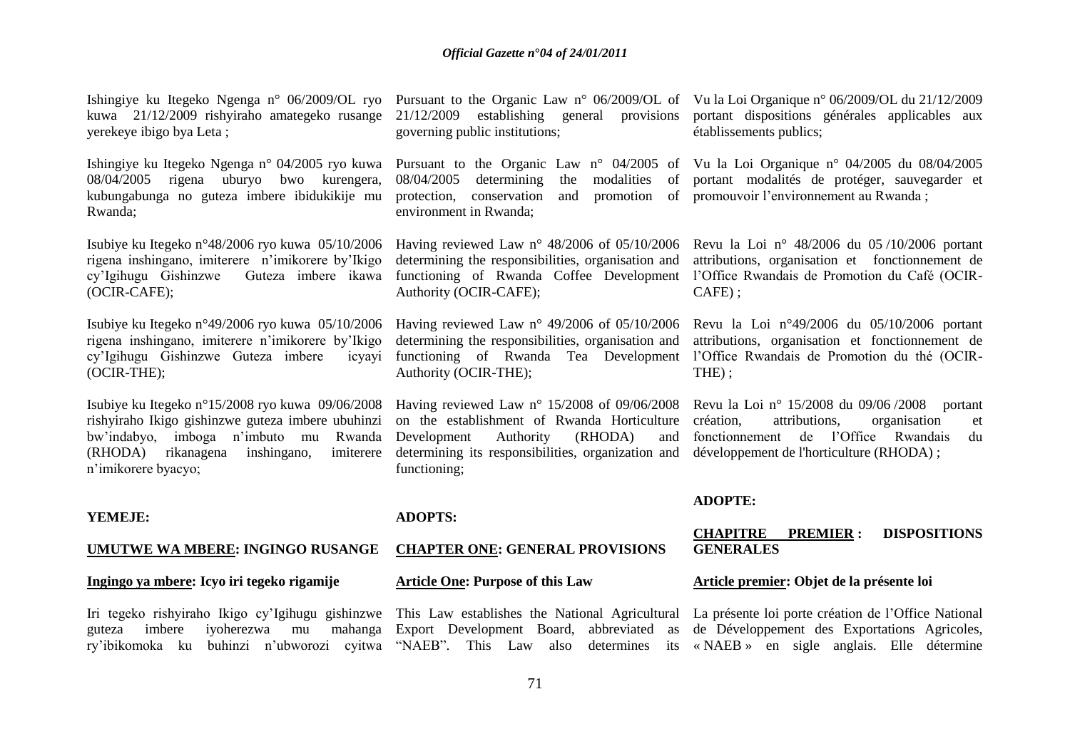Ishingiye ku Itegeko Ngenga n° 06/2009/OL ryo kuwa 21/12/2009 rishyiraho amategeko rusange yerekeye ibigo bya Leta ;

Ishingiye ku Itegeko Ngenga n° 04/2005 ryo kuwa 08/04/2005 rigena uburyo bwo kurengera, kubungabunga no guteza imbere ibidukikije mu Rwanda;

Isubiye ku Itegeko n°48/2006 ryo kuwa 05/10/2006 rigena inshingano, imiterere n'imikorere by'Ikigo cy'Igihugu Gishinzwe Guteza imbere ikawa (OCIR-CAFE);

Isubiye ku Itegeko n°49/2006 ryo kuwa 05/10/2006 rigena inshingano, imiterere n'imikorere by'Ikigo cy'Igihugu Gishinzwe Guteza imbere icyayi (OCIR-THE);

Isubiye ku Itegeko n°15/2008 ryo kuwa 09/06/2008 rishyiraho Ikigo gishinzwe guteza imbere ubuhinzi bw'indabyo, imboga n'imbuto mu Rwanda (RHODA) rikanagena inshingano, imiterere n'imikorere byacyo;

**YEMEJE:**

**UMUTWE WA MBERE: INGINGO RUSANGE**

**Ingingo ya mbere: Icyo iri tegeko rigamije**

Iri tegeko rishyiraho Ikigo cy'Igihugu gishinzwe guteza imbere iyoherezwa mu mahanga ry'ibikomoka ku buhinzi n'ubworozi cyitwa

Pursuant to the Organic Law n° 06/2009/OL of 21/12/2009 establishing general provisions governing public institutions;

Pursuant to the Organic Law n° 04/2005 of 08/04/2005 determining the modalities of protection, conservation and promotion of environment in Rwanda;

Having reviewed Law n° 48/2006 of 05/10/2006 determining the responsibilities, organisation and functioning of Rwanda Coffee Development Authority (OCIR-CAFE);

Having reviewed Law n° 49/2006 of 05/10/2006 determining the responsibilities, organisation and functioning of Rwanda Tea Development Authority (OCIR-THE);

Having reviewed Law n° 15/2008 of 09/06/2008 on the establishment of Rwanda Horticulture Development Authority (RHODA) and determining its responsibilities, organization and functioning;

**ADOPTS:**

**CHAPTER ONE: GENERAL PROVISIONS**

**Article One: Purpose of this Law**

This Law establishes the National Agricultural Export Development Board, abbreviated as "NAEB". This Law also determines its

Vu la Loi Organique n° 06/2009/OL du 21/12/2009 portant dispositions générales applicables aux établissements publics;

Vu la Loi Organique n° 04/2005 du 08/04/2005 portant modalités de protéger, sauvegarder et promouvoir l'environnement au Rwanda ;

Revu la Loi n° 48/2006 du 05 /10/2006 portant attributions, organisation et fonctionnement de l'Office Rwandais de Promotion du Café (OCIR-CAFE) ;

Revu la Loi n°49/2006 du 05/10/2006 portant attributions, organisation et fonctionnement de l'Office Rwandais de Promotion du thé (OCIR-THE) ;

Revu la Loi n° 15/2008 du 09/06 /2008 portant création, attributions, organisation et fonctionnement de l'Office Rwandais du développement de l'horticulture (RHODA) ;

**ADOPTE:**

**CHAPITRE PREMIER : DISPOSITIONS GENERALES**

**Article premier: Objet de la présente loi**

La présente loi porte création de l'Office National de Développement des Exportations Agricoles, « NAEB » en sigle anglais. Elle détermine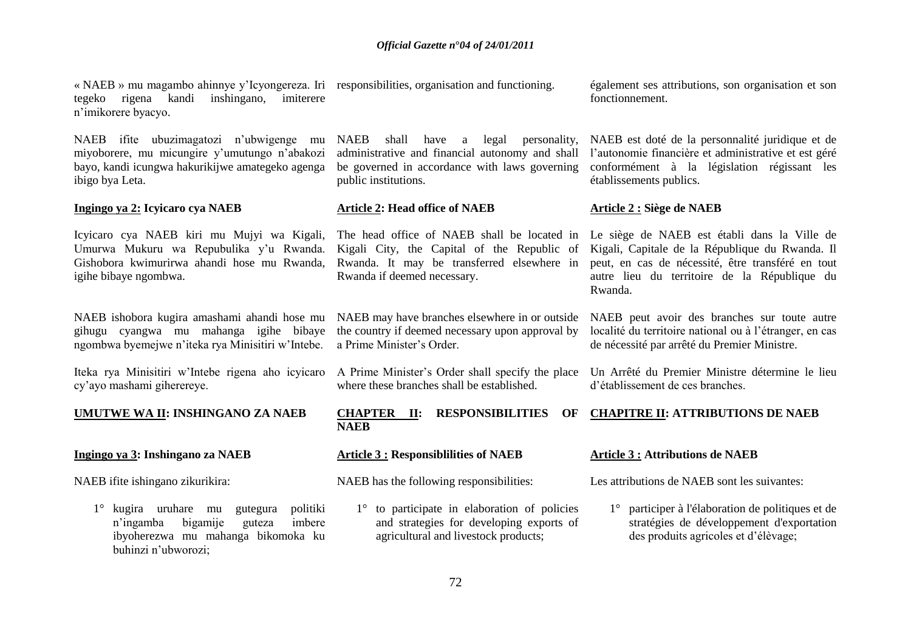« NAEB » mu magambo ahinnye y'Icyongereza. Iri tegeko rigena kandi inshingano, imiterere n'imikorere byacyo.

NAEB ifite ubuzimagatozi n'ubwigenge mu miyoborere, mu micungire y'umutungo n'abakozi bayo, kandi icungwa hakurikijwe amategeko agenga ibigo bya Leta.

**Ingingo ya 2: Icyicaro cya NAEB**

Icyicaro cya NAEB kiri mu Mujyi wa Kigali, Umurwa Mukuru wa Repubulika y'u Rwanda. Gishobora kwimurirwa ahandi hose mu Rwanda, igihe bibaye ngombwa.

NAEB ishobora kugira amashami ahandi hose mu gihugu cyangwa mu mahanga igihe bibaye ngombwa byemejwe n'iteka rya Minisitiri w'Intebe.

Iteka rya Minisitiri w'Intebe rigena aho icyicaro cy'ayo mashami giherereye.

**UMUTWE WA II: INSHINGANO ZA NAEB**

**Ingingo ya 3: Inshingano za NAEB**

NAEB ifite ishingano zikurikira:

1° kugira uruhare mu gutegura politiki n'ingamba bigamije guteza imbere ibyoherezwa mu mahanga bikomoka ku buhinzi n'ubworozi;

responsibilities, organisation and functioning.

NAEB shall have a legal personality, administrative and financial autonomy and shall be governed in accordance with laws governing public institutions.

**Article 2: Head office of NAEB**

The head office of NAEB shall be located in Kigali City, the Capital of the Republic of Rwanda. It may be transferred elsewhere in Rwanda if deemed necessary.

NAEB may have branches elsewhere in or outside the country if deemed necessary upon approval by a Prime Minister's Order.

A Prime Minister's Order shall specify the place where these branches shall be established.

**CHAPTER II: RESPONSIBILITIES OF NAEB**

**Article 3 : Responsiblilities of NAEB**

NAEB has the following responsibilities:

1° to participate in elaboration of policies and strategies for developing exports of agricultural and livestock products;

également ses attributions, son organisation et son fonctionnement.

NAEB est doté de la personnalité juridique et de l'autonomie financière et administrative et est géré conformément à la législation régissant les établissements publics.

**Article 2 : Siège de NAEB**

Le siège de NAEB est établi dans la Ville de Kigali, Capitale de la République du Rwanda. Il peut, en cas de nécessité, être transféré en tout autre lieu du territoire de la République du Rwanda.

NAEB peut avoir des branches sur toute autre localité du territoire national ou à l'étranger, en cas de nécessité par arrêté du Premier Ministre.

Un Arrêté du Premier Ministre détermine le lieu d'établissement de ces branches.

**CHAPITRE II: ATTRIBUTIONS DE NAEB**

**Article 3 : Attributions de NAEB**

Les attributions de NAEB sont les suivantes:

1° participer à l'élaboration de politiques et de stratégies de développement d'exportation des produits agricoles et d'élèvage;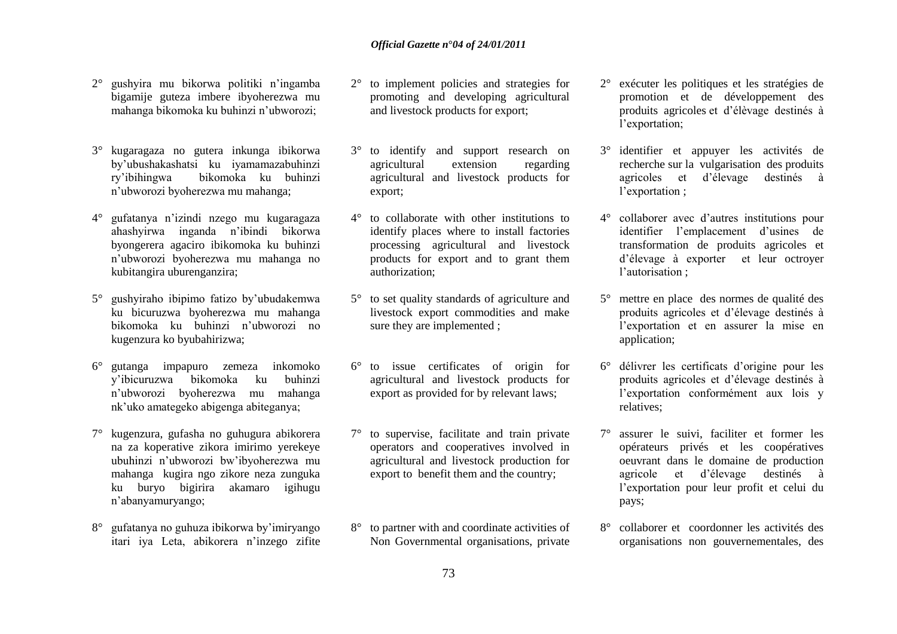2° gushyira mu bikorwa politiki n'ingamba bigamije guteza imbere ibyoherezwa mu mahanga bikomoka ku buhinzi n'ubworozi;

3° kugaragaza no gutera inkunga ibikorwa by'ubushakashatsi ku iyamamazabuhinzi ry'ibihingwa bikomoka ku buhinzi n'ubworozi byoherezwa mu mahanga;

4° gufatanya n'izindi nzego mu kugaragaza ahashyirwa inganda n'ibindi bikorwa byongerera agaciro ibikomoka ku buhinzi n'ubworozi byoherezwa mu mahanga no kubitangira uburenganzira;

5° gushyiraho ibipimo fatizo by'ubudakemwa ku bicuruzwa byoherezwa mu mahanga bikomoka ku buhinzi n'ubworozi no kugenzura ko byubahirizwa;

6° gutanga impapuro zemeza inkomoko y'ibicuruzwa bikomoka ku buhinzi n'ubworozi byoherezwa mu mahanga nk'uko amategeko abigenga abiteganya;

7° kugenzura, gufasha no guhugura abikorera na za koperative zikora imirimo yerekeye ubuhinzi n'ubworozi bw'ibyoherezwa mu mahanga kugira ngo zikore neza zunguka ku buryo bigirira akamaro igihugu n'abanyamuryango;

8° gufatanya no guhuza ibikorwa by'imiryango itari iya Leta, abikorera n'inzego zifite

2° to implement policies and strategies for promoting and developing agricultural and livestock products for export;

3° to identify and support research on agricultural extension regarding agricultural and livestock products for export;

4° to collaborate with other institutions to identify places where to install factories processing agricultural and livestock products for export and to grant them authorization;

5° to set quality standards of agriculture and livestock export commodities and make sure they are implemented ;

6° to issue certificates of origin for agricultural and livestock products for export as provided for by relevant laws;

7° to supervise, facilitate and train private operators and cooperatives involved in agricultural and livestock production for export to benefit them and the country;

8° to partner with and coordinate activities of Non Governmental organisations, private

2° exécuter les politiques et les stratégies de promotion et de développement des produits agricoles et d'élèvage destinés à l'exportation;

3° identifier et appuyer les activités de recherche sur la vulgarisation des produits agricoles et d'élevage destinés à l'exportation ;

4° collaborer avec d'autres institutions pour identifier l'emplacement d'usines de transformation de produits agricoles et d'élevage à exporter et leur octroyer l'autorisation ;

5° mettre en place des normes de qualité des produits agricoles et d'élevage destinés à l'exportation et en assurer la mise en application;

6° délivrer les certificats d'origine pour les produits agricoles et d'élevage destinés à l'exportation conformément aux lois y relatives;

7° assurer le suivi, faciliter et former les opérateurs privés et les coopératives oeuvrant dans le domaine de production agricole et d'élevage destinés à l'exportation pour leur profit et celui du pays;

8° collaborer et coordonner les activités des organisations non gouvernementales, des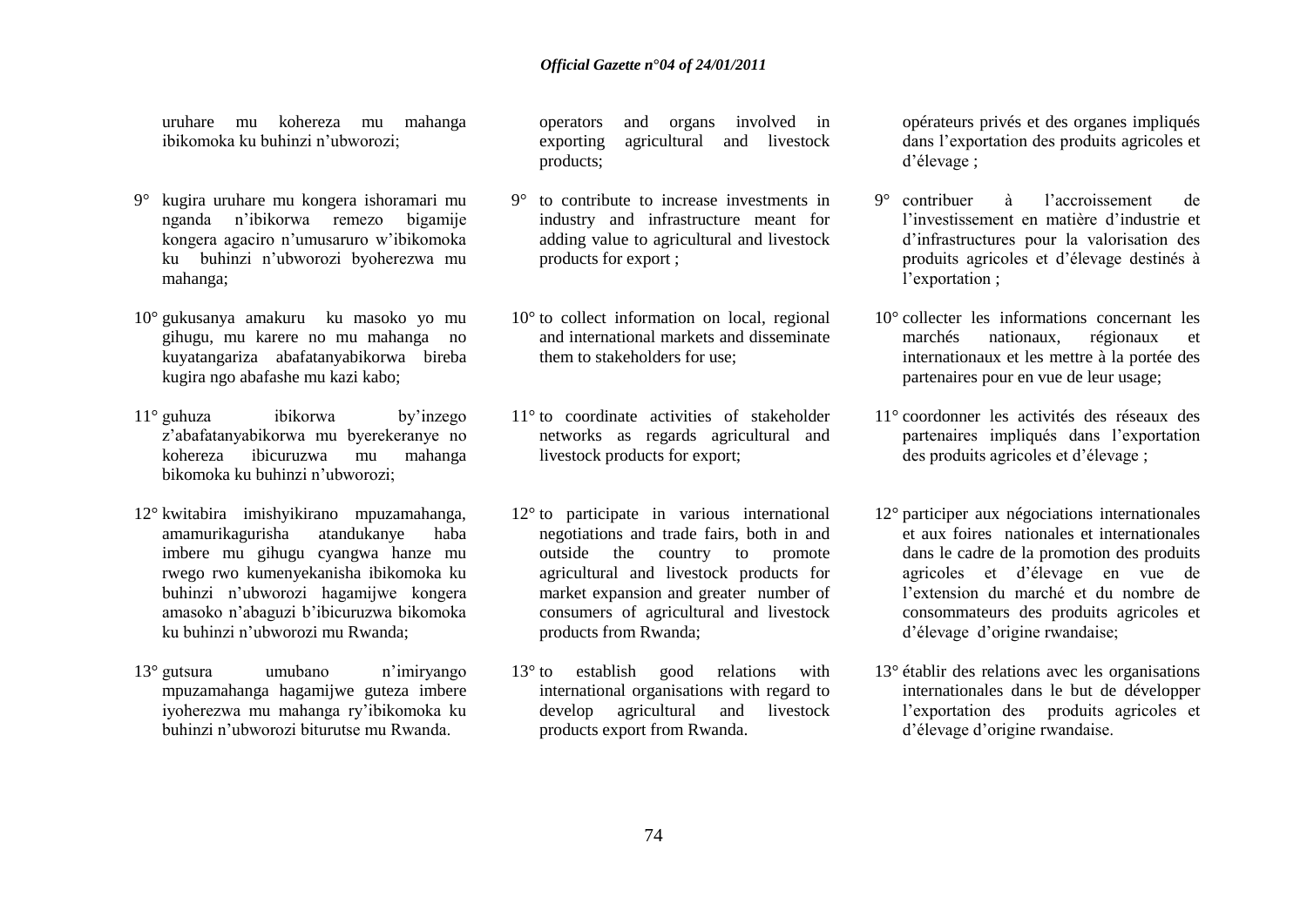uruhare mu kohereza mu mahanga ibikomoka ku buhinzi n'ubworozi;

9° kugira uruhare mu kongera ishoramari mu nganda n'ibikorwa remezo bigamije kongera agaciro n'umusaruro w'ibikomoka ku buhinzi n'ubworozi byoherezwa mu mahanga;

10° gukusanya amakuru ku masoko yo mu gihugu, mu karere no mu mahanga no kuyatangariza abafatanyabikorwa bireba kugira ngo abafashe mu kazi kabo;

11° guhuza ibikorwa by'inzego z'abafatanyabikorwa mu byerekeranye no kohereza ibicuruzwa mu mahanga bikomoka ku buhinzi n'ubworozi;

12° kwitabira imishyikirano mpuzamahanga, amamurikagurisha atandukanye haba imbere mu gihugu cyangwa hanze mu rwego rwo kumenyekanisha ibikomoka ku buhinzi n'ubworozi hagamijwe kongera amasoko n'abaguzi b'ibicuruzwa bikomoka ku buhinzi n'ubworozi mu Rwanda;

13° gutsura umubano n'imiryango mpuzamahanga hagamijwe guteza imbere iyoherezwa mu mahanga ry'ibikomoka ku buhinzi n'ubworozi biturutse mu Rwanda.

operators and organs involved in exporting agricultural and livestock products;

9° to contribute to increase investments in industry and infrastructure meant for adding value to agricultural and livestock products for export ;

10° to collect information on local, regional and international markets and disseminate them to stakeholders for use;

11° to coordinate activities of stakeholder networks as regards agricultural and livestock products for export;

12° to participate in various international negotiations and trade fairs, both in and outside the country to promote agricultural and livestock products for market expansion and greater number of consumers of agricultural and livestock products from Rwanda;

13° to establish good relations with international organisations with regard to develop agricultural and livestock products export from Rwanda.

opérateurs privés et des organes impliqués dans l'exportation des produits agricoles et d'élevage ;

9° contribuer à l'accroissement de l'investissement en matière d'industrie et d'infrastructures pour la valorisation des produits agricoles et d'élevage destinés à l'exportation ;

10° collecter les informations concernant les marchés nationaux, régionaux et internationaux et les mettre à la portée des partenaires pour en vue de leur usage;

11° coordonner les activités des réseaux des partenaires impliqués dans l'exportation des produits agricoles et d'élevage ;

12° participer aux négociations internationales et aux foires nationales et internationales dans le cadre de la promotion des produits agricoles et d'élevage en vue de l'extension du marché et du nombre de consommateurs des produits agricoles et d'élevage d'origine rwandaise;

13° établir des relations avec les organisations internationales dans le but de développer l'exportation des produits agricoles et d'élevage d'origine rwandaise.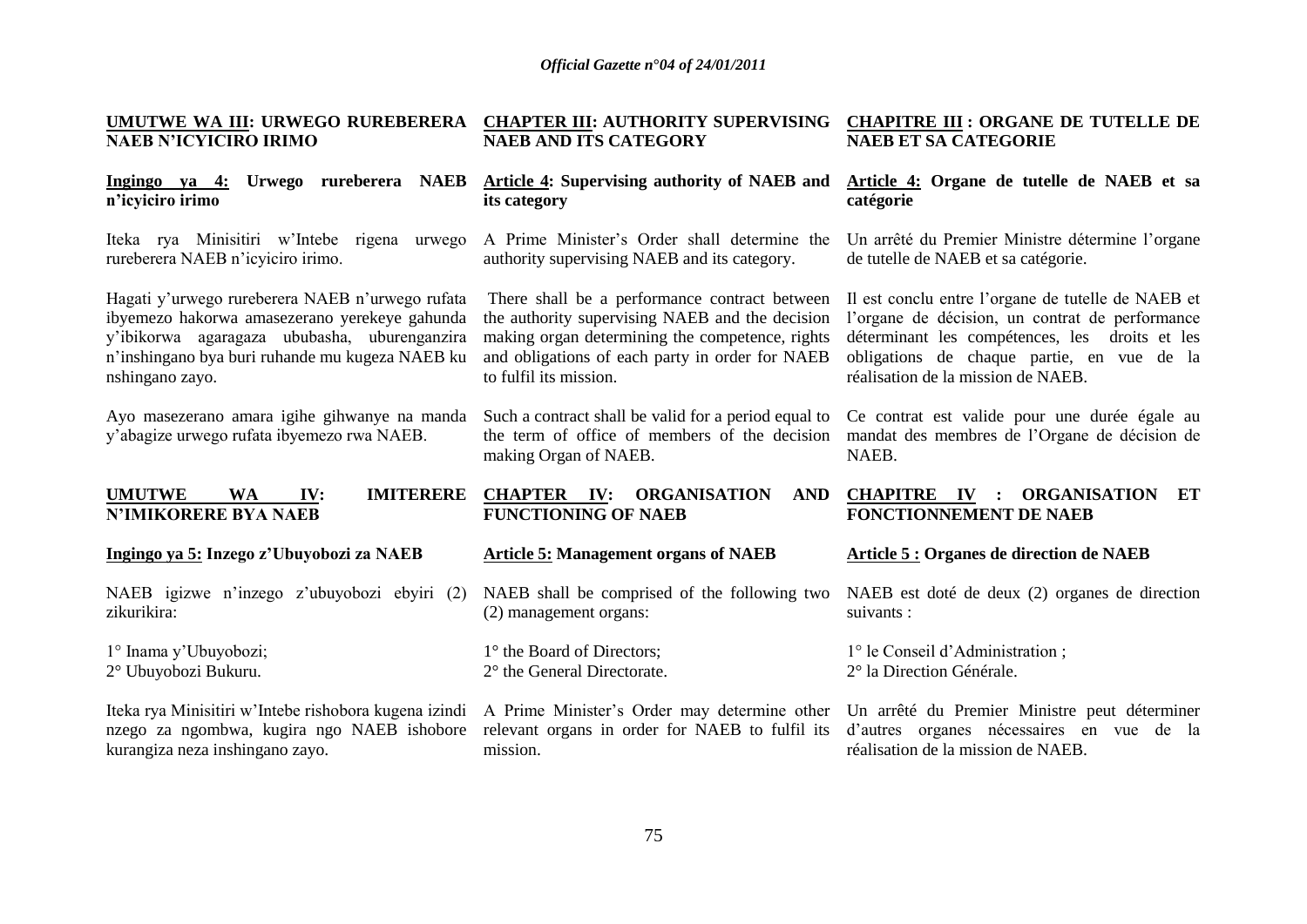**UMUTWE WA III: URWEGO RUREBERERA NAEB N'ICYICIRO IRIMO**

**Ingingo ya 4: Urwego rureberera NAEB n'icyiciro irimo**

Iteka rya Minisitiri w'Intebe rigena urwego rureberera NAEB n'icyiciro irimo.

Hagati y'urwego rureberera NAEB n'urwego rufata ibyemezo hakorwa amasezerano yerekeye gahunda y'ibikorwa agaragaza ububasha, uburenganzira n'inshingano bya buri ruhande mu kugeza NAEB ku nshingano zayo.

Ayo masezerano amara igihe gihwanye na manda y'abagize urwego rufata ibyemezo rwa NAEB.

**UMUTWE WA IV: IMITERERE N'IMIKORERE BYA NAEB**

**Ingingo ya 5: Inzego z'Ubuyobozi za NAEB**

NAEB igizwe n'inzego z'ubuyobozi ebyiri (2) zikurikira:

1° Inama y'Ubuyobozi;
2° Ubuyobozi Bukuru.

Iteka rya Minisitiri w'Intebe rishobora kugena izindi nzego za ngombwa, kugira ngo NAEB ishobore kurangiza neza inshingano zayo.

**CHAPTER III: AUTHORITY SUPERVISING NAEB AND ITS CATEGORY**

**Article 4: Supervising authority of NAEB and its category**

A Prime Minister's Order shall determine the authority supervising NAEB and its category.

There shall be a performance contract between the authority supervising NAEB and the decision making organ determining the competence, rights and obligations of each party in order for NAEB to fulfil its mission.

Such a contract shall be valid for a period equal to the term of office of members of the decision making Organ of NAEB.

**CHAPTER IV: ORGANISATION AND FUNCTIONING OF NAEB**

**Article 5: Management organs of NAEB**

NAEB shall be comprised of the following two (2) management organs:

1° the Board of Directors;
2° the General Directorate.

A Prime Minister's Order may determine other relevant organs in order for NAEB to fulfil its mission.

**CHAPITRE III : ORGANE DE TUTELLE DE NAEB ET SA CATEGORIE**

**Article 4: Organe de tutelle de NAEB et sa catégorie**

Un arrêté du Premier Ministre détermine l'organe de tutelle de NAEB et sa catégorie.

Il est conclu entre l'organe de tutelle de NAEB et l'organe de décision, un contrat de performance déterminant les compétences, les droits et les obligations de chaque partie, en vue de la réalisation de la mission de NAEB.

Ce contrat est valide pour une durée égale au mandat des membres de l'Organe de décision de NAEB.

**CHAPITRE IV : ORGANISATION ET FONCTIONNEMENT DE NAEB**

**Article 5 : Organes de direction de NAEB**

NAEB est doté de deux (2) organes de direction suivants :

1° le Conseil d'Administration ;
2° la Direction Générale.

Un arrêté du Premier Ministre peut déterminer d'autres organes nécessaires en vue de la réalisation de la mission de NAEB.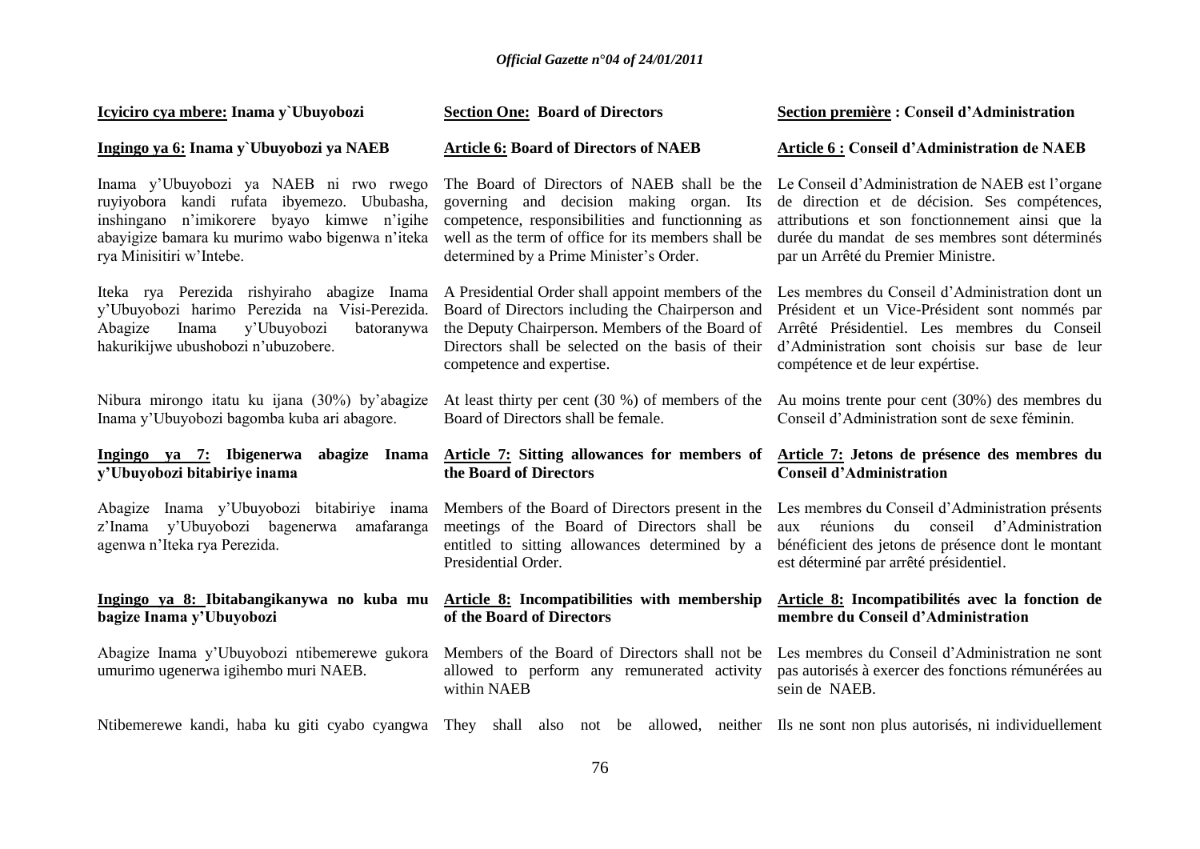**Icyiciro cya mbere: Inama y`Ubuyobozi**

**Ingingo ya 6: Inama y`Ubuyobozi ya NAEB**

Inama y'Ubuyobozi ya NAEB ni rwo rwego ruyiyobora kandi rufata ibyemezo. Ububasha, inshingano n'imikorere byayo kimwe n'igihe abayigize bamara ku murimo wabo bigenwa n'iteka rya Minisitiri w'Intebe.

Iteka rya Perezida rishyiraho abagize Inama y'Ubuyobozi harimo Perezida na Visi-Perezida. Abagize Inama y'Ubuyobozi batoranywa hakurikijwe ubushobozi n'ubuzobere.

Nibura mirongo itatu ku ijana (30%) by'abagize Inama y'Ubuyobozi bagomba kuba ari abagore.

**Ingingo ya 7: Ibigenerwa abagize Inama y'Ubuyobozi bitabiriye inama**

Abagize Inama y'Ubuyobozi bitabiriye inama z'Inama y'Ubuyobozi bagenerwa amafaranga agenwa n'Iteka rya Perezida.

**Ingingo ya 8: Ibitabangikanywa no kuba mu bagize Inama y'Ubuyobozi**

Abagize Inama y'Ubuyobozi ntibemerewe gukora umurimo ugenerwa igihembo muri NAEB.

Ntibemerewe kandi, haba ku giti cyabo cyangwa

**Section One: Board of Directors**

**Article 6: Board of Directors of NAEB**

The Board of Directors of NAEB shall be the governing and decision making organ. Its competence, responsibilities and functionning as well as the term of office for its members shall be determined by a Prime Minister's Order.

A Presidential Order shall appoint members of the Board of Directors including the Chairperson and the Deputy Chairperson. Members of the Board of Directors shall be selected on the basis of their competence and expertise.

At least thirty per cent (30 %) of members of the Board of Directors shall be female.

**Article 7: Sitting allowances for members of the Board of Directors**

Members of the Board of Directors present in the meetings of the Board of Directors shall be entitled to sitting allowances determined by a Presidential Order.

**Article 8: Incompatibilities with membership of the Board of Directors**

Members of the Board of Directors shall not be allowed to perform any remunerated activity within NAEB

They shall also not be allowed, neither

**Section première : Conseil d'Administration**

**Article 6 : Conseil d'Administration de NAEB**

Le Conseil d'Administration de NAEB est l'organe de direction et de décision. Ses compétences, attributions et son fonctionnement ainsi que la durée du mandat de ses membres sont déterminés par un Arrêté du Premier Ministre.

Les membres du Conseil d'Administration dont un Président et un Vice-Président sont nommés par Arrêté Présidentiel. Les membres du Conseil d'Administration sont choisis sur base de leur compétence et de leur expértise.

Au moins trente pour cent (30%) des membres du Conseil d'Administration sont de sexe féminin.

**Article 7: Jetons de présence des membres du Conseil d'Administration**

Les membres du Conseil d'Administration présents aux réunions du conseil d'Administration bénéficient des jetons de présence dont le montant est déterminé par arrêté présidentiel.

**Article 8: Incompatibilités avec la fonction de membre du Conseil d'Administration**

Les membres du Conseil d'Administration ne sont pas autorisés à exercer des fonctions rémunérées au sein de NAEB.

Ils ne sont non plus autorisés, ni individuellement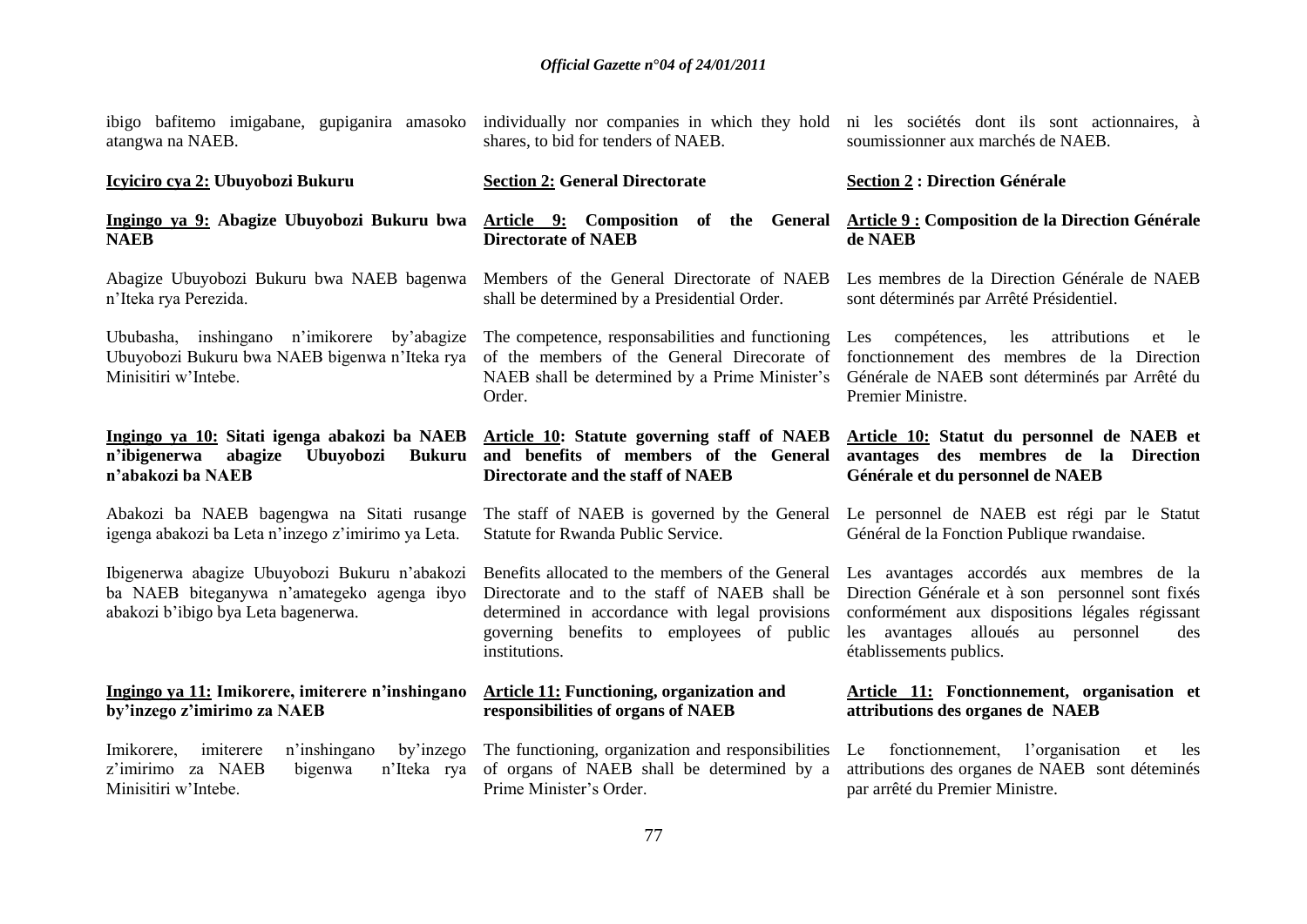ibigo bafitemo imigabane, gupiganira amasoko atangwa na NAEB.

individually nor companies in which they hold shares, to bid for tenders of NAEB.

ni les sociétés dont ils sont actionnaires, à soumissionner aux marchés de NAEB.

**Icyiciro cya 2: Ubuyobozi Bukuru**

**Section 2: General Directorate**

**Section 2 : Direction Générale**

**Ingingo ya 9: Abagize Ubuyobozi Bukuru bwa NAEB**

Abagize Ubuyobozi Bukuru bwa NAEB bagenwa n'Iteka rya Perezida.

Ububasha, inshingano n'imikorere by'abagize Ubuyobozi Bukuru bwa NAEB bigenwa n'Iteka rya Minisitiri w'Intebe.

**Article 9: Composition of the General Directorate of NAEB**

Members of the General Directorate of NAEB shall be determined by a Presidential Order.

The competence, responsabilities and functioning of the members of the General Direcorate of NAEB shall be determined by a Prime Minister's Order.

**Article 9 : Composition de la Direction Générale de NAEB**

Les membres de la Direction Générale de NAEB sont déterminés par Arrêté Présidentiel.

Les compétences, les attributions et le fonctionnement des membres de la Direction Générale de NAEB sont déterminés par Arrêté du Premier Ministre.

**Ingingo ya 10: Sitati igenga abakozi ba NAEB n'ibigenerwa abagize Ubuyobozi Bukuru n'abakozi ba NAEB**

Abakozi ba NAEB bagengwa na Sitati rusange igenga abakozi ba Leta n'inzego z'imirimo ya Leta.

Ibigenerwa abagize Ubuyobozi Bukuru n'abakozi ba NAEB biteganywa n'amategeko agenga ibyo abakozi b'ibigo bya Leta bagenerwa.

**Article 10: Statute governing staff of NAEB and benefits of members of the General Directorate and the staff of NAEB**

The staff of NAEB is governed by the General Statute for Rwanda Public Service.

Benefits allocated to the members of the General Directorate and to the staff of NAEB shall be determined in accordance with legal provisions governing benefits to employees of public institutions.

**Article 10: Statut du personnel de NAEB et avantages des membres de la Direction Générale et du personnel de NAEB**

Le personnel de NAEB est régi par le Statut Général de la Fonction Publique rwandaise.

Les avantages accordés aux membres de la Direction Générale et à son personnel sont fixés conformément aux dispositions légales régissant les avantages alloués au personnel des établissements publics.

**Ingingo ya 11: Imikorere, imiterere n'inshingano by'inzego z'imirimo za NAEB**

Imikorere, imiterere n'inshingano by'inzego z'imirimo za NAEB bigenwa n'Iteka rya Minisitiri w'Intebe.

**Article 11: Functioning, organization and responsibilities of organs of NAEB**

The functioning, organization and responsibilities of organs of NAEB shall be determined by a Prime Minister's Order.

**Article 11: Fonctionnement, organisation et attributions des organes de NAEB**

Le fonctionnement, l'organisation et les attributions des organes de NAEB sont déteminés par arrêté du Premier Ministre.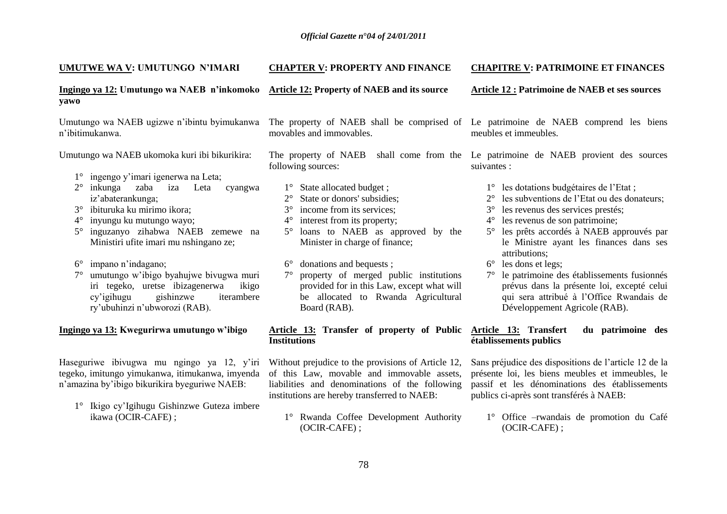**UMUTWE WA V: UMUTUNGO N'IMARI**

**Ingingo ya 12: Umutungo wa NAEB n'inkomoko yawo**

Umutungo wa NAEB ugizwe n'ibintu byimukanwa n'ibitimukanwa.

Umutungo wa NAEB ukomoka kuri ibi bikurikira:

1° ingengo y'imari igenerwa na Leta;
2° inkunga zaba iza Leta cyangwa iz'abaterankunga;
3° ibituruka ku mirimo ikora;
4° inyungu ku mutungo wayo;
5° inguzanyo zihabwa NAEB zemewe na Minisitiri ufite imari mu nshingano ze;
6° impano n'indagano;
7° umutungo w'ibigo byahujwe bivugwa muri iri tegeko, uretse ibizagenerwa ikigo cy'igihugu gishinzwe iterambere ry'ubuhinzi n'ubworozi (RAB).

**Ingingo ya 13: Kwegurirwa umutungo w'ibigo**

Haseguriwe ibivugwa mu ngingo ya 12, y'iri tegeko, imitungo yimukanwa, itimukanwa, imyenda n'amazina by'ibigo bikurikira byeguriwe NAEB:

1° Ikigo cy'Igihugu Gishinzwe Guteza imbere ikawa (OCIR-CAFE) ;

**CHAPTER V: PROPERTY AND FINANCE**

**Article 12: Property of NAEB and its source**

The property of NAEB shall be comprised of movables and immovables.

The property of NAEB shall come from the following sources:

1° State allocated budget ;
2° State or donors' subsidies;
3° income from its services;
4° interest from its property;
5° loans to NAEB as approved by the Minister in charge of finance;
6° donations and bequests ;
7° property of merged public institutions provided for in this Law, except what will be allocated to Rwanda Agricultural Board (RAB).

**Article 13: Transfer of property of Public Institutions**

Without prejudice to the provisions of Article 12, of this Law, movable and immovable assets, liabilities and denominations of the following institutions are hereby transferred to NAEB:

1° Rwanda Coffee Development Authority (OCIR-CAFE) ;

**CHAPITRE V: PATRIMOINE ET FINANCES**

**Article 12 : Patrimoine de NAEB et ses sources**

Le patrimoine de NAEB comprend les biens meubles et immeubles.

Le patrimoine de NAEB provient des sources suivantes :

1° les dotations budgétaires de l'Etat ;
2° les subventions de l'Etat ou des donateurs;
3° les revenus des services prestés;
4° les revenus de son patrimoine;
5° les prêts accordés à NAEB approuvés par le Ministre ayant les finances dans ses attributions;
6° les dons et legs;
7° le patrimoine des établissements fusionnés prévus dans la présente loi, excepté celui qui sera attribué à l'Office Rwandais de Développement Agricole (RAB).

**Article 13: Transfert du patrimoine des établissements publics**

Sans préjudice des dispositions de l'article 12 de la présente loi, les biens meubles et immeubles, le passif et les dénominations des établissements publics ci-après sont transférés à NAEB:

1° Office –rwandais de promotion du Café (OCIR-CAFE) ;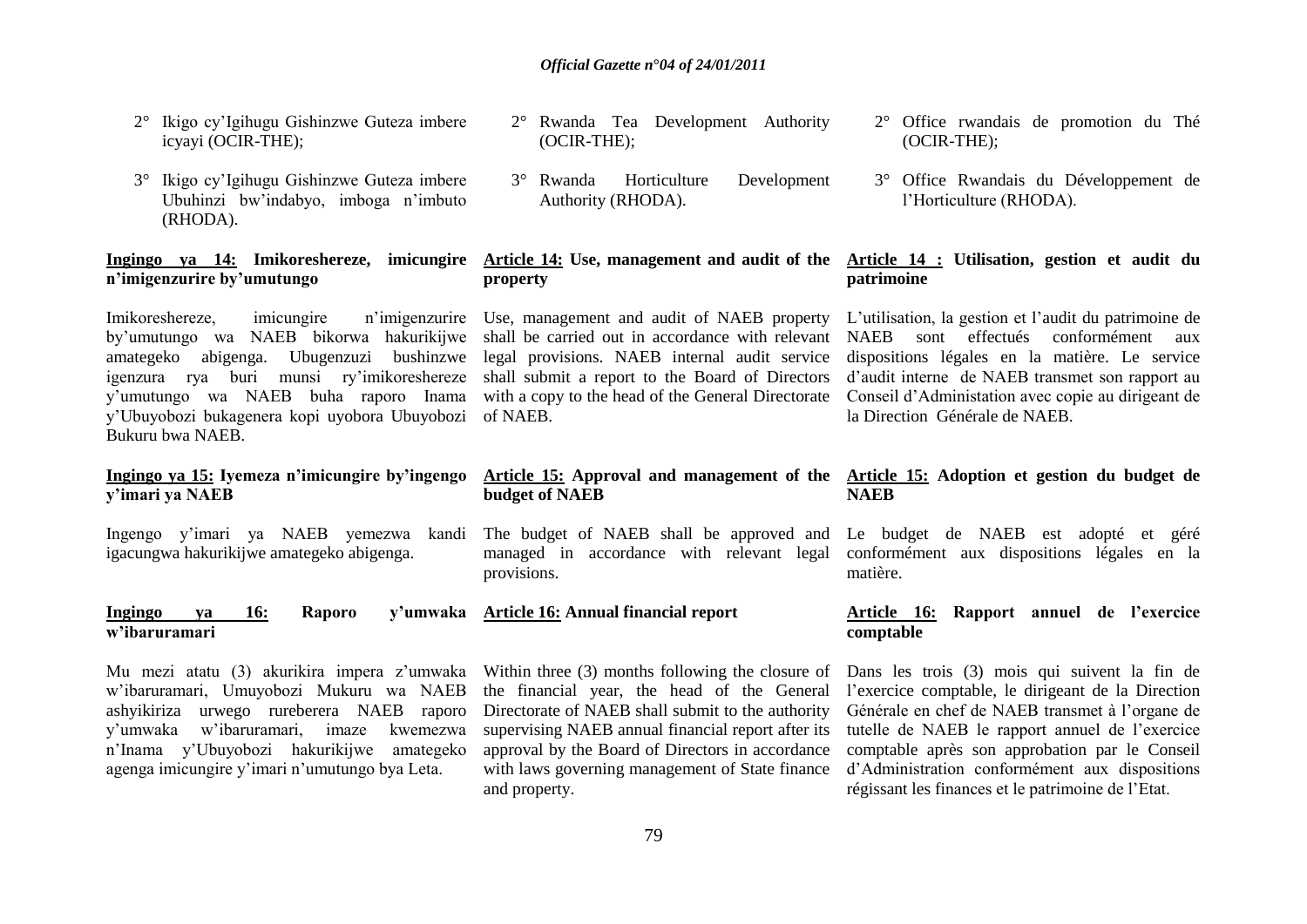2° Ikigo cy'Igihugu Gishinzwe Guteza imbere icyayi (OCIR-THE);

3° Ikigo cy'Igihugu Gishinzwe Guteza imbere Ubuhinzi bw'indabyo, imboga n'imbuto (RHODA).

**Ingingo ya 14: Imikoreshereze, imicungire n'imigenzurire by'umutungo**

Imikoreshereze, imicungire n'imigenzurire by'umutungo wa NAEB bikorwa hakurikijwe amategeko abigenga. Ubugenzuzi bushinzwe igenzura rya buri munsi ry'imikoreshereze y'umutungo wa NAEB buha raporo Inama y'Ubuyobozi bukagenera kopi uyobora Ubuyobozi Bukuru bwa NAEB.

**Ingingo ya 15: Iyemeza n'imicungire by'ingengo y'imari ya NAEB**

Ingengo y'imari ya NAEB yemezwa kandi igacungwa hakurikijwe amategeko abigenga.

**Ingingo ya 16: Raporo y'umwaka w'ibaruramari**

Mu mezi atatu (3) akurikira impera z'umwaka w'ibaruramari, Umuyobozi Mukuru wa NAEB ashyikiriza urwego rureberera NAEB raporo y'umwaka w'ibaruramari, imaze kwemezwa n'Inama y'Ubuyobozi hakurikijwe amategeko agenga imicungire y'imari n'umutungo bya Leta.

2° Rwanda Tea Development Authority (OCIR-THE);

3° Rwanda Horticulture Development Authority (RHODA).

**Article 14: Use, management and audit of the property**

Use, management and audit of NAEB property shall be carried out in accordance with relevant legal provisions. NAEB internal audit service shall submit a report to the Board of Directors with a copy to the head of the General Directorate of NAEB.

**Article 15: Approval and management of the budget of NAEB**

The budget of NAEB shall be approved and managed in accordance with relevant legal provisions.

**Article 16: Annual financial report**

Within three (3) months following the closure of the financial year, the head of the General Directorate of NAEB shall submit to the authority supervising NAEB annual financial report after its approval by the Board of Directors in accordance with laws governing management of State finance and property.

2° Office rwandais de promotion du Thé (OCIR-THE);

3° Office Rwandais du Développement de l'Horticulture (RHODA).

**Article 14 : Utilisation, gestion et audit du patrimoine**

L'utilisation, la gestion et l'audit du patrimoine de NAEB sont effectués conformément aux dispositions légales en la matière. Le service d'audit interne de NAEB transmet son rapport au Conseil d'Administation avec copie au dirigeant de la Direction Générale de NAEB.

**Article 15: Adoption et gestion du budget de NAEB**

Le budget de NAEB est adopté et géré conformément aux dispositions légales en la matière.

**Article 16: Rapport annuel de l'exercice comptable**

Dans les trois (3) mois qui suivent la fin de l'exercice comptable, le dirigeant de la Direction Générale en chef de NAEB transmet à l'organe de tutelle de NAEB le rapport annuel de l'exercice comptable après son approbation par le Conseil d'Administration conformément aux dispositions régissant les finances et le patrimoine de l'Etat.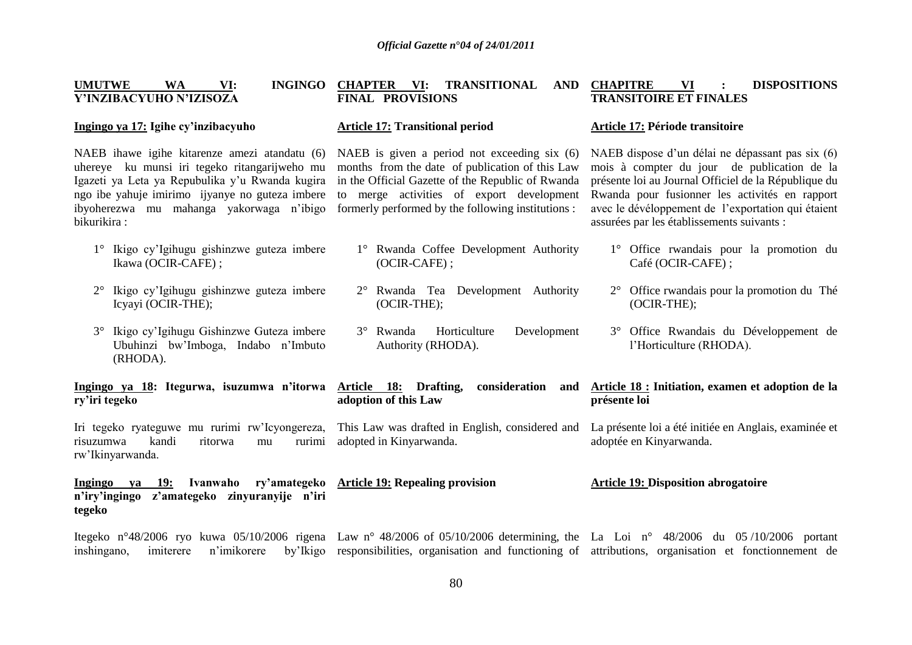## UMUTWE WA VI: INGINGO Y'INZIBACYUHO N'IZISOZA

### Ingingo ya 17: Igihe cy'inzibacyuho

NAEB ihawe igihe kitarenze amezi atandatu (6) uhereye ku munsi iri tegeko ritangarijweho mu Igazeti ya Leta ya Repubulika y'u Rwanda kugira ngo ibe yahuje imirimo ijyanye no guteza imbere ibyoherezwa mu mahanga yakorwaga n'ibigo bikurikira :

1° Ikigo cy'Igihugu gishinzwe guteza imbere Ikawa (OCIR-CAFE) ;

2° Ikigo cy'Igihugu gishinzwe guteza imbere Icyayi (OCIR-THE);

3° Ikigo cy'Igihugu Gishinzwe Guteza imbere Ubuhinzi bw'Imboga, Indabo n'Imbuto (RHODA).

### Ingingo ya 18: Itegurwa, isuzumwa n'itorwa ry'iri tegeko

Iri tegeko ryateguwe mu rurimi rw'Icyongereza, risuzumwa kandi ritorwa mu rurimi rw'Ikinyarwanda.

### Ingingo ya 19: Ivanwaho ry'amategeko n'iry'ingingo z'amategeko zinyuranyije n'iri tegeko

Itegeko n°48/2006 ryo kuwa 05/10/2006 rigena inshingano, imiterere n'imikorere by'Ikigo

## CHAPTER VI: TRANSITIONAL AND FINAL PROVISIONS

### Article 17: Transitional period

NAEB is given a period not exceeding six (6) months from the date of publication of this Law in the Official Gazette of the Republic of Rwanda to merge activities of export development formerly performed by the following institutions :

1° Rwanda Coffee Development Authority (OCIR-CAFE) ;

2° Rwanda Tea Development Authority (OCIR-THE);

3° Rwanda Horticulture Development Authority (RHODA).

### Article 18: Drafting, consideration and adoption of this Law

This Law was drafted in English, considered and adopted in Kinyarwanda.

### Article 19: Repealing provision

Law n° 48/2006 of 05/10/2006 determining, the responsibilities, organisation and functioning of

## CHAPITRE VI : DISPOSITIONS TRANSITOIRE ET FINALES

### Article 17: Période transitoire

NAEB dispose d'un délai ne dépassant pas six (6) mois à compter du jour de publication de la présente loi au Journal Officiel de la République du Rwanda pour fusionner les activités en rapport avec le dévéloppement de l'exportation qui étaient assurées par les établissements suivants :

1° Office rwandais pour la promotion du Café (OCIR-CAFE) ;

2° Office rwandais pour la promotion du Thé (OCIR-THE);

3° Office Rwandais du Développement de l'Horticulture (RHODA).

### Article 18 : Initiation, examen et adoption de la présente loi

La présente loi a été initiée en Anglais, examinée et adoptée en Kinyarwanda.

### Article 19: Disposition abrogatoire

La Loi n° 48/2006 du 05 /10/2006 portant attributions, organisation et fonctionnement de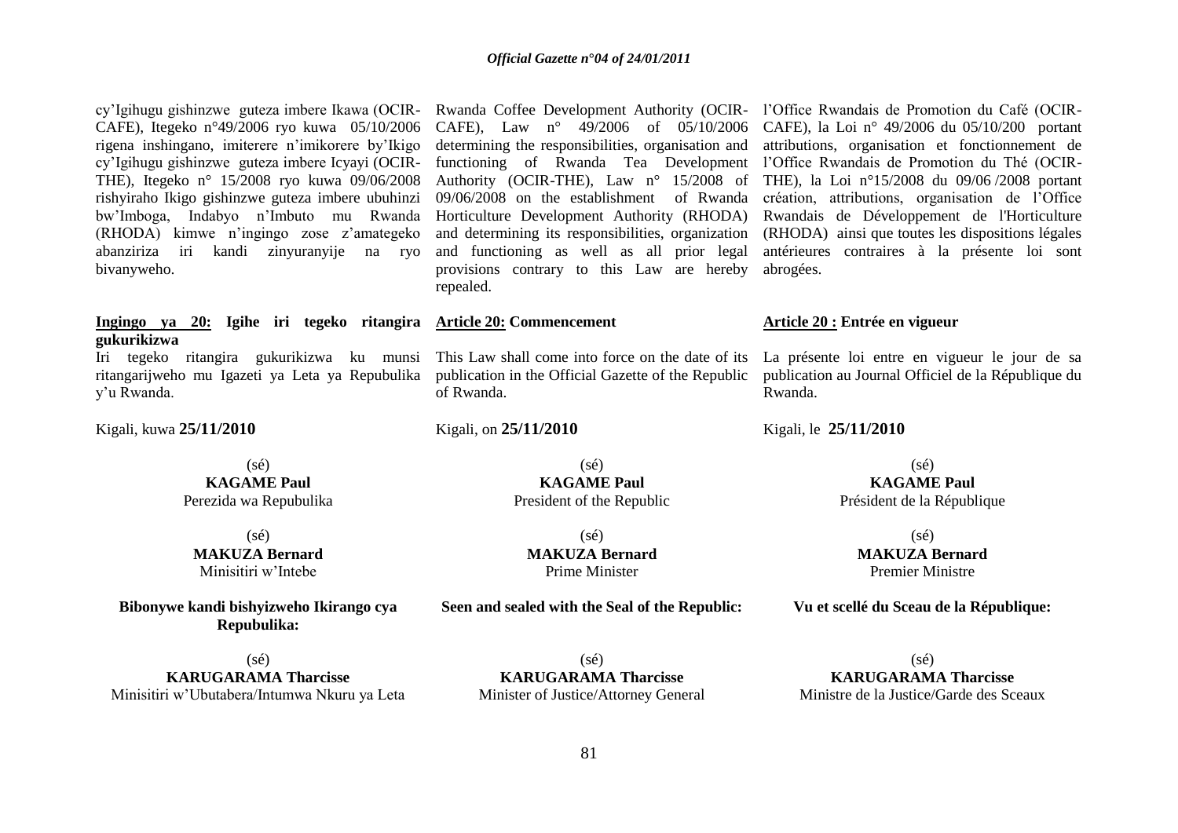cy'Igihugu gishinzwe guteza imbere Ikawa (OCIR-CAFE), Itegeko n°49/2006 ryo kuwa 05/10/2006 rigena inshingano, imiterere n'imikorere by'Ikigo cy'Igihugu gishinzwe guteza imbere Icyayi (OCIR-THE), Itegeko n° 15/2008 ryo kuwa 09/06/2008 rishyiraho Ikigo gishinzwe guteza imbere ubuhinzi bw'Imboga, Indabyo n'Imbuto mu Rwanda (RHODA) kimwe n'ingingo zose z'amategeko abanziriza iri kandi zinyuranyije na ryo bivanyweho.

## Ingingo ya 20: Igihe iri tegeko ritangira gukurikizwa

Iri tegeko ritangira gukurikizwa ku munsi ritangarijweho mu Igazeti ya Leta ya Repubulika y'u Rwanda.

Kigali, kuwa **25/11/2010**

(sé)
**KAGAME Paul**
Perezida wa Repubulika

(sé)
**MAKUZA Bernard**
Minisitiri w'Intebe

**Bibonywe kandi bishyizweho Ikirango cya Repubulika:**

(sé)
**KARUGARAMA Tharcisse**
Minisitiri w'Ubutabera/Intumwa Nkuru ya Leta

Rwanda Coffee Development Authority (OCIR-CAFE), Law n° 49/2006 of 05/10/2006 determining the responsibilities, organisation and functioning of Rwanda Tea Development Authority (OCIR-THE), Law n° 15/2008 of 09/06/2008 on the establishment of Rwanda Horticulture Development Authority (RHODA) and determining its responsibilities, organization and functioning as well as all prior legal provisions contrary to this Law are hereby repealed.

## Article 20: Commencement

This Law shall come into force on the date of its publication in the Official Gazette of the Republic of Rwanda.

Kigali, on **25/11/2010**

(sé)
**KAGAME Paul**
President of the Republic

(sé)
**MAKUZA Bernard**
Prime Minister

**Seen and sealed with the Seal of the Republic:**

(sé)
**KARUGARAMA Tharcisse**
Minister of Justice/Attorney General

l'Office Rwandais de Promotion du Café (OCIR-CAFE), la Loi n° 49/2006 du 05/10/200 portant attributions, organisation et fonctionnement de l'Office Rwandais de Promotion du Thé (OCIR-THE), la Loi n°15/2008 du 09/06 /2008 portant création, attributions, organisation de l'Office Rwandais de Développement de l'Horticulture (RHODA) ainsi que toutes les dispositions légales antérieures contraires à la présente loi sont abrogées.

## Article 20 : Entrée en vigueur

La présente loi entre en vigueur le jour de sa publication au Journal Officiel de la République du Rwanda.

Kigali, le **25/11/2010**

(sé)
**KAGAME Paul**
Président de la République

(sé)
**MAKUZA Bernard**
Premier Ministre

**Vu et scellé du Sceau de la République:**

(sé)
**KARUGARAMA Tharcisse**
Ministre de la Justice/Garde des Sceaux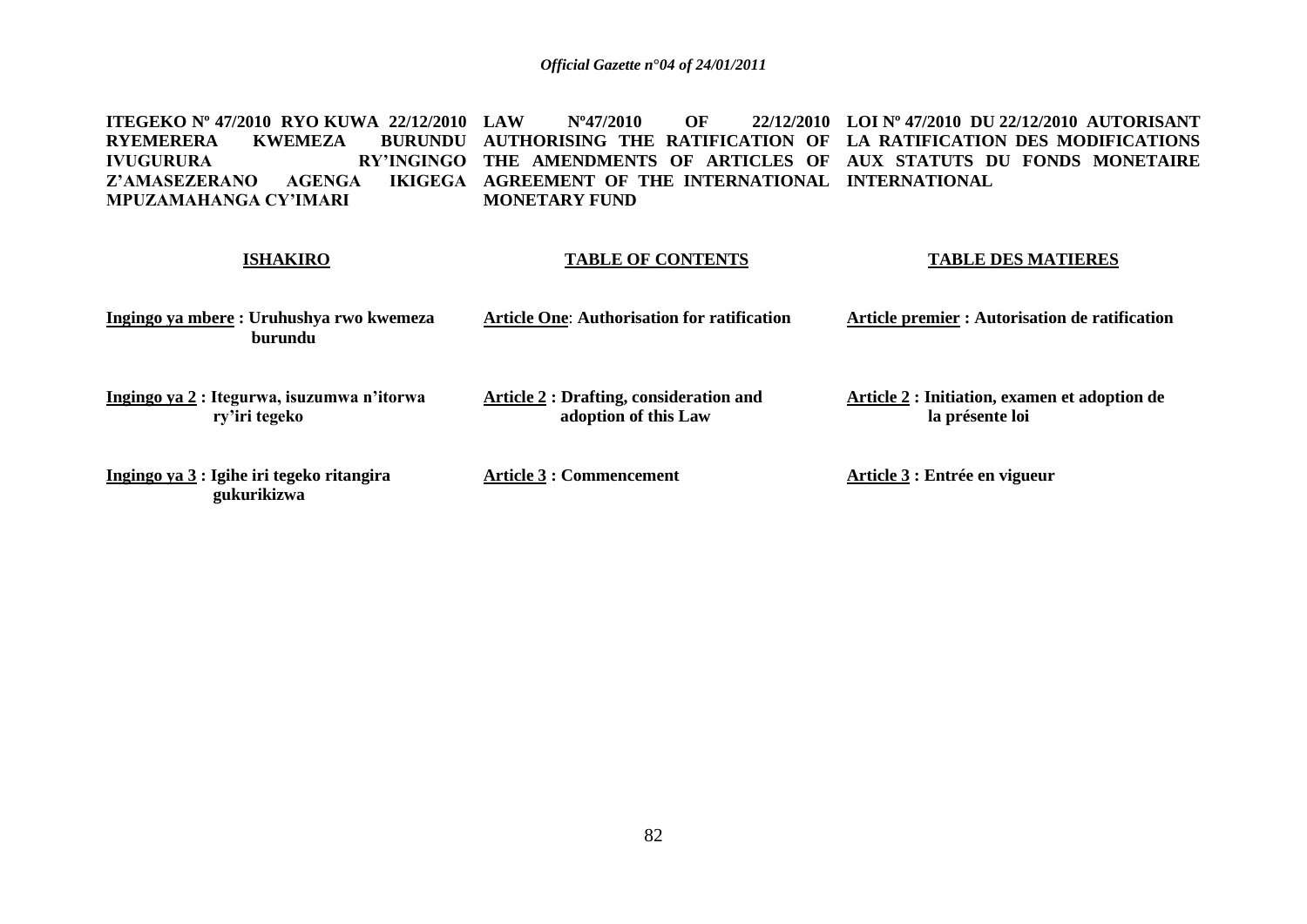**ITEGEKO Nº 47/2010 RYO KUWA 22/12/2010 RYEMERERA KWEMEZA BURUNDU IVUGURURA RY'INGINGO Z'AMASEZERANO AGENGA IKIGEGA MPUZAMAHANGA CY'IMARI**

**ISHAKIRO**

**Ingingo ya mbere : Uruhushya rwo kwemeza burundu**

**Ingingo ya 2 : Itegurwa, isuzumwa n'itorwa ry'iri tegeko**

**Ingingo ya 3 : Igihe iri tegeko ritangira gukurikizwa**

**LAW Nº47/2010 OF 22/12/2010 AUTHORISING THE RATIFICATION OF THE AMENDMENTS OF ARTICLES OF AGREEMENT OF THE INTERNATIONAL MONETARY FUND**

**TABLE OF CONTENTS**

**Article One: Authorisation for ratification**

**Article 2 : Drafting, consideration and adoption of this Law**

**Article 3 : Commencement**

**LOI Nº 47/2010 DU 22/12/2010 AUTORISANT LA RATIFICATION DES MODIFICATIONS AUX STATUTS DU FONDS MONETAIRE INTERNATIONAL**

**TABLE DES MATIERES**

**Article premier : Autorisation de ratification**

**Article 2 : Initiation, examen et adoption de la présente loi**

**Article 3 : Entrée en vigueur**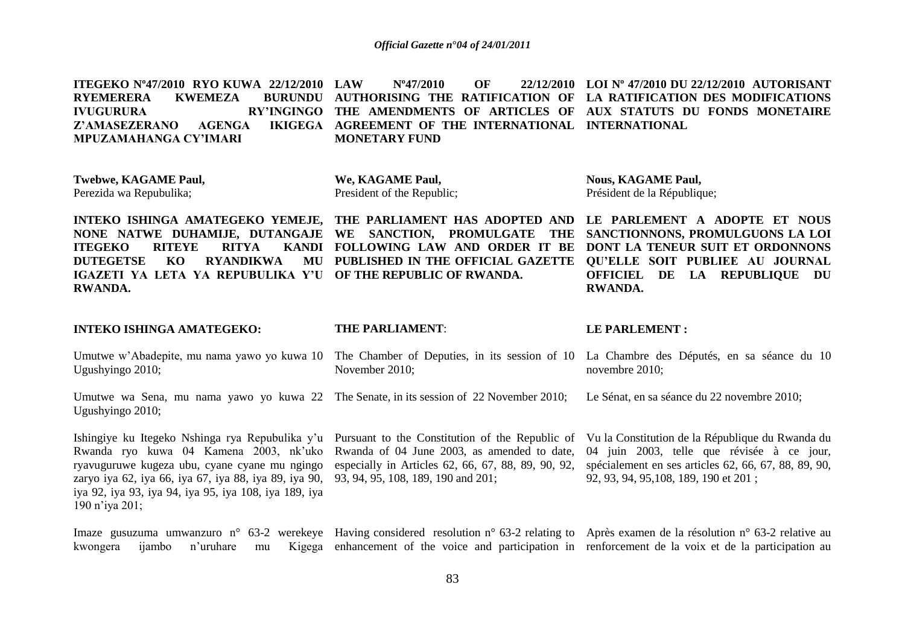**ITEGEKO Nº47/2010 RYO KUWA 22/12/2010 RYEMERERA KWEMEZA BURUNDU IVUGURURA RY'INGINGO Z'AMASEZERANO AGENGA IKIGEGA MPUZAMAHANGA CY'IMARI**

**Twebwe, KAGAME Paul,**
Perezida wa Repubulika;

**INTEKO ISHINGA AMATEGEKO YEMEJE, NONE NATWE DUHAMIJE, DUTANGAJE ITEGEKO RITEYE RITYA KANDI DUTEGETSE KO RYANDIKWA MU IGAZETI YA LETA YA REPUBULIKA Y'U RWANDA.**

**INTEKO ISHINGA AMATEGEKO:**

Umutwe w'Abadepite, mu nama yawo yo kuwa 10 Ugushyingo 2010;

Umutwe wa Sena, mu nama yawo yo kuwa 22 Ugushyingo 2010;

Ishingiye ku Itegeko Nshinga rya Repubulika y'u Rwanda ryo kuwa 04 Kamena 2003, nk'uko ryavuguruwe kugeza ubu, cyane cyane mu ngingo zaryo iya 62, iya 66, iya 67, iya 88, iya 89, iya 90, iya 92, iya 93, iya 94, iya 95, iya 108, iya 189, iya 190 n'iya 201;

Imaze gusuzuma umwanzuro n° 63-2 werekeye kwongera ijambo n'uruhare mu Kigega

**LAW Nº47/2010 OF 22/12/2010 AUTHORISING THE RATIFICATION OF THE AMENDMENTS OF ARTICLES OF AGREEMENT OF THE INTERNATIONAL MONETARY FUND**

**We, KAGAME Paul,**
President of the Republic;

**THE PARLIAMENT HAS ADOPTED AND WE SANCTION, PROMULGATE THE FOLLOWING LAW AND ORDER IT BE PUBLISHED IN THE OFFICIAL GAZETTE OF THE REPUBLIC OF RWANDA.**

**THE PARLIAMENT**:

The Chamber of Deputies, in its session of 10 November 2010;

The Senate, in its session of 22 November 2010;

Pursuant to the Constitution of the Republic of Rwanda of 04 June 2003, as amended to date, especially in Articles 62, 66, 67, 88, 89, 90, 92, 93, 94, 95, 108, 189, 190 and 201;

Having considered resolution n° 63-2 relating to enhancement of the voice and participation in

**LOI Nº 47/2010 DU 22/12/2010 AUTORISANT LA RATIFICATION DES MODIFICATIONS AUX STATUTS DU FONDS MONETAIRE INTERNATIONAL**

**Nous, KAGAME Paul,**
Président de la République;

**LE PARLEMENT A ADOPTE ET NOUS SANCTIONNONS, PROMULGUONS LA LOI DONT LA TENEUR SUIT ET ORDONNONS QU'ELLE SOIT PUBLIEE AU JOURNAL OFFICIEL DE LA REPUBLIQUE DU RWANDA.**

**LE PARLEMENT :**

La Chambre des Députés, en sa séance du 10 novembre 2010;

Le Sénat, en sa séance du 22 novembre 2010;

Vu la Constitution de la République du Rwanda du 04 juin 2003, telle que révisée à ce jour, spécialement en ses articles 62, 66, 67, 88, 89, 90, 92, 93, 94, 95,108, 189, 190 et 201 ;

Après examen de la résolution n° 63-2 relative au renforcement de la voix et de la participation au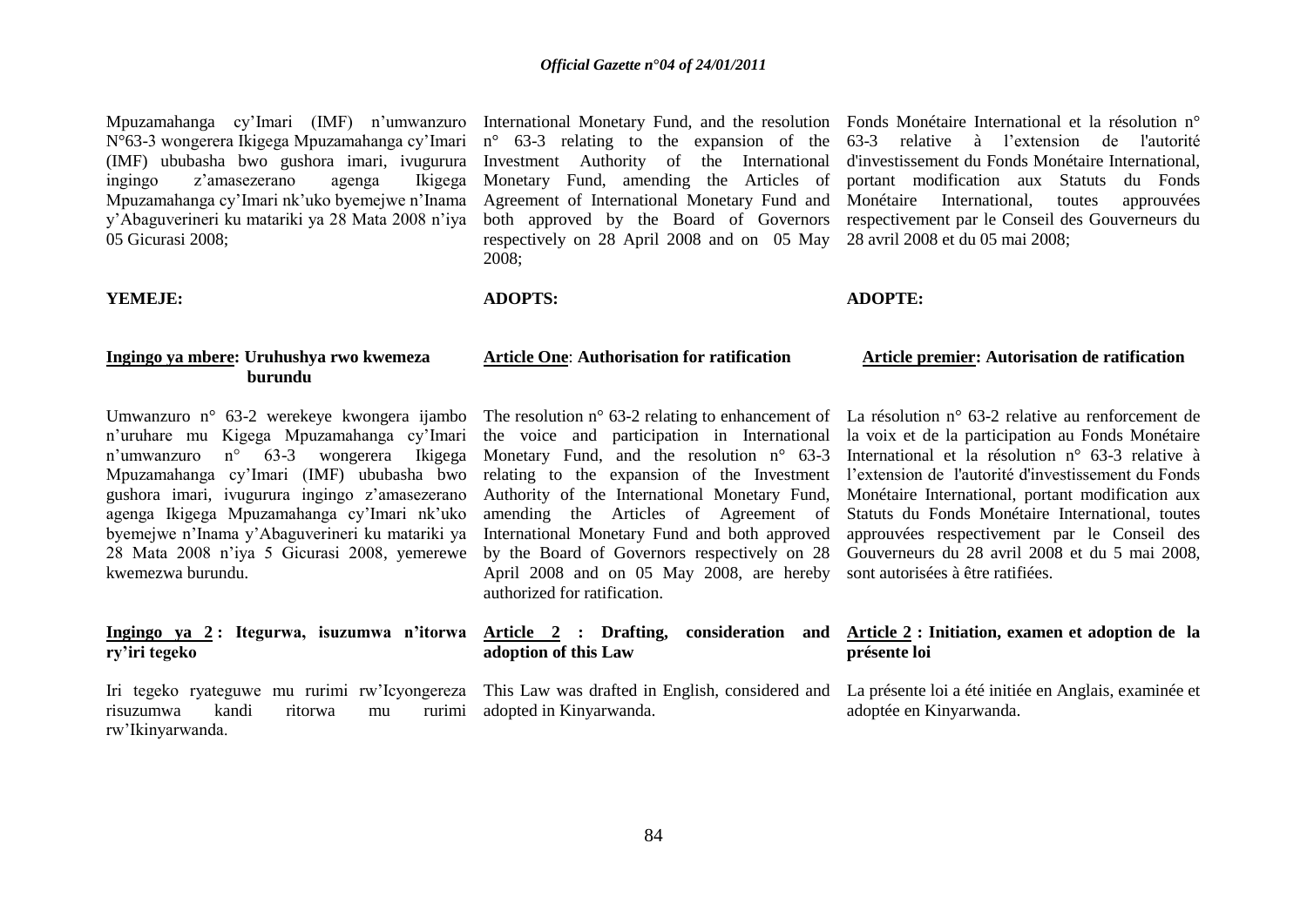Mpuzamahanga cy'Imari (IMF) n'umwanzuro N°63-3 wongerera Ikigega Mpuzamahanga cy'Imari (IMF) ububasha bwo gushora imari, ivugurura ingingo z'amasezerano agenga Ikigega Mpuzamahanga cy'Imari nk'uko byemejwe n'Inama y'Abaguverineri ku matariki ya 28 Mata 2008 n'iya 05 Gicurasi 2008;

**YEMEJE:**

**Ingingo ya mbere: Uruhushya rwo kwemeza burundu**

Umwanzuro n° 63-2 werekeye kwongera ijambo n'uruhare mu Kigega Mpuzamahanga cy'Imari n'umwanzuro n° 63-3 wongerera Ikigega Mpuzamahanga cy'Imari (IMF) ububasha bwo gushora imari, ivugurura ingingo z'amasezerano agenga Ikigega Mpuzamahanga cy'Imari nk'uko byemejwe n'Inama y'Abaguverineri ku matariki ya 28 Mata 2008 n'iya 5 Gicurasi 2008, yemerewe kwemezwa burundu.

**Ingingo ya 2 : Itegurwa, isuzumwa n'itorwa ry'iri tegeko**

Iri tegeko ryateguwe mu rurimi rw'Icyongereza risuzumwa kandi ritorwa mu rurimi rw'Ikinyarwanda.

International Monetary Fund, and the resolution n° 63-3 relating to the expansion of the Investment Authority of the International Monetary Fund, amending the Articles of Agreement of International Monetary Fund and both approved by the Board of Governors respectively on 28 April 2008 and on 05 May 2008;

**ADOPTS:**

**Article One: Authorisation for ratification**

The resolution n° 63-2 relating to enhancement of the voice and participation in International Monetary Fund, and the resolution n° 63-3 relating to the expansion of the Investment Authority of the International Monetary Fund, amending the Articles of Agreement of International Monetary Fund and both approved by the Board of Governors respectively on 28 April 2008 and on 05 May 2008, are hereby authorized for ratification.

**Article 2 : Drafting, consideration and adoption of this Law**

This Law was drafted in English, considered and adopted in Kinyarwanda.

Fonds Monétaire International et la résolution n° 63-3 relative à l'extension de l'autorité d'investissement du Fonds Monétaire International, portant modification aux Statuts du Fonds Monétaire International, toutes approuvées respectivement par le Conseil des Gouverneurs du 28 avril 2008 et du 05 mai 2008;

**ADOPTE:**

**Article premier: Autorisation de ratification**

La résolution n° 63-2 relative au renforcement de la voix et de la participation au Fonds Monétaire International et la résolution n° 63-3 relative à l'extension de l'autorité d'investissement du Fonds Monétaire International, portant modification aux Statuts du Fonds Monétaire International, toutes approuvées respectivement par le Conseil des Gouverneurs du 28 avril 2008 et du 5 mai 2008, sont autorisées à être ratifiées.

**Article 2 : Initiation, examen et adoption de la présente loi**

La présente loi a été initiée en Anglais, examinée et adoptée en Kinyarwanda.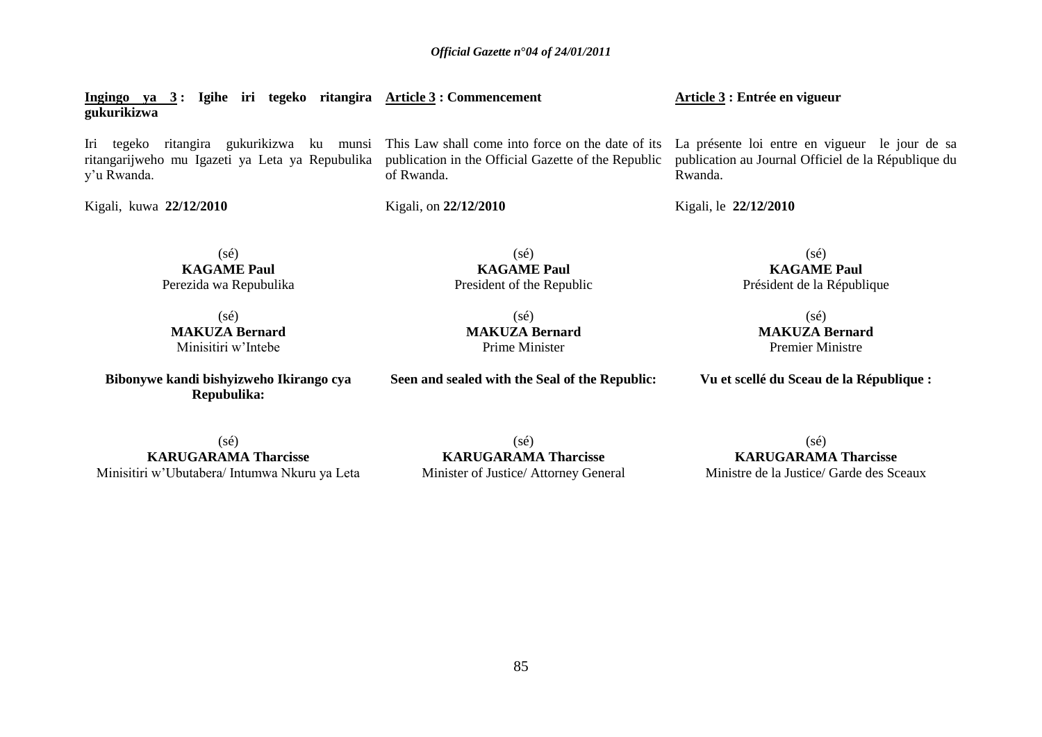**Ingingo ya 3 : Igihe iri tegeko ritangira gukurikizwa**

Iri tegeko ritangira gukurikizwa ku munsi ritangarijweho mu Igazeti ya Leta ya Repubulika y'u Rwanda.

Kigali, kuwa **22/12/2010**

(sé)
**KAGAME Paul**
Perezida wa Repubulika

(sé)
**MAKUZA Bernard**
Minisitiri w'Intebe

**Bibonywe kandi bishyizweho Ikirango cya Repubulika:**

(sé)
**KARUGARAMA Tharcisse**
Minisitiri w'Ubutabera/ Intumwa Nkuru ya Leta

**Article 3 : Commencement**

This Law shall come into force on the date of its publication in the Official Gazette of the Republic of Rwanda.

Kigali, on **22/12/2010**

(sé)
**KAGAME Paul**
President of the Republic

(sé)
**MAKUZA Bernard**
Prime Minister

**Seen and sealed with the Seal of the Republic:**

(sé)
**KARUGARAMA Tharcisse**
Minister of Justice/ Attorney General

**Article 3 : Entrée en vigueur**

La présente loi entre en vigueur le jour de sa publication au Journal Officiel de la République du Rwanda.

Kigali, le **22/12/2010**

(sé)
**KAGAME Paul**
Président de la République

(sé)
**MAKUZA Bernard**
Premier Ministre

**Vu et scellé du Sceau de la République :**

(sé)
**KARUGARAMA Tharcisse**
Ministre de la Justice/ Garde des Sceaux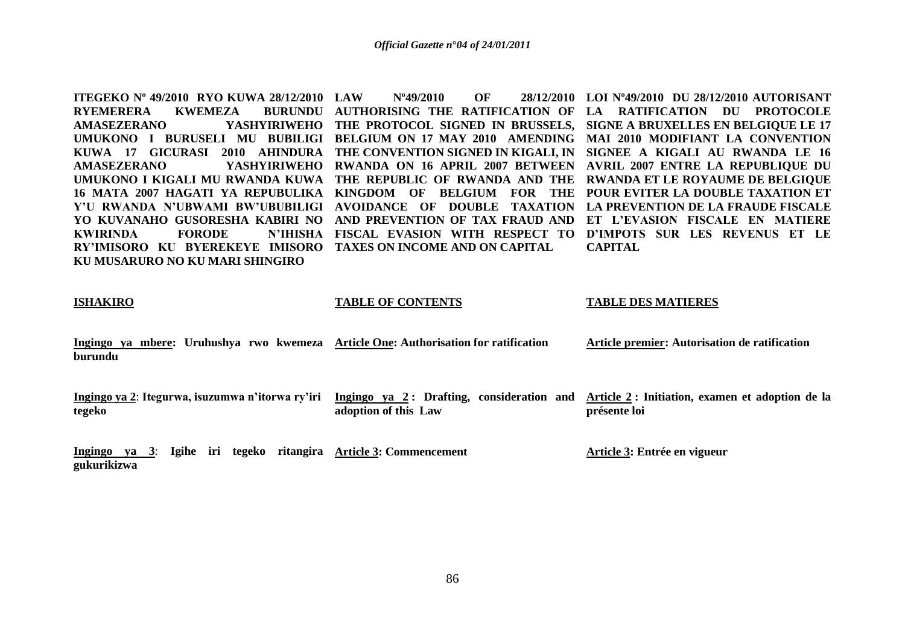**ITEGEKO Nº 49/2010 RYO KUWA 28/12/2010 RYEMERERA KWEMEZA BURUNDU AMASEZERANO YASHYIRIWEHO UMUKONO I BURUSELI MU BUBILIGI KUWA 17 GICURASI 2010 AHINDURA AMASEZERANO YASHYIRIWEHO UMUKONO I KIGALI MU RWANDA KUWA 16 MATA 2007 HAGATI YA REPUBULIKA Y'U RWANDA N'UBWAMI BW'UBUBILIGI YO KUVANAHO GUSORESHA KABIRI NO KWIRINDA FORODE N'IHISHA RY'IMISORO KU BYEREKEYE IMISORO KU MUSARURO NO KU MARI SHINGIRO**

**ISHAKIRO**

**Ingingo ya mbere: Uruhushya rwo kwemeza burundu**

**Ingingo ya 2: Itegurwa, isuzumwa n'itorwa ry'iri tegeko**

**Ingingo ya 3: Igihe iri tegeko ritangira gukurikizwa**

**LAW Nº49/2010 OF 28/12/2010 AUTHORISING THE RATIFICATION OF THE PROTOCOL SIGNED IN BRUSSELS, BELGIUM ON 17 MAY 2010 AMENDING THE CONVENTION SIGNED IN KIGALI, IN RWANDA ON 16 APRIL 2007 BETWEEN THE REPUBLIC OF RWANDA AND THE KINGDOM OF BELGIUM FOR THE AVOIDANCE OF DOUBLE TAXATION AND PREVENTION OF TAX FRAUD AND FISCAL EVASION WITH RESPECT TO TAXES ON INCOME AND ON CAPITAL**

**TABLE OF CONTENTS**

**Article One: Authorisation for ratification**

**Ingingo ya 2 : Drafting, consideration and adoption of this Law**

**Article 3: Commencement**

**LOI Nº49/2010 DU 28/12/2010 AUTORISANT LA RATIFICATION DU PROTOCOLE SIGNE A BRUXELLES EN BELGIQUE LE 17 MAI 2010 MODIFIANT LA CONVENTION SIGNEE A KIGALI AU RWANDA LE 16 AVRIL 2007 ENTRE LA REPUBLIQUE DU RWANDA ET LE ROYAUME DE BELGIQUE POUR EVITER LA DOUBLE TAXATION ET LA PREVENTION DE LA FRAUDE FISCALE ET L'EVASION FISCALE EN MATIERE D'IMPOTS SUR LES REVENUS ET LE CAPITAL**

**TABLE DES MATIERES**

**Article premier: Autorisation de ratification**

**Article 2 : Initiation, examen et adoption de la présente loi**

**Article 3: Entrée en vigueur**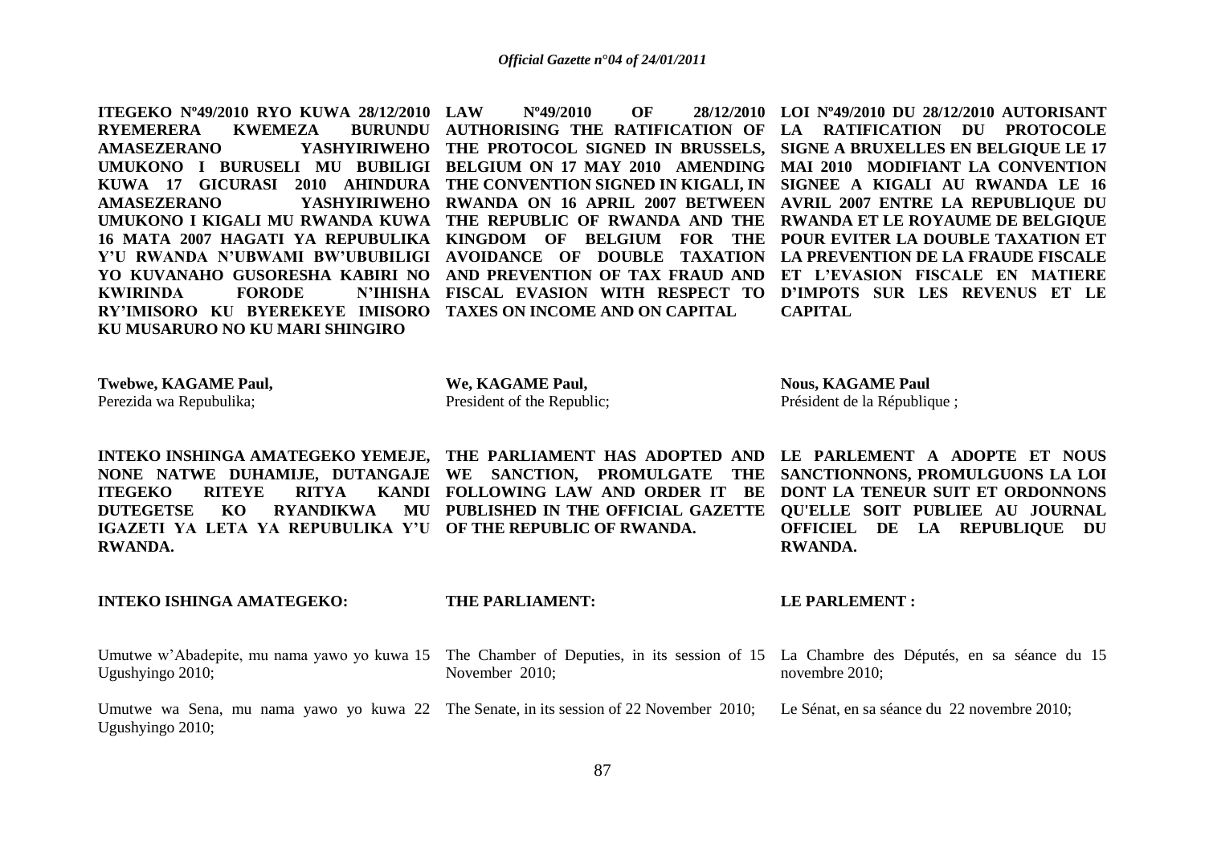**ITEGEKO Nº49/2010 RYO KUWA 28/12/2010 RYEMERERA KWEMEZA BURUNDU AMASEZERANO YASHYIRIWEHO UMUKONO I BURUSELI MU BUBILIGI KUWA 17 GICURASI 2010 AHINDURA AMASEZERANO YASHYIRIWEHO UMUKONO I KIGALI MU RWANDA KUWA 16 MATA 2007 HAGATI YA REPUBULIKA Y'U RWANDA N'UBWAMI BW'UBUBILIGI YO KUVANAHO GUSORESHA KABIRI NO KWIRINDA FORODE N'IHISHA RY'IMISORO KU BYEREKEYE IMISORO KU MUSARURO NO KU MARI SHINGIRO**

**LAW Nº49/2010 OF 28/12/2010 AUTHORISING THE RATIFICATION OF THE PROTOCOL SIGNED IN BRUSSELS, BELGIUM ON 17 MAY 2010 AMENDING THE CONVENTION SIGNED IN KIGALI, IN RWANDA ON 16 APRIL 2007 BETWEEN THE REPUBLIC OF RWANDA AND THE KINGDOM OF BELGIUM FOR THE AVOIDANCE OF DOUBLE TAXATION AND PREVENTION OF TAX FRAUD AND FISCAL EVASION WITH RESPECT TO TAXES ON INCOME AND ON CAPITAL**

**LOI Nº49/2010 DU 28/12/2010 AUTORISANT LA RATIFICATION DU PROTOCOLE SIGNE A BRUXELLES EN BELGIQUE LE 17 MAI 2010 MODIFIANT LA CONVENTION SIGNEE A KIGALI AU RWANDA LE 16 AVRIL 2007 ENTRE LA REPUBLIQUE DU RWANDA ET LE ROYAUME DE BELGIQUE POUR EVITER LA DOUBLE TAXATION ET LA PREVENTION DE LA FRAUDE FISCALE ET L'EVASION FISCALE EN MATIERE D'IMPOTS SUR LES REVENUS ET LE CAPITAL**

**Twebwe, KAGAME Paul,**
Perezida wa Repubulika;

**We, KAGAME Paul,**
President of the Republic;

**Nous, KAGAME Paul**
Président de la République ;

**INTEKO INSHINGA AMATEGEKO YEMEJE, NONE NATWE DUHAMIJE, DUTANGAJE ITEGEKO RITEYE RITYA KANDI DUTEGETSE KO RYANDIKWA MU IGAZETI YA LETA YA REPUBULIKA Y'U RWANDA.**

**THE PARLIAMENT HAS ADOPTED AND WE SANCTION, PROMULGATE THE FOLLOWING LAW AND ORDER IT BE PUBLISHED IN THE OFFICIAL GAZETTE OF THE REPUBLIC OF RWANDA.**

**LE PARLEMENT A ADOPTE ET NOUS SANCTIONNONS, PROMULGUONS LA LOI DONT LA TENEUR SUIT ET ORDONNONS QU'ELLE SOIT PUBLIEE AU JOURNAL OFFICIEL DE LA REPUBLIQUE DU RWANDA.**

**INTEKO ISHINGA AMATEGEKO:**

Umutwe w'Abadepite, mu nama yawo yo kuwa 15 Ugushyingo 2010;

Umutwe wa Sena, mu nama yawo yo kuwa 22 Ugushyingo 2010;

**THE PARLIAMENT:**

The Chamber of Deputies, in its session of 15 November 2010;

The Senate, in its session of 22 November 2010;

**LE PARLEMENT :**

La Chambre des Députés, en sa séance du 15 novembre 2010;

Le Sénat, en sa séance du 22 novembre 2010;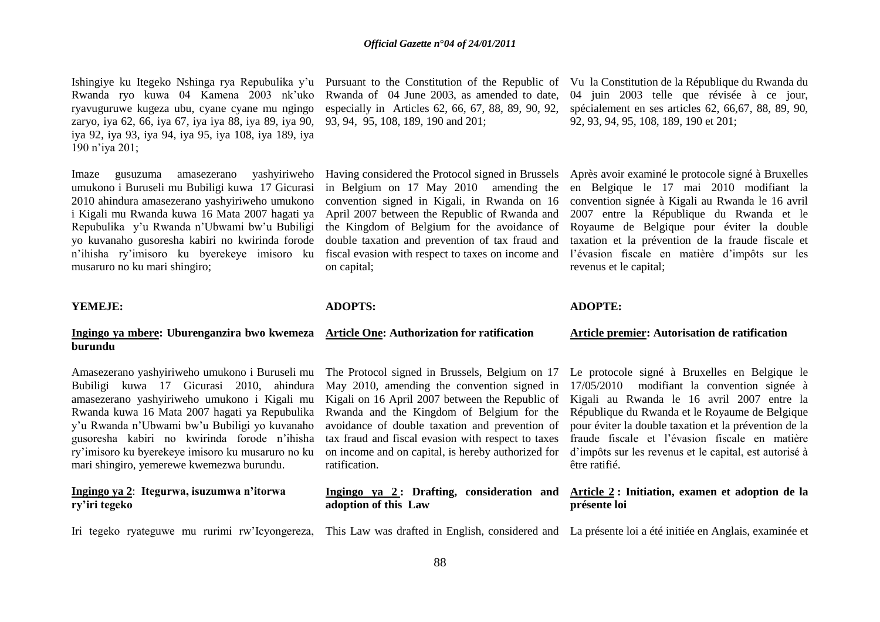Ishingiye ku Itegeko Nshinga rya Repubulika y'u Rwanda ryo kuwa 04 Kamena 2003 nk'uko ryavuguruwe kugeza ubu, cyane cyane mu ngingo zaryo, iya 62, 66, iya 67, iya iya 88, iya 89, iya 90, iya 92, iya 93, iya 94, iya 95, iya 108, iya 189, iya 190 n'iya 201;

Imaze gusuzuma amasezerano yashyiriweho umukono i Buruseli mu Bubiligi kuwa 17 Gicurasi 2010 ahindura amasezerano yashyiriweho umukono i Kigali mu Rwanda kuwa 16 Mata 2007 hagati ya Repubulika y'u Rwanda n'Ubwami bw'u Bubiligi yo kuvanaho gusoresha kabiri no kwirinda forode n'ihisha ry'imisoro ku byerekeye imisoro ku musaruro no ku mari shingiro;

**YEMEJE:**

**Ingingo ya mbere: Uburenganzira bwo kwemeza burundu**

Amasezerano yashyiriweho umukono i Buruseli mu Bubiligi kuwa 17 Gicurasi 2010, ahindura amasezerano yashyiriweho umukono i Kigali mu Rwanda kuwa 16 Mata 2007 hagati ya Repubulika y'u Rwanda n'Ubwami bw'u Bubiligi yo kuvanaho gusoresha kabiri no kwirinda forode n'ihisha ry'imisoro ku byerekeye imisoro ku musaruro no ku mari shingiro, yemerewe kwemezwa burundu.

**Ingingo ya 2: Itegurwa, isuzumwa n'itorwa ry'iri tegeko**

Iri tegeko ryateguwe mu rurimi rw'Icyongereza,

Pursuant to the Constitution of the Republic of Rwanda of 04 June 2003, as amended to date, especially in Articles 62, 66, 67, 88, 89, 90, 92, 93, 94, 95, 108, 189, 190 and 201;

Having considered the Protocol signed in Brussels in Belgium on 17 May 2010 amending the convention signed in Kigali, in Rwanda on 16 April 2007 between the Republic of Rwanda and the Kingdom of Belgium for the avoidance of double taxation and prevention of tax fraud and fiscal evasion with respect to taxes on income and on capital;

**ADOPTS:**

**Article One: Authorization for ratification**

The Protocol signed in Brussels, Belgium on 17 May 2010, amending the convention signed in Kigali on 16 April 2007 between the Republic of Rwanda and the Kingdom of Belgium for the avoidance of double taxation and prevention of tax fraud and fiscal evasion with respect to taxes on income and on capital, is hereby authorized for ratification.

**Ingingo ya 2: Drafting, consideration and adoption of this Law**

This Law was drafted in English, considered and

Vu la Constitution de la République du Rwanda du 04 juin 2003 telle que révisée à ce jour, spécialement en ses articles 62, 66,67, 88, 89, 90, 92, 93, 94, 95, 108, 189, 190 et 201;

Après avoir examiné le protocole signé à Bruxelles en Belgique le 17 mai 2010 modifiant la convention signée à Kigali au Rwanda le 16 avril 2007 entre la République du Rwanda et le Royaume de Belgique pour éviter la double taxation et la prévention de la fraude fiscale et l'évasion fiscale en matière d'impôts sur les revenus et le capital;

**ADOPTE:**

**Article premier: Autorisation de ratification**

Le protocole signé à Bruxelles en Belgique le 17/05/2010 modifiant la convention signée à Kigali au Rwanda le 16 avril 2007 entre la République du Rwanda et le Royaume de Belgique pour éviter la double taxation et la prévention de la fraude fiscale et l'évasion fiscale en matière d'impôts sur les revenus et le capital, est autorisé à être ratifié.

**Article 2 : Initiation, examen et adoption de la présente loi**

La présente loi a été initiée en Anglais, examinée et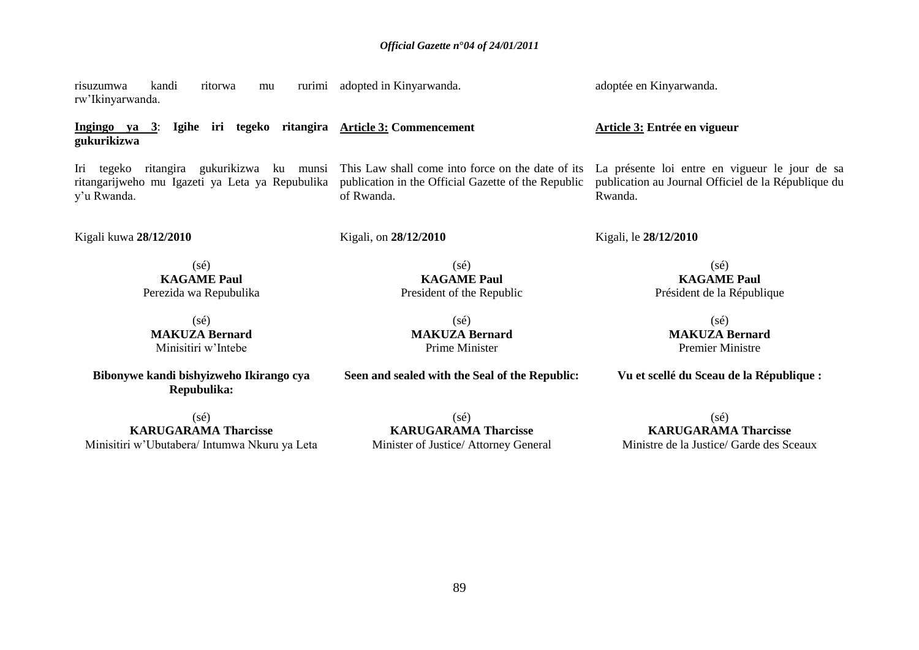risuzumwa kandi ritorwa mu rurimi rw'Ikinyarwanda.

**Ingingo ya 3**: **Igihe iri tegeko ritangira gukurikizwa**

Iri tegeko ritangira gukurikizwa ku munsi ritangarijweho mu Igazeti ya Leta ya Repubulika y'u Rwanda.

Kigali kuwa **28/12/2010**

(sé)
**KAGAME Paul**
Perezida wa Repubulika

(sé)
**MAKUZA Bernard**
Minisitiri w'Intebe

**Bibonywe kandi bishyizweho Ikirango cya Repubulika:**

(sé)
**KARUGARAMA Tharcisse**
Minisitiri w'Ubutabera/ Intumwa Nkuru ya Leta

adopted in Kinyarwanda.

**Article 3: Commencement**

This Law shall come into force on the date of its publication in the Official Gazette of the Republic of Rwanda.

Kigali, on **28/12/2010**

(sé)
**KAGAME Paul**
President of the Republic

(sé)
**MAKUZA Bernard**
Prime Minister

**Seen and sealed with the Seal of the Republic:**

(sé)
**KARUGARAMA Tharcisse**
Minister of Justice/ Attorney General

adoptée en Kinyarwanda.

**Article 3: Entrée en vigueur**

La présente loi entre en vigueur le jour de sa publication au Journal Officiel de la République du Rwanda.

Kigali, le **28/12/2010**

(sé)
**KAGAME Paul**
Président de la République

(sé)
**MAKUZA Bernard**
Premier Ministre

**Vu et scellé du Sceau de la République :**

(sé)
**KARUGARAMA Tharcisse**
Ministre de la Justice/ Garde des Sceaux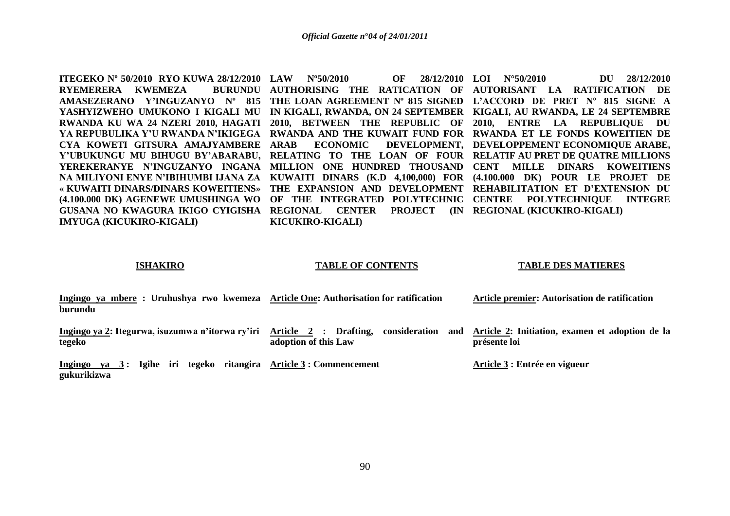**ITEGEKO Nº 50/2010 RYO KUWA 28/12/2010 RYEMERERA KWEMEZA BURUNDU AMASEZERANO Y'INGUZANYO Nº 815 YASHYIZWEHO UMUKONO I KIGALI MU RWANDA KU WA 24 NZERI 2010, HAGATI YA REPUBULIKA Y'U RWANDA N'IKIGEGA CYA KOWETI GITSURA AMAJYAMBERE Y'UBUKUNGU MU BIHUGU BY'ABARABU, YEREKERANYE N'INGUZANYO INGANA NA MILIYONI ENYE N'IBIHUMBI IJANA ZA « KUWAITI DINARS/DINARS KOWEITIENS» (4.100.000 DK) AGENEWE UMUSHINGA WO GUSANA NO KWAGURA IKIGO CYIGISHA IMYUGA (KICUKIRO-KIGALI)**

**LAW Nº50/2010 OF 28/12/2010 AUTHORISING THE RATICATION OF THE LOAN AGREEMENT Nº 815 SIGNED IN KIGALI, RWANDA, ON 24 SEPTEMBER 2010, BETWEEN THE REPUBLIC OF RWANDA AND THE KUWAIT FUND FOR ARAB ECONOMIC DEVELOPMENT, RELATING TO THE LOAN OF FOUR MILLION ONE HUNDRED THOUSAND KUWAITI DINARS (K.D 4,100,000) FOR THE EXPANSION AND DEVELOPMENT OF THE INTEGRATED POLYTECHNIC REGIONAL CENTER PROJECT (IN KICUKIRO-KIGALI)**

**LOI N°50/2010 DU 28/12/2010 AUTORISANT LA RATIFICATION DE L'ACCORD DE PRET Nº 815 SIGNE A KIGALI, AU RWANDA, LE 24 SEPTEMBRE 2010, ENTRE LA REPUBLIQUE DU RWANDA ET LE FONDS KOWEITIEN DE DEVELOPPEMENT ECONOMIQUE ARABE, RELATIF AU PRET DE QUATRE MILLIONS CENT MILLE DINARS KOWEITIENS (4.100.000 DK) POUR LE PROJET DE REHABILITATION ET D'EXTENSION DU CENTRE POLYTECHNIQUE INTEGRE REGIONAL (KICUKIRO-KIGALI)**

**ISHAKIRO**

**Ingingo ya mbere : Uruhushya rwo kwemeza burundu**

**Ingingo ya 2: Itegurwa, isuzumwa n'itorwa ry'iri tegeko**

**Ingingo ya 3 : Igihe iri tegeko ritangira gukurikizwa**

**TABLE OF CONTENTS**

**Article One: Authorisation for ratification**

**Article 2 : Drafting, consideration and adoption of this Law**

**Article 3 : Commencement**

**TABLE DES MATIERES**

**Article premier: Autorisation de ratification**

**Article 2: Initiation, examen et adoption de la présente loi**

**Article 3 : Entrée en vigueur**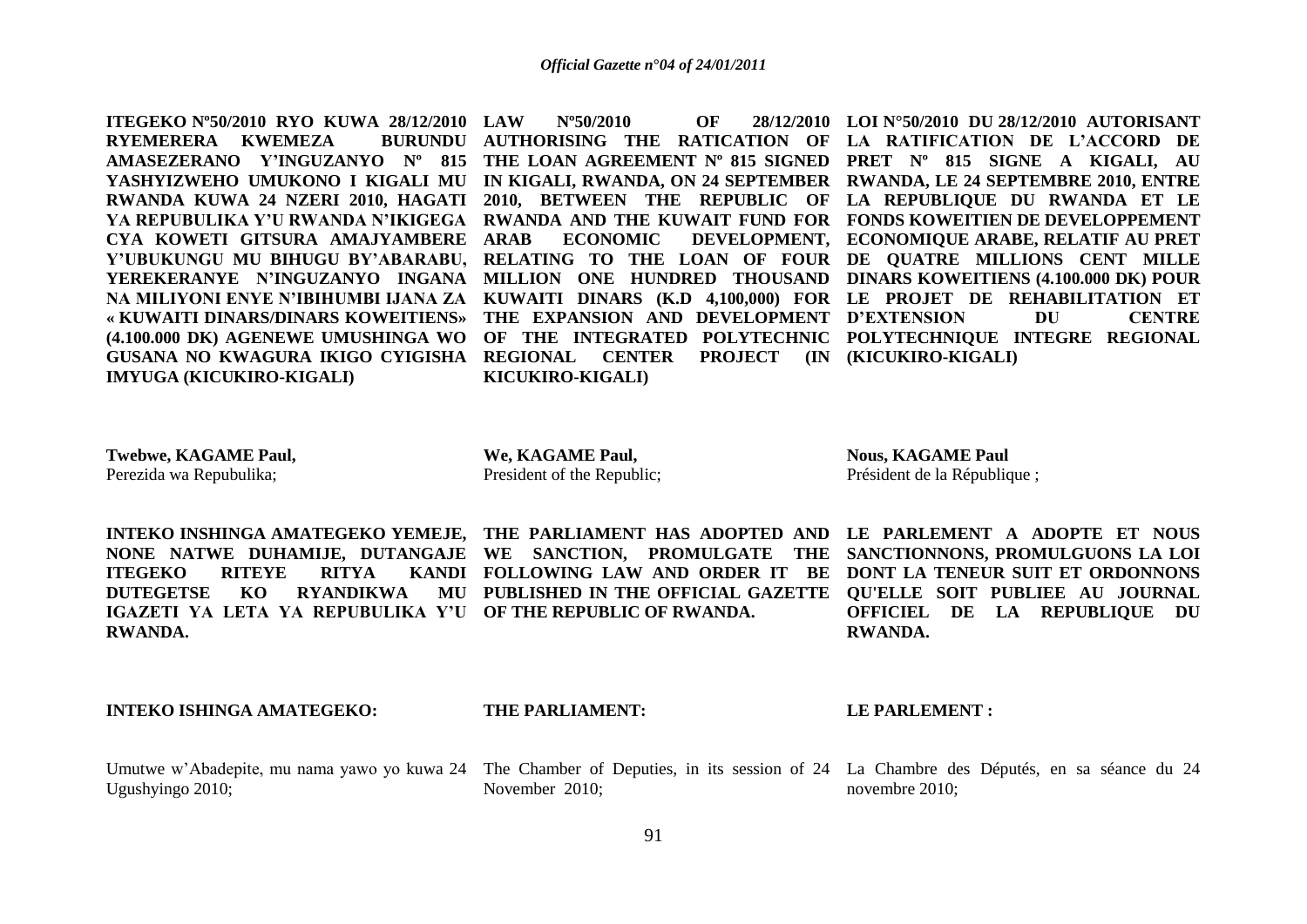**ITEGEKO Nº50/2010 RYO KUWA 28/12/2010 RYEMERERA KWEMEZA BURUNDU AMASEZERANO Y'INGUZANYO Nº 815 YASHYIZWEHO UMUKONO I KIGALI MU RWANDA KUWA 24 NZERI 2010, HAGATI YA REPUBULIKA Y'U RWANDA N'IKIGEGA CYA KOWETI GITSURA AMAJYAMBERE Y'UBUKUNGU MU BIHUGU BY'ABARABU, YEREKERANYE N'INGUZANYO INGANA NA MILIYONI ENYE N'IBIHUMBI IJANA ZA « KUWAITI DINARS/DINARS KOWEITIENS» (4.100.000 DK) AGENEWE UMUSHINGA WO GUSANA NO KWAGURA IKIGO CYIGISHA IMYUGA (KICUKIRO-KIGALI)**

**Twebwe, KAGAME Paul,**
Perezida wa Repubulika;

**INTEKO INSHINGA AMATEGEKO YEMEJE, NONE NATWE DUHAMIJE, DUTANGAJE ITEGEKO RITEYE RITYA KANDI DUTEGETSE KO RYANDIKWA MU IGAZETI YA LETA YA REPUBULIKA Y'U RWANDA.**

**INTEKO ISHINGA AMATEGEKO:**

Umutwe w'Abadepite, mu nama yawo yo kuwa 24 Ugushyingo 2010;

**LAW Nº50/2010 OF 28/12/2010 AUTHORISING THE RATICATION OF THE LOAN AGREEMENT Nº 815 SIGNED IN KIGALI, RWANDA, ON 24 SEPTEMBER 2010, BETWEEN THE REPUBLIC OF RWANDA AND THE KUWAIT FUND FOR ARAB ECONOMIC DEVELOPMENT, RELATING TO THE LOAN OF FOUR MILLION ONE HUNDRED THOUSAND KUWAITI DINARS (K.D 4,100,000) FOR THE EXPANSION AND DEVELOPMENT OF THE INTEGRATED POLYTECHNIC REGIONAL CENTER PROJECT (IN KICUKIRO-KIGALI)**

**We, KAGAME Paul,**
President of the Republic;

**THE PARLIAMENT HAS ADOPTED AND WE SANCTION, PROMULGATE THE FOLLOWING LAW AND ORDER IT BE PUBLISHED IN THE OFFICIAL GAZETTE OF THE REPUBLIC OF RWANDA.**

**THE PARLIAMENT:**

The Chamber of Deputies, in its session of 24 November 2010;

**LOI N°50/2010 DU 28/12/2010 AUTORISANT LA RATIFICATION DE L'ACCORD DE PRET Nº 815 SIGNE A KIGALI, AU RWANDA, LE 24 SEPTEMBRE 2010, ENTRE LA REPUBLIQUE DU RWANDA ET LE FONDS KOWEITIEN DE DEVELOPPEMENT ECONOMIQUE ARABE, RELATIF AU PRET DE QUATRE MILLIONS CENT MILLE DINARS KOWEITIENS (4.100.000 DK) POUR LE PROJET DE REHABILITATION ET D'EXTENSION DU CENTRE POLYTECHNIQUE INTEGRE REGIONAL (KICUKIRO-KIGALI)**

**Nous, KAGAME Paul**
Président de la République ;

**LE PARLEMENT A ADOPTE ET NOUS SANCTIONNONS, PROMULGUONS LA LOI DONT LA TENEUR SUIT ET ORDONNONS QU'ELLE SOIT PUBLIEE AU JOURNAL OFFICIEL DE LA REPUBLIQUE DU RWANDA.**

**LE PARLEMENT :**

La Chambre des Députés, en sa séance du 24 novembre 2010;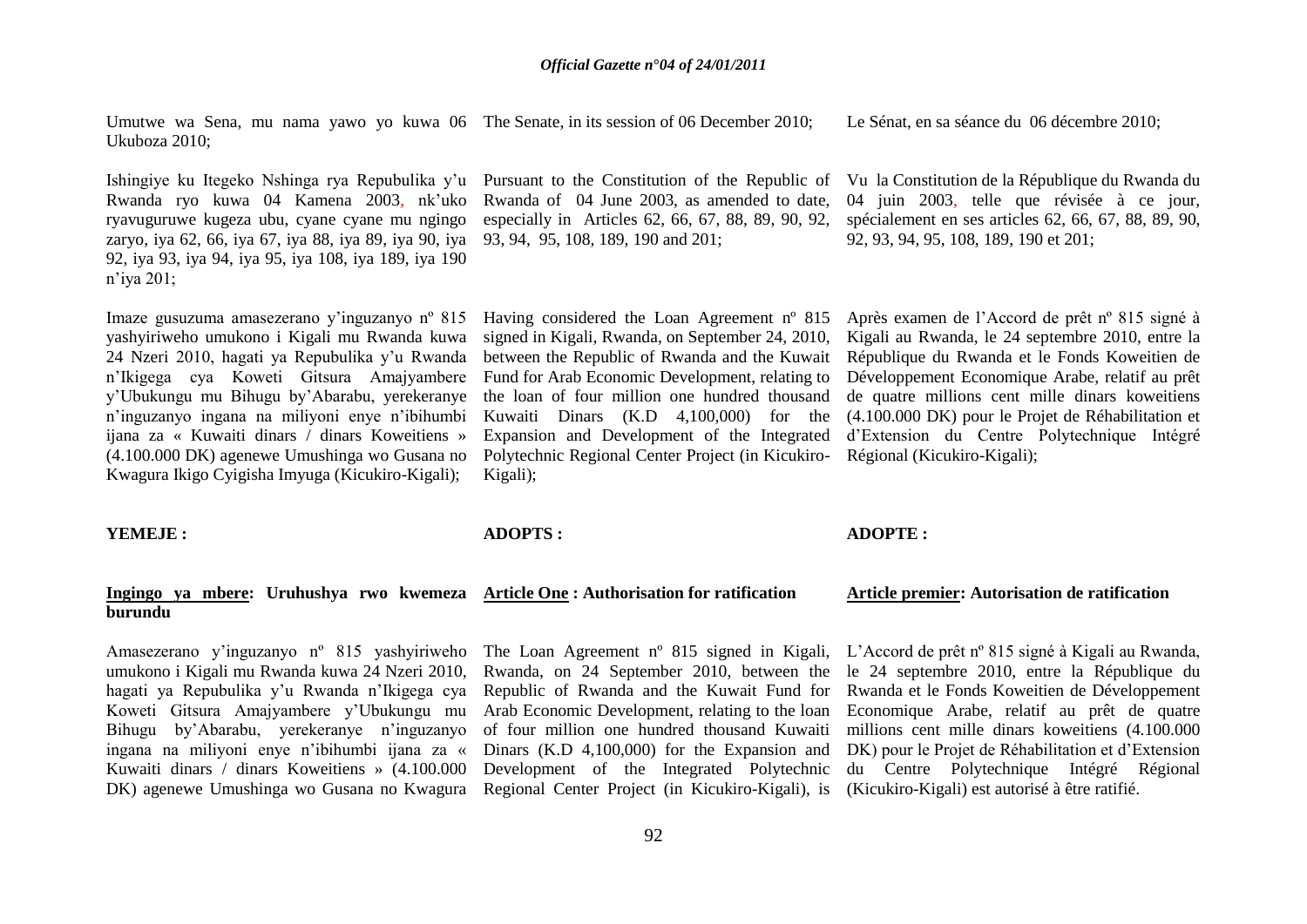Umutwe wa Sena, mu nama yawo yo kuwa 06 Ukuboza 2010;

Ishingiye ku Itegeko Nshinga rya Repubulika y'u Rwanda ryo kuwa 04 Kamena 2003, nk'uko ryavuguruwe kugeza ubu, cyane cyane mu ngingo zaryo, iya 62, 66, iya 67, iya 88, iya 89, iya 90, iya 92, iya 93, iya 94, iya 95, iya 108, iya 189, iya 190 n'iya 201;

Imaze gusuzuma amasezerano y'inguzanyo nº 815 yashyiriweho umukono i Kigali mu Rwanda kuwa 24 Nzeri 2010, hagati ya Repubulika y'u Rwanda n'Ikigega cya Koweti Gitsura Amajyambere y'Ubukungu mu Bihugu by'Abarabu, yerekeranye n'inguzanyo ingana na miliyoni enye n'ibihumbi ijana za « Kuwaiti dinars / dinars Koweitiens » (4.100.000 DK) agenewe Umushinga wo Gusana no Kwagura Ikigo Cyigisha Imyuga (Kicukiro-Kigali);

**YEMEJE :**

**Ingingo ya mbere: Uruhushya rwo kwemeza burundu**

Amasezerano y'inguzanyo nº 815 yashyiriweho umukono i Kigali mu Rwanda kuwa 24 Nzeri 2010, hagati ya Repubulika y'u Rwanda n'Ikigega cya Koweti Gitsura Amajyambere y'Ubukungu mu Bihugu by'Abarabu, yerekeranye n'inguzanyo ingana na miliyoni enye n'ibihumbi ijana za « Kuwaiti dinars / dinars Koweitiens » (4.100.000 DK) agenewe Umushinga wo Gusana no Kwagura

The Senate, in its session of 06 December 2010;

Pursuant to the Constitution of the Republic of Rwanda of 04 June 2003, as amended to date, especially in Articles 62, 66, 67, 88, 89, 90, 92, 93, 94, 95, 108, 189, 190 and 201;

Having considered the Loan Agreement nº 815 signed in Kigali, Rwanda, on September 24, 2010, between the Republic of Rwanda and the Kuwait Fund for Arab Economic Development, relating to the loan of four million one hundred thousand Kuwaiti Dinars (K.D 4,100,000) for the Expansion and Development of the Integrated Polytechnic Regional Center Project (in Kicukiro-Kigali);

**ADOPTS :**

**Article One : Authorisation for ratification**

The Loan Agreement nº 815 signed in Kigali, Rwanda, on 24 September 2010, between the Republic of Rwanda and the Kuwait Fund for Arab Economic Development, relating to the loan of four million one hundred thousand Kuwaiti Dinars (K.D 4,100,000) for the Expansion and Development of the Integrated Polytechnic Regional Center Project (in Kicukiro-Kigali), is

Le Sénat, en sa séance du 06 décembre 2010;

Vu la Constitution de la République du Rwanda du 04 juin 2003, telle que révisée à ce jour, spécialement en ses articles 62, 66, 67, 88, 89, 90, 92, 93, 94, 95, 108, 189, 190 et 201;

Après examen de l'Accord de prêt nº 815 signé à Kigali au Rwanda, le 24 septembre 2010, entre la République du Rwanda et le Fonds Koweitien de Développement Economique Arabe, relatif au prêt de quatre millions cent mille dinars koweitiens (4.100.000 DK) pour le Projet de Réhabilitation et d'Extension du Centre Polytechnique Intégré Régional (Kicukiro-Kigali);

**ADOPTE :**

**Article premier: Autorisation de ratification**

L'Accord de prêt nº 815 signé à Kigali au Rwanda, le 24 septembre 2010, entre la République du Rwanda et le Fonds Koweitien de Développement Economique Arabe, relatif au prêt de quatre millions cent mille dinars koweitiens (4.100.000 DK) pour le Projet de Réhabilitation et d'Extension du Centre Polytechnique Intégré Régional (Kicukiro-Kigali) est autorisé à être ratifié.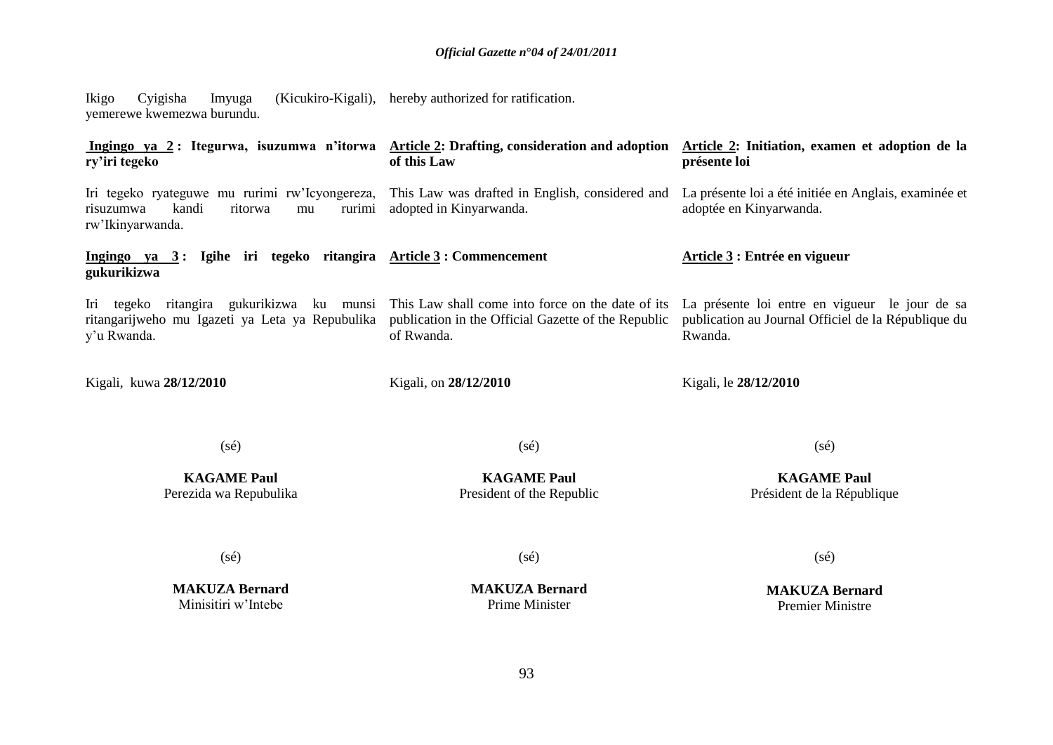Ikigo Cyigisha Imyuga (Kicukiro-Kigali), yemerewe kwemezwa burundu.

**Ingingo ya 2 : Itegurwa, isuzumwa n'itorwa ry'iri tegeko**

Iri tegeko ryateguwe mu rurimi rw'Icyongereza, risuzumwa kandi ritorwa mu rurimi rw'Ikinyarwanda.

**Ingingo ya 3 : Igihe iri tegeko ritangira gukurikizwa**

Iri tegeko ritangira gukurikizwa ku munsi ritangarijweho mu Igazeti ya Leta ya Repubulika y'u Rwanda.

Kigali, kuwa **28/12/2010**

(sé)

**KAGAME Paul**
Perezida wa Repubulika

(sé)

**MAKUZA Bernard**
Minisitiri w'Intebe

---

hereby authorized for ratification.

**Article 2: Drafting, consideration and adoption of this Law**

This Law was drafted in English, considered and adopted in Kinyarwanda.

**Article 3 : Commencement**

This Law shall come into force on the date of its publication in the Official Gazette of the Republic of Rwanda.

Kigali, on **28/12/2010**

(sé)

**KAGAME Paul**
President of the Republic

(sé)

**MAKUZA Bernard**
Prime Minister

---

**Article 2: Initiation, examen et adoption de la présente loi**

La présente loi a été initiée en Anglais, examinée et adoptée en Kinyarwanda.

**Article 3 : Entrée en vigueur**

La présente loi entre en vigueur le jour de sa publication au Journal Officiel de la République du Rwanda.

Kigali, le **28/12/2010**

(sé)

**KAGAME Paul**
Président de la République

(sé)

**MAKUZA Bernard**
Premier Ministre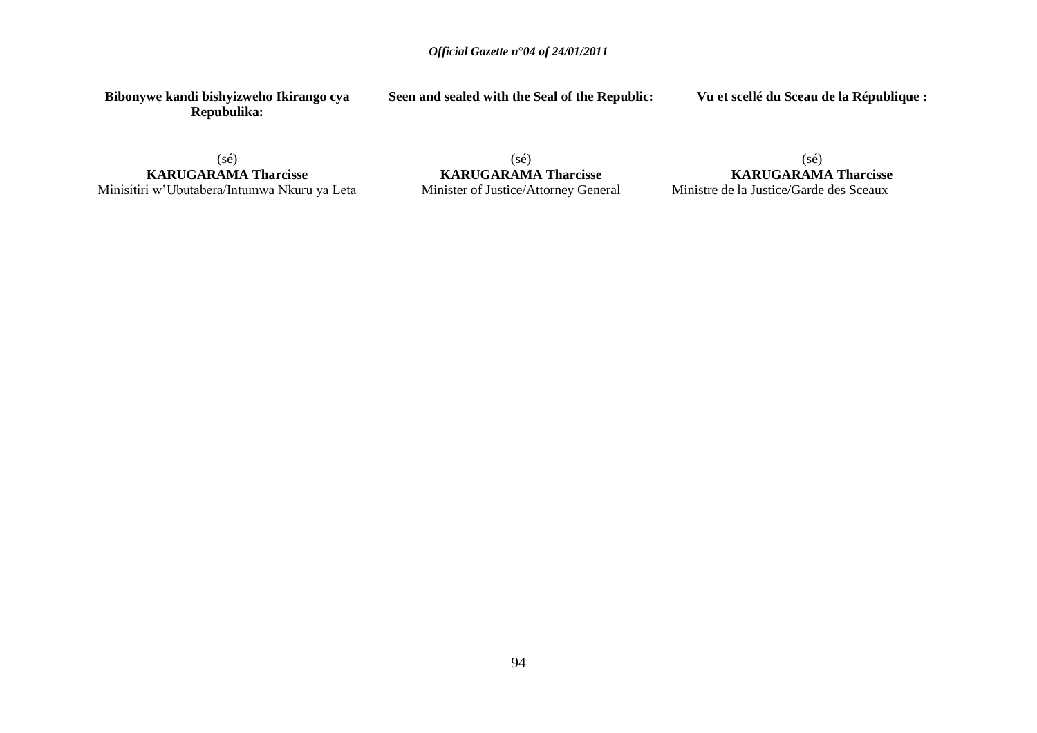**Bibonywe kandi bishyizweho Ikirango cya Repubulika:**

(sé)
**KARUGARAMA Tharcisse**
Minisitiri w'Ubutabera/Intumwa Nkuru ya Leta

**Seen and sealed with the Seal of the Republic:**

(sé)
**KARUGARAMA Tharcisse**
Minister of Justice/Attorney General

**Vu et scellé du Sceau de la République :**

(sé)
**KARUGARAMA Tharcisse**
Ministre de la Justice/Garde des Sceaux